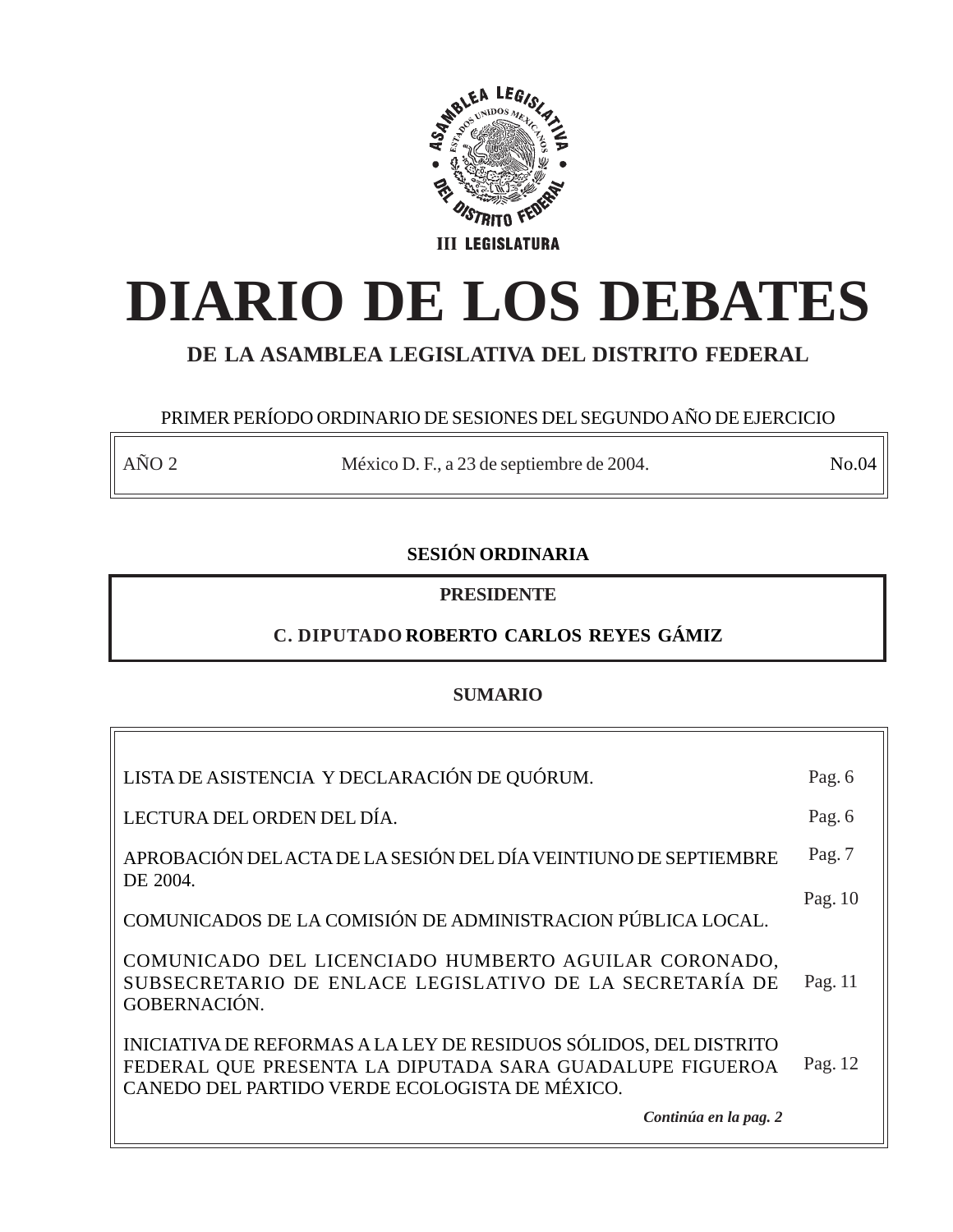ASAMBLEA LEGISLATIVA DEL DISTRITO FEDERAL

ESTADOS UNIDOS MEXICANOS

III LEGISLATURA

# DIARIO DE LOS DEBATES

## DE LA ASAMBLEA LEGISLATIVA DEL DISTRITO FEDERAL

PRIMER PERÍODO ORDINARIO DE SESIONES DEL SEGUNDO AÑO DE EJERCICIO

| AÑO 2 | México D. F., a 23 de septiembre de 2004. | No.04 |
|---|---|---|

### SESIÓN ORDINARIA

**PRESIDENTE**

**C. DIPUTADO ROBERTO CARLOS REYES GÁMIZ**

### SUMARIO

| | |
|---|---|
| LISTA DE ASISTENCIA Y DECLARACIÓN DE QUÓRUM. | Pag. 6 |
| LECTURA DEL ORDEN DEL DÍA. | Pag. 6 |
| APROBACIÓN DEL ACTA DE LA SESIÓN DEL DÍA VEINTIUNO DE SEPTIEMBRE DE 2004. | Pag. 7 |
| COMUNICADOS DE LA COMISIÓN DE ADMINISTRACION PÚBLICA LOCAL. | Pag. 10 |
| COMUNICADO DEL LICENCIADO HUMBERTO AGUILAR CORONADO, SUBSECRETARIO DE ENLACE LEGISLATIVO DE LA SECRETARÍA DE GOBERNACIÓN. | Pag. 11 |
| INICIATIVA DE REFORMAS A LA LEY DE RESIDUOS SÓLIDOS, DEL DISTRITO FEDERAL QUE PRESENTA LA DIPUTADA SARA GUADALUPE FIGUEROA CANEDO DEL PARTIDO VERDE ECOLOGISTA DE MÉXICO. | Pag. 12 |

***Continúa en la pag. 2***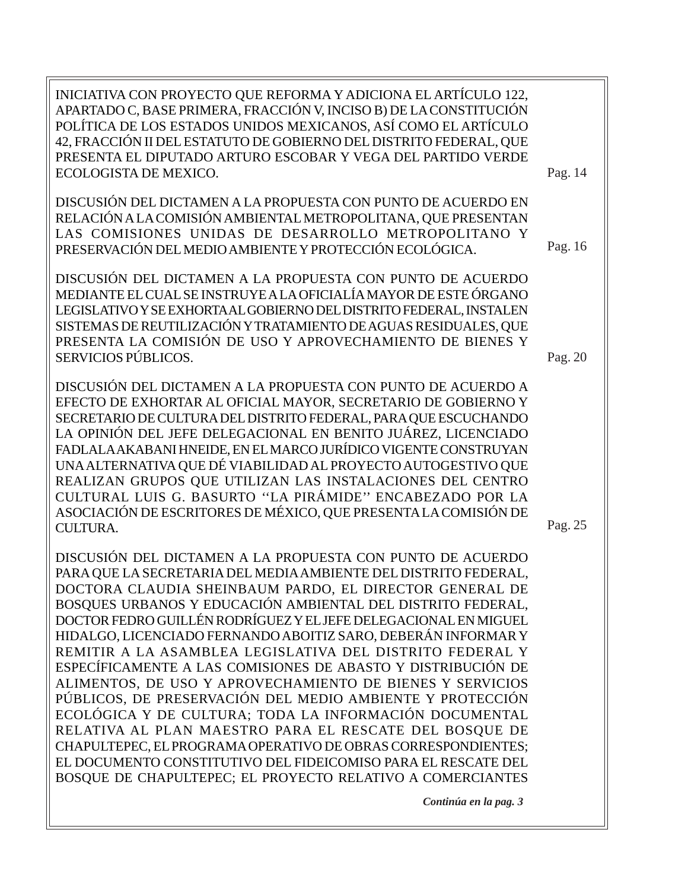INICIATIVA CON PROYECTO QUE REFORMA Y ADICIONA EL ARTÍCULO 122, APARTADO C, BASE PRIMERA, FRACCIÓN V, INCISO B) DE LA CONSTITUCIÓN POLÍTICA DE LOS ESTADOS UNIDOS MEXICANOS, ASÍ COMO EL ARTÍCULO 42, FRACCIÓN II DEL ESTATUTO DE GOBIERNO DEL DISTRITO FEDERAL, QUE PRESENTA EL DIPUTADO ARTURO ESCOBAR Y VEGA DEL PARTIDO VERDE ECOLOGISTA DE MEXICO. Pag. 14

DISCUSIÓN DEL DICTAMEN A LA PROPUESTA CON PUNTO DE ACUERDO EN RELACIÓN A LA COMISIÓN AMBIENTAL METROPOLITANA, QUE PRESENTAN LAS COMISIONES UNIDAS DE DESARROLLO METROPOLITANO Y PRESERVACIÓN DEL MEDIO AMBIENTE Y PROTECCIÓN ECOLÓGICA. Pag. 16

DISCUSIÓN DEL DICTAMEN A LA PROPUESTA CON PUNTO DE ACUERDO MEDIANTE EL CUAL SE INSTRUYE A LA OFICIALÍA MAYOR DE ESTE ÓRGANO LEGISLATIVO Y SE EXHORTA AL GOBIERNO DEL DISTRITO FEDERAL, INSTALEN SISTEMAS DE REUTILIZACIÓN Y TRATAMIENTO DE AGUAS RESIDUALES, QUE PRESENTA LA COMISIÓN DE USO Y APROVECHAMIENTO DE BIENES Y SERVICIOS PÚBLICOS. Pag. 20

DISCUSIÓN DEL DICTAMEN A LA PROPUESTA CON PUNTO DE ACUERDO A EFECTO DE EXHORTAR AL OFICIAL MAYOR, SECRETARIO DE GOBIERNO Y SECRETARIO DE CULTURA DEL DISTRITO FEDERAL, PARA QUE ESCUCHANDO LA OPINIÓN DEL JEFE DELEGACIONAL EN BENITO JUÁREZ, LICENCIADO FADLALA AKABANI HNEIDE, EN EL MARCO JURÍDICO VIGENTE CONSTRUYAN UNA ALTERNATIVA QUE DÉ VIABILIDAD AL PROYECTO AUTOGESTIVO QUE REALIZAN GRUPOS QUE UTILIZAN LAS INSTALACIONES DEL CENTRO CULTURAL LUIS G. BASURTO ''LA PIRÁMIDE'' ENCABEZADO POR LA ASOCIACIÓN DE ESCRITORES DE MÉXICO, QUE PRESENTA LA COMISIÓN DE CULTURA. Pag. 25

DISCUSIÓN DEL DICTAMEN A LA PROPUESTA CON PUNTO DE ACUERDO PARA QUE LA SECRETARIA DEL MEDIA AMBIENTE DEL DISTRITO FEDERAL, DOCTORA CLAUDIA SHEINBAUM PARDO, EL DIRECTOR GENERAL DE BOSQUES URBANOS Y EDUCACIÓN AMBIENTAL DEL DISTRITO FEDERAL, DOCTOR FEDRO GUILLÉN RODRÍGUEZ Y EL JEFE DELEGACIONAL EN MIGUEL HIDALGO, LICENCIADO FERNANDO ABOITIZ SARO, DEBERÁN INFORMAR Y REMITIR A LA ASAMBLEA LEGISLATIVA DEL DISTRITO FEDERAL Y ESPECÍFICAMENTE A LAS COMISIONES DE ABASTO Y DISTRIBUCIÓN DE ALIMENTOS, DE USO Y APROVECHAMIENTO DE BIENES Y SERVICIOS PÚBLICOS, DE PRESERVACIÓN DEL MEDIO AMBIENTE Y PROTECCIÓN ECOLÓGICA Y DE CULTURA; TODA LA INFORMACIÓN DOCUMENTAL RELATIVA AL PLAN MAESTRO PARA EL RESCATE DEL BOSQUE DE CHAPULTEPEC, EL PROGRAMA OPERATIVO DE OBRAS CORRESPONDIENTES; EL DOCUMENTO CONSTITUTIVO DEL FIDEICOMISO PARA EL RESCATE DEL BOSQUE DE CHAPULTEPEC; EL PROYECTO RELATIVO A COMERCIANTES

***Continúa en la pag. 3***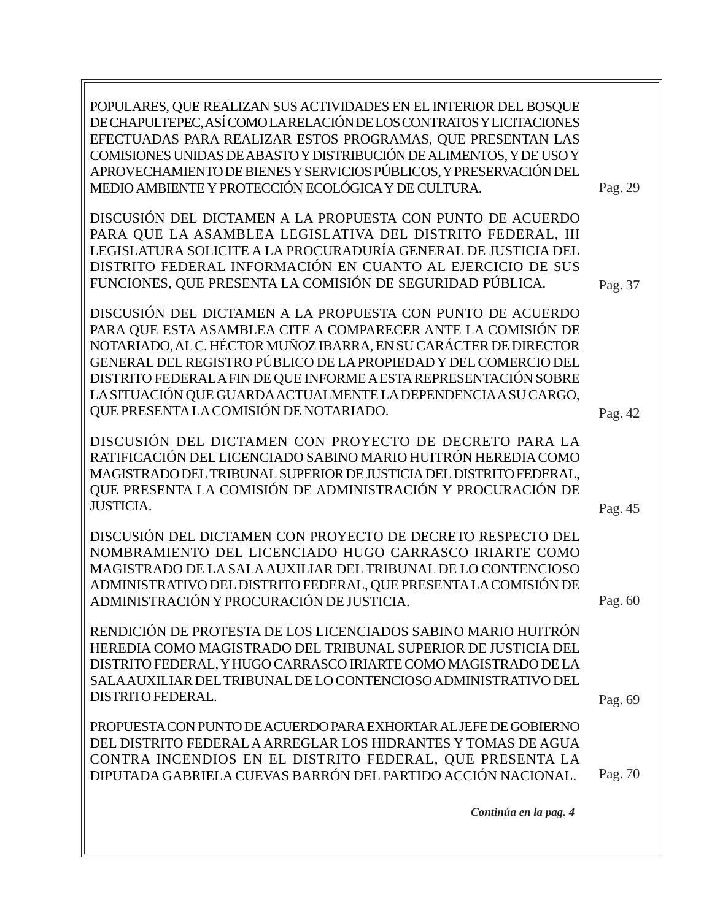POPULARES, QUE REALIZAN SUS ACTIVIDADES EN EL INTERIOR DEL BOSQUE DE CHAPULTEPEC, ASÍ COMO LA RELACIÓN DE LOS CONTRATOS Y LICITACIONES EFECTUADAS PARA REALIZAR ESTOS PROGRAMAS, QUE PRESENTAN LAS COMISIONES UNIDAS DE ABASTO Y DISTRIBUCIÓN DE ALIMENTOS, Y DE USO Y APROVECHAMIENTO DE BIENES Y SERVICIOS PÚBLICOS, Y PRESERVACIÓN DEL MEDIO AMBIENTE Y PROTECCIÓN ECOLÓGICA Y DE CULTURA. Pag. 29

DISCUSIÓN DEL DICTAMEN A LA PROPUESTA CON PUNTO DE ACUERDO PARA QUE LA ASAMBLEA LEGISLATIVA DEL DISTRITO FEDERAL, III LEGISLATURA SOLICITE A LA PROCURADURÍA GENERAL DE JUSTICIA DEL DISTRITO FEDERAL INFORMACIÓN EN CUANTO AL EJERCICIO DE SUS FUNCIONES, QUE PRESENTA LA COMISIÓN DE SEGURIDAD PÚBLICA. Pag. 37

DISCUSIÓN DEL DICTAMEN A LA PROPUESTA CON PUNTO DE ACUERDO PARA QUE ESTA ASAMBLEA CITE A COMPARECER ANTE LA COMISIÓN DE NOTARIADO, AL C. HÉCTOR MUÑOZ IBARRA, EN SU CARÁCTER DE DIRECTOR GENERAL DEL REGISTRO PÚBLICO DE LA PROPIEDAD Y DEL COMERCIO DEL DISTRITO FEDERAL A FIN DE QUE INFORME A ESTA REPRESENTACIÓN SOBRE LA SITUACIÓN QUE GUARDA ACTUALMENTE LA DEPENDENCIA A SU CARGO, QUE PRESENTA LA COMISIÓN DE NOTARIADO. Pag. 42

DISCUSIÓN DEL DICTAMEN CON PROYECTO DE DECRETO PARA LA RATIFICACIÓN DEL LICENCIADO SABINO MARIO HUITRÓN HEREDIA COMO MAGISTRADO DEL TRIBUNAL SUPERIOR DE JUSTICIA DEL DISTRITO FEDERAL, QUE PRESENTA LA COMISIÓN DE ADMINISTRACIÓN Y PROCURACIÓN DE JUSTICIA. Pag. 45

DISCUSIÓN DEL DICTAMEN CON PROYECTO DE DECRETO RESPECTO DEL NOMBRAMIENTO DEL LICENCIADO HUGO CARRASCO IRIARTE COMO MAGISTRADO DE LA SALA AUXILIAR DEL TRIBUNAL DE LO CONTENCIOSO ADMINISTRATIVO DEL DISTRITO FEDERAL, QUE PRESENTA LA COMISIÓN DE ADMINISTRACIÓN Y PROCURACIÓN DE JUSTICIA. Pag. 60

RENDICIÓN DE PROTESTA DE LOS LICENCIADOS SABINO MARIO HUITRÓN HEREDIA COMO MAGISTRADO DEL TRIBUNAL SUPERIOR DE JUSTICIA DEL DISTRITO FEDERAL, Y HUGO CARRASCO IRIARTE COMO MAGISTRADO DE LA SALA AUXILIAR DEL TRIBUNAL DE LO CONTENCIOSO ADMINISTRATIVO DEL DISTRITO FEDERAL. Pag. 69

PROPUESTA CON PUNTO DE ACUERDO PARA EXHORTAR AL JEFE DE GOBIERNO DEL DISTRITO FEDERAL A ARREGLAR LOS HIDRANTES Y TOMAS DE AGUA CONTRA INCENDIOS EN EL DISTRITO FEDERAL, QUE PRESENTA LA DIPUTADA GABRIELA CUEVAS BARRÓN DEL PARTIDO ACCIÓN NACIONAL. Pag. 70

***Continúa en la pag. 4***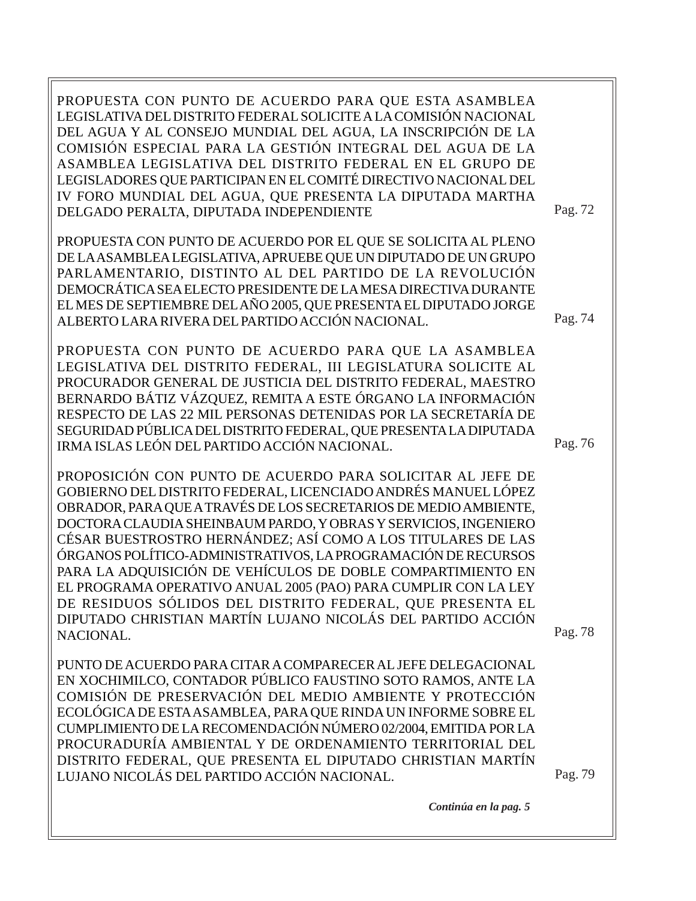PROPUESTA CON PUNTO DE ACUERDO PARA QUE ESTA ASAMBLEA LEGISLATIVA DEL DISTRITO FEDERAL SOLICITE A LA COMISIÓN NACIONAL DEL AGUA Y AL CONSEJO MUNDIAL DEL AGUA, LA INSCRIPCIÓN DE LA COMISIÓN ESPECIAL PARA LA GESTIÓN INTEGRAL DEL AGUA DE LA ASAMBLEA LEGISLATIVA DEL DISTRITO FEDERAL EN EL GRUPO DE LEGISLADORES QUE PARTICIPAN EN EL COMITÉ DIRECTIVO NACIONAL DEL IV FORO MUNDIAL DEL AGUA, QUE PRESENTA LA DIPUTADA MARTHA DELGADO PERALTA, DIPUTADA INDEPENDIENTE — Pag. 72

PROPUESTA CON PUNTO DE ACUERDO POR EL QUE SE SOLICITA AL PLENO DE LA ASAMBLEA LEGISLATIVA, APRUEBE QUE UN DIPUTADO DE UN GRUPO PARLAMENTARIO, DISTINTO AL DEL PARTIDO DE LA REVOLUCIÓN DEMOCRÁTICA SEA ELECTO PRESIDENTE DE LA MESA DIRECTIVA DURANTE EL MES DE SEPTIEMBRE DEL AÑO 2005, QUE PRESENTA EL DIPUTADO JORGE ALBERTO LARA RIVERA DEL PARTIDO ACCIÓN NACIONAL. — Pag. 74

PROPUESTA CON PUNTO DE ACUERDO PARA QUE LA ASAMBLEA LEGISLATIVA DEL DISTRITO FEDERAL, III LEGISLATURA SOLICITE AL PROCURADOR GENERAL DE JUSTICIA DEL DISTRITO FEDERAL, MAESTRO BERNARDO BÁTIZ VÁZQUEZ, REMITA A ESTE ÓRGANO LA INFORMACIÓN RESPECTO DE LAS 22 MIL PERSONAS DETENIDAS POR LA SECRETARÍA DE SEGURIDAD PÚBLICA DEL DISTRITO FEDERAL, QUE PRESENTA LA DIPUTADA IRMA ISLAS LEÓN DEL PARTIDO ACCIÓN NACIONAL. — Pag. 76

PROPOSICIÓN CON PUNTO DE ACUERDO PARA SOLICITAR AL JEFE DE GOBIERNO DEL DISTRITO FEDERAL, LICENCIADO ANDRÉS MANUEL LÓPEZ OBRADOR, PARA QUE A TRAVÉS DE LOS SECRETARIOS DE MEDIO AMBIENTE, DOCTORA CLAUDIA SHEINBAUM PARDO, Y OBRAS Y SERVICIOS, INGENIERO CÉSAR BUESTROSTRO HERNÁNDEZ; ASÍ COMO A LOS TITULARES DE LAS ÓRGANOS POLÍTICO-ADMINISTRATIVOS, LA PROGRAMACIÓN DE RECURSOS PARA LA ADQUISICIÓN DE VEHÍCULOS DE DOBLE COMPARTIMIENTO EN EL PROGRAMA OPERATIVO ANUAL 2005 (PAO) PARA CUMPLIR CON LA LEY DE RESIDUOS SÓLIDOS DEL DISTRITO FEDERAL, QUE PRESENTA EL DIPUTADO CHRISTIAN MARTÍN LUJANO NICOLÁS DEL PARTIDO ACCIÓN NACIONAL. — Pag. 78

PUNTO DE ACUERDO PARA CITAR A COMPARECER AL JEFE DELEGACIONAL EN XOCHIMILCO, CONTADOR PÚBLICO FAUSTINO SOTO RAMOS, ANTE LA COMISIÓN DE PRESERVACIÓN DEL MEDIO AMBIENTE Y PROTECCIÓN ECOLÓGICA DE ESTA ASAMBLEA, PARA QUE RINDA UN INFORME SOBRE EL CUMPLIMIENTO DE LA RECOMENDACIÓN NÚMERO 02/2004, EMITIDA POR LA PROCURADURÍA AMBIENTAL Y DE ORDENAMIENTO TERRITORIAL DEL DISTRITO FEDERAL, QUE PRESENTA EL DIPUTADO CHRISTIAN MARTÍN LUJANO NICOLÁS DEL PARTIDO ACCIÓN NACIONAL. — Pag. 79

***Continúa en la pag. 5***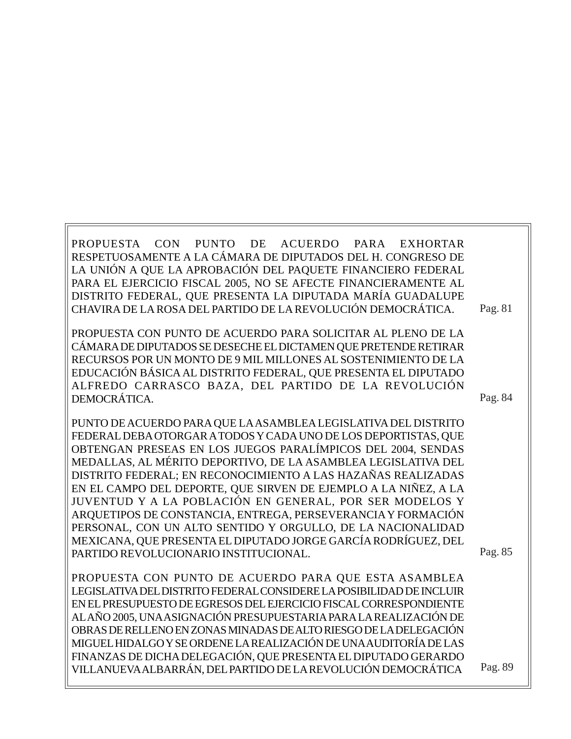PROPUESTA CON PUNTO DE ACUERDO PARA EXHORTAR RESPETUOSAMENTE A LA CÁMARA DE DIPUTADOS DEL H. CONGRESO DE LA UNIÓN A QUE LA APROBACIÓN DEL PAQUETE FINANCIERO FEDERAL PARA EL EJERCICIO FISCAL 2005, NO SE AFECTE FINANCIERAMENTE AL DISTRITO FEDERAL, QUE PRESENTA LA DIPUTADA MARÍA GUADALUPE CHAVIRA DE LA ROSA DEL PARTIDO DE LA REVOLUCIÓN DEMOCRÁTICA. Pag. 81

PROPUESTA CON PUNTO DE ACUERDO PARA SOLICITAR AL PLENO DE LA CÁMARA DE DIPUTADOS SE DESECHE EL DICTAMEN QUE PRETENDE RETIRAR RECURSOS POR UN MONTO DE 9 MIL MILLONES AL SOSTENIMIENTO DE LA EDUCACIÓN BÁSICA AL DISTRITO FEDERAL, QUE PRESENTA EL DIPUTADO ALFREDO CARRASCO BAZA, DEL PARTIDO DE LA REVOLUCIÓN DEMOCRÁTICA. Pag. 84

PUNTO DE ACUERDO PARA QUE LA ASAMBLEA LEGISLATIVA DEL DISTRITO FEDERAL DEBA OTORGAR A TODOS Y CADA UNO DE LOS DEPORTISTAS, QUE OBTENGAN PRESEAS EN LOS JUEGOS PARALÍMPICOS DEL 2004, SENDAS MEDALLAS, AL MÉRITO DEPORTIVO, DE LA ASAMBLEA LEGISLATIVA DEL DISTRITO FEDERAL; EN RECONOCIMIENTO A LAS HAZAÑAS REALIZADAS EN EL CAMPO DEL DEPORTE, QUE SIRVEN DE EJEMPLO A LA NIÑEZ, A LA JUVENTUD Y A LA POBLACIÓN EN GENERAL, POR SER MODELOS Y ARQUETIPOS DE CONSTANCIA, ENTREGA, PERSEVERANCIA Y FORMACIÓN PERSONAL, CON UN ALTO SENTIDO Y ORGULLO, DE LA NACIONALIDAD MEXICANA, QUE PRESENTA EL DIPUTADO JORGE GARCÍA RODRÍGUEZ, DEL PARTIDO REVOLUCIONARIO INSTITUCIONAL. Pag. 85

PROPUESTA CON PUNTO DE ACUERDO PARA QUE ESTA ASAMBLEA LEGISLATIVA DEL DISTRITO FEDERAL CONSIDERE LA POSIBILIDAD DE INCLUIR EN EL PRESUPUESTO DE EGRESOS DEL EJERCICIO FISCAL CORRESPONDIENTE AL AÑO 2005, UNA ASIGNACIÓN PRESUPUESTARIA PARA LA REALIZACIÓN DE OBRAS DE RELLENO EN ZONAS MINADAS DE ALTO RIESGO DE LA DELEGACIÓN MIGUEL HIDALGO Y SE ORDENE LA REALIZACIÓN DE UNA AUDITORÍA DE LAS FINANZAS DE DICHA DELEGACIÓN, QUE PRESENTA EL DIPUTADO GERARDO VILLANUEVA ALBARRÁN, DEL PARTIDO DE LA REVOLUCIÓN DEMOCRÁTICA Pag. 89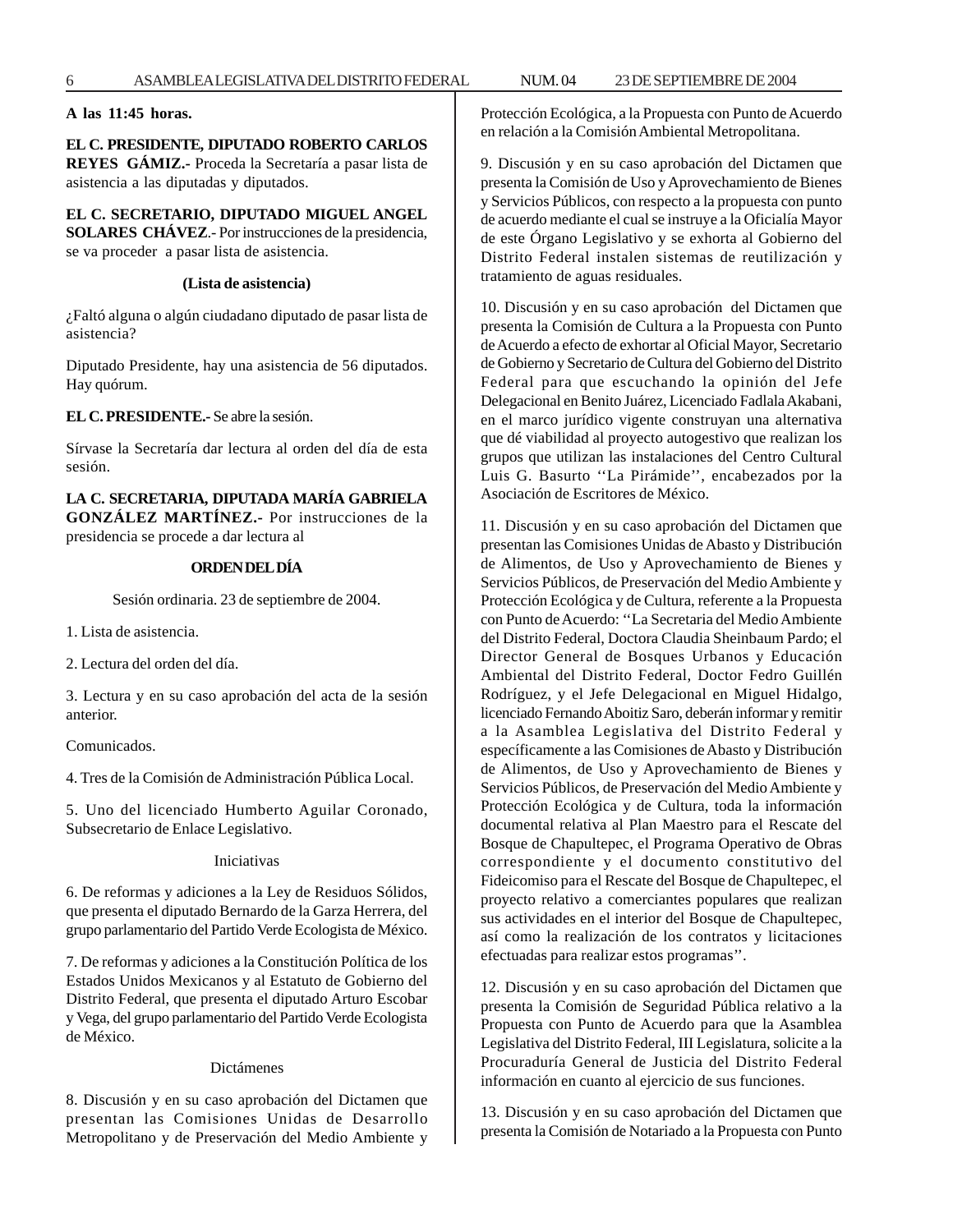**A las 11:45 horas.**

**EL C. PRESIDENTE, DIPUTADO ROBERTO CARLOS REYES GÁMIZ.-** Proceda la Secretaría a pasar lista de asistencia a las diputadas y diputados.

**EL C. SECRETARIO, DIPUTADO MIGUEL ANGEL SOLARES CHÁVEZ**.- Por instrucciones de la presidencia, se va proceder a pasar lista de asistencia.

**(Lista de asistencia)**

¿Faltó alguna o algún ciudadano diputado de pasar lista de asistencia?

Diputado Presidente, hay una asistencia de 56 diputados. Hay quórum.

**EL C. PRESIDENTE.-** Se abre la sesión.

Sírvase la Secretaría dar lectura al orden del día de esta sesión.

**LA C. SECRETARIA, DIPUTADA MARÍA GABRIELA GONZÁLEZ MARTÍNEZ.-** Por instrucciones de la presidencia se procede a dar lectura al

**ORDEN DEL DÍA**

Sesión ordinaria. 23 de septiembre de 2004.

1. Lista de asistencia.

2. Lectura del orden del día.

3. Lectura y en su caso aprobación del acta de la sesión anterior.

Comunicados.

4. Tres de la Comisión de Administración Pública Local.

5. Uno del licenciado Humberto Aguilar Coronado, Subsecretario de Enlace Legislativo.

Iniciativas

6. De reformas y adiciones a la Ley de Residuos Sólidos, que presenta el diputado Bernardo de la Garza Herrera, del grupo parlamentario del Partido Verde Ecologista de México.

7. De reformas y adiciones a la Constitución Política de los Estados Unidos Mexicanos y al Estatuto de Gobierno del Distrito Federal, que presenta el diputado Arturo Escobar y Vega, del grupo parlamentario del Partido Verde Ecologista de México.

Dictámenes

8. Discusión y en su caso aprobación del Dictamen que presentan las Comisiones Unidas de Desarrollo Metropolitano y de Preservación del Medio Ambiente y Protección Ecológica, a la Propuesta con Punto de Acuerdo en relación a la Comisión Ambiental Metropolitana.

9. Discusión y en su caso aprobación del Dictamen que presenta la Comisión de Uso y Aprovechamiento de Bienes y Servicios Públicos, con respecto a la propuesta con punto de acuerdo mediante el cual se instruye a la Oficialía Mayor de este Órgano Legislativo y se exhorta al Gobierno del Distrito Federal instalen sistemas de reutilización y tratamiento de aguas residuales.

10. Discusión y en su caso aprobación del Dictamen que presenta la Comisión de Cultura a la Propuesta con Punto de Acuerdo a efecto de exhortar al Oficial Mayor, Secretario de Gobierno y Secretario de Cultura del Gobierno del Distrito Federal para que escuchando la opinión del Jefe Delegacional en Benito Juárez, Licenciado Fadlala Akabani, en el marco jurídico vigente construyan una alternativa que dé viabilidad al proyecto autogestivo que realizan los grupos que utilizan las instalaciones del Centro Cultural Luis G. Basurto ''La Pirámide'', encabezados por la Asociación de Escritores de México.

11. Discusión y en su caso aprobación del Dictamen que presentan las Comisiones Unidas de Abasto y Distribución de Alimentos, de Uso y Aprovechamiento de Bienes y Servicios Públicos, de Preservación del Medio Ambiente y Protección Ecológica y de Cultura, referente a la Propuesta con Punto de Acuerdo: ''La Secretaria del Medio Ambiente del Distrito Federal, Doctora Claudia Sheinbaum Pardo; el Director General de Bosques Urbanos y Educación Ambiental del Distrito Federal, Doctor Fedro Guillén Rodríguez, y el Jefe Delegacional en Miguel Hidalgo, licenciado Fernando Aboitiz Saro, deberán informar y remitir a la Asamblea Legislativa del Distrito Federal y específicamente a las Comisiones de Abasto y Distribución de Alimentos, de Uso y Aprovechamiento de Bienes y Servicios Públicos, de Preservación del Medio Ambiente y Protección Ecológica y de Cultura, toda la información documental relativa al Plan Maestro para el Rescate del Bosque de Chapultepec, el Programa Operativo de Obras correspondiente y el documento constitutivo del Fideicomiso para el Rescate del Bosque de Chapultepec, el proyecto relativo a comerciantes populares que realizan sus actividades en el interior del Bosque de Chapultepec, así como la realización de los contratos y licitaciones efectuadas para realizar estos programas''.

12. Discusión y en su caso aprobación del Dictamen que presenta la Comisión de Seguridad Pública relativo a la Propuesta con Punto de Acuerdo para que la Asamblea Legislativa del Distrito Federal, III Legislatura, solicite a la Procuraduría General de Justicia del Distrito Federal información en cuanto al ejercicio de sus funciones.

13. Discusión y en su caso aprobación del Dictamen que presenta la Comisión de Notariado a la Propuesta con Punto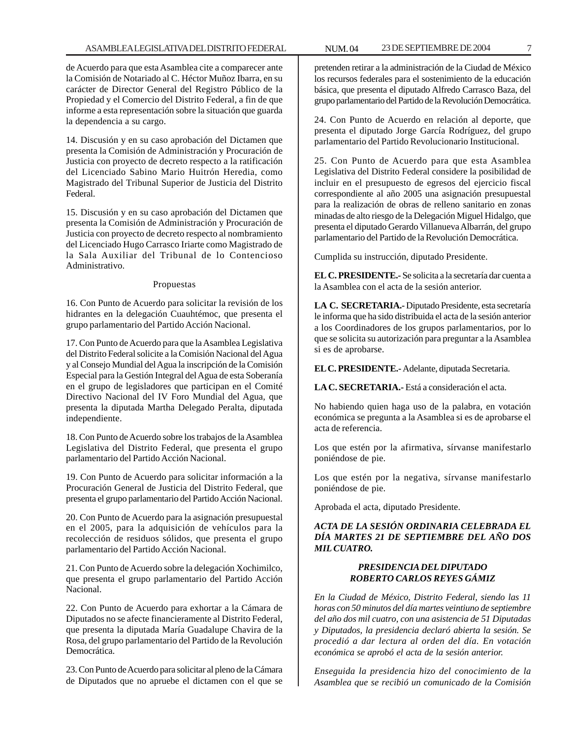de Acuerdo para que esta Asamblea cite a comparecer ante la Comisión de Notariado al C. Héctor Muñoz Ibarra, en su carácter de Director General del Registro Público de la Propiedad y el Comercio del Distrito Federal, a fin de que informe a esta representación sobre la situación que guarda la dependencia a su cargo.

14. Discusión y en su caso aprobación del Dictamen que presenta la Comisión de Administración y Procuración de Justicia con proyecto de decreto respecto a la ratificación del Licenciado Sabino Mario Huitrón Heredia, como Magistrado del Tribunal Superior de Justicia del Distrito Federal.

15. Discusión y en su caso aprobación del Dictamen que presenta la Comisión de Administración y Procuración de Justicia con proyecto de decreto respecto al nombramiento del Licenciado Hugo Carrasco Iriarte como Magistrado de la Sala Auxiliar del Tribunal de lo Contencioso Administrativo.

Propuestas

16. Con Punto de Acuerdo para solicitar la revisión de los hidrantes en la delegación Cuauhtémoc, que presenta el grupo parlamentario del Partido Acción Nacional.

17. Con Punto de Acuerdo para que la Asamblea Legislativa del Distrito Federal solicite a la Comisión Nacional del Agua y al Consejo Mundial del Agua la inscripción de la Comisión Especial para la Gestión Integral del Agua de esta Soberanía en el grupo de legisladores que participan en el Comité Directivo Nacional del IV Foro Mundial del Agua, que presenta la diputada Martha Delegado Peralta, diputada independiente.

18. Con Punto de Acuerdo sobre los trabajos de la Asamblea Legislativa del Distrito Federal, que presenta el grupo parlamentario del Partido Acción Nacional.

19. Con Punto de Acuerdo para solicitar información a la Procuración General de Justicia del Distrito Federal, que presenta el grupo parlamentario del Partido Acción Nacional.

20. Con Punto de Acuerdo para la asignación presupuestal en el 2005, para la adquisición de vehículos para la recolección de residuos sólidos, que presenta el grupo parlamentario del Partido Acción Nacional.

21. Con Punto de Acuerdo sobre la delegación Xochimilco, que presenta el grupo parlamentario del Partido Acción Nacional.

22. Con Punto de Acuerdo para exhortar a la Cámara de Diputados no se afecte financieramente al Distrito Federal, que presenta la diputada María Guadalupe Chavira de la Rosa, del grupo parlamentario del Partido de la Revolución Democrática.

23. Con Punto de Acuerdo para solicitar al pleno de la Cámara de Diputados que no apruebe el dictamen con el que se pretenden retirar a la administración de la Ciudad de México los recursos federales para el sostenimiento de la educación básica, que presenta el diputado Alfredo Carrasco Baza, del grupo parlamentario del Partido de la Revolución Democrática.

24. Con Punto de Acuerdo en relación al deporte, que presenta el diputado Jorge García Rodríguez, del grupo parlamentario del Partido Revolucionario Institucional.

25. Con Punto de Acuerdo para que esta Asamblea Legislativa del Distrito Federal considere la posibilidad de incluir en el presupuesto de egresos del ejercicio fiscal correspondiente al año 2005 una asignación presupuestal para la realización de obras de relleno sanitario en zonas minadas de alto riesgo de la Delegación Miguel Hidalgo, que presenta el diputado Gerardo Villanueva Albarrán, del grupo parlamentario del Partido de la Revolución Democrática.

Cumplida su instrucción, diputado Presidente.

**EL C. PRESIDENTE.-** Se solicita a la secretaría dar cuenta a la Asamblea con el acta de la sesión anterior.

**LA C. SECRETARIA.-** Diputado Presidente, esta secretaría le informa que ha sido distribuida el acta de la sesión anterior a los Coordinadores de los grupos parlamentarios, por lo que se solicita su autorización para preguntar a la Asamblea si es de aprobarse.

**EL C. PRESIDENTE.-** Adelante, diputada Secretaria.

**LA C. SECRETARIA.-** Está a consideración el acta.

No habiendo quien haga uso de la palabra, en votación económica se pregunta a la Asamblea si es de aprobarse el acta de referencia.

Los que estén por la afirmativa, sírvanse manifestarlo poniéndose de pie.

Los que estén por la negativa, sírvanse manifestarlo poniéndose de pie.

Aprobada el acta, diputado Presidente.

***ACTA DE LA SESIÓN ORDINARIA CELEBRADA EL DÍA MARTES 21 DE SEPTIEMBRE DEL AÑO DOS MIL CUATRO.***

***PRESIDENCIA DEL DIPUTADO ROBERTO CARLOS REYES GÁMIZ***

*En la Ciudad de México, Distrito Federal, siendo las 11 horas con 50 minutos del día martes veintiuno de septiembre del año dos mil cuatro, con una asistencia de 51 Diputadas y Diputados, la presidencia declaró abierta la sesión. Se procedió a dar lectura al orden del día. En votación económica se aprobó el acta de la sesión anterior.*

*Enseguida la presidencia hizo del conocimiento de la Asamblea que se recibió un comunicado de la Comisión*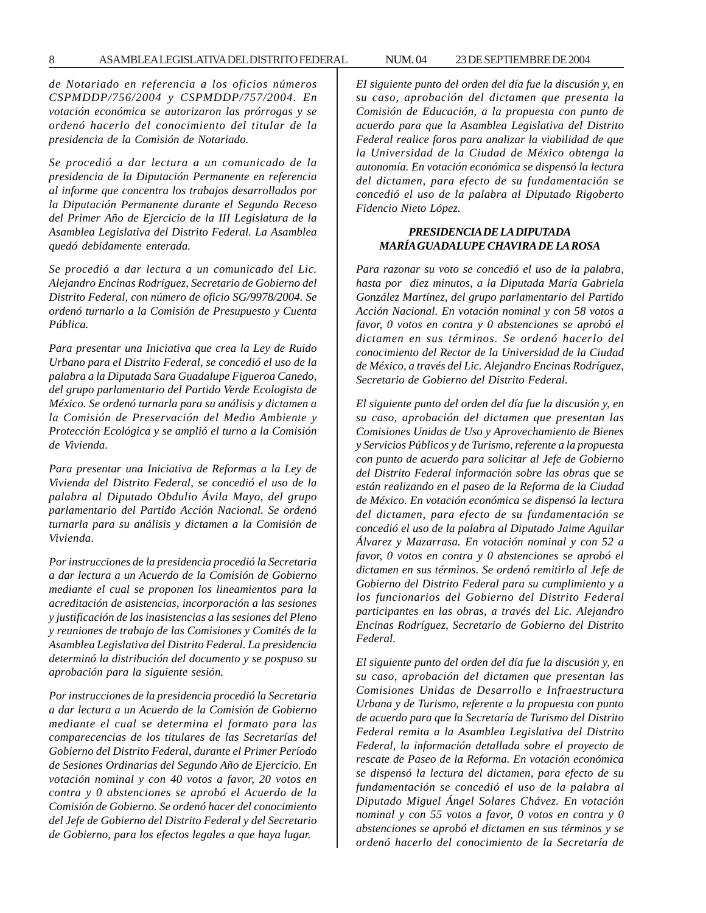*de Notariado en referencia a los oficios números CSPMDDP/756/2004 y CSPMDDP/757/2004. En votación económica se autorizaron las prórrogas y se ordenó hacerlo del conocimiento del titular de la presidencia de la Comisión de Notariado.*

*Se procedió a dar lectura a un comunicado de la presidencia de la Diputación Permanente en referencia al informe que concentra los trabajos desarrollados por la Diputación Permanente durante el Segundo Receso del Primer Año de Ejercicio de la III Legislatura de la Asamblea Legislativa del Distrito Federal. La Asamblea quedó debidamente enterada.*

*Se procedió a dar lectura a un comunicado del Lic. Alejandro Encinas Rodríguez, Secretario de Gobierno del Distrito Federal, con número de oficio SG/9978/2004. Se ordenó turnarlo a la Comisión de Presupuesto y Cuenta Pública.*

*Para presentar una Iniciativa que crea la Ley de Ruido Urbano para el Distrito Federal, se concedió el uso de la palabra a la Diputada Sara Guadalupe Figueroa Canedo, del grupo parlamentario del Partido Verde Ecologista de México. Se ordenó turnarla para su análisis y dictamen a la Comisión de Preservación del Medio Ambiente y Protección Ecológica y se amplió el turno a la Comisión de Vivienda.*

*Para presentar una Iniciativa de Reformas a la Ley de Vivienda del Distrito Federal, se concedió el uso de la palabra al Diputado Obdulio Ávila Mayo, del grupo parlamentario del Partido Acción Nacional. Se ordenó turnarla para su análisis y dictamen a la Comisión de Vivienda.*

*Por instrucciones de la presidencia procedió la Secretaria a dar lectura a un Acuerdo de la Comisión de Gobierno mediante el cual se proponen los lineamientos para la acreditación de asistencias, incorporación a las sesiones y justificación de las inasistencias a las sesiones del Pleno y reuniones de trabajo de las Comisiones y Comités de la Asamblea Legislativa del Distrito Federal. La presidencia determinó la distribución del documento y se pospuso su aprobación para la siguiente sesión.*

*Por instrucciones de la presidencia procedió la Secretaria a dar lectura a un Acuerdo de la Comisión de Gobierno mediante el cual se determina el formato para las comparecencias de los titulares de las Secretarías del Gobierno del Distrito Federal, durante el Primer Período de Sesiones Ordinarias del Segundo Año de Ejercicio. En votación nominal y con 40 votos a favor, 20 votos en contra y 0 abstenciones se aprobó el Acuerdo de la Comisión de Gobierno. Se ordenó hacer del conocimiento del Jefe de Gobierno del Distrito Federal y del Secretario de Gobierno, para los efectos legales a que haya lugar.*

*El siguiente punto del orden del día fue la discusión y, en su caso, aprobación del dictamen que presenta la Comisión de Educación, a la propuesta con punto de acuerdo para que la Asamblea Legislativa del Distrito Federal realice foros para analizar la viabilidad de que la Universidad de la Ciudad de México obtenga la autonomía. En votación económica se dispensó la lectura del dictamen, para efecto de su fundamentación se concedió el uso de la palabra al Diputado Rigoberto Fidencio Nieto López.*

***PRESIDENCIA DE LA DIPUTADA MARÍA GUADALUPE CHAVIRA DE LA ROSA***

*Para razonar su voto se concedió el uso de la palabra, hasta por diez minutos, a la Diputada María Gabriela González Martínez, del grupo parlamentario del Partido Acción Nacional. En votación nominal y con 58 votos a favor, 0 votos en contra y 0 abstenciones se aprobó el dictamen en sus términos. Se ordenó hacerlo del conocimiento del Rector de la Universidad de la Ciudad de México, a través del Lic. Alejandro Encinas Rodríguez, Secretario de Gobierno del Distrito Federal.*

*El siguiente punto del orden del día fue la discusión y, en su caso, aprobación del dictamen que presentan las Comisiones Unidas de Uso y Aprovechamiento de Bienes y Servicios Públicos y de Turismo, referente a la propuesta con punto de acuerdo para solicitar al Jefe de Gobierno del Distrito Federal información sobre las obras que se están realizando en el paseo de la Reforma de la Ciudad de México. En votación económica se dispensó la lectura del dictamen, para efecto de su fundamentación se concedió el uso de la palabra al Diputado Jaime Aguilar Álvarez y Mazarrasa. En votación nominal y con 52 a favor, 0 votos en contra y 0 abstenciones se aprobó el dictamen en sus términos. Se ordenó remitirlo al Jefe de Gobierno del Distrito Federal para su cumplimiento y a los funcionarios del Gobierno del Distrito Federal participantes en las obras, a través del Lic. Alejandro Encinas Rodríguez, Secretario de Gobierno del Distrito Federal.*

*El siguiente punto del orden del día fue la discusión y, en su caso, aprobación del dictamen que presentan las Comisiones Unidas de Desarrollo e Infraestructura Urbana y de Turismo, referente a la propuesta con punto de acuerdo para que la Secretaría de Turismo del Distrito Federal remita a la Asamblea Legislativa del Distrito Federal, la información detallada sobre el proyecto de rescate de Paseo de la Reforma. En votación económica se dispensó la lectura del dictamen, para efecto de su fundamentación se concedió el uso de la palabra al Diputado Miguel Ángel Solares Chávez. En votación nominal y con 55 votos a favor, 0 votos en contra y 0 abstenciones se aprobó el dictamen en sus términos y se ordenó hacerlo del conocimiento de la Secretaría de*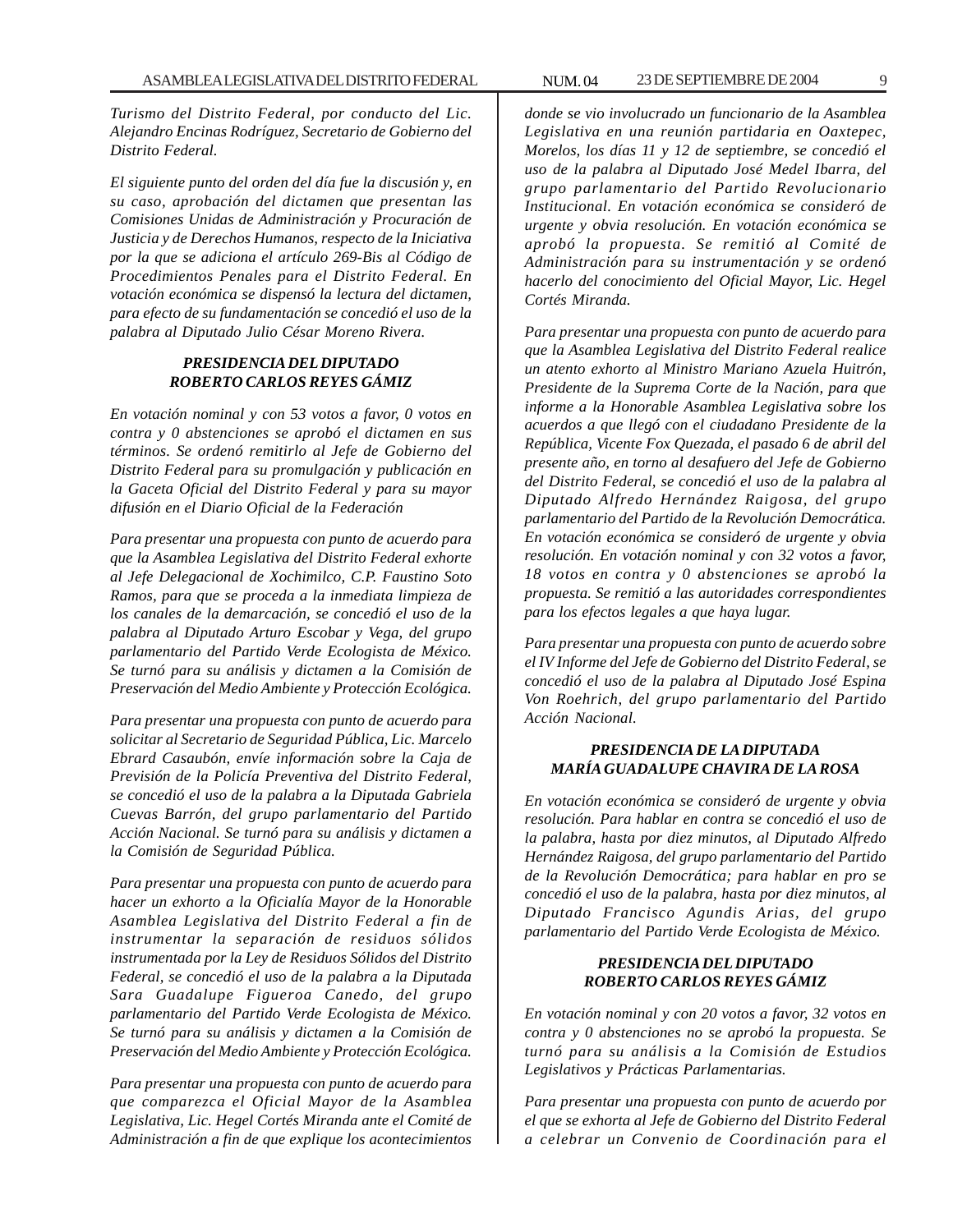*Turismo del Distrito Federal, por conducto del Lic. Alejandro Encinas Rodríguez, Secretario de Gobierno del Distrito Federal.*

*El siguiente punto del orden del día fue la discusión y, en su caso, aprobación del dictamen que presentan las Comisiones Unidas de Administración y Procuración de Justicia y de Derechos Humanos, respecto de la Iniciativa por la que se adiciona el artículo 269-Bis al Código de Procedimientos Penales para el Distrito Federal. En votación económica se dispensó la lectura del dictamen, para efecto de su fundamentación se concedió el uso de la palabra al Diputado Julio César Moreno Rivera.*

***PRESIDENCIA DEL DIPUTADO ROBERTO CARLOS REYES GÁMIZ***

*En votación nominal y con 53 votos a favor, 0 votos en contra y 0 abstenciones se aprobó el dictamen en sus términos. Se ordenó remitirlo al Jefe de Gobierno del Distrito Federal para su promulgación y publicación en la Gaceta Oficial del Distrito Federal y para su mayor difusión en el Diario Oficial de la Federación*

*Para presentar una propuesta con punto de acuerdo para que la Asamblea Legislativa del Distrito Federal exhorte al Jefe Delegacional de Xochimilco, C.P. Faustino Soto Ramos, para que se proceda a la inmediata limpieza de los canales de la demarcación, se concedió el uso de la palabra al Diputado Arturo Escobar y Vega, del grupo parlamentario del Partido Verde Ecologista de México. Se turnó para su análisis y dictamen a la Comisión de Preservación del Medio Ambiente y Protección Ecológica.*

*Para presentar una propuesta con punto de acuerdo para solicitar al Secretario de Seguridad Pública, Lic. Marcelo Ebrard Casaubón, envíe información sobre la Caja de Previsión de la Policía Preventiva del Distrito Federal, se concedió el uso de la palabra a la Diputada Gabriela Cuevas Barrón, del grupo parlamentario del Partido Acción Nacional. Se turnó para su análisis y dictamen a la Comisión de Seguridad Pública.*

*Para presentar una propuesta con punto de acuerdo para hacer un exhorto a la Oficialía Mayor de la Honorable Asamblea Legislativa del Distrito Federal a fin de instrumentar la separación de residuos sólidos instrumentada por la Ley de Residuos Sólidos del Distrito Federal, se concedió el uso de la palabra a la Diputada Sara Guadalupe Figueroa Canedo, del grupo parlamentario del Partido Verde Ecologista de México. Se turnó para su análisis y dictamen a la Comisión de Preservación del Medio Ambiente y Protección Ecológica.*

*Para presentar una propuesta con punto de acuerdo para que comparezca el Oficial Mayor de la Asamblea Legislativa, Lic. Hegel Cortés Miranda ante el Comité de Administración a fin de que explique los acontecimientos donde se vio involucrado un funcionario de la Asamblea Legislativa en una reunión partidaria en Oaxtepec, Morelos, los días 11 y 12 de septiembre, se concedió el uso de la palabra al Diputado José Medel Ibarra, del grupo parlamentario del Partido Revolucionario Institucional. En votación económica se consideró de urgente y obvia resolución. En votación económica se aprobó la propuesta. Se remitió al Comité de Administración para su instrumentación y se ordenó hacerlo del conocimiento del Oficial Mayor, Lic. Hegel Cortés Miranda.*

*Para presentar una propuesta con punto de acuerdo para que la Asamblea Legislativa del Distrito Federal realice un atento exhorto al Ministro Mariano Azuela Huitrón, Presidente de la Suprema Corte de la Nación, para que informe a la Honorable Asamblea Legislativa sobre los acuerdos a que llegó con el ciudadano Presidente de la República, Vicente Fox Quezada, el pasado 6 de abril del presente año, en torno al desafuero del Jefe de Gobierno del Distrito Federal, se concedió el uso de la palabra al Diputado Alfredo Hernández Raigosa, del grupo parlamentario del Partido de la Revolución Democrática. En votación económica se consideró de urgente y obvia resolución. En votación nominal y con 32 votos a favor, 18 votos en contra y 0 abstenciones se aprobó la propuesta. Se remitió a las autoridades correspondientes para los efectos legales a que haya lugar.*

*Para presentar una propuesta con punto de acuerdo sobre el IV Informe del Jefe de Gobierno del Distrito Federal, se concedió el uso de la palabra al Diputado José Espina Von Roehrich, del grupo parlamentario del Partido Acción Nacional.*

***PRESIDENCIA DE LA DIPUTADA MARÍA GUADALUPE CHAVIRA DE LA ROSA***

*En votación económica se consideró de urgente y obvia resolución. Para hablar en contra se concedió el uso de la palabra, hasta por diez minutos, al Diputado Alfredo Hernández Raigosa, del grupo parlamentario del Partido de la Revolución Democrática; para hablar en pro se concedió el uso de la palabra, hasta por diez minutos, al Diputado Francisco Agundis Arias, del grupo parlamentario del Partido Verde Ecologista de México.*

***PRESIDENCIA DEL DIPUTADO ROBERTO CARLOS REYES GÁMIZ***

*En votación nominal y con 20 votos a favor, 32 votos en contra y 0 abstenciones no se aprobó la propuesta. Se turnó para su análisis a la Comisión de Estudios Legislativos y Prácticas Parlamentarias.*

*Para presentar una propuesta con punto de acuerdo por el que se exhorta al Jefe de Gobierno del Distrito Federal a celebrar un Convenio de Coordinación para el*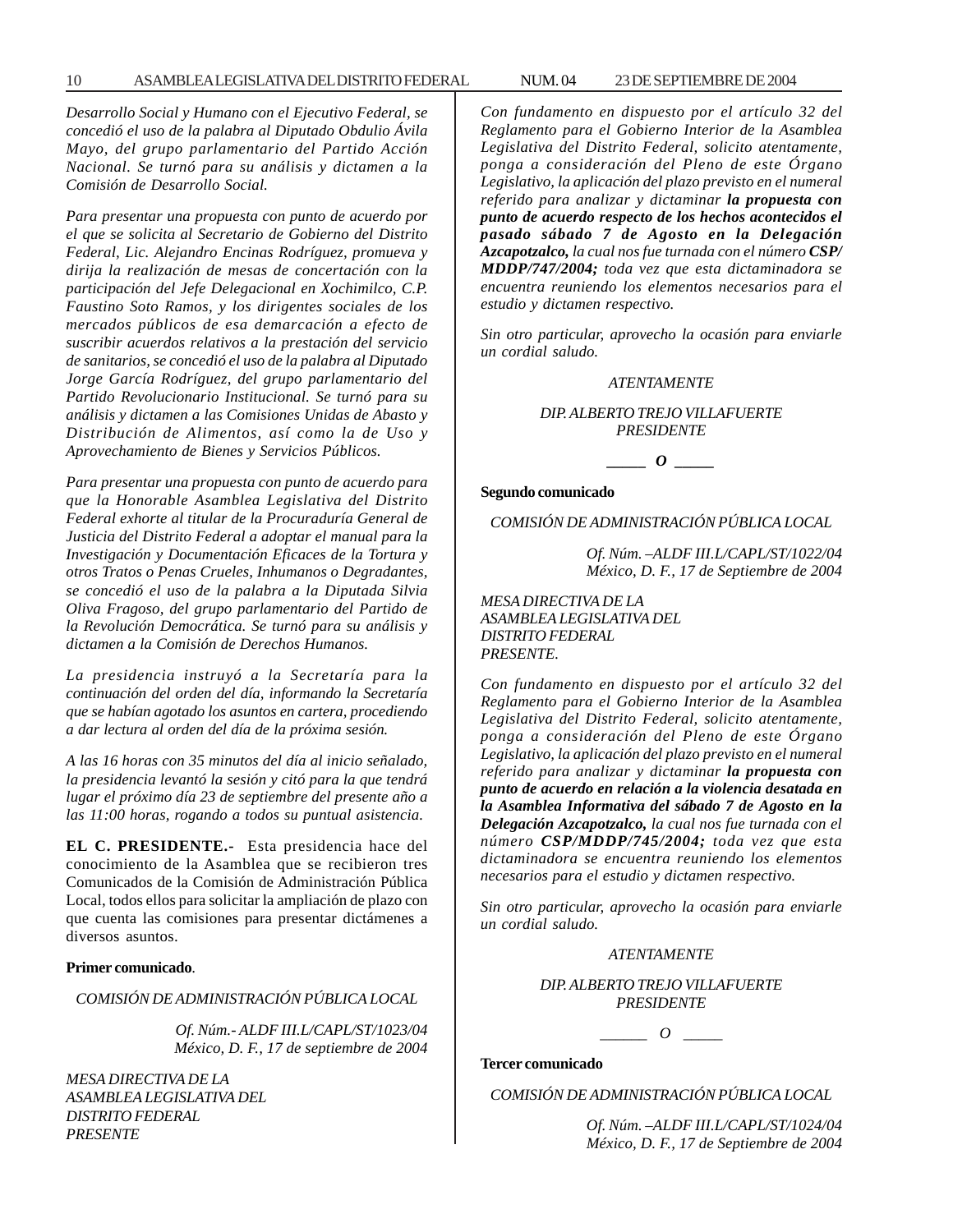*Desarrollo Social y Humano con el Ejecutivo Federal, se concedió el uso de la palabra al Diputado Obdulio Ávila Mayo, del grupo parlamentario del Partido Acción Nacional. Se turnó para su análisis y dictamen a la Comisión de Desarrollo Social.*

*Para presentar una propuesta con punto de acuerdo por el que se solicita al Secretario de Gobierno del Distrito Federal, Lic. Alejandro Encinas Rodríguez, promueva y dirija la realización de mesas de concertación con la participación del Jefe Delegacional en Xochimilco, C.P. Faustino Soto Ramos, y los dirigentes sociales de los mercados públicos de esa demarcación a efecto de suscribir acuerdos relativos a la prestación del servicio de sanitarios, se concedió el uso de la palabra al Diputado Jorge García Rodríguez, del grupo parlamentario del Partido Revolucionario Institucional. Se turnó para su análisis y dictamen a las Comisiones Unidas de Abasto y Distribución de Alimentos, así como la de Uso y Aprovechamiento de Bienes y Servicios Públicos.*

*Para presentar una propuesta con punto de acuerdo para que la Honorable Asamblea Legislativa del Distrito Federal exhorte al titular de la Procuraduría General de Justicia del Distrito Federal a adoptar el manual para la Investigación y Documentación Eficaces de la Tortura y otros Tratos o Penas Crueles, Inhumanos o Degradantes, se concedió el uso de la palabra a la Diputada Silvia Oliva Fragoso, del grupo parlamentario del Partido de la Revolución Democrática. Se turnó para su análisis y dictamen a la Comisión de Derechos Humanos.*

*La presidencia instruyó a la Secretaría para la continuación del orden del día, informando la Secretaría que se habían agotado los asuntos en cartera, procediendo a dar lectura al orden del día de la próxima sesión.*

*A las 16 horas con 35 minutos del día al inicio señalado, la presidencia levantó la sesión y citó para la que tendrá lugar el próximo día 23 de septiembre del presente año a las 11:00 horas, rogando a todos su puntual asistencia.*

**EL C. PRESIDENTE.-** Esta presidencia hace del conocimiento de la Asamblea que se recibieron tres Comunicados de la Comisión de Administración Pública Local, todos ellos para solicitar la ampliación de plazo con que cuenta las comisiones para presentar dictámenes a diversos asuntos.

**Primer comunicado**.

*COMISIÓN DE ADMINISTRACIÓN PÚBLICA LOCAL*

*Of. Núm.- ALDF III.L/CAPL/ST/1023/04*
*México, D. F., 17 de septiembre de 2004*

*MESA DIRECTIVA DE LA*
*ASAMBLEA LEGISLATIVA DEL*
*DISTRITO FEDERAL*
*PRESENTE*

*Con fundamento en dispuesto por el artículo 32 del Reglamento para el Gobierno Interior de la Asamblea Legislativa del Distrito Federal, solicito atentamente, ponga a consideración del Pleno de este Órgano Legislativo, la aplicación del plazo previsto en el numeral referido para analizar y dictaminar* ***la propuesta con punto de acuerdo respecto de los hechos acontecidos el pasado sábado 7 de Agosto en la Delegación Azcapotzalco,*** *la cual nos fue turnada con el número* ***CSP/MDDP/747/2004;*** *toda vez que esta dictaminadora se encuentra reuniendo los elementos necesarios para el estudio y dictamen respectivo.*

*Sin otro particular, aprovecho la ocasión para enviarle un cordial saludo.*

*ATENTAMENTE*

*DIP. ALBERTO TREJO VILLAFUERTE*
*PRESIDENTE*

_____ O _____

**Segundo comunicado**

*COMISIÓN DE ADMINISTRACIÓN PÚBLICA LOCAL*

*Of. Núm. –ALDF III.L/CAPL/ST/1022/04*
*México, D. F., 17 de Septiembre de 2004*

*MESA DIRECTIVA DE LA*
*ASAMBLEA LEGISLATIVA DEL*
*DISTRITO FEDERAL*
*PRESENTE.*

*Con fundamento en dispuesto por el artículo 32 del Reglamento para el Gobierno Interior de la Asamblea Legislativa del Distrito Federal, solicito atentamente, ponga a consideración del Pleno de este Órgano Legislativo, la aplicación del plazo previsto en el numeral referido para analizar y dictaminar* ***la propuesta con punto de acuerdo en relación a la violencia desatada en la Asamblea Informativa del sábado 7 de Agosto en la Delegación Azcapotzalco,*** *la cual nos fue turnada con el número* ***CSP/MDDP/745/2004;*** *toda vez que esta dictaminadora se encuentra reuniendo los elementos necesarios para el estudio y dictamen respectivo.*

*Sin otro particular, aprovecho la ocasión para enviarle un cordial saludo.*

*ATENTAMENTE*

*DIP. ALBERTO TREJO VILLAFUERTE*
*PRESIDENTE*

_____ O _____

**Tercer comunicado**

*COMISIÓN DE ADMINISTRACIÓN PÚBLICA LOCAL*

*Of. Núm. –ALDF III.L/CAPL/ST/1024/04*
*México, D. F., 17 de Septiembre de 2004*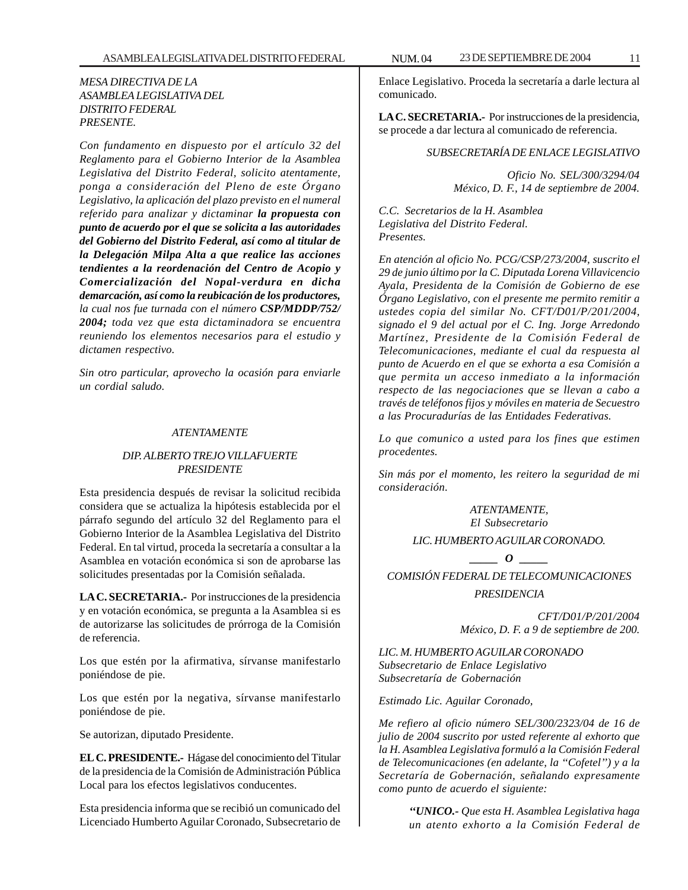*MESA DIRECTIVA DE LA*
*ASAMBLEA LEGISLATIVA DEL*
*DISTRITO FEDERAL*
*PRESENTE.*

*Con fundamento en dispuesto por el artículo 32 del Reglamento para el Gobierno Interior de la Asamblea Legislativa del Distrito Federal, solicito atentamente, ponga a consideración del Pleno de este Órgano Legislativo, la aplicación del plazo previsto en el numeral referido para analizar y dictaminar* ***la propuesta con punto de acuerdo por el que se solicita a las autoridades del Gobierno del Distrito Federal, así como al titular de la Delegación Milpa Alta a que realice las acciones tendientes a la reordenación del Centro de Acopio y Comercialización del Nopal-verdura en dicha demarcación, así como la reubicación de los productores,*** *la cual nos fue turnada con el número* ***CSP/MDDP/752/ 2004;*** *toda vez que esta dictaminadora se encuentra reuniendo los elementos necesarios para el estudio y dictamen respectivo.*

*Sin otro particular, aprovecho la ocasión para enviarle un cordial saludo.*

*ATENTAMENTE*

*DIP. ALBERTO TREJO VILLAFUERTE*
*PRESIDENTE*

Esta presidencia después de revisar la solicitud recibida considera que se actualiza la hipótesis establecida por el párrafo segundo del artículo 32 del Reglamento para el Gobierno Interior de la Asamblea Legislativa del Distrito Federal. En tal virtud, proceda la secretaría a consultar a la Asamblea en votación económica si son de aprobarse las solicitudes presentadas por la Comisión señalada.

**LA C. SECRETARIA.-** Por instrucciones de la presidencia y en votación económica, se pregunta a la Asamblea si es de autorizarse las solicitudes de prórroga de la Comisión de referencia.

Los que estén por la afirmativa, sírvanse manifestarlo poniéndose de pie.

Los que estén por la negativa, sírvanse manifestarlo poniéndose de pie.

Se autorizan, diputado Presidente.

**EL C. PRESIDENTE.-** Hágase del conocimiento del Titular de la presidencia de la Comisión de Administración Pública Local para los efectos legislativos conducentes.

Esta presidencia informa que se recibió un comunicado del Licenciado Humberto Aguilar Coronado, Subsecretario de Enlace Legislativo. Proceda la secretaría a darle lectura al comunicado.

**LA C. SECRETARIA.-** Por instrucciones de la presidencia, se procede a dar lectura al comunicado de referencia.

*SUBSECRETARÍA DE ENLACE LEGISLATIVO*

*Oficio No. SEL/300/3294/04*
*México, D. F., 14 de septiembre de 2004.*

*C.C. Secretarios de la H. Asamblea*
*Legislativa del Distrito Federal.*
*Presentes.*

*En atención al oficio No. PCG/CSP/273/2004, suscrito el 29 de junio último por la C. Diputada Lorena Villavicencio Ayala, Presidenta de la Comisión de Gobierno de ese Órgano Legislativo, con el presente me permito remitir a ustedes copia del similar No. CFT/D01/P/201/2004, signado el 9 del actual por el C. Ing. Jorge Arredondo Martínez, Presidente de la Comisión Federal de Telecomunicaciones, mediante el cual da respuesta al punto de Acuerdo en el que se exhorta a esa Comisión a que permita un acceso inmediato a la información respecto de las negociaciones que se llevan a cabo a través de teléfonos fijos y móviles en materia de Secuestro a las Procuradurías de las Entidades Federativas.*

*Lo que comunico a usted para los fines que estimen procedentes.*

*Sin más por el momento, les reitero la seguridad de mi consideración.*

*ATENTAMENTE,*
*El Subsecretario*

*LIC. HUMBERTO AGUILAR CORONADO.*

*_____ O _____*

*COMISIÓN FEDERAL DE TELECOMUNICACIONES*

*PRESIDENCIA*

*CFT/D01/P/201/2004*
*México, D. F. a 9 de septiembre de 200.*

*LIC. M. HUMBERTO AGUILAR CORONADO*
*Subsecretario de Enlace Legislativo*
*Subsecretaría de Gobernación*

*Estimado Lic. Aguilar Coronado,*

*Me refiero al oficio número SEL/300/2323/04 de 16 de julio de 2004 suscrito por usted referente al exhorto que la H. Asamblea Legislativa formuló a la Comisión Federal de Telecomunicaciones (en adelante, la "Cofetel") y a la Secretaría de Gobernación, señalando expresamente como punto de acuerdo el siguiente:*

> ***"UNICO.-*** *Que esta H. Asamblea Legislativa haga un atento exhorto a la Comisión Federal de*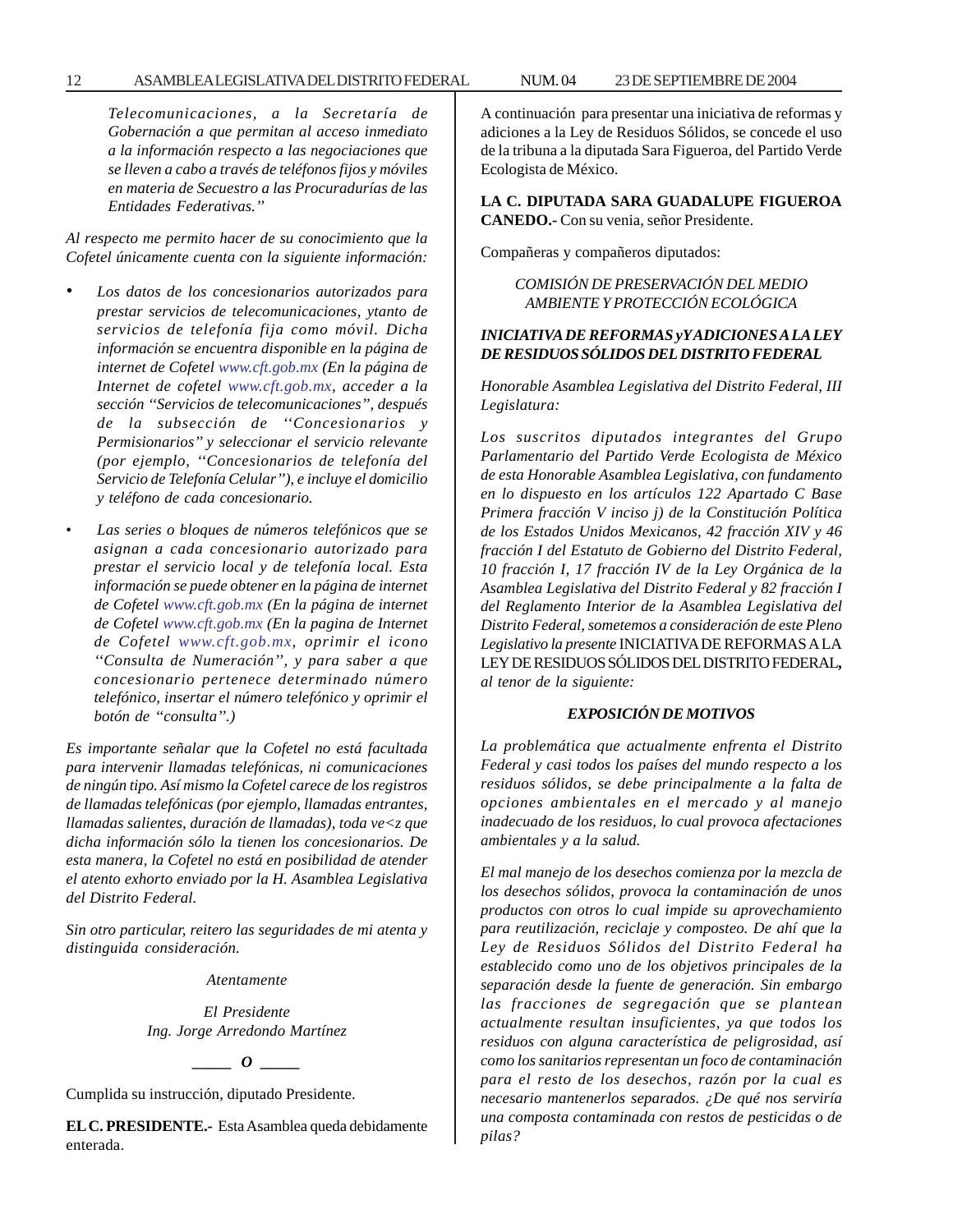*Telecomunicaciones, a la Secretaría de Gobernación a que permitan al acceso inmediato a la información respecto a las negociaciones que se lleven a cabo a través de teléfonos fijos y móviles en materia de Secuestro a las Procuradurías de las Entidades Federativas."*

*Al respecto me permito hacer de su conocimiento que la Cofetel únicamente cuenta con la siguiente información:*

- *Los datos de los concesionarios autorizados para prestar servicios de telecomunicaciones, ytanto de servicios de telefonía fija como móvil. Dicha información se encuentra disponible en la página de internet de Cofetel www.cft.gob.mx (En la página de Internet de cofetel www.cft.gob.mx, acceder a la sección "Servicios de telecomunicaciones", después de la subsección de "Concesionarios y Permisionarios" y seleccionar el servicio relevante (por ejemplo, "Concesionarios de telefonía del Servicio de Telefonía Celular"), e incluye el domicilio y teléfono de cada concesionario.*

- *Las series o bloques de números telefónicos que se asignan a cada concesionario autorizado para prestar el servicio local y de telefonía local. Esta información se puede obtener en la página de internet de Cofetel www.cft.gob.mx (En la página de internet de Cofetel www.cft.gob.mx (En la pagina de Internet de Cofetel www.cft.gob.mx, oprimir el icono "Consulta de Numeración", y para saber a que concesionario pertenece determinado número telefónico, insertar el número telefónico y oprimir el botón de "consulta".)*

*Es importante señalar que la Cofetel no está facultada para intervenir llamadas telefónicas, ni comunicaciones de ningún tipo. Así mismo la Cofetel carece de los registros de llamadas telefónicas (por ejemplo, llamadas entrantes, llamadas salientes, duración de llamadas), toda ve<z que dicha información sólo la tienen los concesionarios. De esta manera, la Cofetel no está en posibilidad de atender el atento exhorto enviado por la H. Asamblea Legislativa del Distrito Federal.*

*Sin otro particular, reitero las seguridades de mi atenta y distinguida consideración.*

*Atentamente*

*El Presidente*
*Ing. Jorge Arredondo Martínez*

**_____ O _____**

Cumplida su instrucción, diputado Presidente.

**EL C. PRESIDENTE.-** Esta Asamblea queda debidamente enterada.

A continuación para presentar una iniciativa de reformas y adiciones a la Ley de Residuos Sólidos, se concede el uso de la tribuna a la diputada Sara Figueroa, del Partido Verde Ecologista de México.

**LA C. DIPUTADA SARA GUADALUPE FIGUEROA CANEDO.-** Con su venia, señor Presidente.

Compañeras y compañeros diputados:

*COMISIÓN DE PRESERVACIÓN DEL MEDIO AMBIENTE Y PROTECCIÓN ECOLÓGICA*

***INICIATIVA DE REFORMAS yY ADICIONES A LA LEY DE RESIDUOS SÓLIDOS DEL DISTRITO FEDERAL***

*Honorable Asamblea Legislativa del Distrito Federal, III Legislatura:*

*Los suscritos diputados integrantes del Grupo Parlamentario del Partido Verde Ecologista de México de esta Honorable Asamblea Legislativa, con fundamento en lo dispuesto en los artículos 122 Apartado C Base Primera fracción V inciso j) de la Constitución Política de los Estados Unidos Mexicanos, 42 fracción XIV y 46 fracción I del Estatuto de Gobierno del Distrito Federal, 10 fracción I, 17 fracción IV de la Ley Orgánica de la Asamblea Legislativa del Distrito Federal y 82 fracción I del Reglamento Interior de la Asamblea Legislativa del Distrito Federal, sometemos a consideración de este Pleno Legislativo la presente* INICIATIVA DE REFORMAS A LA LEY DE RESIDUOS SÓLIDOS DEL DISTRITO FEDERAL**,** *al tenor de la siguiente:*

***EXPOSICIÓN DE MOTIVOS***

*La problemática que actualmente enfrenta el Distrito Federal y casi todos los países del mundo respecto a los residuos sólidos, se debe principalmente a la falta de opciones ambientales en el mercado y al manejo inadecuado de los residuos, lo cual provoca afectaciones ambientales y a la salud.*

*El mal manejo de los desechos comienza por la mezcla de los desechos sólidos, provoca la contaminación de unos productos con otros lo cual impide su aprovechamiento para reutilización, reciclaje y composteo. De ahí que la Ley de Residuos Sólidos del Distrito Federal ha establecido como uno de los objetivos principales de la separación desde la fuente de generación. Sin embargo las fracciones de segregación que se plantean actualmente resultan insuficientes, ya que todos los residuos con alguna característica de peligrosidad, así como los sanitarios representan un foco de contaminación para el resto de los desechos, razón por la cual es necesario mantenerlos separados. ¿De qué nos serviría una composta contaminada con restos de pesticidas o de pilas?*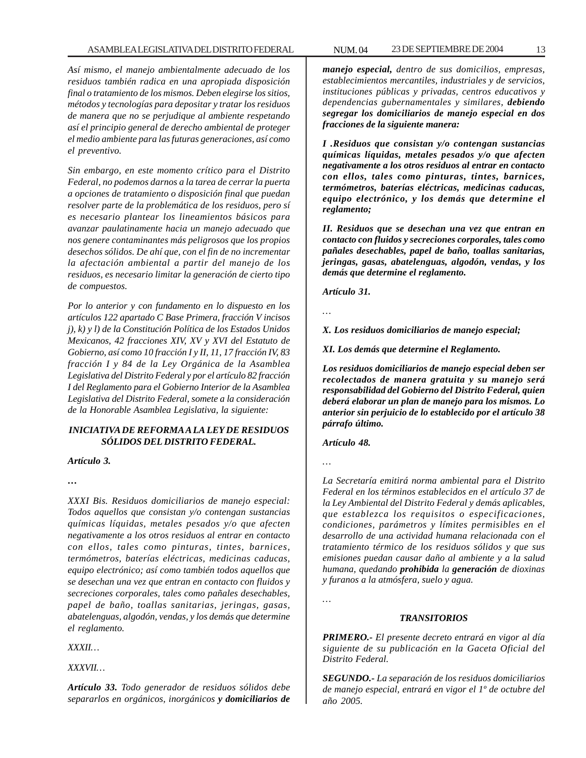*Así mismo, el manejo ambientalmente adecuado de los residuos también radica en una apropiada disposición final o tratamiento de los mismos. Deben elegirse los sitios, métodos y tecnologías para depositar y tratar los residuos de manera que no se perjudique al ambiente respetando así el principio general de derecho ambiental de proteger el medio ambiente para las futuras generaciones, así como el preventivo.*

*Sin embargo, en este momento crítico para el Distrito Federal, no podemos darnos a la tarea de cerrar la puerta a opciones de tratamiento o disposición final que puedan resolver parte de la problemática de los residuos, pero sí es necesario plantear los lineamientos básicos para avanzar paulatinamente hacia un manejo adecuado que nos genere contaminantes más peligrosos que los propios desechos sólidos. De ahí que, con el fin de no incrementar la afectación ambiental a partir del manejo de los residuos, es necesario limitar la generación de cierto tipo de compuestos.*

*Por lo anterior y con fundamento en lo dispuesto en los artículos 122 apartado C Base Primera, fracción V incisos j), k) y l) de la Constitución Política de los Estados Unidos Mexicanos, 42 fracciones XIV, XV y XVI del Estatuto de Gobierno, así como 10 fracción I y II, 11, 17 fracción IV, 83 fracción I y 84 de la Ley Orgánica de la Asamblea Legislativa del Distrito Federal y por el artículo 82 fracción I del Reglamento para el Gobierno Interior de la Asamblea Legislativa del Distrito Federal, somete a la consideración de la Honorable Asamblea Legislativa, la siguiente:*

***INICIATIVA DE REFORMA A LA LEY DE RESIDUOS SÓLIDOS DEL DISTRITO FEDERAL.***

***Artículo 3.***

***…***

*XXXI Bis. Residuos domiciliarios de manejo especial: Todos aquellos que consistan y/o contengan sustancias químicas líquidas, metales pesados y/o que afecten negativamente a los otros residuos al entrar en contacto con ellos, tales como pinturas, tintes, barnices, termómetros, baterías eléctricas, medicinas caducas, equipo electrónico; así como también todos aquellos que se desechan una vez que entran en contacto con fluidos y secreciones corporales, tales como pañales desechables, papel de baño, toallas sanitarias, jeringas, gasas, abatelenguas, algodón, vendas, y los demás que determine el reglamento.*

*XXXII…*

*XXXVII…*

***Artículo 33.*** *Todo generador de residuos sólidos debe separarlos en orgánicos, inorgánicos* ***y domiciliarios de manejo especial,*** *dentro de sus domicilios, empresas, establecimientos mercantiles, industriales y de servicios, instituciones públicas y privadas, centros educativos y dependencias gubernamentales y similares,* ***debiendo segregar los domiciliarios de manejo especial en dos fracciones de la siguiente manera:***

***I .Residuos que consistan y/o contengan sustancias químicas líquidas, metales pesados y/o que afecten negativamente a los otros residuos al entrar en contacto con ellos, tales como pinturas, tintes, barnices, termómetros, baterías eléctricas, medicinas caducas, equipo electrónico, y los demás que determine el reglamento;***

***II. Residuos que se desechan una vez que entran en contacto con fluidos y secreciones corporales, tales como pañales desechables, papel de baño, toallas sanitarias, jeringas, gasas, abatelenguas, algodón, vendas, y los demás que determine el reglamento.***

***Artículo 31.***

*…*

***X. Los residuos domiciliarios de manejo especial;***

***XI. Los demás que determine el Reglamento.***

***Los residuos domiciliarios de manejo especial deben ser recolectados de manera gratuita y su manejo será responsabilidad del Gobierno del Distrito Federal, quien deberá elaborar un plan de manejo para los mismos. Lo anterior sin perjuicio de lo establecido por el artículo 38 párrafo último.***

***Artículo 48.***

*…*

*La Secretaría emitirá norma ambiental para el Distrito Federal en los términos establecidos en el artículo 37 de la Ley Ambiental del Distrito Federal y demás aplicables, que establezca los requisitos o especificaciones, condiciones, parámetros y límites permisibles en el desarrollo de una actividad humana relacionada con el tratamiento térmico de los residuos sólidos y que sus emisiones puedan causar daño al ambiente y a la salud humana, quedando* ***prohibida*** *la* ***generación*** *de dioxinas y furanos a la atmósfera, suelo y agua.*

*…*

***TRANSITORIOS***

***PRIMERO.-*** *El presente decreto entrará en vigor al día siguiente de su publicación en la Gaceta Oficial del Distrito Federal.*

***SEGUNDO.-*** *La separación de los residuos domiciliarios de manejo especial, entrará en vigor el 1º de octubre del año 2005.*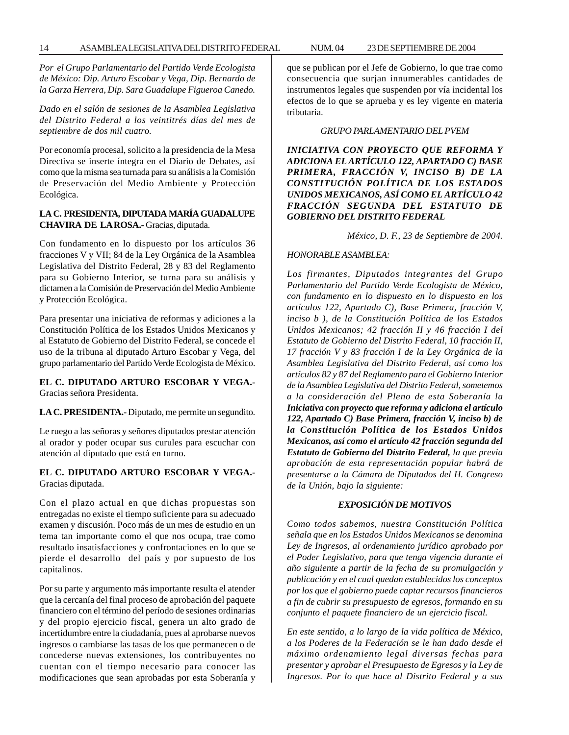*Por el Grupo Parlamentario del Partido Verde Ecologista de México: Dip. Arturo Escobar y Vega, Dip. Bernardo de la Garza Herrera, Dip. Sara Guadalupe Figueroa Canedo.*

*Dado en el salón de sesiones de la Asamblea Legislativa del Distrito Federal a los veintitrés días del mes de septiembre de dos mil cuatro.*

Por economía procesal, solicito a la presidencia de la Mesa Directiva se inserte íntegra en el Diario de Debates, así como que la misma sea turnada para su análisis a la Comisión de Preservación del Medio Ambiente y Protección Ecológica.

**LA C. PRESIDENTA, DIPUTADA MARÍA GUADALUPE CHAVIRA DE LA ROSA.-** Gracias, diputada.

Con fundamento en lo dispuesto por los artículos 36 fracciones V y VII; 84 de la Ley Orgánica de la Asamblea Legislativa del Distrito Federal, 28 y 83 del Reglamento para su Gobierno Interior, se turna para su análisis y dictamen a la Comisión de Preservación del Medio Ambiente y Protección Ecológica.

Para presentar una iniciativa de reformas y adiciones a la Constitución Política de los Estados Unidos Mexicanos y al Estatuto de Gobierno del Distrito Federal, se concede el uso de la tribuna al diputado Arturo Escobar y Vega, del grupo parlamentario del Partido Verde Ecologista de México.

**EL C. DIPUTADO ARTURO ESCOBAR Y VEGA.-** Gracias señora Presidenta.

**LA C. PRESIDENTA.-** Diputado, me permite un segundito.

Le ruego a las señoras y señores diputados prestar atención al orador y poder ocupar sus curules para escuchar con atención al diputado que está en turno.

**EL C. DIPUTADO ARTURO ESCOBAR Y VEGA.-** Gracias diputada.

Con el plazo actual en que dichas propuestas son entregadas no existe el tiempo suficiente para su adecuado examen y discusión. Poco más de un mes de estudio en un tema tan importante como el que nos ocupa, trae como resultado insatisfacciones y confrontaciones en lo que se pierde el desarrollo del país y por supuesto de los capitalinos.

Por su parte y argumento más importante resulta el atender que la cercanía del final proceso de aprobación del paquete financiero con el término del período de sesiones ordinarias y del propio ejercicio fiscal, genera un alto grado de incertidumbre entre la ciudadanía, pues al aprobarse nuevos ingresos o cambiarse las tasas de los que permanecen o de concederse nuevas extensiones, los contribuyentes no cuentan con el tiempo necesario para conocer las modificaciones que sean aprobadas por esta Soberanía y que se publican por el Jefe de Gobierno, lo que trae como consecuencia que surjan innumerables cantidades de instrumentos legales que suspenden por vía incidental los efectos de lo que se aprueba y es ley vigente en materia tributaria.

*GRUPO PARLAMENTARIO DEL PVEM*

***INICIATIVA CON PROYECTO QUE REFORMA Y ADICIONA EL ARTÍCULO 122, APARTADO C) BASE PRIMERA, FRACCIÓN V, INCISO B) DE LA CONSTITUCIÓN POLÍTICA DE LOS ESTADOS UNIDOS MEXICANOS, ASÍ COMO EL ARTÍCULO 42 FRACCIÓN SEGUNDA DEL ESTATUTO DE GOBIERNO DEL DISTRITO FEDERAL***

*México, D. F., 23 de Septiembre de 2004.*

*HONORABLE ASAMBLEA:*

*Los firmantes, Diputados integrantes del Grupo Parlamentario del Partido Verde Ecologista de México, con fundamento en lo dispuesto en lo dispuesto en los artículos 122, Apartado C), Base Primera, fracción V, inciso b ), de la Constitución Política de los Estados Unidos Mexicanos; 42 fracción II y 46 fracción I del Estatuto de Gobierno del Distrito Federal, 10 fracción II, 17 fracción V y 83 fracción I de la Ley Orgánica de la Asamblea Legislativa del Distrito Federal, así como los artículos 82 y 87 del Reglamento para el Gobierno Interior de la Asamblea Legislativa del Distrito Federal, sometemos a la consideración del Pleno de esta Soberanía la* ***Iniciativa con proyecto que reforma y adiciona el artículo 122, Apartado C) Base Primera, fracción V, inciso b) de la Constitución Política de los Estados Unidos Mexicanos, así como el artículo 42 fracción segunda del Estatuto de Gobierno del Distrito Federal,*** *la que previa aprobación de esta representación popular habrá de presentarse a la Cámara de Diputados del H. Congreso de la Unión, bajo la siguiente:*

***EXPOSICIÓN DE MOTIVOS***

*Como todos sabemos, nuestra Constitución Política señala que en los Estados Unidos Mexicanos se denomina Ley de Ingresos, al ordenamiento jurídico aprobado por el Poder Legislativo, para que tenga vigencia durante el año siguiente a partir de la fecha de su promulgación y publicación y en el cual quedan establecidos los conceptos por los que el gobierno puede captar recursos financieros a fin de cubrir su presupuesto de egresos, formando en su conjunto el paquete financiero de un ejercicio fiscal.*

*En este sentido, a lo largo de la vida política de México, a los Poderes de la Federación se le han dado desde el máximo ordenamiento legal diversas fechas para presentar y aprobar el Presupuesto de Egresos y la Ley de Ingresos. Por lo que hace al Distrito Federal y a sus*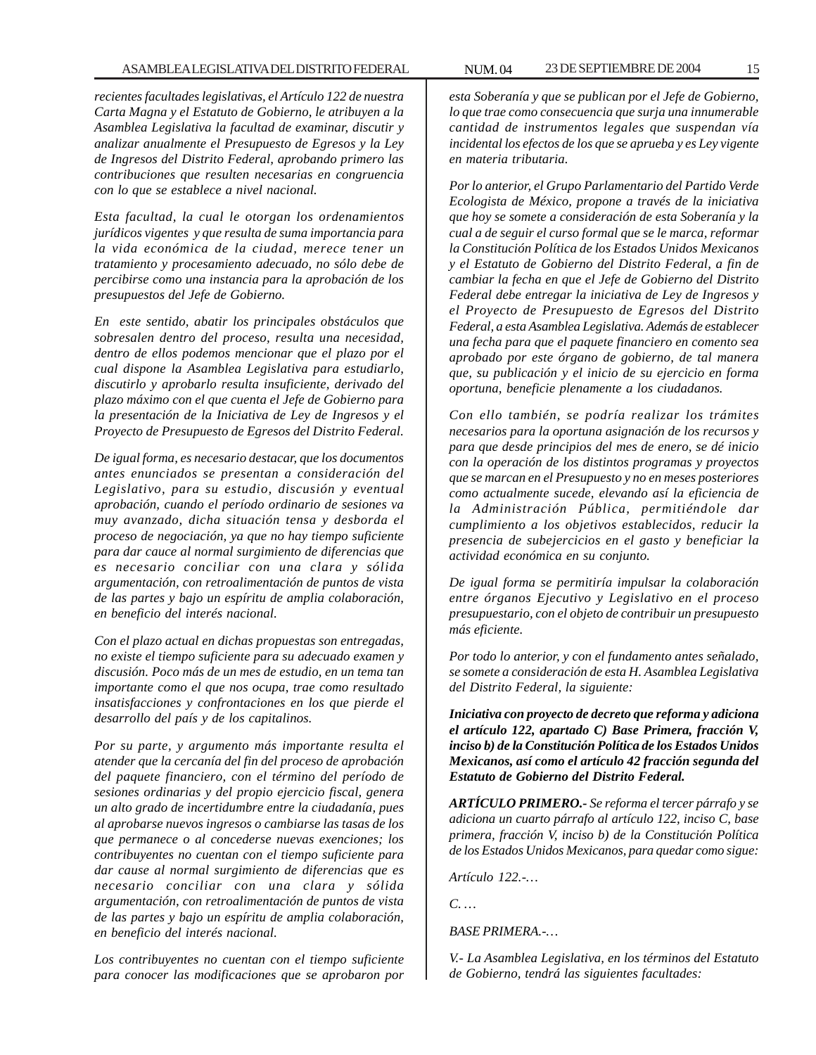*recientes facultades legislativas, el Artículo 122 de nuestra Carta Magna y el Estatuto de Gobierno, le atribuyen a la Asamblea Legislativa la facultad de examinar, discutir y analizar anualmente el Presupuesto de Egresos y la Ley de Ingresos del Distrito Federal, aprobando primero las contribuciones que resulten necesarias en congruencia con lo que se establece a nivel nacional.*

*Esta facultad, la cual le otorgan los ordenamientos jurídicos vigentes y que resulta de suma importancia para la vida económica de la ciudad, merece tener un tratamiento y procesamiento adecuado, no sólo debe de percibirse como una instancia para la aprobación de los presupuestos del Jefe de Gobierno.*

*En este sentido, abatir los principales obstáculos que sobresalen dentro del proceso, resulta una necesidad, dentro de ellos podemos mencionar que el plazo por el cual dispone la Asamblea Legislativa para estudiarlo, discutirlo y aprobarlo resulta insuficiente, derivado del plazo máximo con el que cuenta el Jefe de Gobierno para la presentación de la Iniciativa de Ley de Ingresos y el Proyecto de Presupuesto de Egresos del Distrito Federal.*

*De igual forma, es necesario destacar, que los documentos antes enunciados se presentan a consideración del Legislativo, para su estudio, discusión y eventual aprobación, cuando el período ordinario de sesiones va muy avanzado, dicha situación tensa y desborda el proceso de negociación, ya que no hay tiempo suficiente para dar cauce al normal surgimiento de diferencias que es necesario conciliar con una clara y sólida argumentación, con retroalimentación de puntos de vista de las partes y bajo un espíritu de amplia colaboración, en beneficio del interés nacional.*

*Con el plazo actual en dichas propuestas son entregadas, no existe el tiempo suficiente para su adecuado examen y discusión. Poco más de un mes de estudio, en un tema tan importante como el que nos ocupa, trae como resultado insatisfacciones y confrontaciones en los que pierde el desarrollo del país y de los capitalinos.*

*Por su parte, y argumento más importante resulta el atender que la cercanía del fin del proceso de aprobación del paquete financiero, con el término del período de sesiones ordinarias y del propio ejercicio fiscal, genera un alto grado de incertidumbre entre la ciudadanía, pues al aprobarse nuevos ingresos o cambiarse las tasas de los que permanece o al concederse nuevas exenciones; los contribuyentes no cuentan con el tiempo suficiente para dar cause al normal surgimiento de diferencias que es necesario conciliar con una clara y sólida argumentación, con retroalimentación de puntos de vista de las partes y bajo un espíritu de amplia colaboración, en beneficio del interés nacional.*

*Los contribuyentes no cuentan con el tiempo suficiente para conocer las modificaciones que se aprobaron por esta Soberanía y que se publican por el Jefe de Gobierno, lo que trae como consecuencia que surja una innumerable cantidad de instrumentos legales que suspendan vía incidental los efectos de los que se aprueba y es Ley vigente en materia tributaria.*

*Por lo anterior, el Grupo Parlamentario del Partido Verde Ecologista de México, propone a través de la iniciativa que hoy se somete a consideración de esta Soberanía y la cual a de seguir el curso formal que se le marca, reformar la Constitución Política de los Estados Unidos Mexicanos y el Estatuto de Gobierno del Distrito Federal, a fin de cambiar la fecha en que el Jefe de Gobierno del Distrito Federal debe entregar la iniciativa de Ley de Ingresos y el Proyecto de Presupuesto de Egresos del Distrito Federal, a esta Asamblea Legislativa. Además de establecer una fecha para que el paquete financiero en comento sea aprobado por este órgano de gobierno, de tal manera que, su publicación y el inicio de su ejercicio en forma oportuna, beneficie plenamente a los ciudadanos.*

*Con ello también, se podría realizar los trámites necesarios para la oportuna asignación de los recursos y para que desde principios del mes de enero, se dé inicio con la operación de los distintos programas y proyectos que se marcan en el Presupuesto y no en meses posteriores como actualmente sucede, elevando así la eficiencia de la Administración Pública, permitiéndole dar cumplimiento a los objetivos establecidos, reducir la presencia de subejercicios en el gasto y beneficiar la actividad económica en su conjunto.*

*De igual forma se permitiría impulsar la colaboración entre órganos Ejecutivo y Legislativo en el proceso presupuestario, con el objeto de contribuir un presupuesto más eficiente.*

*Por todo lo anterior, y con el fundamento antes señalado, se somete a consideración de esta H. Asamblea Legislativa del Distrito Federal, la siguiente:*

***Iniciativa con proyecto de decreto que reforma y adiciona el artículo 122, apartado C) Base Primera, fracción V, inciso b) de la Constitución Política de los Estados Unidos Mexicanos, así como el artículo 42 fracción segunda del Estatuto de Gobierno del Distrito Federal.***

***ARTÍCULO PRIMERO.-*** *Se reforma el tercer párrafo y se adiciona un cuarto párrafo al artículo 122, inciso C, base primera, fracción V, inciso b) de la Constitución Política de los Estados Unidos Mexicanos, para quedar como sigue:*

*Artículo 122.-…*

*C. …*

*BASE PRIMERA.-…*

*V.- La Asamblea Legislativa, en los términos del Estatuto de Gobierno, tendrá las siguientes facultades:*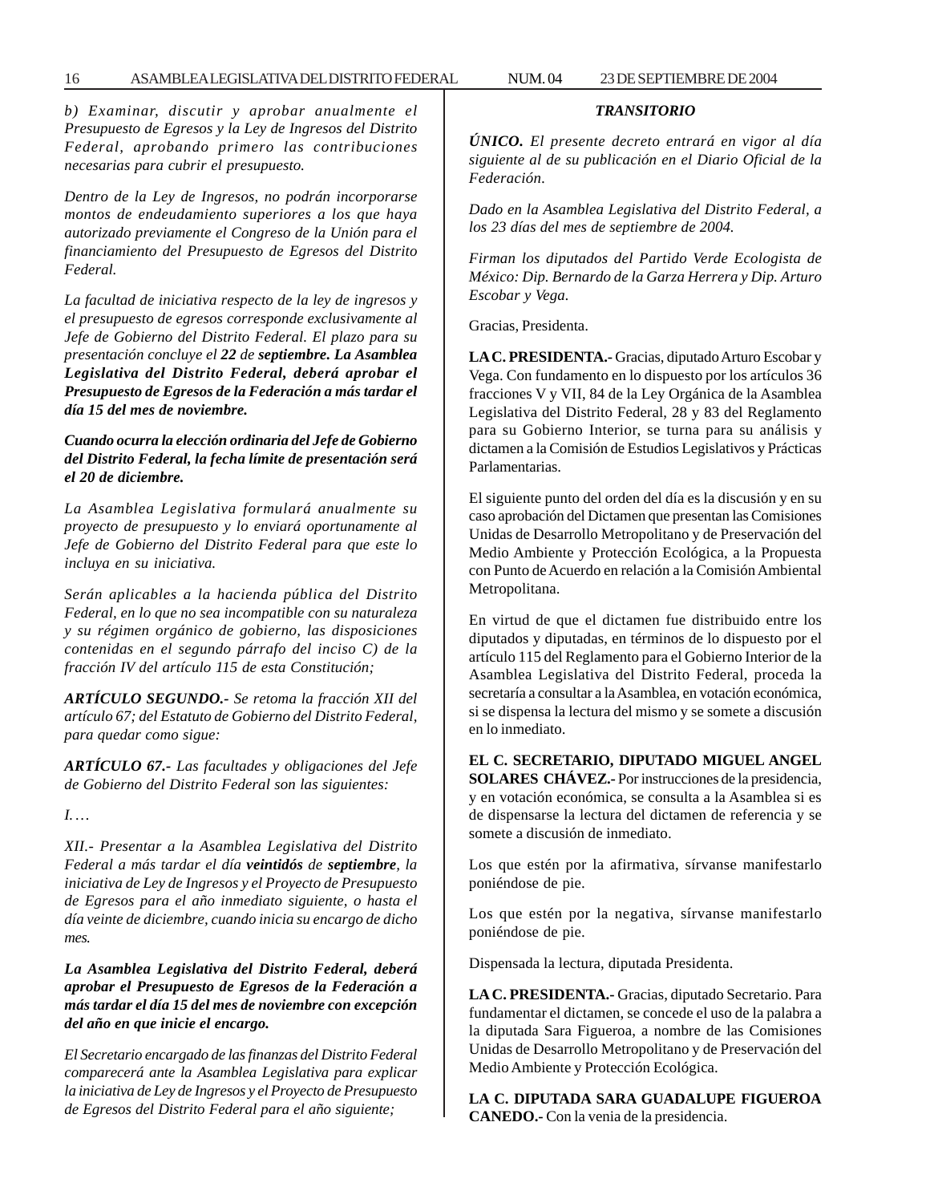*b) Examinar, discutir y aprobar anualmente el Presupuesto de Egresos y la Ley de Ingresos del Distrito Federal, aprobando primero las contribuciones necesarias para cubrir el presupuesto.*

*Dentro de la Ley de Ingresos, no podrán incorporarse montos de endeudamiento superiores a los que haya autorizado previamente el Congreso de la Unión para el financiamiento del Presupuesto de Egresos del Distrito Federal.*

*La facultad de iniciativa respecto de la ley de ingresos y el presupuesto de egresos corresponde exclusivamente al Jefe de Gobierno del Distrito Federal. El plazo para su presentación concluye el **22** de **septiembre. La Asamblea Legislativa del Distrito Federal, deberá aprobar el Presupuesto de Egresos de la Federación a más tardar el día 15 del mes de noviembre.***

***Cuando ocurra la elección ordinaria del Jefe de Gobierno del Distrito Federal, la fecha límite de presentación será el 20 de diciembre.***

*La Asamblea Legislativa formulará anualmente su proyecto de presupuesto y lo enviará oportunamente al Jefe de Gobierno del Distrito Federal para que este lo incluya en su iniciativa.*

*Serán aplicables a la hacienda pública del Distrito Federal, en lo que no sea incompatible con su naturaleza y su régimen orgánico de gobierno, las disposiciones contenidas en el segundo párrafo del inciso C) de la fracción IV del artículo 115 de esta Constitución;*

***ARTÍCULO SEGUNDO.-** Se retoma la fracción XII del artículo 67; del Estatuto de Gobierno del Distrito Federal, para quedar como sigue:*

***ARTÍCULO 67.-** Las facultades y obligaciones del Jefe de Gobierno del Distrito Federal son las siguientes:*

*I. …*

*XII.- Presentar a la Asamblea Legislativa del Distrito Federal a más tardar el día **veintidós** de **septiembre**, la iniciativa de Ley de Ingresos y el Proyecto de Presupuesto de Egresos para el año inmediato siguiente, o hasta el día veinte de diciembre, cuando inicia su encargo de dicho mes.*

***La Asamblea Legislativa del Distrito Federal, deberá aprobar el Presupuesto de Egresos de la Federación a más tardar el día 15 del mes de noviembre con excepción del año en que inicie el encargo.***

*El Secretario encargado de las finanzas del Distrito Federal comparecerá ante la Asamblea Legislativa para explicar la iniciativa de Ley de Ingresos y el Proyecto de Presupuesto de Egresos del Distrito Federal para el año siguiente;*

***TRANSITORIO***

***ÚNICO.** El presente decreto entrará en vigor al día siguiente al de su publicación en el Diario Oficial de la Federación.*

*Dado en la Asamblea Legislativa del Distrito Federal, a los 23 días del mes de septiembre de 2004.*

*Firman los diputados del Partido Verde Ecologista de México: Dip. Bernardo de la Garza Herrera y Dip. Arturo Escobar y Vega.*

Gracias, Presidenta.

**LA C. PRESIDENTA.-** Gracias, diputado Arturo Escobar y Vega. Con fundamento en lo dispuesto por los artículos 36 fracciones V y VII, 84 de la Ley Orgánica de la Asamblea Legislativa del Distrito Federal, 28 y 83 del Reglamento para su Gobierno Interior, se turna para su análisis y dictamen a la Comisión de Estudios Legislativos y Prácticas Parlamentarias.

El siguiente punto del orden del día es la discusión y en su caso aprobación del Dictamen que presentan las Comisiones Unidas de Desarrollo Metropolitano y de Preservación del Medio Ambiente y Protección Ecológica, a la Propuesta con Punto de Acuerdo en relación a la Comisión Ambiental Metropolitana.

En virtud de que el dictamen fue distribuido entre los diputados y diputadas, en términos de lo dispuesto por el artículo 115 del Reglamento para el Gobierno Interior de la Asamblea Legislativa del Distrito Federal, proceda la secretaría a consultar a la Asamblea, en votación económica, si se dispensa la lectura del mismo y se somete a discusión en lo inmediato.

**EL C. SECRETARIO, DIPUTADO MIGUEL ANGEL SOLARES CHÁVEZ.-** Por instrucciones de la presidencia, y en votación económica, se consulta a la Asamblea si es de dispensarse la lectura del dictamen de referencia y se somete a discusión de inmediato.

Los que estén por la afirmativa, sírvanse manifestarlo poniéndose de pie.

Los que estén por la negativa, sírvanse manifestarlo poniéndose de pie.

Dispensada la lectura, diputada Presidenta.

**LA C. PRESIDENTA.-** Gracias, diputado Secretario. Para fundamentar el dictamen, se concede el uso de la palabra a la diputada Sara Figueroa, a nombre de las Comisiones Unidas de Desarrollo Metropolitano y de Preservación del Medio Ambiente y Protección Ecológica.

**LA C. DIPUTADA SARA GUADALUPE FIGUEROA CANEDO.-** Con la venia de la presidencia.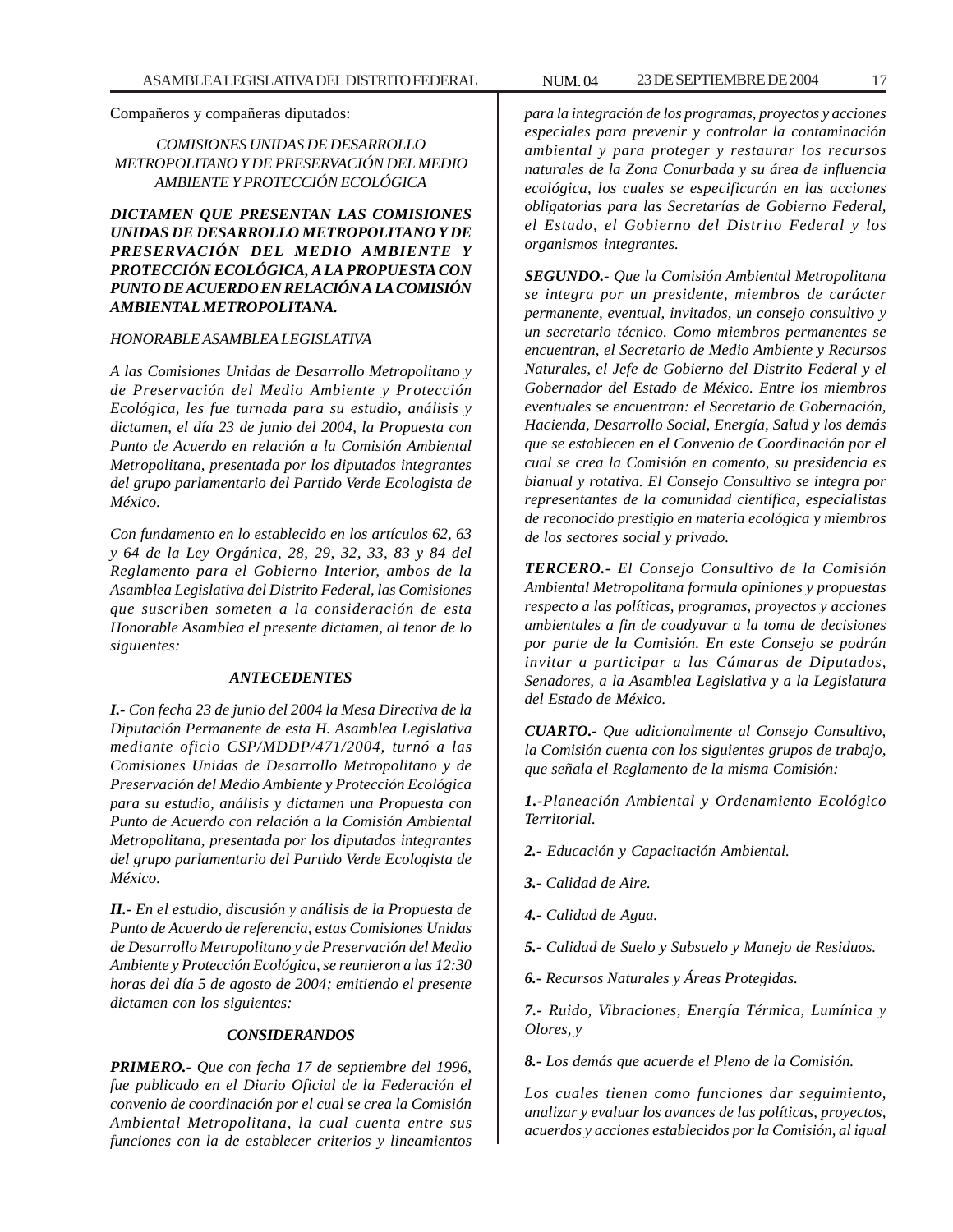Compañeros y compañeras diputados:

*COMISIONES UNIDAS DE DESARROLLO METROPOLITANO Y DE PRESERVACIÓN DEL MEDIO AMBIENTE Y PROTECCIÓN ECOLÓGICA*

***DICTAMEN QUE PRESENTAN LAS COMISIONES UNIDAS DE DESARROLLO METROPOLITANO Y DE PRESERVACIÓN DEL MEDIO AMBIENTE Y PROTECCIÓN ECOLÓGICA, A LA PROPUESTA CON PUNTO DE ACUERDO EN RELACIÓN A LA COMISIÓN AMBIENTAL METROPOLITANA.***

*HONORABLE ASAMBLEA LEGISLATIVA*

*A las Comisiones Unidas de Desarrollo Metropolitano y de Preservación del Medio Ambiente y Protección Ecológica, les fue turnada para su estudio, análisis y dictamen, el día 23 de junio del 2004, la Propuesta con Punto de Acuerdo en relación a la Comisión Ambiental Metropolitana, presentada por los diputados integrantes del grupo parlamentario del Partido Verde Ecologista de México.*

*Con fundamento en lo establecido en los artículos 62, 63 y 64 de la Ley Orgánica, 28, 29, 32, 33, 83 y 84 del Reglamento para el Gobierno Interior, ambos de la Asamblea Legislativa del Distrito Federal, las Comisiones que suscriben someten a la consideración de esta Honorable Asamblea el presente dictamen, al tenor de lo siguientes:*

***ANTECEDENTES***

***I.-*** *Con fecha 23 de junio del 2004 la Mesa Directiva de la Diputación Permanente de esta H. Asamblea Legislativa mediante oficio CSP/MDDP/471/2004, turnó a las Comisiones Unidas de Desarrollo Metropolitano y de Preservación del Medio Ambiente y Protección Ecológica para su estudio, análisis y dictamen una Propuesta con Punto de Acuerdo con relación a la Comisión Ambiental Metropolitana, presentada por los diputados integrantes del grupo parlamentario del Partido Verde Ecologista de México.*

***II.-*** *En el estudio, discusión y análisis de la Propuesta de Punto de Acuerdo de referencia, estas Comisiones Unidas de Desarrollo Metropolitano y de Preservación del Medio Ambiente y Protección Ecológica, se reunieron a las 12:30 horas del día 5 de agosto de 2004; emitiendo el presente dictamen con los siguientes:*

***CONSIDERANDOS***

***PRIMERO.-*** *Que con fecha 17 de septiembre del 1996, fue publicado en el Diario Oficial de la Federación el convenio de coordinación por el cual se crea la Comisión Ambiental Metropolitana, la cual cuenta entre sus funciones con la de establecer criterios y lineamientos para la integración de los programas, proyectos y acciones especiales para prevenir y controlar la contaminación ambiental y para proteger y restaurar los recursos naturales de la Zona Conurbada y su área de influencia ecológica, los cuales se especificarán en las acciones obligatorias para las Secretarías de Gobierno Federal, el Estado, el Gobierno del Distrito Federal y los organismos integrantes.*

***SEGUNDO.-*** *Que la Comisión Ambiental Metropolitana se integra por un presidente, miembros de carácter permanente, eventual, invitados, un consejo consultivo y un secretario técnico. Como miembros permanentes se encuentran, el Secretario de Medio Ambiente y Recursos Naturales, el Jefe de Gobierno del Distrito Federal y el Gobernador del Estado de México. Entre los miembros eventuales se encuentran: el Secretario de Gobernación, Hacienda, Desarrollo Social, Energía, Salud y los demás que se establecen en el Convenio de Coordinación por el cual se crea la Comisión en comento, su presidencia es bianual y rotativa. El Consejo Consultivo se integra por representantes de la comunidad científica, especialistas de reconocido prestigio en materia ecológica y miembros de los sectores social y privado.*

***TERCERO.-*** *El Consejo Consultivo de la Comisión Ambiental Metropolitana formula opiniones y propuestas respecto a las políticas, programas, proyectos y acciones ambientales a fin de coadyuvar a la toma de decisiones por parte de la Comisión. En este Consejo se podrán invitar a participar a las Cámaras de Diputados, Senadores, a la Asamblea Legislativa y a la Legislatura del Estado de México.*

***CUARTO.-*** *Que adicionalmente al Consejo Consultivo, la Comisión cuenta con los siguientes grupos de trabajo, que señala el Reglamento de la misma Comisión:*

***1.-****Planeación Ambiental y Ordenamiento Ecológico Territorial.*

***2.-*** *Educación y Capacitación Ambiental.*

***3.-*** *Calidad de Aire.*

***4.-*** *Calidad de Agua.*

***5.-*** *Calidad de Suelo y Subsuelo y Manejo de Residuos.*

***6.-*** *Recursos Naturales y Áreas Protegidas.*

***7.-*** *Ruido, Vibraciones, Energía Térmica, Lumínica y Olores, y*

***8.-*** *Los demás que acuerde el Pleno de la Comisión.*

*Los cuales tienen como funciones dar seguimiento, analizar y evaluar los avances de las políticas, proyectos, acuerdos y acciones establecidos por la Comisión, al igual*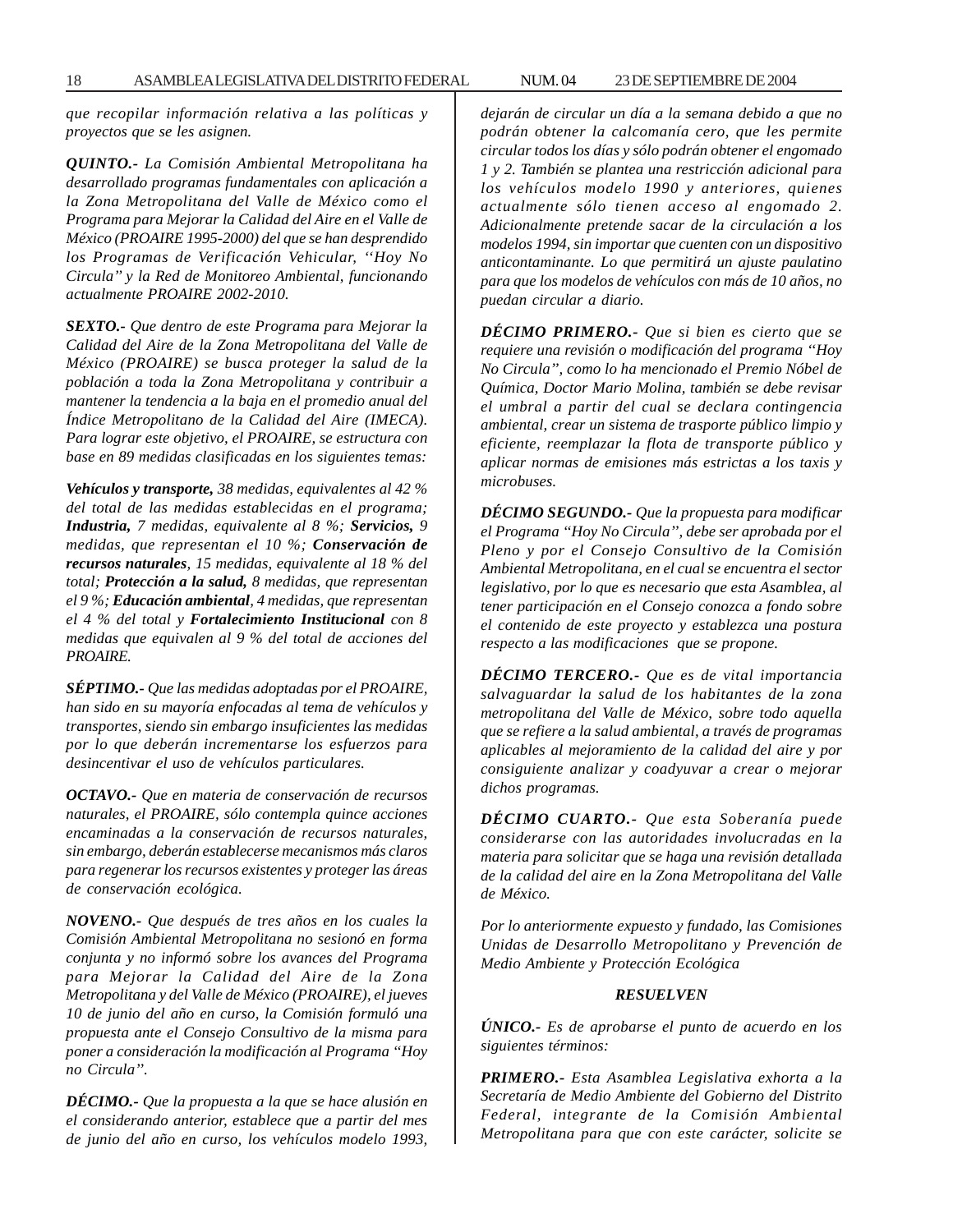*que recopilar información relativa a las políticas y proyectos que se les asignen.*

***QUINTO.-*** *La Comisión Ambiental Metropolitana ha desarrollado programas fundamentales con aplicación a la Zona Metropolitana del Valle de México como el Programa para Mejorar la Calidad del Aire en el Valle de México (PROAIRE 1995-2000) del que se han desprendido los Programas de Verificación Vehicular, ''Hoy No Circula'' y la Red de Monitoreo Ambiental, funcionando actualmente PROAIRE 2002-2010.*

***SEXTO.-*** *Que dentro de este Programa para Mejorar la Calidad del Aire de la Zona Metropolitana del Valle de México (PROAIRE) se busca proteger la salud de la población a toda la Zona Metropolitana y contribuir a mantener la tendencia a la baja en el promedio anual del Índice Metropolitano de la Calidad del Aire (IMECA). Para lograr este objetivo, el PROAIRE, se estructura con base en 89 medidas clasificadas en los siguientes temas:*

***Vehículos y transporte,*** *38 medidas, equivalentes al 42 % del total de las medidas establecidas en el programa;* ***Industria,*** *7 medidas, equivalente al 8 %;* ***Servicios,*** *9 medidas, que representan el 10 %;* ***Conservación de recursos naturales****, 15 medidas, equivalente al 18 % del total;* ***Protección a la salud,*** *8 medidas, que representan el 9 %;* ***Educación ambiental****, 4 medidas, que representan el 4 % del total y* ***Fortalecimiento Institucional*** *con 8 medidas que equivalen al 9 % del total de acciones del PROAIRE.*

***SÉPTIMO.-*** *Que las medidas adoptadas por el PROAIRE, han sido en su mayoría enfocadas al tema de vehículos y transportes, siendo sin embargo insuficientes las medidas por lo que deberán incrementarse los esfuerzos para desincentivar el uso de vehículos particulares.*

***OCTAVO.-*** *Que en materia de conservación de recursos naturales, el PROAIRE, sólo contempla quince acciones encaminadas a la conservación de recursos naturales, sin embargo, deberán establecerse mecanismos más claros para regenerar los recursos existentes y proteger las áreas de conservación ecológica.*

***NOVENO.-*** *Que después de tres años en los cuales la Comisión Ambiental Metropolitana no sesionó en forma conjunta y no informó sobre los avances del Programa para Mejorar la Calidad del Aire de la Zona Metropolitana y del Valle de México (PROAIRE), el jueves 10 de junio del año en curso, la Comisión formuló una propuesta ante el Consejo Consultivo de la misma para poner a consideración la modificación al Programa ''Hoy no Circula''.*

***DÉCIMO.-*** *Que la propuesta a la que se hace alusión en el considerando anterior, establece que a partir del mes de junio del año en curso, los vehículos modelo 1993, dejarán de circular un día a la semana debido a que no podrán obtener la calcomanía cero, que les permite circular todos los días y sólo podrán obtener el engomado 1 y 2. También se plantea una restricción adicional para los vehículos modelo 1990 y anteriores, quienes actualmente sólo tienen acceso al engomado 2. Adicionalmente pretende sacar de la circulación a los modelos 1994, sin importar que cuenten con un dispositivo anticontaminante. Lo que permitirá un ajuste paulatino para que los modelos de vehículos con más de 10 años, no puedan circular a diario.*

***DÉCIMO PRIMERO.-*** *Que si bien es cierto que se requiere una revisión o modificación del programa ''Hoy No Circula'', como lo ha mencionado el Premio Nóbel de Química, Doctor Mario Molina, también se debe revisar el umbral a partir del cual se declara contingencia ambiental, crear un sistema de trasporte público limpio y eficiente, reemplazar la flota de transporte público y aplicar normas de emisiones más estrictas a los taxis y microbuses.*

***DÉCIMO SEGUNDO.-*** *Que la propuesta para modificar el Programa ''Hoy No Circula'', debe ser aprobada por el Pleno y por el Consejo Consultivo de la Comisión Ambiental Metropolitana, en el cual se encuentra el sector legislativo, por lo que es necesario que esta Asamblea, al tener participación en el Consejo conozca a fondo sobre el contenido de este proyecto y establezca una postura respecto a las modificaciones que se propone.*

***DÉCIMO TERCERO.-*** *Que es de vital importancia salvaguardar la salud de los habitantes de la zona metropolitana del Valle de México, sobre todo aquella que se refiere a la salud ambiental, a través de programas aplicables al mejoramiento de la calidad del aire y por consiguiente analizar y coadyuvar a crear o mejorar dichos programas.*

***DÉCIMO CUARTO.-*** *Que esta Soberanía puede considerarse con las autoridades involucradas en la materia para solicitar que se haga una revisión detallada de la calidad del aire en la Zona Metropolitana del Valle de México.*

*Por lo anteriormente expuesto y fundado, las Comisiones Unidas de Desarrollo Metropolitano y Prevención de Medio Ambiente y Protección Ecológica*

***RESUELVEN***

***ÚNICO.-*** *Es de aprobarse el punto de acuerdo en los siguientes términos:*

***PRIMERO.-*** *Esta Asamblea Legislativa exhorta a la Secretaría de Medio Ambiente del Gobierno del Distrito Federal, integrante de la Comisión Ambiental Metropolitana para que con este carácter, solicite se*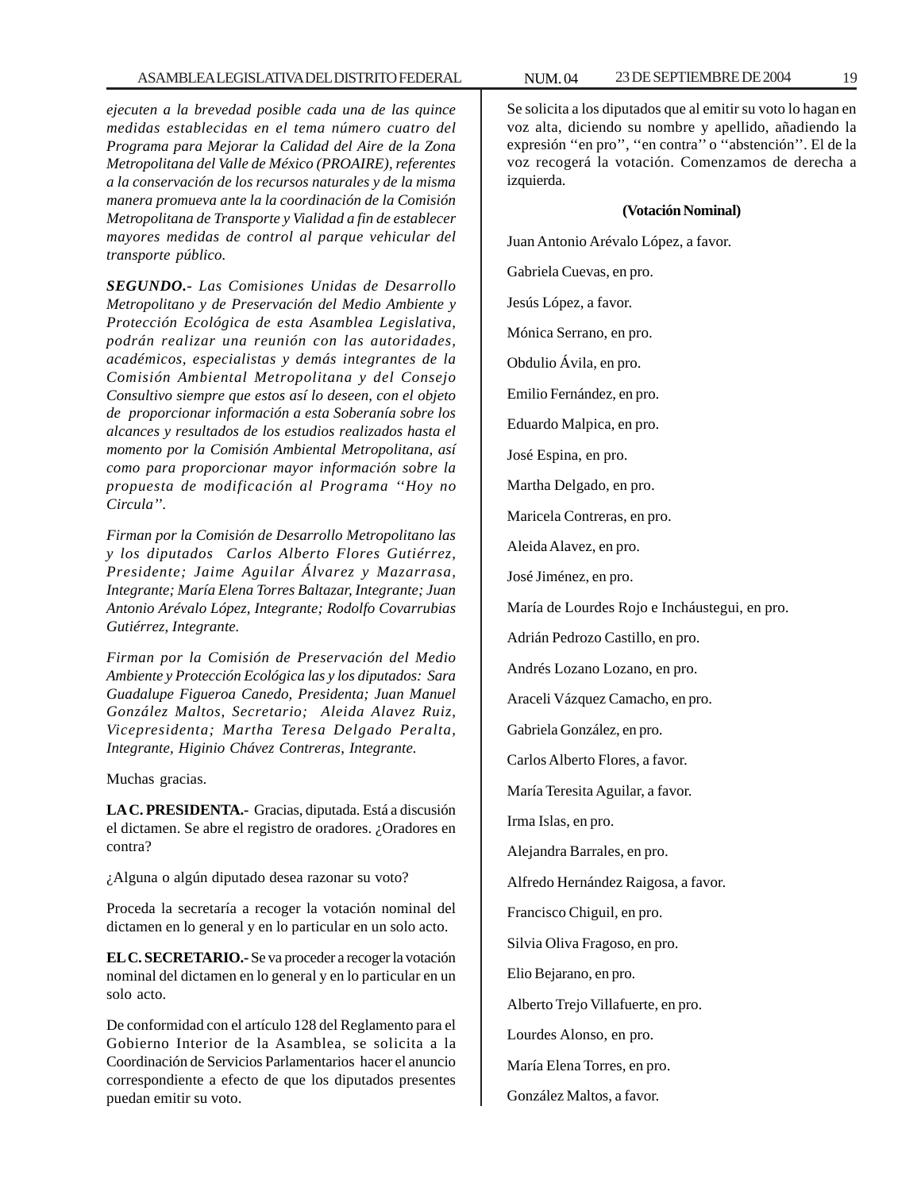*ejecuten a la brevedad posible cada una de las quince medidas establecidas en el tema número cuatro del Programa para Mejorar la Calidad del Aire de la Zona Metropolitana del Valle de México (PROAIRE), referentes a la conservación de los recursos naturales y de la misma manera promueva ante la la coordinación de la Comisión Metropolitana de Transporte y Vialidad a fin de establecer mayores medidas de control al parque vehicular del transporte público.*

***SEGUNDO.-*** *Las Comisiones Unidas de Desarrollo Metropolitano y de Preservación del Medio Ambiente y Protección Ecológica de esta Asamblea Legislativa, podrán realizar una reunión con las autoridades, académicos, especialistas y demás integrantes de la Comisión Ambiental Metropolitana y del Consejo Consultivo siempre que estos así lo deseen, con el objeto de proporcionar información a esta Soberanía sobre los alcances y resultados de los estudios realizados hasta el momento por la Comisión Ambiental Metropolitana, así como para proporcionar mayor información sobre la propuesta de modificación al Programa ''Hoy no Circula''.*

*Firman por la Comisión de Desarrollo Metropolitano las y los diputados Carlos Alberto Flores Gutiérrez, Presidente; Jaime Aguilar Álvarez y Mazarrasa, Integrante; María Elena Torres Baltazar, Integrante; Juan Antonio Arévalo López, Integrante; Rodolfo Covarrubias Gutiérrez, Integrante.*

*Firman por la Comisión de Preservación del Medio Ambiente y Protección Ecológica las y los diputados: Sara Guadalupe Figueroa Canedo, Presidenta; Juan Manuel González Maltos, Secretario; Aleida Alavez Ruiz, Vicepresidenta; Martha Teresa Delgado Peralta, Integrante, Higinio Chávez Contreras, Integrante.*

Muchas gracias.

**LA C. PRESIDENTA.-** Gracias, diputada. Está a discusión el dictamen. Se abre el registro de oradores. ¿Oradores en contra?

¿Alguna o algún diputado desea razonar su voto?

Proceda la secretaría a recoger la votación nominal del dictamen en lo general y en lo particular en un solo acto.

**EL C. SECRETARIO.-** Se va proceder a recoger la votación nominal del dictamen en lo general y en lo particular en un solo acto.

De conformidad con el artículo 128 del Reglamento para el Gobierno Interior de la Asamblea, se solicita a la Coordinación de Servicios Parlamentarios hacer el anuncio correspondiente a efecto de que los diputados presentes puedan emitir su voto.

Se solicita a los diputados que al emitir su voto lo hagan en voz alta, diciendo su nombre y apellido, añadiendo la expresión ''en pro'', ''en contra'' o ''abstención''. El de la voz recogerá la votación. Comenzamos de derecha a izquierda.

**(Votación Nominal)**

Juan Antonio Arévalo López, a favor.

Gabriela Cuevas, en pro.

Jesús López, a favor.

Mónica Serrano, en pro.

Obdulio Ávila, en pro.

Emilio Fernández, en pro.

Eduardo Malpica, en pro.

José Espina, en pro.

Martha Delgado, en pro.

Maricela Contreras, en pro.

Aleida Alavez, en pro.

José Jiménez, en pro.

María de Lourdes Rojo e Incháustegui, en pro.

Adrián Pedrozo Castillo, en pro.

Andrés Lozano Lozano, en pro.

Araceli Vázquez Camacho, en pro.

Gabriela González, en pro.

Carlos Alberto Flores, a favor.

María Teresita Aguilar, a favor.

Irma Islas, en pro.

Alejandra Barrales, en pro.

Alfredo Hernández Raigosa, a favor.

Francisco Chiguil, en pro.

Silvia Oliva Fragoso, en pro.

Elio Bejarano, en pro.

Alberto Trejo Villafuerte, en pro.

Lourdes Alonso, en pro.

María Elena Torres, en pro.

González Maltos, a favor.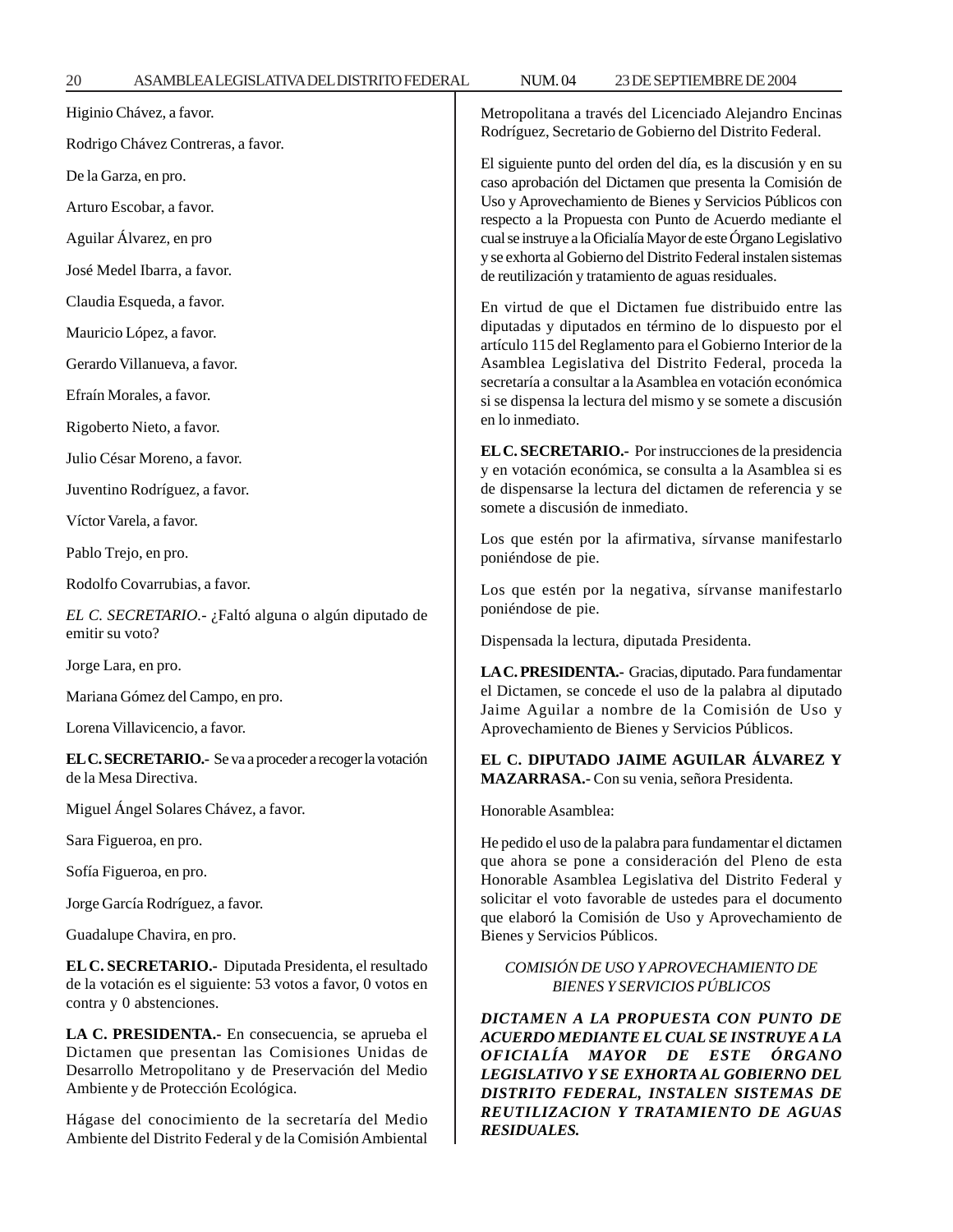Higinio Chávez, a favor.

Rodrigo Chávez Contreras, a favor.

De la Garza, en pro.

Arturo Escobar, a favor.

Aguilar Álvarez, en pro

José Medel Ibarra, a favor.

Claudia Esqueda, a favor.

Mauricio López, a favor.

Gerardo Villanueva, a favor.

Efraín Morales, a favor.

Rigoberto Nieto, a favor.

Julio César Moreno, a favor.

Juventino Rodríguez, a favor.

Víctor Varela, a favor.

Pablo Trejo, en pro.

Rodolfo Covarrubias, a favor.

*EL C. SECRETARIO.-* ¿Faltó alguna o algún diputado de emitir su voto?

Jorge Lara, en pro.

Mariana Gómez del Campo, en pro.

Lorena Villavicencio, a favor.

**EL C. SECRETARIO.-** Se va a proceder a recoger la votación de la Mesa Directiva.

Miguel Ángel Solares Chávez, a favor.

Sara Figueroa, en pro.

Sofía Figueroa, en pro.

Jorge García Rodríguez, a favor.

Guadalupe Chavira, en pro.

**EL C. SECRETARIO.-** Diputada Presidenta, el resultado de la votación es el siguiente: 53 votos a favor, 0 votos en contra y 0 abstenciones.

**LA C. PRESIDENTA.-** En consecuencia, se aprueba el Dictamen que presentan las Comisiones Unidas de Desarrollo Metropolitano y de Preservación del Medio Ambiente y de Protección Ecológica.

Hágase del conocimiento de la secretaría del Medio Ambiente del Distrito Federal y de la Comisión Ambiental Metropolitana a través del Licenciado Alejandro Encinas Rodríguez, Secretario de Gobierno del Distrito Federal.

El siguiente punto del orden del día, es la discusión y en su caso aprobación del Dictamen que presenta la Comisión de Uso y Aprovechamiento de Bienes y Servicios Públicos con respecto a la Propuesta con Punto de Acuerdo mediante el cual se instruye a la Oficialía Mayor de este Órgano Legislativo y se exhorta al Gobierno del Distrito Federal instalen sistemas de reutilización y tratamiento de aguas residuales.

En virtud de que el Dictamen fue distribuido entre las diputadas y diputados en término de lo dispuesto por el artículo 115 del Reglamento para el Gobierno Interior de la Asamblea Legislativa del Distrito Federal, proceda la secretaría a consultar a la Asamblea en votación económica si se dispensa la lectura del mismo y se somete a discusión en lo inmediato.

**EL C. SECRETARIO.-** Por instrucciones de la presidencia y en votación económica, se consulta a la Asamblea si es de dispensarse la lectura del dictamen de referencia y se somete a discusión de inmediato.

Los que estén por la afirmativa, sírvanse manifestarlo poniéndose de pie.

Los que estén por la negativa, sírvanse manifestarlo poniéndose de pie.

Dispensada la lectura, diputada Presidenta.

**LA C. PRESIDENTA.-** Gracias, diputado. Para fundamentar el Dictamen, se concede el uso de la palabra al diputado Jaime Aguilar a nombre de la Comisión de Uso y Aprovechamiento de Bienes y Servicios Públicos.

**EL C. DIPUTADO JAIME AGUILAR ÁLVAREZ Y MAZARRASA.-** Con su venia, señora Presidenta.

Honorable Asamblea:

He pedido el uso de la palabra para fundamentar el dictamen que ahora se pone a consideración del Pleno de esta Honorable Asamblea Legislativa del Distrito Federal y solicitar el voto favorable de ustedes para el documento que elaboró la Comisión de Uso y Aprovechamiento de Bienes y Servicios Públicos.

*COMISIÓN DE USO Y APROVECHAMIENTO DE BIENES Y SERVICIOS PÚBLICOS*

***DICTAMEN A LA PROPUESTA CON PUNTO DE ACUERDO MEDIANTE EL CUAL SE INSTRUYE A LA OFICIALÍA MAYOR DE ESTE ÓRGANO LEGISLATIVO Y SE EXHORTA AL GOBIERNO DEL DISTRITO FEDERAL, INSTALEN SISTEMAS DE REUTILIZACION Y TRATAMIENTO DE AGUAS RESIDUALES.***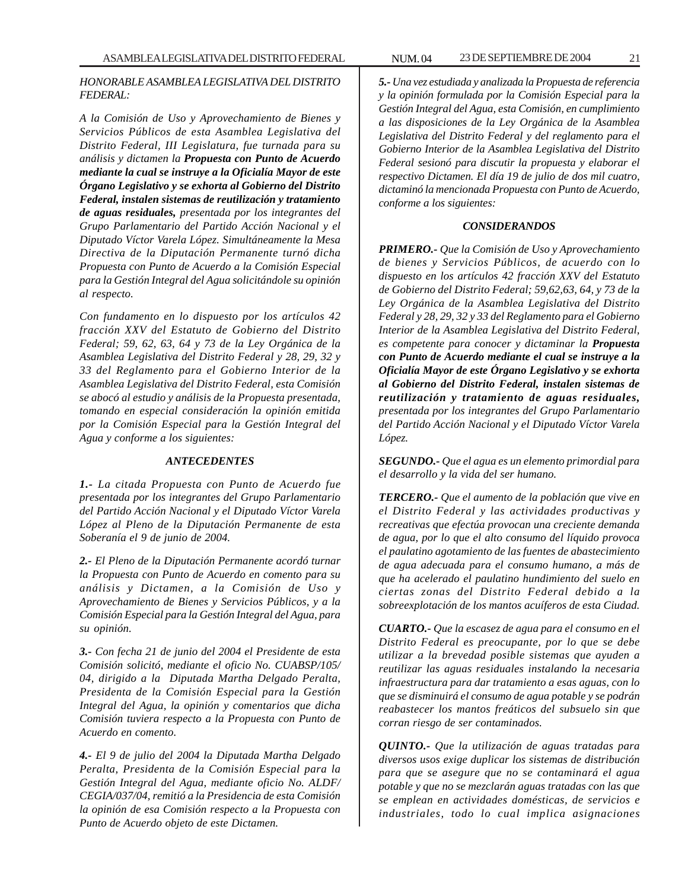*HONORABLE ASAMBLEA LEGISLATIVA DEL DISTRITO FEDERAL:*

*A la Comisión de Uso y Aprovechamiento de Bienes y Servicios Públicos de esta Asamblea Legislativa del Distrito Federal, III Legislatura, fue turnada para su análisis y dictamen la* ***Propuesta con Punto de Acuerdo mediante la cual se instruye a la Oficialía Mayor de este Órgano Legislativo y se exhorta al Gobierno del Distrito Federal, instalen sistemas de reutilización y tratamiento de aguas residuales,*** *presentada por los integrantes del Grupo Parlamentario del Partido Acción Nacional y el Diputado Víctor Varela López. Simultáneamente la Mesa Directiva de la Diputación Permanente turnó dicha Propuesta con Punto de Acuerdo a la Comisión Especial para la Gestión Integral del Agua solicitándole su opinión al respecto.*

*Con fundamento en lo dispuesto por los artículos 42 fracción XXV del Estatuto de Gobierno del Distrito Federal; 59, 62, 63, 64 y 73 de la Ley Orgánica de la Asamblea Legislativa del Distrito Federal y 28, 29, 32 y 33 del Reglamento para el Gobierno Interior de la Asamblea Legislativa del Distrito Federal, esta Comisión se abocó al estudio y análisis de la Propuesta presentada, tomando en especial consideración la opinión emitida por la Comisión Especial para la Gestión Integral del Agua y conforme a los siguientes:*

***ANTECEDENTES***

***1.-*** *La citada Propuesta con Punto de Acuerdo fue presentada por los integrantes del Grupo Parlamentario del Partido Acción Nacional y el Diputado Víctor Varela López al Pleno de la Diputación Permanente de esta Soberanía el 9 de junio de 2004.*

***2.-*** *El Pleno de la Diputación Permanente acordó turnar la Propuesta con Punto de Acuerdo en comento para su análisis y Dictamen, a la Comisión de Uso y Aprovechamiento de Bienes y Servicios Públicos, y a la Comisión Especial para la Gestión Integral del Agua, para su opinión.*

***3.-*** *Con fecha 21 de junio del 2004 el Presidente de esta Comisión solicitó, mediante el oficio No. CUABSP/105/04, dirigido a la Diputada Martha Delgado Peralta, Presidenta de la Comisión Especial para la Gestión Integral del Agua, la opinión y comentarios que dicha Comisión tuviera respecto a la Propuesta con Punto de Acuerdo en comento.*

***4.-*** *El 9 de julio del 2004 la Diputada Martha Delgado Peralta, Presidenta de la Comisión Especial para la Gestión Integral del Agua, mediante oficio No. ALDF/CEGIA/037/04, remitió a la Presidencia de esta Comisión la opinión de esa Comisión respecto a la Propuesta con Punto de Acuerdo objeto de este Dictamen.*

***5.-*** *Una vez estudiada y analizada la Propuesta de referencia y la opinión formulada por la Comisión Especial para la Gestión Integral del Agua, esta Comisión, en cumplimiento a las disposiciones de la Ley Orgánica de la Asamblea Legislativa del Distrito Federal y del reglamento para el Gobierno Interior de la Asamblea Legislativa del Distrito Federal sesionó para discutir la propuesta y elaborar el respectivo Dictamen. El día 19 de julio de dos mil cuatro, dictaminó la mencionada Propuesta con Punto de Acuerdo, conforme a los siguientes:*

***CONSIDERANDOS***

***PRIMERO.-*** *Que la Comisión de Uso y Aprovechamiento de bienes y Servicios Públicos, de acuerdo con lo dispuesto en los artículos 42 fracción XXV del Estatuto de Gobierno del Distrito Federal; 59,62,63, 64, y 73 de la Ley Orgánica de la Asamblea Legislativa del Distrito Federal y 28, 29, 32 y 33 del Reglamento para el Gobierno Interior de la Asamblea Legislativa del Distrito Federal, es competente para conocer y dictaminar la* ***Propuesta con Punto de Acuerdo mediante el cual se instruye a la Oficialía Mayor de este Órgano Legislativo y se exhorta al Gobierno del Distrito Federal, instalen sistemas de reutilización y tratamiento de aguas residuales,*** *presentada por los integrantes del Grupo Parlamentario del Partido Acción Nacional y el Diputado Víctor Varela López.*

***SEGUNDO.-*** *Que el agua es un elemento primordial para el desarrollo y la vida del ser humano.*

***TERCERO.-*** *Que el aumento de la población que vive en el Distrito Federal y las actividades productivas y recreativas que efectúa provocan una creciente demanda de agua, por lo que el alto consumo del líquido provoca el paulatino agotamiento de las fuentes de abastecimiento de agua adecuada para el consumo humano, a más de que ha acelerado el paulatino hundimiento del suelo en ciertas zonas del Distrito Federal debido a la sobreexplotación de los mantos acuíferos de esta Ciudad.*

***CUARTO.-*** *Que la escasez de agua para el consumo en el Distrito Federal es preocupante, por lo que se debe utilizar a la brevedad posible sistemas que ayuden a reutilizar las aguas residuales instalando la necesaria infraestructura para dar tratamiento a esas aguas, con lo que se disminuirá el consumo de agua potable y se podrán reabastecer los mantos freáticos del subsuelo sin que corran riesgo de ser contaminados.*

***QUINTO.-*** *Que la utilización de aguas tratadas para diversos usos exige duplicar los sistemas de distribución para que se asegure que no se contaminará el agua potable y que no se mezclarán aguas tratadas con las que se emplean en actividades domésticas, de servicios e industriales, todo lo cual implica asignaciones*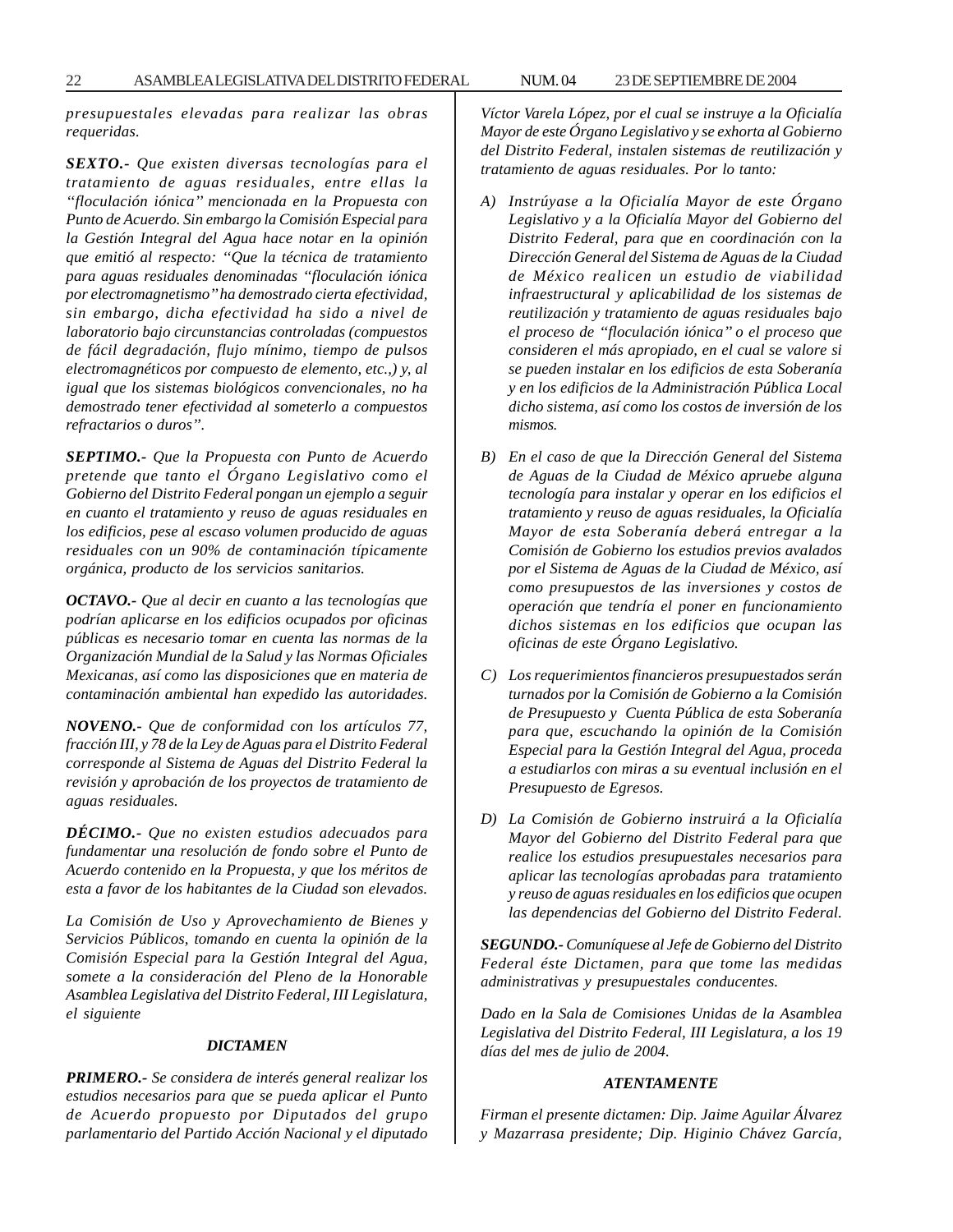*presupuestales elevadas para realizar las obras requeridas.*

***SEXTO.-*** *Que existen diversas tecnologías para el tratamiento de aguas residuales, entre ellas la "floculación iónica" mencionada en la Propuesta con Punto de Acuerdo. Sin embargo la Comisión Especial para la Gestión Integral del Agua hace notar en la opinión que emitió al respecto: "Que la técnica de tratamiento para aguas residuales denominadas "floculación iónica por electromagnetismo" ha demostrado cierta efectividad, sin embargo, dicha efectividad ha sido a nivel de laboratorio bajo circunstancias controladas (compuestos de fácil degradación, flujo mínimo, tiempo de pulsos electromagnéticos por compuesto de elemento, etc.,) y, al igual que los sistemas biológicos convencionales, no ha demostrado tener efectividad al someterlo a compuestos refractarios o duros".*

***SEPTIMO.-*** *Que la Propuesta con Punto de Acuerdo pretende que tanto el Órgano Legislativo como el Gobierno del Distrito Federal pongan un ejemplo a seguir en cuanto el tratamiento y reuso de aguas residuales en los edificios, pese al escaso volumen producido de aguas residuales con un 90% de contaminación típicamente orgánica, producto de los servicios sanitarios.*

***OCTAVO.-*** *Que al decir en cuanto a las tecnologías que podrían aplicarse en los edificios ocupados por oficinas públicas es necesario tomar en cuenta las normas de la Organización Mundial de la Salud y las Normas Oficiales Mexicanas, así como las disposiciones que en materia de contaminación ambiental han expedido las autoridades.*

***NOVENO.-*** *Que de conformidad con los artículos 77, fracción III, y 78 de la Ley de Aguas para el Distrito Federal corresponde al Sistema de Aguas del Distrito Federal la revisión y aprobación de los proyectos de tratamiento de aguas residuales.*

***DÉCIMO.-*** *Que no existen estudios adecuados para fundamentar una resolución de fondo sobre el Punto de Acuerdo contenido en la Propuesta, y que los méritos de esta a favor de los habitantes de la Ciudad son elevados.*

*La Comisión de Uso y Aprovechamiento de Bienes y Servicios Públicos, tomando en cuenta la opinión de la Comisión Especial para la Gestión Integral del Agua, somete a la consideración del Pleno de la Honorable Asamblea Legislativa del Distrito Federal, III Legislatura, el siguiente*

***DICTAMEN***

***PRIMERO.-*** *Se considera de interés general realizar los estudios necesarios para que se pueda aplicar el Punto de Acuerdo propuesto por Diputados del grupo parlamentario del Partido Acción Nacional y el diputado Víctor Varela López, por el cual se instruye a la Oficialía Mayor de este Órgano Legislativo y se exhorta al Gobierno del Distrito Federal, instalen sistemas de reutilización y tratamiento de aguas residuales. Por lo tanto:*

*A) Instrúyase a la Oficialía Mayor de este Órgano Legislativo y a la Oficialía Mayor del Gobierno del Distrito Federal, para que en coordinación con la Dirección General del Sistema de Aguas de la Ciudad de México realicen un estudio de viabilidad infraestructural y aplicabilidad de los sistemas de reutilización y tratamiento de aguas residuales bajo el proceso de "floculación iónica" o el proceso que consideren el más apropiado, en el cual se valore si se pueden instalar en los edificios de esta Soberanía y en los edificios de la Administración Pública Local dicho sistema, así como los costos de inversión de los mismos.*

*B) En el caso de que la Dirección General del Sistema de Aguas de la Ciudad de México apruebe alguna tecnología para instalar y operar en los edificios el tratamiento y reuso de aguas residuales, la Oficialía Mayor de esta Soberanía deberá entregar a la Comisión de Gobierno los estudios previos avalados por el Sistema de Aguas de la Ciudad de México, así como presupuestos de las inversiones y costos de operación que tendría el poner en funcionamiento dichos sistemas en los edificios que ocupan las oficinas de este Órgano Legislativo.*

*C) Los requerimientos financieros presupuestados serán turnados por la Comisión de Gobierno a la Comisión de Presupuesto y Cuenta Pública de esta Soberanía para que, escuchando la opinión de la Comisión Especial para la Gestión Integral del Agua, proceda a estudiarlos con miras a su eventual inclusión en el Presupuesto de Egresos.*

*D) La Comisión de Gobierno instruirá a la Oficialía Mayor del Gobierno del Distrito Federal para que realice los estudios presupuestales necesarios para aplicar las tecnologías aprobadas para tratamiento y reuso de aguas residuales en los edificios que ocupen las dependencias del Gobierno del Distrito Federal.*

***SEGUNDO.-*** *Comuníquese al Jefe de Gobierno del Distrito Federal éste Dictamen, para que tome las medidas administrativas y presupuestales conducentes.*

*Dado en la Sala de Comisiones Unidas de la Asamblea Legislativa del Distrito Federal, III Legislatura, a los 19 días del mes de julio de 2004.*

***ATENTAMENTE***

*Firman el presente dictamen: Dip. Jaime Aguilar Álvarez y Mazarrasa presidente; Dip. Higinio Chávez García,*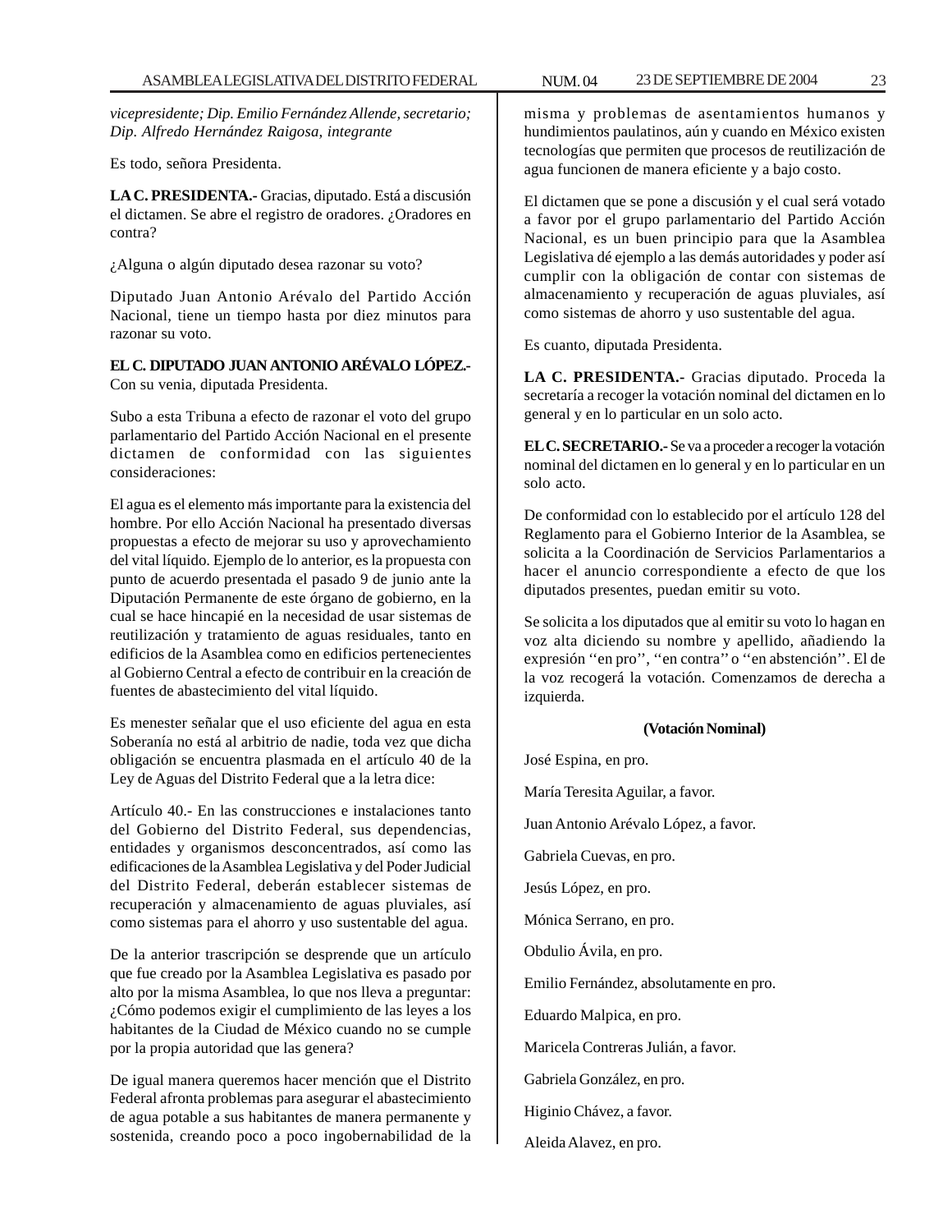*vicepresidente; Dip. Emilio Fernández Allende, secretario; Dip. Alfredo Hernández Raigosa, integrante*

Es todo, señora Presidenta.

**LA C. PRESIDENTA.-** Gracias, diputado. Está a discusión el dictamen. Se abre el registro de oradores. ¿Oradores en contra?

¿Alguna o algún diputado desea razonar su voto?

Diputado Juan Antonio Arévalo del Partido Acción Nacional, tiene un tiempo hasta por diez minutos para razonar su voto.

**EL C. DIPUTADO JUAN ANTONIO ARÉVALO LÓPEZ.-** Con su venia, diputada Presidenta.

Subo a esta Tribuna a efecto de razonar el voto del grupo parlamentario del Partido Acción Nacional en el presente dictamen de conformidad con las siguientes consideraciones:

El agua es el elemento más importante para la existencia del hombre. Por ello Acción Nacional ha presentado diversas propuestas a efecto de mejorar su uso y aprovechamiento del vital líquido. Ejemplo de lo anterior, es la propuesta con punto de acuerdo presentada el pasado 9 de junio ante la Diputación Permanente de este órgano de gobierno, en la cual se hace hincapié en la necesidad de usar sistemas de reutilización y tratamiento de aguas residuales, tanto en edificios de la Asamblea como en edificios pertenecientes al Gobierno Central a efecto de contribuir en la creación de fuentes de abastecimiento del vital líquido.

Es menester señalar que el uso eficiente del agua en esta Soberanía no está al arbitrio de nadie, toda vez que dicha obligación se encuentra plasmada en el artículo 40 de la Ley de Aguas del Distrito Federal que a la letra dice:

Artículo 40.- En las construcciones e instalaciones tanto del Gobierno del Distrito Federal, sus dependencias, entidades y organismos desconcentrados, así como las edificaciones de la Asamblea Legislativa y del Poder Judicial del Distrito Federal, deberán establecer sistemas de recuperación y almacenamiento de aguas pluviales, así como sistemas para el ahorro y uso sustentable del agua.

De la anterior trascripción se desprende que un artículo que fue creado por la Asamblea Legislativa es pasado por alto por la misma Asamblea, lo que nos lleva a preguntar: ¿Cómo podemos exigir el cumplimiento de las leyes a los habitantes de la Ciudad de México cuando no se cumple por la propia autoridad que las genera?

De igual manera queremos hacer mención que el Distrito Federal afronta problemas para asegurar el abastecimiento de agua potable a sus habitantes de manera permanente y sostenida, creando poco a poco ingobernabilidad de la misma y problemas de asentamientos humanos y hundimientos paulatinos, aún y cuando en México existen tecnologías que permiten que procesos de reutilización de agua funcionen de manera eficiente y a bajo costo.

El dictamen que se pone a discusión y el cual será votado a favor por el grupo parlamentario del Partido Acción Nacional, es un buen principio para que la Asamblea Legislativa dé ejemplo a las demás autoridades y poder así cumplir con la obligación de contar con sistemas de almacenamiento y recuperación de aguas pluviales, así como sistemas de ahorro y uso sustentable del agua.

Es cuanto, diputada Presidenta.

**LA C. PRESIDENTA.-** Gracias diputado. Proceda la secretaría a recoger la votación nominal del dictamen en lo general y en lo particular en un solo acto.

**EL C. SECRETARIO.-** Se va a proceder a recoger la votación nominal del dictamen en lo general y en lo particular en un solo acto.

De conformidad con lo establecido por el artículo 128 del Reglamento para el Gobierno Interior de la Asamblea, se solicita a la Coordinación de Servicios Parlamentarios a hacer el anuncio correspondiente a efecto de que los diputados presentes, puedan emitir su voto.

Se solicita a los diputados que al emitir su voto lo hagan en voz alta diciendo su nombre y apellido, añadiendo la expresión ''en pro'', ''en contra'' o ''en abstención''. El de la voz recogerá la votación. Comenzamos de derecha a izquierda.

**(Votación Nominal)**

José Espina, en pro.

María Teresita Aguilar, a favor.

Juan Antonio Arévalo López, a favor.

Gabriela Cuevas, en pro.

Jesús López, en pro.

Mónica Serrano, en pro.

Obdulio Ávila, en pro.

Emilio Fernández, absolutamente en pro.

Eduardo Malpica, en pro.

Maricela Contreras Julián, a favor.

Gabriela González, en pro.

Higinio Chávez, a favor.

Aleida Alavez, en pro.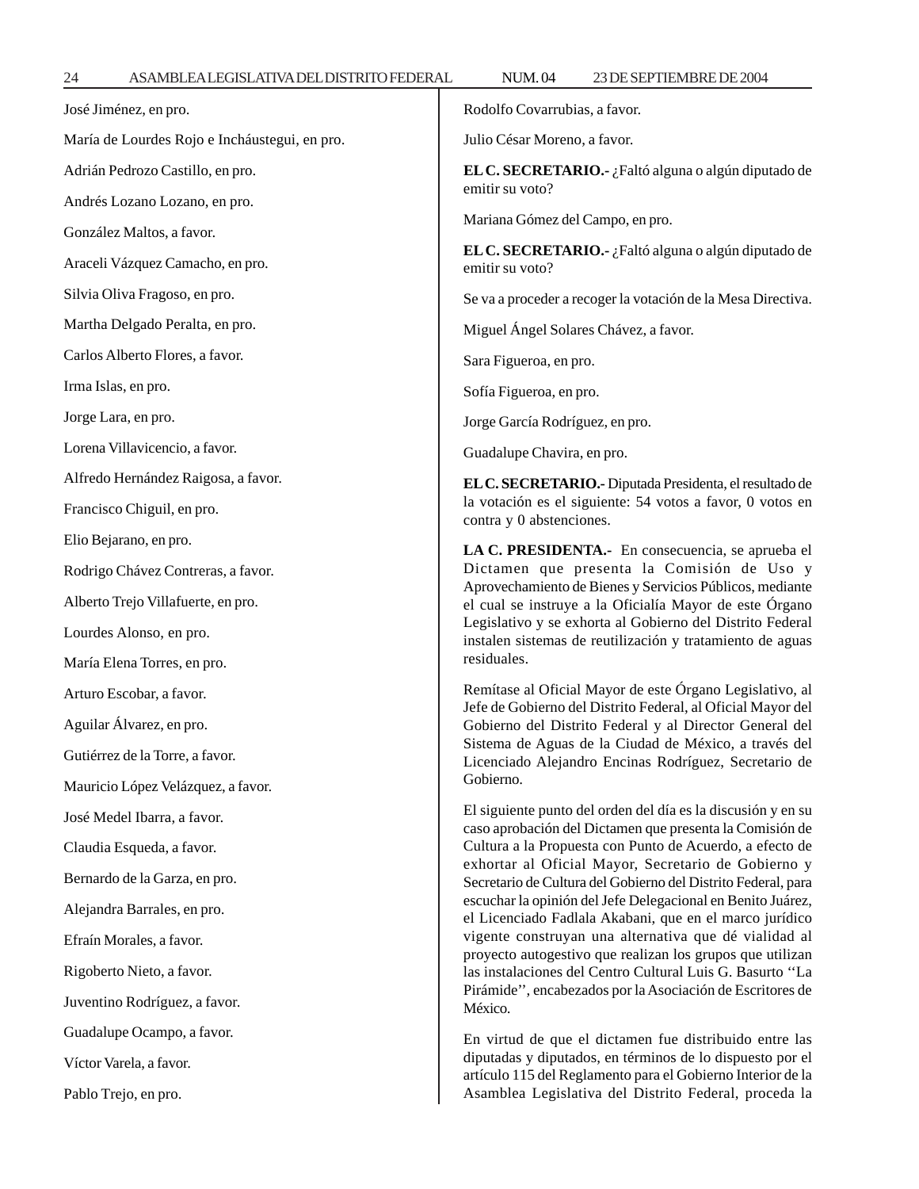José Jiménez, en pro.

María de Lourdes Rojo e Incháustegui, en pro.

Adrián Pedrozo Castillo, en pro.

Andrés Lozano Lozano, en pro.

González Maltos, a favor.

Araceli Vázquez Camacho, en pro.

Silvia Oliva Fragoso, en pro.

Martha Delgado Peralta, en pro.

Carlos Alberto Flores, a favor.

Irma Islas, en pro.

Jorge Lara, en pro.

Lorena Villavicencio, a favor.

Alfredo Hernández Raigosa, a favor.

Francisco Chiguil, en pro.

Elio Bejarano, en pro.

Rodrigo Chávez Contreras, a favor.

Alberto Trejo Villafuerte, en pro.

Lourdes Alonso, en pro.

María Elena Torres, en pro.

Arturo Escobar, a favor.

Aguilar Álvarez, en pro.

Gutiérrez de la Torre, a favor.

Mauricio López Velázquez, a favor.

José Medel Ibarra, a favor.

Claudia Esqueda, a favor.

Bernardo de la Garza, en pro.

Alejandra Barrales, en pro.

Efraín Morales, a favor.

Rigoberto Nieto, a favor.

Juventino Rodríguez, a favor.

Guadalupe Ocampo, a favor.

Víctor Varela, a favor.

Pablo Trejo, en pro.

Rodolfo Covarrubias, a favor.

Julio César Moreno, a favor.

**EL C. SECRETARIO.-** ¿Faltó alguna o algún diputado de emitir su voto?

Mariana Gómez del Campo, en pro.

**EL C. SECRETARIO.-** ¿Faltó alguna o algún diputado de emitir su voto?

Se va a proceder a recoger la votación de la Mesa Directiva.

Miguel Ángel Solares Chávez, a favor.

Sara Figueroa, en pro.

Sofía Figueroa, en pro.

Jorge García Rodríguez, en pro.

Guadalupe Chavira, en pro.

**EL C. SECRETARIO.-** Diputada Presidenta, el resultado de la votación es el siguiente: 54 votos a favor, 0 votos en contra y 0 abstenciones.

**LA C. PRESIDENTA.-** En consecuencia, se aprueba el Dictamen que presenta la Comisión de Uso y Aprovechamiento de Bienes y Servicios Públicos, mediante el cual se instruye a la Oficialía Mayor de este Órgano Legislativo y se exhorta al Gobierno del Distrito Federal instalen sistemas de reutilización y tratamiento de aguas residuales.

Remítase al Oficial Mayor de este Órgano Legislativo, al Jefe de Gobierno del Distrito Federal, al Oficial Mayor del Gobierno del Distrito Federal y al Director General del Sistema de Aguas de la Ciudad de México, a través del Licenciado Alejandro Encinas Rodríguez, Secretario de Gobierno.

El siguiente punto del orden del día es la discusión y en su caso aprobación del Dictamen que presenta la Comisión de Cultura a la Propuesta con Punto de Acuerdo, a efecto de exhortar al Oficial Mayor, Secretario de Gobierno y Secretario de Cultura del Gobierno del Distrito Federal, para escuchar la opinión del Jefe Delegacional en Benito Juárez, el Licenciado Fadlala Akabani, que en el marco jurídico vigente construyan una alternativa que dé vialidad al proyecto autogestivo que realizan los grupos que utilizan las instalaciones del Centro Cultural Luis G. Basurto ''La Pirámide'', encabezados por la Asociación de Escritores de México.

En virtud de que el dictamen fue distribuido entre las diputadas y diputados, en términos de lo dispuesto por el artículo 115 del Reglamento para el Gobierno Interior de la Asamblea Legislativa del Distrito Federal, proceda la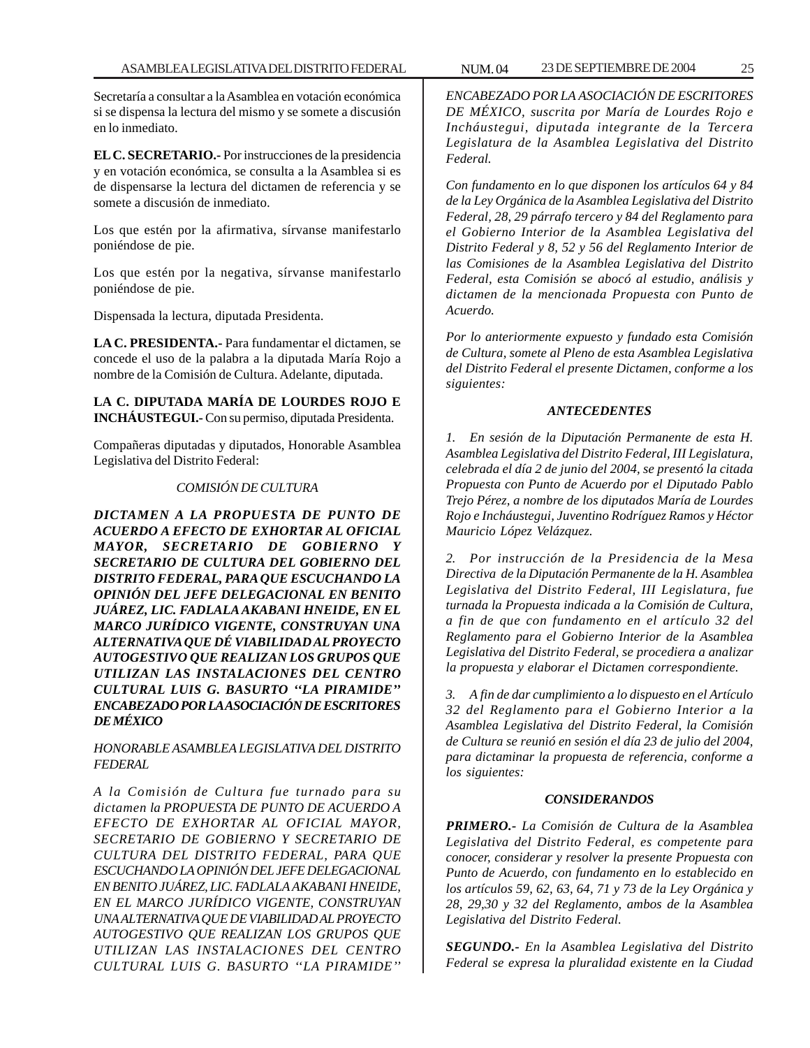Secretaría a consultar a la Asamblea en votación económica si se dispensa la lectura del mismo y se somete a discusión en lo inmediato.

**EL C. SECRETARIO.-** Por instrucciones de la presidencia y en votación económica, se consulta a la Asamblea si es de dispensarse la lectura del dictamen de referencia y se somete a discusión de inmediato.

Los que estén por la afirmativa, sírvanse manifestarlo poniéndose de pie.

Los que estén por la negativa, sírvanse manifestarlo poniéndose de pie.

Dispensada la lectura, diputada Presidenta.

**LA C. PRESIDENTA.-** Para fundamentar el dictamen, se concede el uso de la palabra a la diputada María Rojo a nombre de la Comisión de Cultura. Adelante, diputada.

**LA C. DIPUTADA MARÍA DE LOURDES ROJO E INCHÁUSTEGUI.-** Con su permiso, diputada Presidenta.

Compañeras diputadas y diputados, Honorable Asamblea Legislativa del Distrito Federal:

*COMISIÓN DE CULTURA*

***DICTAMEN A LA PROPUESTA DE PUNTO DE ACUERDO A EFECTO DE EXHORTAR AL OFICIAL MAYOR, SECRETARIO DE GOBIERNO Y SECRETARIO DE CULTURA DEL GOBIERNO DEL DISTRITO FEDERAL, PARA QUE ESCUCHANDO LA OPINIÓN DEL JEFE DELEGACIONAL EN BENITO JUÁREZ, LIC. FADLALA AKABANI HNEIDE, EN EL MARCO JURÍDICO VIGENTE, CONSTRUYAN UNA ALTERNATIVA QUE DÉ VIABILIDAD AL PROYECTO AUTOGESTIVO QUE REALIZAN LOS GRUPOS QUE UTILIZAN LAS INSTALACIONES DEL CENTRO CULTURAL LUIS G. BASURTO ''LA PIRAMIDE'' ENCABEZADO POR LA ASOCIACIÓN DE ESCRITORES DE MÉXICO***

*HONORABLE ASAMBLEA LEGISLATIVA DEL DISTRITO FEDERAL*

*A la Comisión de Cultura fue turnado para su dictamen la PROPUESTA DE PUNTO DE ACUERDO A EFECTO DE EXHORTAR AL OFICIAL MAYOR, SECRETARIO DE GOBIERNO Y SECRETARIO DE CULTURA DEL DISTRITO FEDERAL, PARA QUE ESCUCHANDO LA OPINIÓN DEL JEFE DELEGACIONAL EN BENITO JUÁREZ, LIC. FADLALA AKABANI HNEIDE, EN EL MARCO JURÍDICO VIGENTE, CONSTRUYAN UNA ALTERNATIVA QUE DE VIABILIDAD AL PROYECTO AUTOGESTIVO QUE REALIZAN LOS GRUPOS QUE UTILIZAN LAS INSTALACIONES DEL CENTRO CULTURAL LUIS G. BASURTO ''LA PIRAMIDE'' ENCABEZADO POR LA ASOCIACIÓN DE ESCRITORES DE MÉXICO, suscrita por María de Lourdes Rojo e Incháustegui, diputada integrante de la Tercera Legislatura de la Asamblea Legislativa del Distrito Federal.*

*Con fundamento en lo que disponen los artículos 64 y 84 de la Ley Orgánica de la Asamblea Legislativa del Distrito Federal, 28, 29 párrafo tercero y 84 del Reglamento para el Gobierno Interior de la Asamblea Legislativa del Distrito Federal y 8, 52 y 56 del Reglamento Interior de las Comisiones de la Asamblea Legislativa del Distrito Federal, esta Comisión se abocó al estudio, análisis y dictamen de la mencionada Propuesta con Punto de Acuerdo.*

*Por lo anteriormente expuesto y fundado esta Comisión de Cultura, somete al Pleno de esta Asamblea Legislativa del Distrito Federal el presente Dictamen, conforme a los siguientes:*

***ANTECEDENTES***

*1. En sesión de la Diputación Permanente de esta H. Asamblea Legislativa del Distrito Federal, III Legislatura, celebrada el día 2 de junio del 2004, se presentó la citada Propuesta con Punto de Acuerdo por el Diputado Pablo Trejo Pérez, a nombre de los diputados María de Lourdes Rojo e Incháustegui, Juventino Rodríguez Ramos y Héctor Mauricio López Velázquez.*

*2. Por instrucción de la Presidencia de la Mesa Directiva de la Diputación Permanente de la H. Asamblea Legislativa del Distrito Federal, III Legislatura, fue turnada la Propuesta indicada a la Comisión de Cultura, a fin de que con fundamento en el artículo 32 del Reglamento para el Gobierno Interior de la Asamblea Legislativa del Distrito Federal, se procediera a analizar la propuesta y elaborar el Dictamen correspondiente.*

*3. A fin de dar cumplimiento a lo dispuesto en el Artículo 32 del Reglamento para el Gobierno Interior a la Asamblea Legislativa del Distrito Federal, la Comisión de Cultura se reunió en sesión el día 23 de julio del 2004, para dictaminar la propuesta de referencia, conforme a los siguientes:*

***CONSIDERANDOS***

***PRIMERO.-*** *La Comisión de Cultura de la Asamblea Legislativa del Distrito Federal, es competente para conocer, considerar y resolver la presente Propuesta con Punto de Acuerdo, con fundamento en lo establecido en los artículos 59, 62, 63, 64, 71 y 73 de la Ley Orgánica y 28, 29,30 y 32 del Reglamento, ambos de la Asamblea Legislativa del Distrito Federal.*

***SEGUNDO.-*** *En la Asamblea Legislativa del Distrito Federal se expresa la pluralidad existente en la Ciudad*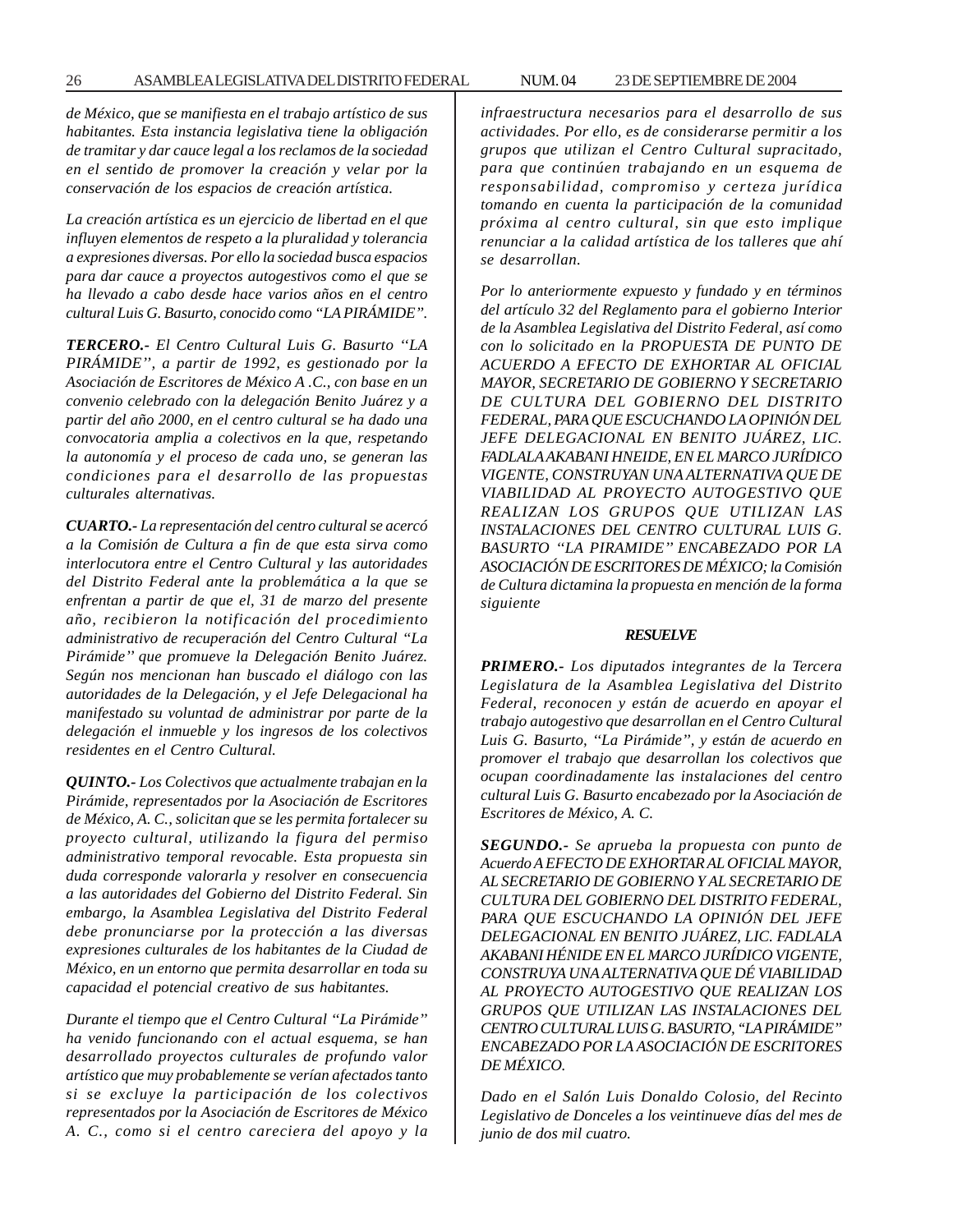*de México, que se manifiesta en el trabajo artístico de sus habitantes. Esta instancia legislativa tiene la obligación de tramitar y dar cauce legal a los reclamos de la sociedad en el sentido de promover la creación y velar por la conservación de los espacios de creación artística.*

*La creación artística es un ejercicio de libertad en el que influyen elementos de respeto a la pluralidad y tolerancia a expresiones diversas. Por ello la sociedad busca espacios para dar cauce a proyectos autogestivos como el que se ha llevado a cabo desde hace varios años en el centro cultural Luis G. Basurto, conocido como "LA PIRÁMIDE".*

***TERCERO.-*** *El Centro Cultural Luis G. Basurto "LA PIRÁMIDE", a partir de 1992, es gestionado por la Asociación de Escritores de México A .C., con base en un convenio celebrado con la delegación Benito Juárez y a partir del año 2000, en el centro cultural se ha dado una convocatoria amplia a colectivos en la que, respetando la autonomía y el proceso de cada uno, se generan las condiciones para el desarrollo de las propuestas culturales alternativas.*

***CUARTO.-*** *La representación del centro cultural se acercó a la Comisión de Cultura a fin de que esta sirva como interlocutora entre el Centro Cultural y las autoridades del Distrito Federal ante la problemática a la que se enfrentan a partir de que el, 31 de marzo del presente año, recibieron la notificación del procedimiento administrativo de recuperación del Centro Cultural "La Pirámide" que promueve la Delegación Benito Juárez. Según nos mencionan han buscado el diálogo con las autoridades de la Delegación, y el Jefe Delegacional ha manifestado su voluntad de administrar por parte de la delegación el inmueble y los ingresos de los colectivos residentes en el Centro Cultural.*

***QUINTO.-*** *Los Colectivos que actualmente trabajan en la Pirámide, representados por la Asociación de Escritores de México, A. C., solicitan que se les permita fortalecer su proyecto cultural, utilizando la figura del permiso administrativo temporal revocable. Esta propuesta sin duda corresponde valorarla y resolver en consecuencia a las autoridades del Gobierno del Distrito Federal. Sin embargo, la Asamblea Legislativa del Distrito Federal debe pronunciarse por la protección a las diversas expresiones culturales de los habitantes de la Ciudad de México, en un entorno que permita desarrollar en toda su capacidad el potencial creativo de sus habitantes.*

*Durante el tiempo que el Centro Cultural "La Pirámide" ha venido funcionando con el actual esquema, se han desarrollado proyectos culturales de profundo valor artístico que muy probablemente se verían afectados tanto si se excluye la participación de los colectivos representados por la Asociación de Escritores de México A. C., como si el centro careciera del apoyo y la infraestructura necesarios para el desarrollo de sus actividades. Por ello, es de considerarse permitir a los grupos que utilizan el Centro Cultural supracitado, para que continúen trabajando en un esquema de responsabilidad, compromiso y certeza jurídica tomando en cuenta la participación de la comunidad próxima al centro cultural, sin que esto implique renunciar a la calidad artística de los talleres que ahí se desarrollan.*

*Por lo anteriormente expuesto y fundado y en términos del artículo 32 del Reglamento para el gobierno Interior de la Asamblea Legislativa del Distrito Federal, así como con lo solicitado en la PROPUESTA DE PUNTO DE ACUERDO A EFECTO DE EXHORTAR AL OFICIAL MAYOR, SECRETARIO DE GOBIERNO Y SECRETARIO DE CULTURA DEL GOBIERNO DEL DISTRITO FEDERAL, PARA QUE ESCUCHANDO LA OPINIÓN DEL JEFE DELEGACIONAL EN BENITO JUÁREZ, LIC. FADLALA AKABANI HNEIDE, EN EL MARCO JURÍDICO VIGENTE, CONSTRUYAN UNA ALTERNATIVA QUE DE VIABILIDAD AL PROYECTO AUTOGESTIVO QUE REALIZAN LOS GRUPOS QUE UTILIZAN LAS INSTALACIONES DEL CENTRO CULTURAL LUIS G. BASURTO "LA PIRAMIDE" ENCABEZADO POR LA ASOCIACIÓN DE ESCRITORES DE MÉXICO; la Comisión de Cultura dictamina la propuesta en mención de la forma siguiente*

***RESUELVE***

***PRIMERO.-*** *Los diputados integrantes de la Tercera Legislatura de la Asamblea Legislativa del Distrito Federal, reconocen y están de acuerdo en apoyar el trabajo autogestivo que desarrollan en el Centro Cultural Luis G. Basurto, "La Pirámide", y están de acuerdo en promover el trabajo que desarrollan los colectivos que ocupan coordinadamente las instalaciones del centro cultural Luis G. Basurto encabezado por la Asociación de Escritores de México, A. C.*

***SEGUNDO.-*** *Se aprueba la propuesta con punto de Acuerdo A EFECTO DE EXHORTAR AL OFICIAL MAYOR, AL SECRETARIO DE GOBIERNO Y AL SECRETARIO DE CULTURA DEL GOBIERNO DEL DISTRITO FEDERAL, PARA QUE ESCUCHANDO LA OPINIÓN DEL JEFE DELEGACIONAL EN BENITO JUÁREZ, LIC. FADLALA AKABANI HÉNIDE EN EL MARCO JURÍDICO VIGENTE, CONSTRUYA UNA ALTERNATIVA QUE DÉ VIABILIDAD AL PROYECTO AUTOGESTIVO QUE REALIZAN LOS GRUPOS QUE UTILIZAN LAS INSTALACIONES DEL CENTRO CULTURAL LUIS G. BASURTO, "LA PIRÁMIDE" ENCABEZADO POR LA ASOCIACIÓN DE ESCRITORES DE MÉXICO.*

*Dado en el Salón Luis Donaldo Colosio, del Recinto Legislativo de Donceles a los veintinueve días del mes de junio de dos mil cuatro.*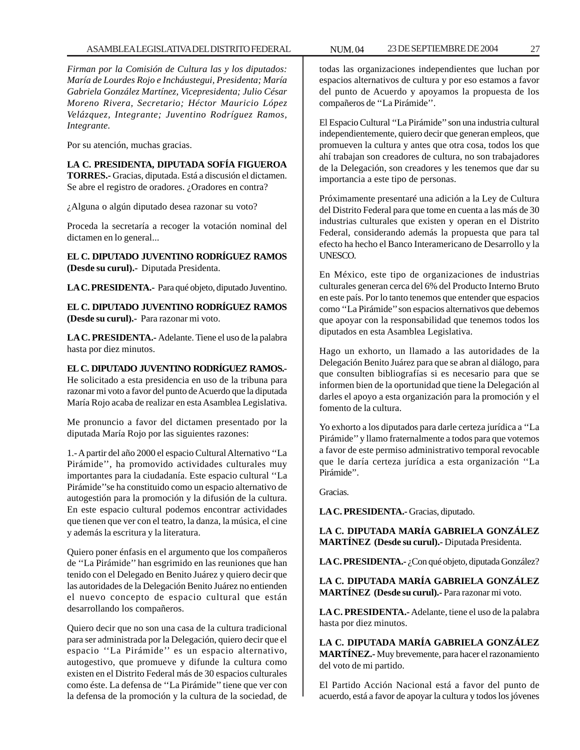*Firman por la Comisión de Cultura las y los diputados: María de Lourdes Rojo e Incháustegui, Presidenta; María Gabriela González Martínez, Vicepresidenta; Julio César Moreno Rivera, Secretario; Héctor Mauricio López Velázquez, Integrante; Juventino Rodríguez Ramos, Integrante.*

Por su atención, muchas gracias.

**LA C. PRESIDENTA, DIPUTADA SOFÍA FIGUEROA TORRES.-** Gracias, diputada. Está a discusión el dictamen. Se abre el registro de oradores. ¿Oradores en contra?

¿Alguna o algún diputado desea razonar su voto?

Proceda la secretaría a recoger la votación nominal del dictamen en lo general...

**EL C. DIPUTADO JUVENTINO RODRÍGUEZ RAMOS (Desde su curul).-** Diputada Presidenta.

**LA C. PRESIDENTA.-** Para qué objeto, diputado Juventino.

**EL C. DIPUTADO JUVENTINO RODRÍGUEZ RAMOS (Desde su curul).-** Para razonar mi voto.

**LA C. PRESIDENTA.-** Adelante. Tiene el uso de la palabra hasta por diez minutos.

**EL C. DIPUTADO JUVENTINO RODRÍGUEZ RAMOS.-** He solicitado a esta presidencia en uso de la tribuna para razonar mi voto a favor del punto de Acuerdo que la diputada María Rojo acaba de realizar en esta Asamblea Legislativa.

Me pronuncio a favor del dictamen presentado por la diputada María Rojo por las siguientes razones:

1.- A partir del año 2000 el espacio Cultural Alternativo ''La Pirámide'', ha promovido actividades culturales muy importantes para la ciudadanía. Este espacio cultural ''La Pirámide''se ha constituido como un espacio alternativo de autogestión para la promoción y la difusión de la cultura. En este espacio cultural podemos encontrar actividades que tienen que ver con el teatro, la danza, la música, el cine y además la escritura y la literatura.

Quiero poner énfasis en el argumento que los compañeros de ''La Pirámide'' han esgrimido en las reuniones que han tenido con el Delegado en Benito Juárez y quiero decir que las autoridades de la Delegación Benito Juárez no entienden el nuevo concepto de espacio cultural que están desarrollando los compañeros.

Quiero decir que no son una casa de la cultura tradicional para ser administrada por la Delegación, quiero decir que el espacio ''La Pirámide'' es un espacio alternativo, autogestivo, que promueve y difunde la cultura como existen en el Distrito Federal más de 30 espacios culturales como éste. La defensa de ''La Pirámide'' tiene que ver con la defensa de la promoción y la cultura de la sociedad, de todas las organizaciones independientes que luchan por espacios alternativos de cultura y por eso estamos a favor del punto de Acuerdo y apoyamos la propuesta de los compañeros de ''La Pirámide''.

El Espacio Cultural ''La Pirámide'' son una industria cultural independientemente, quiero decir que generan empleos, que promueven la cultura y antes que otra cosa, todos los que ahí trabajan son creadores de cultura, no son trabajadores de la Delegación, son creadores y les tenemos que dar su importancia a este tipo de personas.

Próximamente presentaré una adición a la Ley de Cultura del Distrito Federal para que tome en cuenta a las más de 30 industrias culturales que existen y operan en el Distrito Federal, considerando además la propuesta que para tal efecto ha hecho el Banco Interamericano de Desarrollo y la UNESCO.

En México, este tipo de organizaciones de industrias culturales generan cerca del 6% del Producto Interno Bruto en este país. Por lo tanto tenemos que entender que espacios como ''La Pirámide'' son espacios alternativos que debemos que apoyar con la responsabilidad que tenemos todos los diputados en esta Asamblea Legislativa.

Hago un exhorto, un llamado a las autoridades de la Delegación Benito Juárez para que se abran al diálogo, para que consulten bibliografías si es necesario para que se informen bien de la oportunidad que tiene la Delegación al darles el apoyo a esta organización para la promoción y el fomento de la cultura.

Yo exhorto a los diputados para darle certeza jurídica a ''La Pirámide'' y llamo fraternalmente a todos para que votemos a favor de este permiso administrativo temporal revocable que le daría certeza jurídica a esta organización ''La Pirámide''.

Gracias.

**LA C. PRESIDENTA.-** Gracias, diputado.

**LA C. DIPUTADA MARÍA GABRIELA GONZÁLEZ MARTÍNEZ (Desde su curul).-** Diputada Presidenta.

**LA C. PRESIDENTA.-** ¿Con qué objeto, diputada González?

**LA C. DIPUTADA MARÍA GABRIELA GONZÁLEZ MARTÍNEZ (Desde su curul).-** Para razonar mi voto.

**LA C. PRESIDENTA.-** Adelante, tiene el uso de la palabra hasta por diez minutos.

**LA C. DIPUTADA MARÍA GABRIELA GONZÁLEZ MARTÍNEZ.-** Muy brevemente, para hacer el razonamiento del voto de mi partido.

El Partido Acción Nacional está a favor del punto de acuerdo, está a favor de apoyar la cultura y todos los jóvenes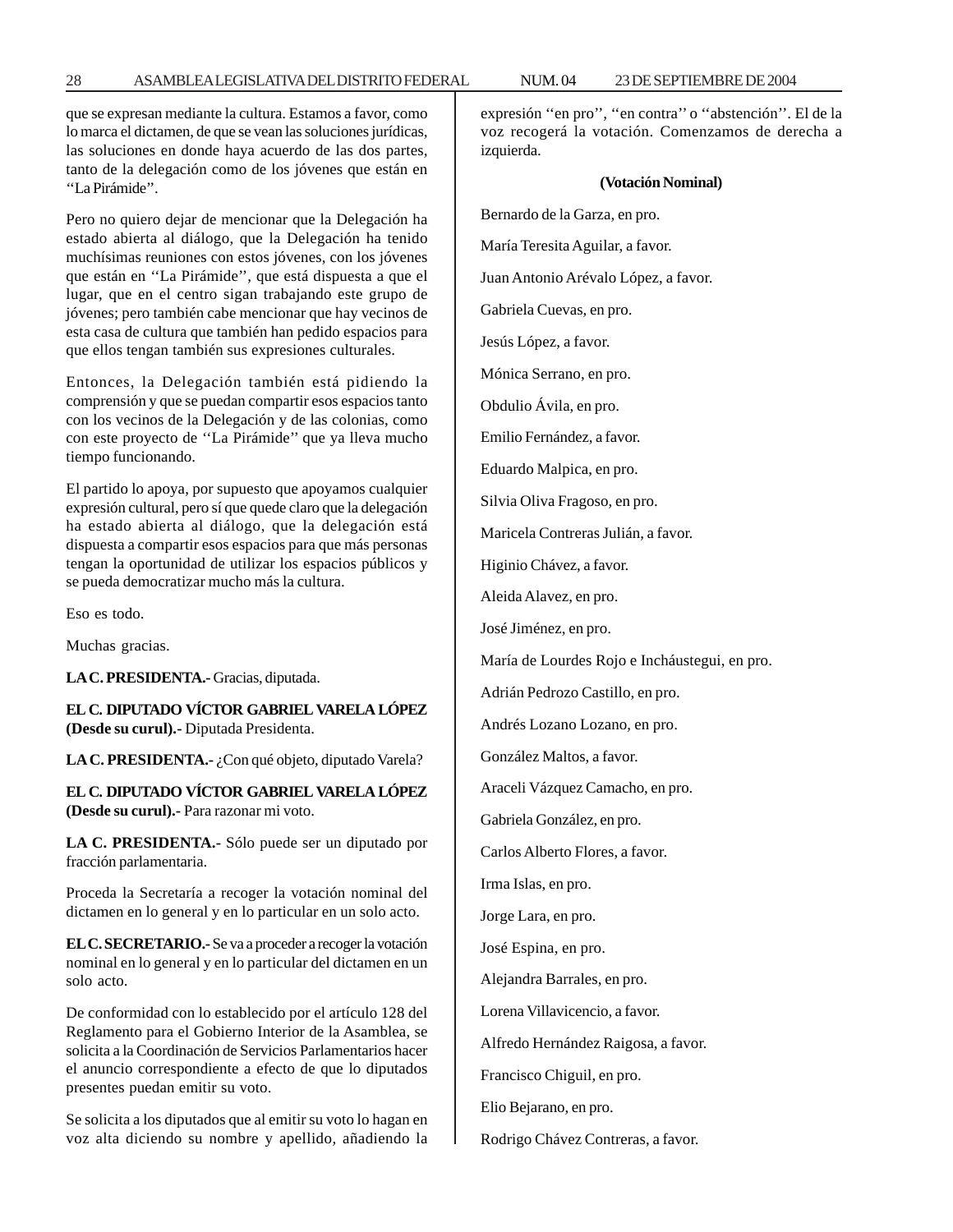que se expresan mediante la cultura. Estamos a favor, como lo marca el dictamen, de que se vean las soluciones jurídicas, las soluciones en donde haya acuerdo de las dos partes, tanto de la delegación como de los jóvenes que están en ''La Pirámide''.

Pero no quiero dejar de mencionar que la Delegación ha estado abierta al diálogo, que la Delegación ha tenido muchísimas reuniones con estos jóvenes, con los jóvenes que están en ''La Pirámide'', que está dispuesta a que el lugar, que en el centro sigan trabajando este grupo de jóvenes; pero también cabe mencionar que hay vecinos de esta casa de cultura que también han pedido espacios para que ellos tengan también sus expresiones culturales.

Entonces, la Delegación también está pidiendo la comprensión y que se puedan compartir esos espacios tanto con los vecinos de la Delegación y de las colonias, como con este proyecto de ''La Pirámide'' que ya lleva mucho tiempo funcionando.

El partido lo apoya, por supuesto que apoyamos cualquier expresión cultural, pero sí que quede claro que la delegación ha estado abierta al diálogo, que la delegación está dispuesta a compartir esos espacios para que más personas tengan la oportunidad de utilizar los espacios públicos y se pueda democratizar mucho más la cultura.

Eso es todo.

Muchas gracias.

**LA C. PRESIDENTA.-** Gracias, diputada.

**EL C. DIPUTADO VÍCTOR GABRIEL VARELA LÓPEZ (Desde su curul).-** Diputada Presidenta.

**LA C. PRESIDENTA.-** ¿Con qué objeto, diputado Varela?

**EL C. DIPUTADO VÍCTOR GABRIEL VARELA LÓPEZ (Desde su curul).-** Para razonar mi voto.

**LA C. PRESIDENTA.-** Sólo puede ser un diputado por fracción parlamentaria.

Proceda la Secretaría a recoger la votación nominal del dictamen en lo general y en lo particular en un solo acto.

**EL C. SECRETARIO.-** Se va a proceder a recoger la votación nominal en lo general y en lo particular del dictamen en un solo acto.

De conformidad con lo establecido por el artículo 128 del Reglamento para el Gobierno Interior de la Asamblea, se solicita a la Coordinación de Servicios Parlamentarios hacer el anuncio correspondiente a efecto de que lo diputados presentes puedan emitir su voto.

Se solicita a los diputados que al emitir su voto lo hagan en voz alta diciendo su nombre y apellido, añadiendo la expresión ''en pro'', ''en contra'' o ''abstención''. El de la voz recogerá la votación. Comenzamos de derecha a izquierda.

**(Votación Nominal)**

Bernardo de la Garza, en pro.

María Teresita Aguilar, a favor.

Juan Antonio Arévalo López, a favor.

Gabriela Cuevas, en pro.

Jesús López, a favor.

Mónica Serrano, en pro.

Obdulio Ávila, en pro.

Emilio Fernández, a favor.

Eduardo Malpica, en pro.

Silvia Oliva Fragoso, en pro.

Maricela Contreras Julián, a favor.

Higinio Chávez, a favor.

Aleida Alavez, en pro.

José Jiménez, en pro.

María de Lourdes Rojo e Incháustegui, en pro.

Adrián Pedrozo Castillo, en pro.

Andrés Lozano Lozano, en pro.

González Maltos, a favor.

Araceli Vázquez Camacho, en pro.

Gabriela González, en pro.

Carlos Alberto Flores, a favor.

Irma Islas, en pro.

Jorge Lara, en pro.

José Espina, en pro.

Alejandra Barrales, en pro.

Lorena Villavicencio, a favor.

Alfredo Hernández Raigosa, a favor.

Francisco Chiguil, en pro.

Elio Bejarano, en pro.

Rodrigo Chávez Contreras, a favor.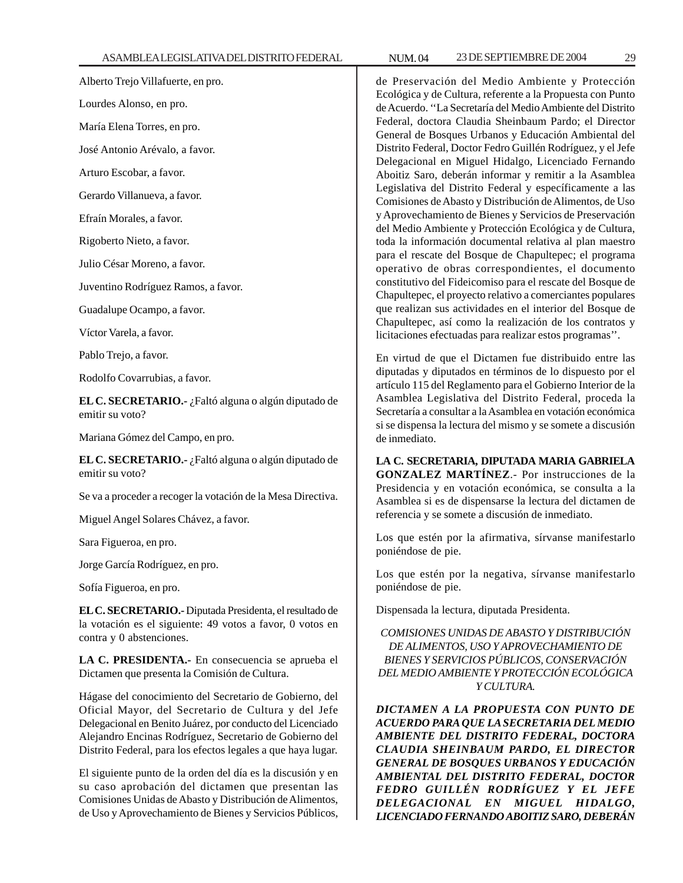Alberto Trejo Villafuerte, en pro.

Lourdes Alonso, en pro.

María Elena Torres, en pro.

José Antonio Arévalo, a favor.

Arturo Escobar, a favor.

Gerardo Villanueva, a favor.

Efraín Morales, a favor.

Rigoberto Nieto, a favor.

Julio César Moreno, a favor.

Juventino Rodríguez Ramos, a favor.

Guadalupe Ocampo, a favor.

Víctor Varela, a favor.

Pablo Trejo, a favor.

Rodolfo Covarrubias, a favor.

**EL C. SECRETARIO.-** ¿Faltó alguna o algún diputado de emitir su voto?

Mariana Gómez del Campo, en pro.

**EL C. SECRETARIO.-** ¿Faltó alguna o algún diputado de emitir su voto?

Se va a proceder a recoger la votación de la Mesa Directiva.

Miguel Angel Solares Chávez, a favor.

Sara Figueroa, en pro.

Jorge García Rodríguez, en pro.

Sofía Figueroa, en pro.

**EL C. SECRETARIO.-** Diputada Presidenta, el resultado de la votación es el siguiente: 49 votos a favor, 0 votos en contra y 0 abstenciones.

**LA C. PRESIDENTA.-** En consecuencia se aprueba el Dictamen que presenta la Comisión de Cultura.

Hágase del conocimiento del Secretario de Gobierno, del Oficial Mayor, del Secretario de Cultura y del Jefe Delegacional en Benito Juárez, por conducto del Licenciado Alejandro Encinas Rodríguez, Secretario de Gobierno del Distrito Federal, para los efectos legales a que haya lugar.

El siguiente punto de la orden del día es la discusión y en su caso aprobación del dictamen que presentan las Comisiones Unidas de Abasto y Distribución de Alimentos, de Uso y Aprovechamiento de Bienes y Servicios Públicos, de Preservación del Medio Ambiente y Protección Ecológica y de Cultura, referente a la Propuesta con Punto de Acuerdo. ''La Secretaría del Medio Ambiente del Distrito Federal, doctora Claudia Sheinbaum Pardo; el Director General de Bosques Urbanos y Educación Ambiental del Distrito Federal, Doctor Fedro Guillén Rodríguez, y el Jefe Delegacional en Miguel Hidalgo, Licenciado Fernando Aboitiz Saro, deberán informar y remitir a la Asamblea Legislativa del Distrito Federal y específicamente a las Comisiones de Abasto y Distribución de Alimentos, de Uso y Aprovechamiento de Bienes y Servicios de Preservación del Medio Ambiente y Protección Ecológica y de Cultura, toda la información documental relativa al plan maestro para el rescate del Bosque de Chapultepec; el programa operativo de obras correspondientes, el documento constitutivo del Fideicomiso para el rescate del Bosque de Chapultepec, el proyecto relativo a comerciantes populares que realizan sus actividades en el interior del Bosque de Chapultepec, así como la realización de los contratos y licitaciones efectuadas para realizar estos programas''.

En virtud de que el Dictamen fue distribuido entre las diputadas y diputados en términos de lo dispuesto por el artículo 115 del Reglamento para el Gobierno Interior de la Asamblea Legislativa del Distrito Federal, proceda la Secretaría a consultar a la Asamblea en votación económica si se dispensa la lectura del mismo y se somete a discusión de inmediato.

**LA C. SECRETARIA, DIPUTADA MARIA GABRIELA GONZALEZ MARTÍNEZ**.- Por instrucciones de la Presidencia y en votación económica, se consulta a la Asamblea si es de dispensarse la lectura del dictamen de referencia y se somete a discusión de inmediato.

Los que estén por la afirmativa, sírvanse manifestarlo poniéndose de pie.

Los que estén por la negativa, sírvanse manifestarlo poniéndose de pie.

Dispensada la lectura, diputada Presidenta.

*COMISIONES UNIDAS DE ABASTO Y DISTRIBUCIÓN DE ALIMENTOS, USO Y APROVECHAMIENTO DE BIENES Y SERVICIOS PÚBLICOS, CONSERVACIÓN DEL MEDIO AMBIENTE Y PROTECCIÓN ECOLÓGICA Y CULTURA.*

***DICTAMEN A LA PROPUESTA CON PUNTO DE ACUERDO PARA QUE LA SECRETARIA DEL MEDIO AMBIENTE DEL DISTRITO FEDERAL, DOCTORA CLAUDIA SHEINBAUM PARDO, EL DIRECTOR GENERAL DE BOSQUES URBANOS Y EDUCACIÓN AMBIENTAL DEL DISTRITO FEDERAL, DOCTOR FEDRO GUILLÉN RODRÍGUEZ Y EL JEFE DELEGACIONAL EN MIGUEL HIDALGO, LICENCIADO FERNANDO ABOITIZ SARO, DEBERÁN***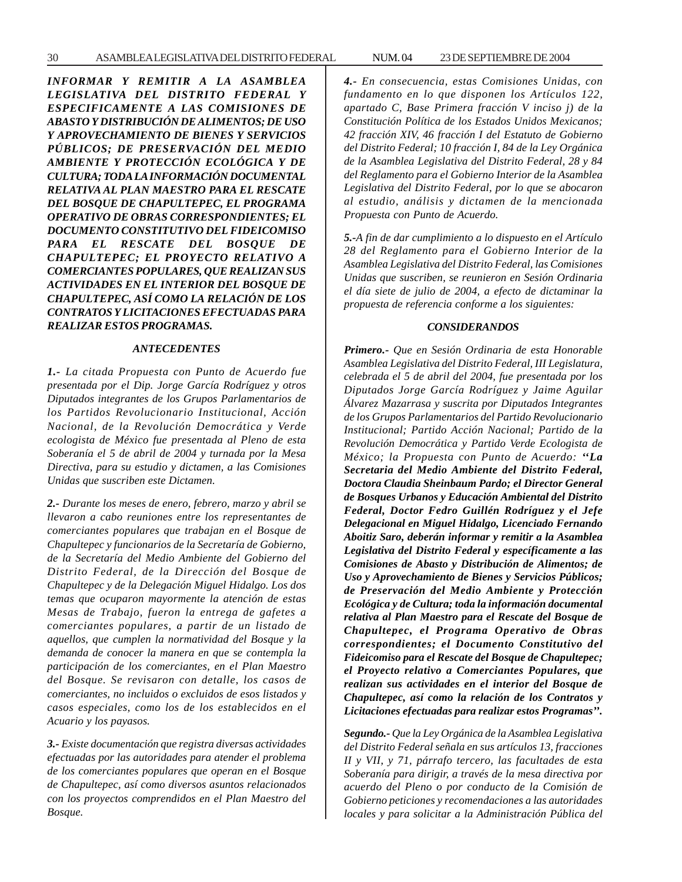***INFORMAR Y REMITIR A LA ASAMBLEA LEGISLATIVA DEL DISTRITO FEDERAL Y ESPECIFICAMENTE A LAS COMISIONES DE ABASTO Y DISTRIBUCIÓN DE ALIMENTOS; DE USO Y APROVECHAMIENTO DE BIENES Y SERVICIOS PÚBLICOS; DE PRESERVACIÓN DEL MEDIO AMBIENTE Y PROTECCIÓN ECOLÓGICA Y DE CULTURA; TODA LA INFORMACIÓN DOCUMENTAL RELATIVA AL PLAN MAESTRO PARA EL RESCATE DEL BOSQUE DE CHAPULTEPEC, EL PROGRAMA OPERATIVO DE OBRAS CORRESPONDIENTES; EL DOCUMENTO CONSTITUTIVO DEL FIDEICOMISO PARA EL RESCATE DEL BOSQUE DE CHAPULTEPEC; EL PROYECTO RELATIVO A COMERCIANTES POPULARES, QUE REALIZAN SUS ACTIVIDADES EN EL INTERIOR DEL BOSQUE DE CHAPULTEPEC, ASÍ COMO LA RELACIÓN DE LOS CONTRATOS Y LICITACIONES EFECTUADAS PARA REALIZAR ESTOS PROGRAMAS.***

### *ANTECEDENTES*

***1.-*** *La citada Propuesta con Punto de Acuerdo fue presentada por el Dip. Jorge García Rodríguez y otros Diputados integrantes de los Grupos Parlamentarios de los Partidos Revolucionario Institucional, Acción Nacional, de la Revolución Democrática y Verde ecologista de México fue presentada al Pleno de esta Soberanía el 5 de abril de 2004 y turnada por la Mesa Directiva, para su estudio y dictamen, a las Comisiones Unidas que suscriben este Dictamen.*

***2.-*** *Durante los meses de enero, febrero, marzo y abril se llevaron a cabo reuniones entre los representantes de comerciantes populares que trabajan en el Bosque de Chapultepec y funcionarios de la Secretaría de Gobierno, de la Secretaría del Medio Ambiente del Gobierno del Distrito Federal, de la Dirección del Bosque de Chapultepec y de la Delegación Miguel Hidalgo. Los dos temas que ocuparon mayormente la atención de estas Mesas de Trabajo, fueron la entrega de gafetes a comerciantes populares, a partir de un listado de aquellos, que cumplen la normatividad del Bosque y la demanda de conocer la manera en que se contempla la participación de los comerciantes, en el Plan Maestro del Bosque. Se revisaron con detalle, los casos de comerciantes, no incluidos o excluidos de esos listados y casos especiales, como los de los establecidos en el Acuario y los payasos.*

***3.-*** *Existe documentación que registra diversas actividades efectuadas por las autoridades para atender el problema de los comerciantes populares que operan en el Bosque de Chapultepec, así como diversos asuntos relacionados con los proyectos comprendidos en el Plan Maestro del Bosque.*

***4.-*** *En consecuencia, estas Comisiones Unidas, con fundamento en lo que disponen los Artículos 122, apartado C, Base Primera fracción V inciso j) de la Constitución Política de los Estados Unidos Mexicanos; 42 fracción XIV, 46 fracción I del Estatuto de Gobierno del Distrito Federal; 10 fracción I, 84 de la Ley Orgánica de la Asamblea Legislativa del Distrito Federal, 28 y 84 del Reglamento para el Gobierno Interior de la Asamblea Legislativa del Distrito Federal, por lo que se abocaron al estudio, análisis y dictamen de la mencionada Propuesta con Punto de Acuerdo.*

***5.-****A fin de dar cumplimiento a lo dispuesto en el Artículo 28 del Reglamento para el Gobierno Interior de la Asamblea Legislativa del Distrito Federal, las Comisiones Unidas que suscriben, se reunieron en Sesión Ordinaria el día siete de julio de 2004, a efecto de dictaminar la propuesta de referencia conforme a los siguientes:*

### *CONSIDERANDOS*

***Primero.-*** *Que en Sesión Ordinaria de esta Honorable Asamblea Legislativa del Distrito Federal, III Legislatura, celebrada el 5 de abril del 2004, fue presentada por los Diputados Jorge García Rodríguez y Jaime Aguilar Álvarez Mazarrasa y suscrita por Diputados Integrantes de los Grupos Parlamentarios del Partido Revolucionario Institucional; Partido Acción Nacional; Partido de la Revolución Democrática y Partido Verde Ecologista de México; la Propuesta con Punto de Acuerdo:* ***''La Secretaria del Medio Ambiente del Distrito Federal, Doctora Claudia Sheinbaum Pardo; el Director General de Bosques Urbanos y Educación Ambiental del Distrito Federal, Doctor Fedro Guillén Rodríguez y el Jefe Delegacional en Miguel Hidalgo, Licenciado Fernando Aboitiz Saro, deberán informar y remitir a la Asamblea Legislativa del Distrito Federal y específicamente a las Comisiones de Abasto y Distribución de Alimentos; de Uso y Aprovechamiento de Bienes y Servicios Públicos; de Preservación del Medio Ambiente y Protección Ecológica y de Cultura; toda la información documental relativa al Plan Maestro para el Rescate del Bosque de Chapultepec, el Programa Operativo de Obras correspondientes; el Documento Constitutivo del Fideicomiso para el Rescate del Bosque de Chapultepec; el Proyecto relativo a Comerciantes Populares, que realizan sus actividades en el interior del Bosque de Chapultepec, así como la relación de los Contratos y Licitaciones efectuadas para realizar estos Programas''.***

***Segundo.-*** *Que la Ley Orgánica de la Asamblea Legislativa del Distrito Federal señala en sus artículos 13, fracciones II y VII, y 71, párrafo tercero, las facultades de esta Soberanía para dirigir, a través de la mesa directiva por acuerdo del Pleno o por conducto de la Comisión de Gobierno peticiones y recomendaciones a las autoridades locales y para solicitar a la Administración Pública del*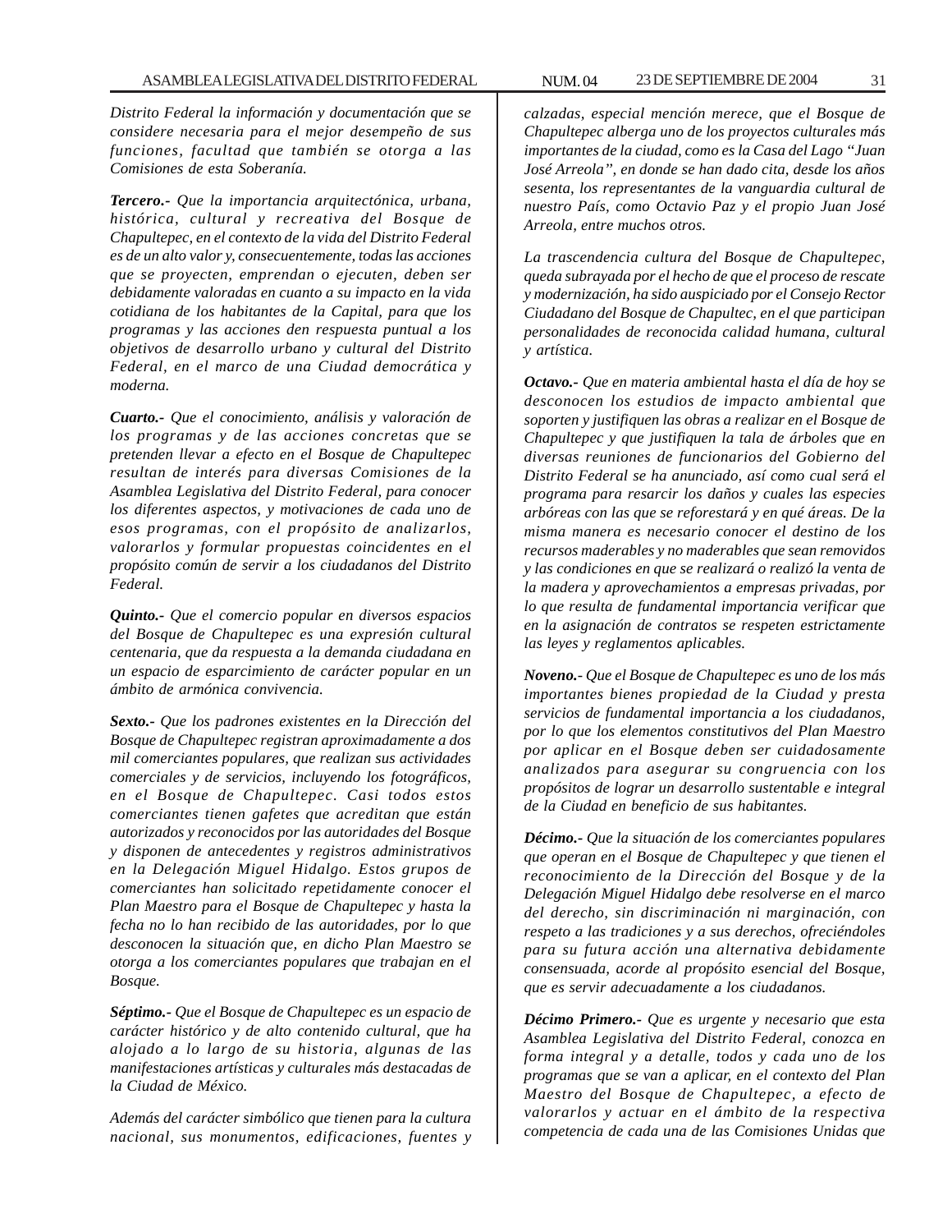*Distrito Federal la información y documentación que se considere necesaria para el mejor desempeño de sus funciones, facultad que también se otorga a las Comisiones de esta Soberanía.*

***Tercero.-*** *Que la importancia arquitectónica, urbana, histórica, cultural y recreativa del Bosque de Chapultepec, en el contexto de la vida del Distrito Federal es de un alto valor y, consecuentemente, todas las acciones que se proyecten, emprendan o ejecuten, deben ser debidamente valoradas en cuanto a su impacto en la vida cotidiana de los habitantes de la Capital, para que los programas y las acciones den respuesta puntual a los objetivos de desarrollo urbano y cultural del Distrito Federal, en el marco de una Ciudad democrática y moderna.*

***Cuarto.-*** *Que el conocimiento, análisis y valoración de los programas y de las acciones concretas que se pretenden llevar a efecto en el Bosque de Chapultepec resultan de interés para diversas Comisiones de la Asamblea Legislativa del Distrito Federal, para conocer los diferentes aspectos, y motivaciones de cada uno de esos programas, con el propósito de analizarlos, valorarlos y formular propuestas coincidentes en el propósito común de servir a los ciudadanos del Distrito Federal.*

***Quinto.-*** *Que el comercio popular en diversos espacios del Bosque de Chapultepec es una expresión cultural centenaria, que da respuesta a la demanda ciudadana en un espacio de esparcimiento de carácter popular en un ámbito de armónica convivencia.*

***Sexto.-*** *Que los padrones existentes en la Dirección del Bosque de Chapultepec registran aproximadamente a dos mil comerciantes populares, que realizan sus actividades comerciales y de servicios, incluyendo los fotográficos, en el Bosque de Chapultepec. Casi todos estos comerciantes tienen gafetes que acreditan que están autorizados y reconocidos por las autoridades del Bosque y disponen de antecedentes y registros administrativos en la Delegación Miguel Hidalgo. Estos grupos de comerciantes han solicitado repetidamente conocer el Plan Maestro para el Bosque de Chapultepec y hasta la fecha no lo han recibido de las autoridades, por lo que desconocen la situación que, en dicho Plan Maestro se otorga a los comerciantes populares que trabajan en el Bosque.*

***Séptimo.-*** *Que el Bosque de Chapultepec es un espacio de carácter histórico y de alto contenido cultural, que ha alojado a lo largo de su historia, algunas de las manifestaciones artísticas y culturales más destacadas de la Ciudad de México.*

*Además del carácter simbólico que tienen para la cultura nacional, sus monumentos, edificaciones, fuentes y calzadas, especial mención merece, que el Bosque de Chapultepec alberga uno de los proyectos culturales más importantes de la ciudad, como es la Casa del Lago "Juan José Arreola", en donde se han dado cita, desde los años sesenta, los representantes de la vanguardia cultural de nuestro País, como Octavio Paz y el propio Juan José Arreola, entre muchos otros.*

*La trascendencia cultura del Bosque de Chapultepec, queda subrayada por el hecho de que el proceso de rescate y modernización, ha sido auspiciado por el Consejo Rector Ciudadano del Bosque de Chapultec, en el que participan personalidades de reconocida calidad humana, cultural y artística.*

***Octavo.-*** *Que en materia ambiental hasta el día de hoy se desconocen los estudios de impacto ambiental que soporten y justifiquen las obras a realizar en el Bosque de Chapultepec y que justifiquen la tala de árboles que en diversas reuniones de funcionarios del Gobierno del Distrito Federal se ha anunciado, así como cual será el programa para resarcir los daños y cuales las especies arbóreas con las que se reforestará y en qué áreas. De la misma manera es necesario conocer el destino de los recursos maderables y no maderables que sean removidos y las condiciones en que se realizará o realizó la venta de la madera y aprovechamientos a empresas privadas, por lo que resulta de fundamental importancia verificar que en la asignación de contratos se respeten estrictamente las leyes y reglamentos aplicables.*

***Noveno.-*** *Que el Bosque de Chapultepec es uno de los más importantes bienes propiedad de la Ciudad y presta servicios de fundamental importancia a los ciudadanos, por lo que los elementos constitutivos del Plan Maestro por aplicar en el Bosque deben ser cuidadosamente analizados para asegurar su congruencia con los propósitos de lograr un desarrollo sustentable e integral de la Ciudad en beneficio de sus habitantes.*

***Décimo.-*** *Que la situación de los comerciantes populares que operan en el Bosque de Chapultepec y que tienen el reconocimiento de la Dirección del Bosque y de la Delegación Miguel Hidalgo debe resolverse en el marco del derecho, sin discriminación ni marginación, con respeto a las tradiciones y a sus derechos, ofreciéndoles para su futura acción una alternativa debidamente consensuada, acorde al propósito esencial del Bosque, que es servir adecuadamente a los ciudadanos.*

***Décimo Primero.-*** *Que es urgente y necesario que esta Asamblea Legislativa del Distrito Federal, conozca en forma integral y a detalle, todos y cada uno de los programas que se van a aplicar, en el contexto del Plan Maestro del Bosque de Chapultepec, a efecto de valorarlos y actuar en el ámbito de la respectiva competencia de cada una de las Comisiones Unidas que*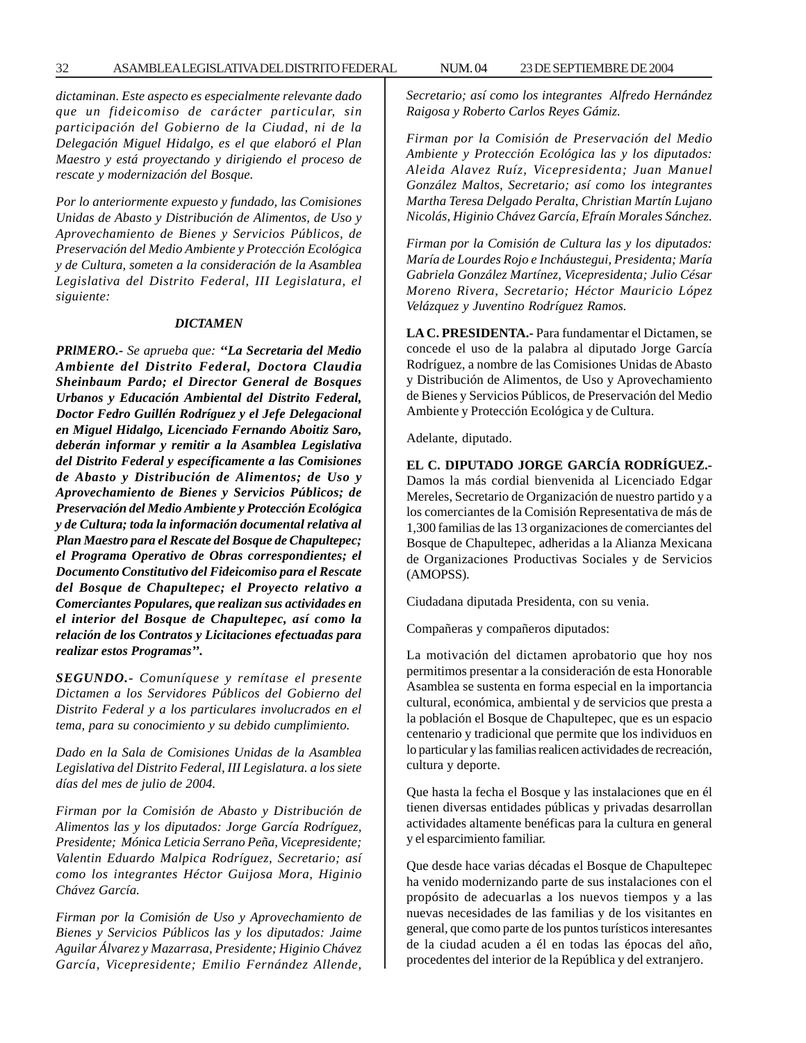*dictaminan. Este aspecto es especialmente relevante dado que un fideicomiso de carácter particular, sin participación del Gobierno de la Ciudad, ni de la Delegación Miguel Hidalgo, es el que elaboró el Plan Maestro y está proyectando y dirigiendo el proceso de rescate y modernización del Bosque.*

*Por lo anteriormente expuesto y fundado, las Comisiones Unidas de Abasto y Distribución de Alimentos, de Uso y Aprovechamiento de Bienes y Servicios Públicos, de Preservación del Medio Ambiente y Protección Ecológica y de Cultura, someten a la consideración de la Asamblea Legislativa del Distrito Federal, III Legislatura, el siguiente:*

***DICTAMEN***

***PRlMERO.-*** *Se aprueba que:* ***"La Secretaria del Medio Ambiente del Distrito Federal, Doctora Claudia Sheinbaum Pardo; el Director General de Bosques Urbanos y Educación Ambiental del Distrito Federal, Doctor Fedro Guillén Rodríguez y el Jefe Delegacional en Miguel Hidalgo, Licenciado Fernando Aboitiz Saro, deberán informar y remitir a la Asamblea Legislativa del Distrito Federal y específicamente a las Comisiones de Abasto y Distribución de Alimentos; de Uso y Aprovechamiento de Bienes y Servicios Públicos; de Preservación del Medio Ambiente y Protección Ecológica y de Cultura; toda la información documental relativa al Plan Maestro para el Rescate del Bosque de Chapultepec; el Programa Operativo de Obras correspondientes; el Documento Constitutivo del Fideicomiso para el Rescate del Bosque de Chapultepec; el Proyecto relativo a Comerciantes Populares, que realizan sus actividades en el interior del Bosque de Chapultepec, así como la relación de los Contratos y Licitaciones efectuadas para realizar estos Programas".***

***SEGUNDO.-*** *Comuníquese y remítase el presente Dictamen a los Servidores Públicos del Gobierno del Distrito Federal y a los particulares involucrados en el tema, para su conocimiento y su debido cumplimiento.*

*Dado en la Sala de Comisiones Unidas de la Asamblea Legislativa del Distrito Federal, III Legislatura. a los siete días del mes de julio de 2004.*

*Firman por la Comisión de Abasto y Distribución de Alimentos las y los diputados: Jorge García Rodríguez, Presidente; Mónica Leticia Serrano Peña, Vicepresidente; Valentin Eduardo Malpica Rodríguez, Secretario; así como los integrantes Héctor Guijosa Mora, Higinio Chávez García.*

*Firman por la Comisión de Uso y Aprovechamiento de Bienes y Servicios Públicos las y los diputados: Jaime Aguilar Álvarez y Mazarrasa, Presidente; Higinio Chávez García, Vicepresidente; Emilio Fernández Allende, Secretario; así como los integrantes Alfredo Hernández Raigosa y Roberto Carlos Reyes Gámiz.*

*Firman por la Comisión de Preservación del Medio Ambiente y Protección Ecológica las y los diputados: Aleida Alavez Ruíz, Vicepresidenta; Juan Manuel González Maltos, Secretario; así como los integrantes Martha Teresa Delgado Peralta, Christian Martín Lujano Nicolás, Higinio Chávez García, Efraín Morales Sánchez.*

*Firman por la Comisión de Cultura las y los diputados: María de Lourdes Rojo e Incháustegui, Presidenta; María Gabriela González Martínez, Vicepresidenta; Julio César Moreno Rivera, Secretario; Héctor Mauricio López Velázquez y Juventino Rodríguez Ramos.*

**LA C. PRESIDENTA.-** Para fundamentar el Dictamen, se concede el uso de la palabra al diputado Jorge García Rodríguez, a nombre de las Comisiones Unidas de Abasto y Distribución de Alimentos, de Uso y Aprovechamiento de Bienes y Servicios Públicos, de Preservación del Medio Ambiente y Protección Ecológica y de Cultura.

Adelante, diputado.

**EL C. DIPUTADO JORGE GARCÍA RODRÍGUEZ.-** Damos la más cordial bienvenida al Licenciado Edgar Mereles, Secretario de Organización de nuestro partido y a los comerciantes de la Comisión Representativa de más de 1,300 familias de las 13 organizaciones de comerciantes del Bosque de Chapultepec, adheridas a la Alianza Mexicana de Organizaciones Productivas Sociales y de Servicios (AMOPSS).

Ciudadana diputada Presidenta, con su venia.

Compañeras y compañeros diputados:

La motivación del dictamen aprobatorio que hoy nos permitimos presentar a la consideración de esta Honorable Asamblea se sustenta en forma especial en la importancia cultural, económica, ambiental y de servicios que presta a la población el Bosque de Chapultepec, que es un espacio centenario y tradicional que permite que los individuos en lo particular y las familias realicen actividades de recreación, cultura y deporte.

Que hasta la fecha el Bosque y las instalaciones que en él tienen diversas entidades públicas y privadas desarrollan actividades altamente benéficas para la cultura en general y el esparcimiento familiar.

Que desde hace varias décadas el Bosque de Chapultepec ha venido modernizando parte de sus instalaciones con el propósito de adecuarlas a los nuevos tiempos y a las nuevas necesidades de las familias y de los visitantes en general, que como parte de los puntos turísticos interesantes de la ciudad acuden a él en todas las épocas del año, procedentes del interior de la República y del extranjero.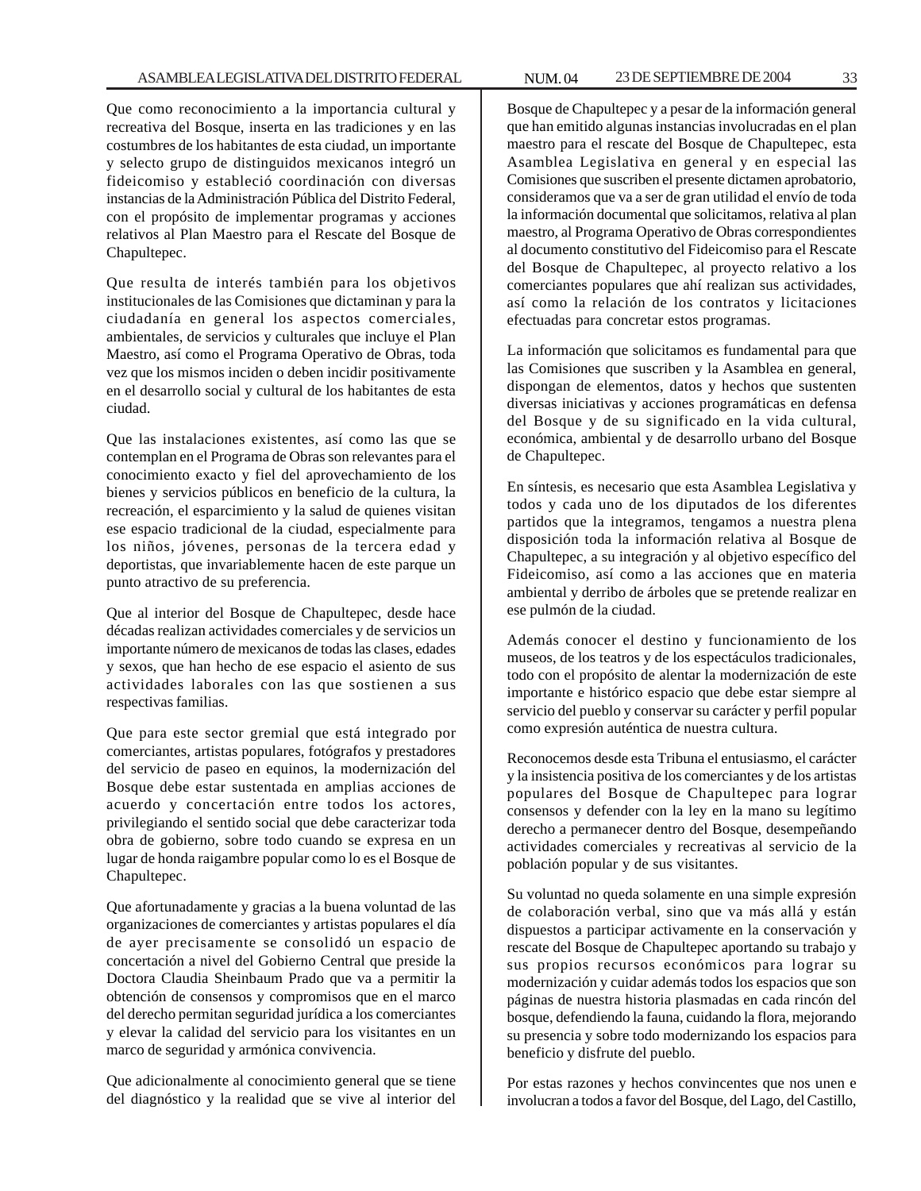Que como reconocimiento a la importancia cultural y recreativa del Bosque, inserta en las tradiciones y en las costumbres de los habitantes de esta ciudad, un importante y selecto grupo de distinguidos mexicanos integró un fideicomiso y estableció coordinación con diversas instancias de la Administración Pública del Distrito Federal, con el propósito de implementar programas y acciones relativos al Plan Maestro para el Rescate del Bosque de Chapultepec.

Que resulta de interés también para los objetivos institucionales de las Comisiones que dictaminan y para la ciudadanía en general los aspectos comerciales, ambientales, de servicios y culturales que incluye el Plan Maestro, así como el Programa Operativo de Obras, toda vez que los mismos inciden o deben incidir positivamente en el desarrollo social y cultural de los habitantes de esta ciudad.

Que las instalaciones existentes, así como las que se contemplan en el Programa de Obras son relevantes para el conocimiento exacto y fiel del aprovechamiento de los bienes y servicios públicos en beneficio de la cultura, la recreación, el esparcimiento y la salud de quienes visitan ese espacio tradicional de la ciudad, especialmente para los niños, jóvenes, personas de la tercera edad y deportistas, que invariablemente hacen de este parque un punto atractivo de su preferencia.

Que al interior del Bosque de Chapultepec, desde hace décadas realizan actividades comerciales y de servicios un importante número de mexicanos de todas las clases, edades y sexos, que han hecho de ese espacio el asiento de sus actividades laborales con las que sostienen a sus respectivas familias.

Que para este sector gremial que está integrado por comerciantes, artistas populares, fotógrafos y prestadores del servicio de paseo en equinos, la modernización del Bosque debe estar sustentada en amplias acciones de acuerdo y concertación entre todos los actores, privilegiando el sentido social que debe caracterizar toda obra de gobierno, sobre todo cuando se expresa en un lugar de honda raigambre popular como lo es el Bosque de Chapultepec.

Que afortunadamente y gracias a la buena voluntad de las organizaciones de comerciantes y artistas populares el día de ayer precisamente se consolidó un espacio de concertación a nivel del Gobierno Central que preside la Doctora Claudia Sheinbaum Prado que va a permitir la obtención de consensos y compromisos que en el marco del derecho permitan seguridad jurídica a los comerciantes y elevar la calidad del servicio para los visitantes en un marco de seguridad y armónica convivencia.

Que adicionalmente al conocimiento general que se tiene del diagnóstico y la realidad que se vive al interior del Bosque de Chapultepec y a pesar de la información general que han emitido algunas instancias involucradas en el plan maestro para el rescate del Bosque de Chapultepec, esta Asamblea Legislativa en general y en especial las Comisiones que suscriben el presente dictamen aprobatorio, consideramos que va a ser de gran utilidad el envío de toda la información documental que solicitamos, relativa al plan maestro, al Programa Operativo de Obras correspondientes al documento constitutivo del Fideicomiso para el Rescate del Bosque de Chapultepec, al proyecto relativo a los comerciantes populares que ahí realizan sus actividades, así como la relación de los contratos y licitaciones efectuadas para concretar estos programas.

La información que solicitamos es fundamental para que las Comisiones que suscriben y la Asamblea en general, dispongan de elementos, datos y hechos que sustenten diversas iniciativas y acciones programáticas en defensa del Bosque y de su significado en la vida cultural, económica, ambiental y de desarrollo urbano del Bosque de Chapultepec.

En síntesis, es necesario que esta Asamblea Legislativa y todos y cada uno de los diputados de los diferentes partidos que la integramos, tengamos a nuestra plena disposición toda la información relativa al Bosque de Chapultepec, a su integración y al objetivo específico del Fideicomiso, así como a las acciones que en materia ambiental y derribo de árboles que se pretende realizar en ese pulmón de la ciudad.

Además conocer el destino y funcionamiento de los museos, de los teatros y de los espectáculos tradicionales, todo con el propósito de alentar la modernización de este importante e histórico espacio que debe estar siempre al servicio del pueblo y conservar su carácter y perfil popular como expresión auténtica de nuestra cultura.

Reconocemos desde esta Tribuna el entusiasmo, el carácter y la insistencia positiva de los comerciantes y de los artistas populares del Bosque de Chapultepec para lograr consensos y defender con la ley en la mano su legítimo derecho a permanecer dentro del Bosque, desempeñando actividades comerciales y recreativas al servicio de la población popular y de sus visitantes.

Su voluntad no queda solamente en una simple expresión de colaboración verbal, sino que va más allá y están dispuestos a participar activamente en la conservación y rescate del Bosque de Chapultepec aportando su trabajo y sus propios recursos económicos para lograr su modernización y cuidar además todos los espacios que son páginas de nuestra historia plasmadas en cada rincón del bosque, defendiendo la fauna, cuidando la flora, mejorando su presencia y sobre todo modernizando los espacios para beneficio y disfrute del pueblo.

Por estas razones y hechos convincentes que nos unen e involucran a todos a favor del Bosque, del Lago, del Castillo,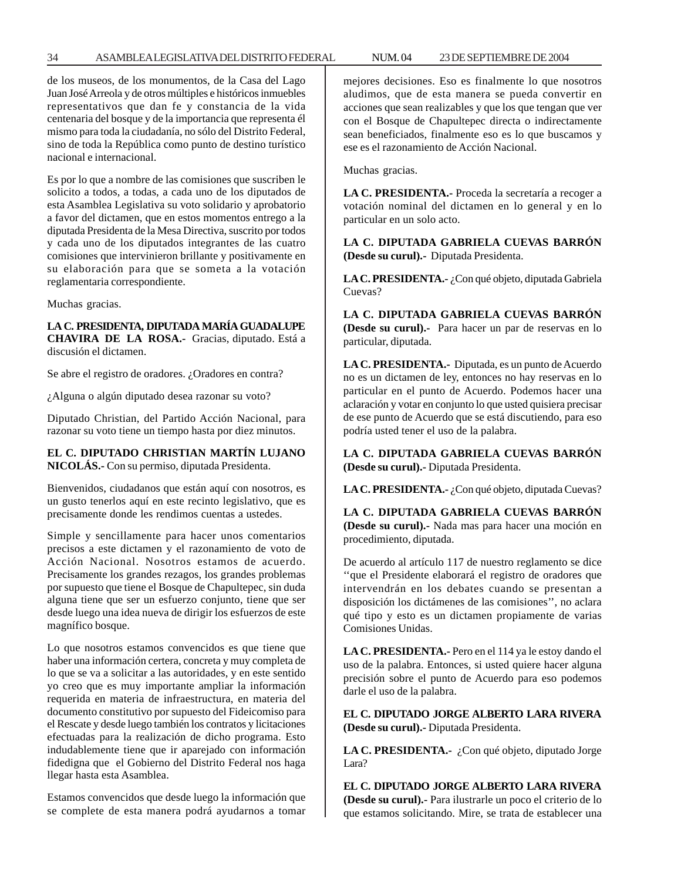de los museos, de los monumentos, de la Casa del Lago Juan José Arreola y de otros múltiples e históricos inmuebles representativos que dan fe y constancia de la vida centenaria del bosque y de la importancia que representa él mismo para toda la ciudadanía, no sólo del Distrito Federal, sino de toda la República como punto de destino turístico nacional e internacional.

Es por lo que a nombre de las comisiones que suscriben le solicito a todos, a todas, a cada uno de los diputados de esta Asamblea Legislativa su voto solidario y aprobatorio a favor del dictamen, que en estos momentos entrego a la diputada Presidenta de la Mesa Directiva, suscrito por todos y cada uno de los diputados integrantes de las cuatro comisiones que intervinieron brillante y positivamente en su elaboración para que se someta a la votación reglamentaria correspondiente.

Muchas gracias.

**LA C. PRESIDENTA, DIPUTADA MARÍA GUADALUPE CHAVIRA DE LA ROSA.-** Gracias, diputado. Está a discusión el dictamen.

Se abre el registro de oradores. ¿Oradores en contra?

¿Alguna o algún diputado desea razonar su voto?

Diputado Christian, del Partido Acción Nacional, para razonar su voto tiene un tiempo hasta por diez minutos.

**EL C. DIPUTADO CHRISTIAN MARTÍN LUJANO NICOLÁS.-** Con su permiso, diputada Presidenta.

Bienvenidos, ciudadanos que están aquí con nosotros, es un gusto tenerlos aquí en este recinto legislativo, que es precisamente donde les rendimos cuentas a ustedes.

Simple y sencillamente para hacer unos comentarios precisos a este dictamen y el razonamiento de voto de Acción Nacional. Nosotros estamos de acuerdo. Precisamente los grandes rezagos, los grandes problemas por supuesto que tiene el Bosque de Chapultepec, sin duda alguna tiene que ser un esfuerzo conjunto, tiene que ser desde luego una idea nueva de dirigir los esfuerzos de este magnífico bosque.

Lo que nosotros estamos convencidos es que tiene que haber una información certera, concreta y muy completa de lo que se va a solicitar a las autoridades, y en este sentido yo creo que es muy importante ampliar la información requerida en materia de infraestructura, en materia del documento constitutivo por supuesto del Fideicomiso para el Rescate y desde luego también los contratos y licitaciones efectuadas para la realización de dicho programa. Esto indudablemente tiene que ir aparejado con información fidedigna que el Gobierno del Distrito Federal nos haga llegar hasta esta Asamblea.

Estamos convencidos que desde luego la información que se complete de esta manera podrá ayudarnos a tomar mejores decisiones. Eso es finalmente lo que nosotros aludimos, que de esta manera se pueda convertir en acciones que sean realizables y que los que tengan que ver con el Bosque de Chapultepec directa o indirectamente sean beneficiados, finalmente eso es lo que buscamos y ese es el razonamiento de Acción Nacional.

Muchas gracias.

**LA C. PRESIDENTA.-** Proceda la secretaría a recoger a votación nominal del dictamen en lo general y en lo particular en un solo acto.

**LA C. DIPUTADA GABRIELA CUEVAS BARRÓN (Desde su curul).-** Diputada Presidenta.

**LA C. PRESIDENTA.-** ¿Con qué objeto, diputada Gabriela Cuevas?

**LA C. DIPUTADA GABRIELA CUEVAS BARRÓN (Desde su curul).-** Para hacer un par de reservas en lo particular, diputada.

**LA C. PRESIDENTA.-** Diputada, es un punto de Acuerdo no es un dictamen de ley, entonces no hay reservas en lo particular en el punto de Acuerdo. Podemos hacer una aclaración y votar en conjunto lo que usted quisiera precisar de ese punto de Acuerdo que se está discutiendo, para eso podría usted tener el uso de la palabra.

**LA C. DIPUTADA GABRIELA CUEVAS BARRÓN (Desde su curul).-** Diputada Presidenta.

**LA C. PRESIDENTA.-** ¿Con qué objeto, diputada Cuevas?

**LA C. DIPUTADA GABRIELA CUEVAS BARRÓN (Desde su curul).-** Nada mas para hacer una moción en procedimiento, diputada.

De acuerdo al artículo 117 de nuestro reglamento se dice ''que el Presidente elaborará el registro de oradores que intervendrán en los debates cuando se presentan a disposición los dictámenes de las comisiones'', no aclara qué tipo y esto es un dictamen propiamente de varias Comisiones Unidas.

**LA C. PRESIDENTA.-** Pero en el 114 ya le estoy dando el uso de la palabra. Entonces, si usted quiere hacer alguna precisión sobre el punto de Acuerdo para eso podemos darle el uso de la palabra.

**EL C. DIPUTADO JORGE ALBERTO LARA RIVERA (Desde su curul).-** Diputada Presidenta.

**LA C. PRESIDENTA.-** ¿Con qué objeto, diputado Jorge Lara?

**EL C. DIPUTADO JORGE ALBERTO LARA RIVERA (Desde su curul).-** Para ilustrarle un poco el criterio de lo que estamos solicitando. Mire, se trata de establecer una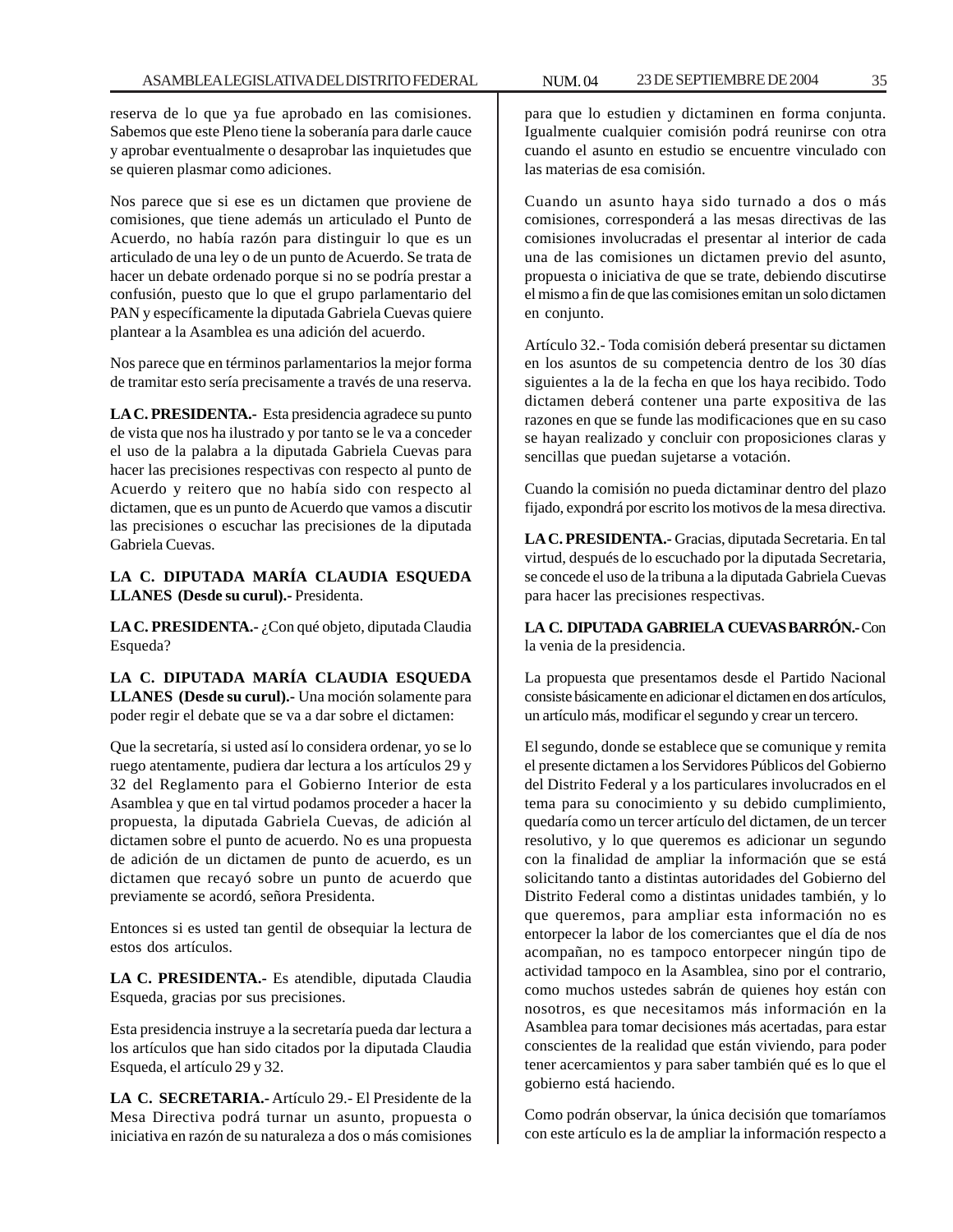reserva de lo que ya fue aprobado en las comisiones. Sabemos que este Pleno tiene la soberanía para darle cauce y aprobar eventualmente o desaprobar las inquietudes que se quieren plasmar como adiciones.

Nos parece que si ese es un dictamen que proviene de comisiones, que tiene además un articulado el Punto de Acuerdo, no había razón para distinguir lo que es un articulado de una ley o de un punto de Acuerdo. Se trata de hacer un debate ordenado porque si no se podría prestar a confusión, puesto que lo que el grupo parlamentario del PAN y específicamente la diputada Gabriela Cuevas quiere plantear a la Asamblea es una adición del acuerdo.

Nos parece que en términos parlamentarios la mejor forma de tramitar esto sería precisamente a través de una reserva.

**LA C. PRESIDENTA.-** Esta presidencia agradece su punto de vista que nos ha ilustrado y por tanto se le va a conceder el uso de la palabra a la diputada Gabriela Cuevas para hacer las precisiones respectivas con respecto al punto de Acuerdo y reitero que no había sido con respecto al dictamen, que es un punto de Acuerdo que vamos a discutir las precisiones o escuchar las precisiones de la diputada Gabriela Cuevas.

**LA C. DIPUTADA MARÍA CLAUDIA ESQUEDA LLANES (Desde su curul).-** Presidenta.

**LA C. PRESIDENTA.-** ¿Con qué objeto, diputada Claudia Esqueda?

**LA C. DIPUTADA MARÍA CLAUDIA ESQUEDA LLANES (Desde su curul).-** Una moción solamente para poder regir el debate que se va a dar sobre el dictamen:

Que la secretaría, si usted así lo considera ordenar, yo se lo ruego atentamente, pudiera dar lectura a los artículos 29 y 32 del Reglamento para el Gobierno Interior de esta Asamblea y que en tal virtud podamos proceder a hacer la propuesta, la diputada Gabriela Cuevas, de adición al dictamen sobre el punto de acuerdo. No es una propuesta de adición de un dictamen de punto de acuerdo, es un dictamen que recayó sobre un punto de acuerdo que previamente se acordó, señora Presidenta.

Entonces si es usted tan gentil de obsequiar la lectura de estos dos artículos.

**LA C. PRESIDENTA.-** Es atendible, diputada Claudia Esqueda, gracias por sus precisiones.

Esta presidencia instruye a la secretaría pueda dar lectura a los artículos que han sido citados por la diputada Claudia Esqueda, el artículo 29 y 32.

**LA C. SECRETARIA.-** Artículo 29.- El Presidente de la Mesa Directiva podrá turnar un asunto, propuesta o iniciativa en razón de su naturaleza a dos o más comisiones para que lo estudien y dictaminen en forma conjunta. Igualmente cualquier comisión podrá reunirse con otra cuando el asunto en estudio se encuentre vinculado con las materias de esa comisión.

Cuando un asunto haya sido turnado a dos o más comisiones, corresponderá a las mesas directivas de las comisiones involucradas el presentar al interior de cada una de las comisiones un dictamen previo del asunto, propuesta o iniciativa de que se trate, debiendo discutirse el mismo a fin de que las comisiones emitan un solo dictamen en conjunto.

Artículo 32.- Toda comisión deberá presentar su dictamen en los asuntos de su competencia dentro de los 30 días siguientes a la de la fecha en que los haya recibido. Todo dictamen deberá contener una parte expositiva de las razones en que se funde las modificaciones que en su caso se hayan realizado y concluir con proposiciones claras y sencillas que puedan sujetarse a votación.

Cuando la comisión no pueda dictaminar dentro del plazo fijado, expondrá por escrito los motivos de la mesa directiva.

**LA C. PRESIDENTA.-** Gracias, diputada Secretaria. En tal virtud, después de lo escuchado por la diputada Secretaria, se concede el uso de la tribuna a la diputada Gabriela Cuevas para hacer las precisiones respectivas.

**LA C. DIPUTADA GABRIELA CUEVAS BARRÓN.-** Con la venia de la presidencia.

La propuesta que presentamos desde el Partido Nacional consiste básicamente en adicionar el dictamen en dos artículos, un artículo más, modificar el segundo y crear un tercero.

El segundo, donde se establece que se comunique y remita el presente dictamen a los Servidores Públicos del Gobierno del Distrito Federal y a los particulares involucrados en el tema para su conocimiento y su debido cumplimiento, quedaría como un tercer artículo del dictamen, de un tercer resolutivo, y lo que queremos es adicionar un segundo con la finalidad de ampliar la información que se está solicitando tanto a distintas autoridades del Gobierno del Distrito Federal como a distintas unidades también, y lo que queremos, para ampliar esta información no es entorpecer la labor de los comerciantes que el día de nos acompañan, no es tampoco entorpecer ningún tipo de actividad tampoco en la Asamblea, sino por el contrario, como muchos ustedes sabrán de quienes hoy están con nosotros, es que necesitamos más información en la Asamblea para tomar decisiones más acertadas, para estar conscientes de la realidad que están viviendo, para poder tener acercamientos y para saber también qué es lo que el gobierno está haciendo.

Como podrán observar, la única decisión que tomaríamos con este artículo es la de ampliar la información respecto a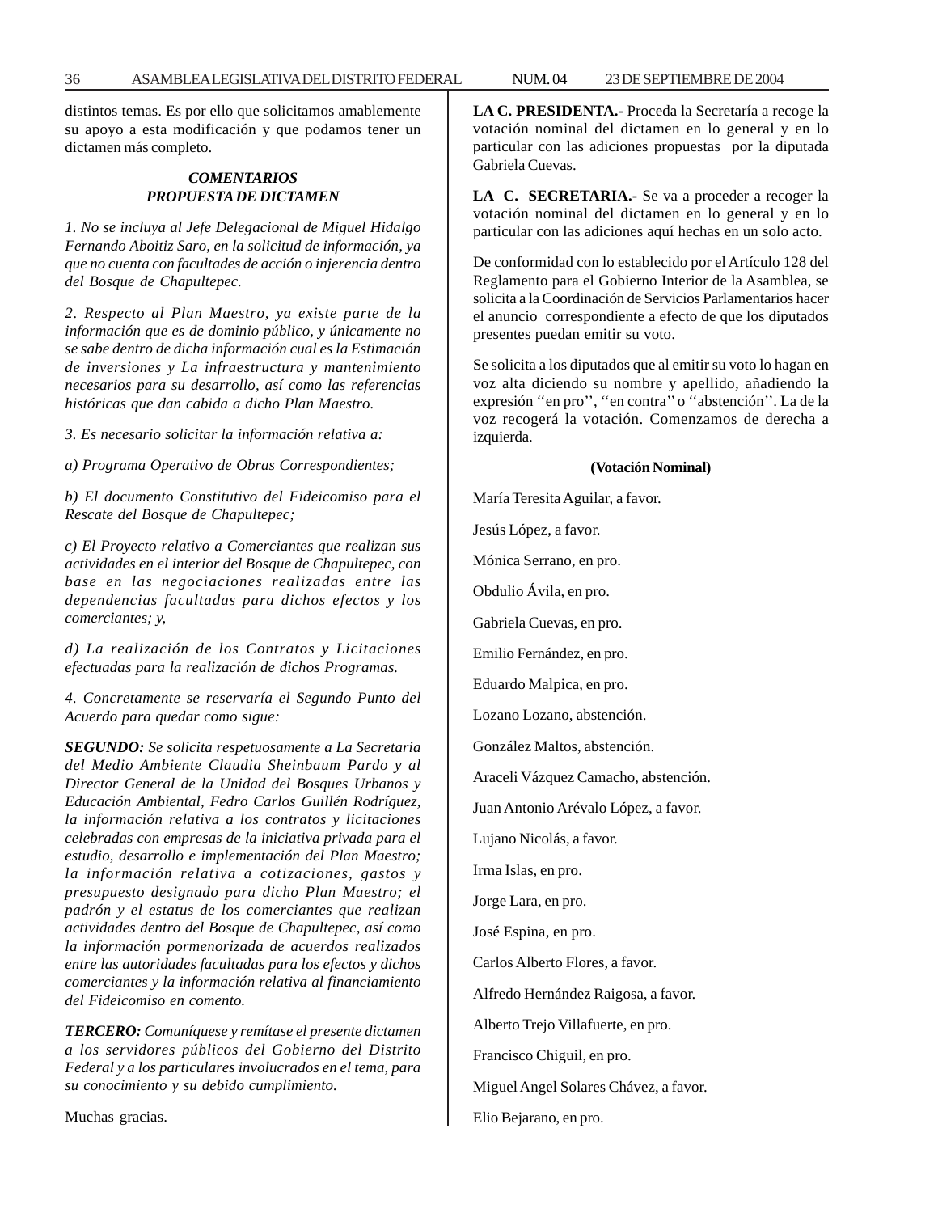distintos temas. Es por ello que solicitamos amablemente su apoyo a esta modificación y que podamos tener un dictamen más completo.

***COMENTARIOS***
***PROPUESTA DE DICTAMEN***

*1. No se incluya al Jefe Delegacional de Miguel Hidalgo Fernando Aboitiz Saro, en la solicitud de información, ya que no cuenta con facultades de acción o injerencia dentro del Bosque de Chapultepec.*

*2. Respecto al Plan Maestro, ya existe parte de la información que es de dominio público, y únicamente no se sabe dentro de dicha información cual es la Estimación de inversiones y La infraestructura y mantenimiento necesarios para su desarrollo, así como las referencias históricas que dan cabida a dicho Plan Maestro.*

*3. Es necesario solicitar la información relativa a:*

*a) Programa Operativo de Obras Correspondientes;*

*b) El documento Constitutivo del Fideicomiso para el Rescate del Bosque de Chapultepec;*

*c) El Proyecto relativo a Comerciantes que realizan sus actividades en el interior del Bosque de Chapultepec, con base en las negociaciones realizadas entre las dependencias facultadas para dichos efectos y los comerciantes; y,*

*d) La realización de los Contratos y Licitaciones efectuadas para la realización de dichos Programas.*

*4. Concretamente se reservaría el Segundo Punto del Acuerdo para quedar como sigue:*

***SEGUNDO:*** *Se solicita respetuosamente a La Secretaria del Medio Ambiente Claudia Sheinbaum Pardo y al Director General de la Unidad del Bosques Urbanos y Educación Ambiental, Fedro Carlos Guillén Rodríguez, la información relativa a los contratos y licitaciones celebradas con empresas de la iniciativa privada para el estudio, desarrollo e implementación del Plan Maestro; la información relativa a cotizaciones, gastos y presupuesto designado para dicho Plan Maestro; el padrón y el estatus de los comerciantes que realizan actividades dentro del Bosque de Chapultepec, así como la información pormenorizada de acuerdos realizados entre las autoridades facultadas para los efectos y dichos comerciantes y la información relativa al financiamiento del Fideicomiso en comento.*

***TERCERO:*** *Comuníquese y remítase el presente dictamen a los servidores públicos del Gobierno del Distrito Federal y a los particulares involucrados en el tema, para su conocimiento y su debido cumplimiento.*

Muchas gracias.

**LA C. PRESIDENTA.-** Proceda la Secretaría a recoge la votación nominal del dictamen en lo general y en lo particular con las adiciones propuestas por la diputada Gabriela Cuevas.

**LA C. SECRETARIA.-** Se va a proceder a recoger la votación nominal del dictamen en lo general y en lo particular con las adiciones aquí hechas en un solo acto.

De conformidad con lo establecido por el Artículo 128 del Reglamento para el Gobierno Interior de la Asamblea, se solicita a la Coordinación de Servicios Parlamentarios hacer el anuncio correspondiente a efecto de que los diputados presentes puedan emitir su voto.

Se solicita a los diputados que al emitir su voto lo hagan en voz alta diciendo su nombre y apellido, añadiendo la expresión ''en pro'', ''en contra'' o ''abstención''. La de la voz recogerá la votación. Comenzamos de derecha a izquierda.

**(Votación Nominal)**

María Teresita Aguilar, a favor.

Jesús López, a favor.

Mónica Serrano, en pro.

Obdulio Ávila, en pro.

Gabriela Cuevas, en pro.

Emilio Fernández, en pro.

Eduardo Malpica, en pro.

Lozano Lozano, abstención.

González Maltos, abstención.

Araceli Vázquez Camacho, abstención.

Juan Antonio Arévalo López, a favor.

Lujano Nicolás, a favor.

Irma Islas, en pro.

Jorge Lara, en pro.

José Espina, en pro.

Carlos Alberto Flores, a favor.

Alfredo Hernández Raigosa, a favor.

Alberto Trejo Villafuerte, en pro.

Francisco Chiguil, en pro.

Miguel Angel Solares Chávez, a favor.

Elio Bejarano, en pro.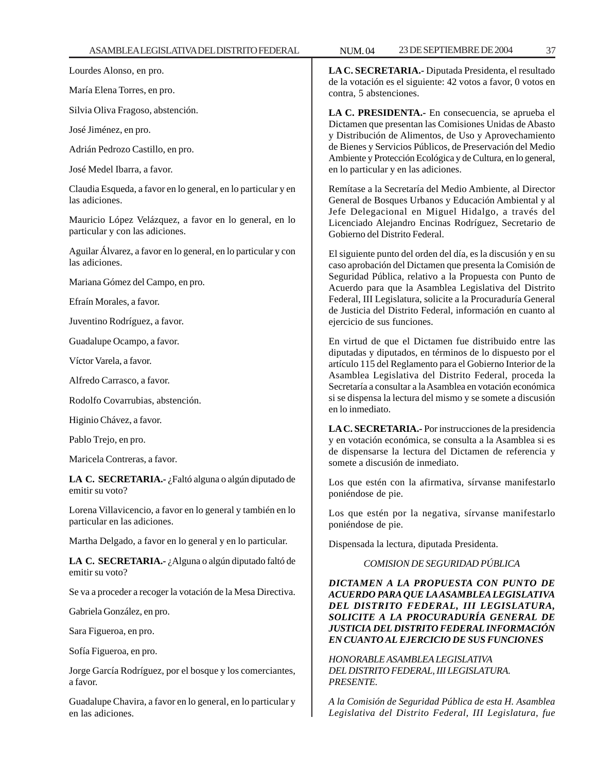Lourdes Alonso, en pro.

María Elena Torres, en pro.

Silvia Oliva Fragoso, abstención.

José Jiménez, en pro.

Adrián Pedrozo Castillo, en pro.

José Medel Ibarra, a favor.

Claudia Esqueda, a favor en lo general, en lo particular y en las adiciones.

Mauricio López Velázquez, a favor en lo general, en lo particular y con las adiciones.

Aguilar Álvarez, a favor en lo general, en lo particular y con las adiciones.

Mariana Gómez del Campo, en pro.

Efraín Morales, a favor.

Juventino Rodríguez, a favor.

Guadalupe Ocampo, a favor.

Víctor Varela, a favor.

Alfredo Carrasco, a favor.

Rodolfo Covarrubias, abstención.

Higinio Chávez, a favor.

Pablo Trejo, en pro.

Maricela Contreras, a favor.

**LA C. SECRETARIA.-** ¿Faltó alguna o algún diputado de emitir su voto?

Lorena Villavicencio, a favor en lo general y también en lo particular en las adiciones.

Martha Delgado, a favor en lo general y en lo particular.

**LA C. SECRETARIA.-** ¿Alguna o algún diputado faltó de emitir su voto?

Se va a proceder a recoger la votación de la Mesa Directiva.

Gabriela González, en pro.

Sara Figueroa, en pro.

Sofía Figueroa, en pro.

Jorge García Rodríguez, por el bosque y los comerciantes, a favor.

Guadalupe Chavira, a favor en lo general, en lo particular y en las adiciones.

**LA C. SECRETARIA.-** Diputada Presidenta, el resultado de la votación es el siguiente: 42 votos a favor, 0 votos en contra, 5 abstenciones.

**LA C. PRESIDENTA.-** En consecuencia, se aprueba el Dictamen que presentan las Comisiones Unidas de Abasto y Distribución de Alimentos, de Uso y Aprovechamiento de Bienes y Servicios Públicos, de Preservación del Medio Ambiente y Protección Ecológica y de Cultura, en lo general, en lo particular y en las adiciones.

Remítase a la Secretaría del Medio Ambiente, al Director General de Bosques Urbanos y Educación Ambiental y al Jefe Delegacional en Miguel Hidalgo, a través del Licenciado Alejandro Encinas Rodríguez, Secretario de Gobierno del Distrito Federal.

El siguiente punto del orden del día, es la discusión y en su caso aprobación del Dictamen que presenta la Comisión de Seguridad Pública, relativo a la Propuesta con Punto de Acuerdo para que la Asamblea Legislativa del Distrito Federal, III Legislatura, solicite a la Procuraduría General de Justicia del Distrito Federal, información en cuanto al ejercicio de sus funciones.

En virtud de que el Dictamen fue distribuido entre las diputadas y diputados, en términos de lo dispuesto por el artículo 115 del Reglamento para el Gobierno Interior de la Asamblea Legislativa del Distrito Federal, proceda la Secretaría a consultar a la Asamblea en votación económica si se dispensa la lectura del mismo y se somete a discusión en lo inmediato.

**LA C. SECRETARIA.-** Por instrucciones de la presidencia y en votación económica, se consulta a la Asamblea si es de dispensarse la lectura del Dictamen de referencia y somete a discusión de inmediato.

Los que estén con la afirmativa, sírvanse manifestarlo poniéndose de pie.

Los que estén por la negativa, sírvanse manifestarlo poniéndose de pie.

Dispensada la lectura, diputada Presidenta.

*COMISION DE SEGURIDAD PÚBLICA*

***DICTAMEN A LA PROPUESTA CON PUNTO DE ACUERDO PARA QUE LA ASAMBLEA LEGISLATIVA DEL DISTRITO FEDERAL, III LEGISLATURA, SOLICITE A LA PROCURADURÍA GENERAL DE JUSTICIA DEL DISTRITO FEDERAL INFORMACIÓN EN CUANTO AL EJERCICIO DE SUS FUNCIONES***

*HONORABLE ASAMBLEA LEGISLATIVA*
*DEL DISTRITO FEDERAL, III LEGISLATURA.*
*PRESENTE.*

*A la Comisión de Seguridad Pública de esta H. Asamblea Legislativa del Distrito Federal, III Legislatura, fue*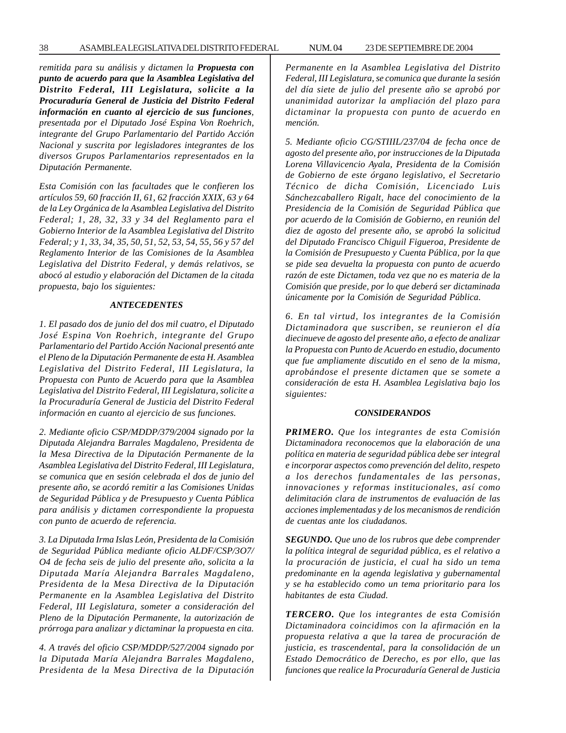*remitida para su análisis y dictamen la **Propuesta con punto de acuerdo para que la Asamblea Legislativa del Distrito Federal, III Legislatura, solicite a la Procuraduría General de Justicia del Distrito Federal información en cuanto al ejercicio de sus funciones**, presentada por el Diputado José Espina Von Roehrich, integrante del Grupo Parlamentario del Partido Acción Nacional y suscrita por legisladores integrantes de los diversos Grupos Parlamentarios representados en la Diputación Permanente.*

*Esta Comisión con las facultades que le confieren los artículos 59, 60 fracción II, 61, 62 fracción XXIX, 63 y 64 de la Ley Orgánica de la Asamblea Legislativa del Distrito Federal; 1, 28, 32, 33 y 34 del Reglamento para el Gobierno Interior de la Asamblea Legislativa del Distrito Federal; y 1, 33, 34, 35, 50, 51, 52, 53, 54, 55, 56 y 57 del Reglamento Interior de las Comisiones de la Asamblea Legislativa del Distrito Federal, y demás relativos, se abocó al estudio y elaboración del Dictamen de la citada propuesta, bajo los siguientes:*

### *ANTECEDENTES*

*1. El pasado dos de junio del dos mil cuatro, el Diputado José Espina Von Roehrich, integrante del Grupo Parlamentario del Partido Acción Nacional presentó ante el Pleno de la Diputación Permanente de esta H. Asamblea Legislativa del Distrito Federal, III Legislatura, la Propuesta con Punto de Acuerdo para que la Asamblea Legislativa del Distrito Federal, III Legislatura, solicite a la Procuraduría General de Justicia del Distrito Federal información en cuanto al ejercicio de sus funciones.*

*2. Mediante oficio CSP/MDDP/379/2004 signado por la Diputada Alejandra Barrales Magdaleno, Presidenta de la Mesa Directiva de la Diputación Permanente de la Asamblea Legislativa del Distrito Federal, III Legislatura, se comunica que en sesión celebrada el dos de junio del presente año, se acordó remitir a las Comisiones Unidas de Seguridad Pública y de Presupuesto y Cuenta Pública para análisis y dictamen correspondiente la propuesta con punto de acuerdo de referencia.*

*3. La Diputada Irma Islas León, Presidenta de la Comisión de Seguridad Pública mediante oficio ALDF/CSP/3O7/O4 de fecha seis de julio del presente año, solicita a la Diputada María Alejandra Barrales Magdaleno, Presidenta de la Mesa Directiva de la Diputación Permanente en la Asamblea Legislativa del Distrito Federal, III Legislatura, someter a consideración del Pleno de la Diputación Permanente, la autorización de prórroga para analizar y dictaminar la propuesta en cita.*

*4. A través del oficio CSP/MDDP/527/2004 signado por la Diputada María Alejandra Barrales Magdaleno, Presidenta de la Mesa Directiva de la Diputación Permanente en la Asamblea Legislativa del Distrito Federal, III Legislatura, se comunica que durante la sesión del día siete de julio del presente año se aprobó por unanimidad autorizar la ampliación del plazo para dictaminar la propuesta con punto de acuerdo en mención.*

*5. Mediante oficio CG/STIIIL/237/04 de fecha once de agosto del presente año, por instrucciones de la Diputada Lorena Villavicencio Ayala, Presidenta de la Comisión de Gobierno de este órgano legislativo, el Secretario Técnico de dicha Comisión, Licenciado Luis Sánchezcaballero Rigalt, hace del conocimiento de la Presidencia de la Comisión de Seguridad Pública que por acuerdo de la Comisión de Gobierno, en reunión del diez de agosto del presente año, se aprobó la solicitud del Diputado Francisco Chiguil Figueroa, Presidente de la Comisión de Presupuesto y Cuenta Pública, por la que se pide sea devuelta la propuesta con punto de acuerdo razón de este Dictamen, toda vez que no es materia de la Comisión que preside, por lo que deberá ser dictaminada únicamente por la Comisión de Seguridad Pública.*

*6. En tal virtud, los integrantes de la Comisión Dictaminadora que suscriben, se reunieron el día diecinueve de agosto del presente año, a efecto de analizar la Propuesta con Punto de Acuerdo en estudio, documento que fue ampliamente discutido en el seno de la misma, aprobándose el presente dictamen que se somete a consideración de esta H. Asamblea Legislativa bajo los siguientes:*

### *CONSIDERANDOS*

***PRIMERO.** Que los integrantes de esta Comisión Dictaminadora reconocemos que la elaboración de una política en materia de seguridad pública debe ser integral e incorporar aspectos como prevención del delito, respeto a los derechos fundamentales de las personas, innovaciones y reformas institucionales, así como delimitación clara de instrumentos de evaluación de las acciones implementadas y de los mecanismos de rendición de cuentas ante los ciudadanos.*

***SEGUNDO.** Que uno de los rubros que debe comprender la política integral de seguridad pública, es el relativo a la procuración de justicia, el cual ha sido un tema predominante en la agenda legislativa y gubernamental y se ha establecido como un tema prioritario para los habitantes de esta Ciudad.*

***TERCERO.** Que los integrantes de esta Comisión Dictaminadora coincidimos con la afirmación en la propuesta relativa a que la tarea de procuración de justicia, es trascendental, para la consolidación de un Estado Democrático de Derecho, es por ello, que las funciones que realice la Procuraduría General de Justicia*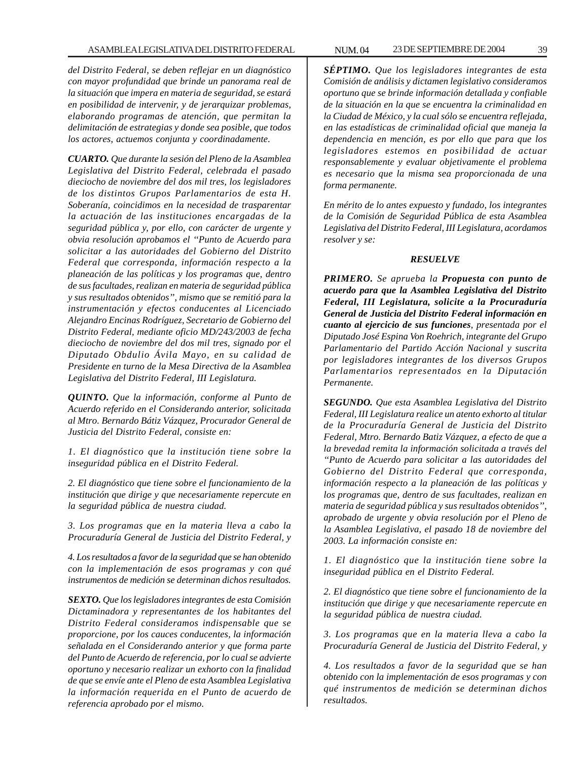*del Distrito Federal, se deben reflejar en un diagnóstico con mayor profundidad que brinde un panorama real de la situación que impera en materia de seguridad, se estará en posibilidad de intervenir, y de jerarquizar problemas, elaborando programas de atención, que permitan la delimitación de estrategias y donde sea posible, que todos los actores, actuemos conjunta y coordinadamente.*

***CUARTO.*** *Que durante la sesión del Pleno de la Asamblea Legislativa del Distrito Federal, celebrada el pasado dieciocho de noviembre del dos mil tres, los legisladores de los distintos Grupos Parlamentarios de esta H. Soberanía, coincidimos en la necesidad de trasparentar la actuación de las instituciones encargadas de la seguridad pública y, por ello, con carácter de urgente y obvia resolución aprobamos el "Punto de Acuerdo para solicitar a las autoridades del Gobierno del Distrito Federal que corresponda, información respecto a la planeación de las políticas y los programas que, dentro de sus facultades, realizan en materia de seguridad pública y sus resultados obtenidos", mismo que se remitió para la instrumentación y efectos conducentes al Licenciado Alejandro Encinas Rodríguez, Secretario de Gobierno del Distrito Federal, mediante oficio MD/243/2003 de fecha dieciocho de noviembre del dos mil tres, signado por el Diputado Obdulio Ávila Mayo, en su calidad de Presidente en turno de la Mesa Directiva de la Asamblea Legislativa del Distrito Federal, III Legislatura.*

***QUINTO.*** *Que la información, conforme al Punto de Acuerdo referido en el Considerando anterior, solicitada al Mtro. Bernardo Bátiz Vázquez, Procurador General de Justicia del Distrito Federal, consiste en:*

*1. El diagnóstico que la institución tiene sobre la inseguridad pública en el Distrito Federal.*

*2. El diagnóstico que tiene sobre el funcionamiento de la institución que dirige y que necesariamente repercute en la seguridad pública de nuestra ciudad.*

*3. Los programas que en la materia lleva a cabo la Procuraduría General de Justicia del Distrito Federal, y*

*4. Los resultados a favor de la seguridad que se han obtenido con la implementación de esos programas y con qué instrumentos de medición se determinan dichos resultados.*

***SEXTO.*** *Que los legisladores integrantes de esta Comisión Dictaminadora y representantes de los habitantes del Distrito Federal consideramos indispensable que se proporcione, por los cauces conducentes, la información señalada en el Considerando anterior y que forma parte del Punto de Acuerdo de referencia, por lo cual se advierte oportuno y necesario realizar un exhorto con la finalidad de que se envíe ante el Pleno de esta Asamblea Legislativa la información requerida en el Punto de acuerdo de referencia aprobado por el mismo.*

***SÉPTIMO.*** *Que los legisladores integrantes de esta Comisión de análisis y dictamen legislativo consideramos oportuno que se brinde información detallada y confiable de la situación en la que se encuentra la criminalidad en la Ciudad de México, y la cual sólo se encuentra reflejada, en las estadísticas de criminalidad oficial que maneja la dependencia en mención, es por ello que para que los legisladores estemos en posibilidad de actuar responsablemente y evaluar objetivamente el problema es necesario que la misma sea proporcionada de una forma permanente.*

*En mérito de lo antes expuesto y fundado, los integrantes de la Comisión de Seguridad Pública de esta Asamblea Legislativa del Distrito Federal, III Legislatura, acordamos resolver y se:*

***RESUELVE***

***PRIMERO.*** *Se aprueba la* ***Propuesta con punto de acuerdo para que la Asamblea Legislativa del Distrito Federal, III Legislatura, solicite a la Procuraduría General de Justicia del Distrito Federal información en cuanto al ejercicio de sus funciones****, presentada por el Diputado José Espina Von Roehrich, integrante del Grupo Parlamentario del Partido Acción Nacional y suscrita por legisladores integrantes de los diversos Grupos Parlamentarios representados en la Diputación Permanente.*

***SEGUNDO.*** *Que esta Asamblea Legislativa del Distrito Federal, III Legislatura realice un atento exhorto al titular de la Procuraduría General de Justicia del Distrito Federal, Mtro. Bernardo Batiz Vázquez, a efecto de que a la brevedad remita la información solicitada a través del "Punto de Acuerdo para solicitar a las autoridades del Gobierno del Distrito Federal que corresponda, información respecto a la planeación de las políticas y los programas que, dentro de sus facultades, realizan en materia de seguridad pública y sus resultados obtenidos", aprobado de urgente y obvia resolución por el Pleno de la Asamblea Legislativa, el pasado 18 de noviembre del 2003. La información consiste en:*

*1. El diagnóstico que la institución tiene sobre la inseguridad pública en el Distrito Federal.*

*2. El diagnóstico que tiene sobre el funcionamiento de la institución que dirige y que necesariamente repercute en la seguridad pública de nuestra ciudad.*

*3. Los programas que en la materia lleva a cabo la Procuraduría General de Justicia del Distrito Federal, y*

*4. Los resultados a favor de la seguridad que se han obtenido con la implementación de esos programas y con qué instrumentos de medición se determinan dichos resultados.*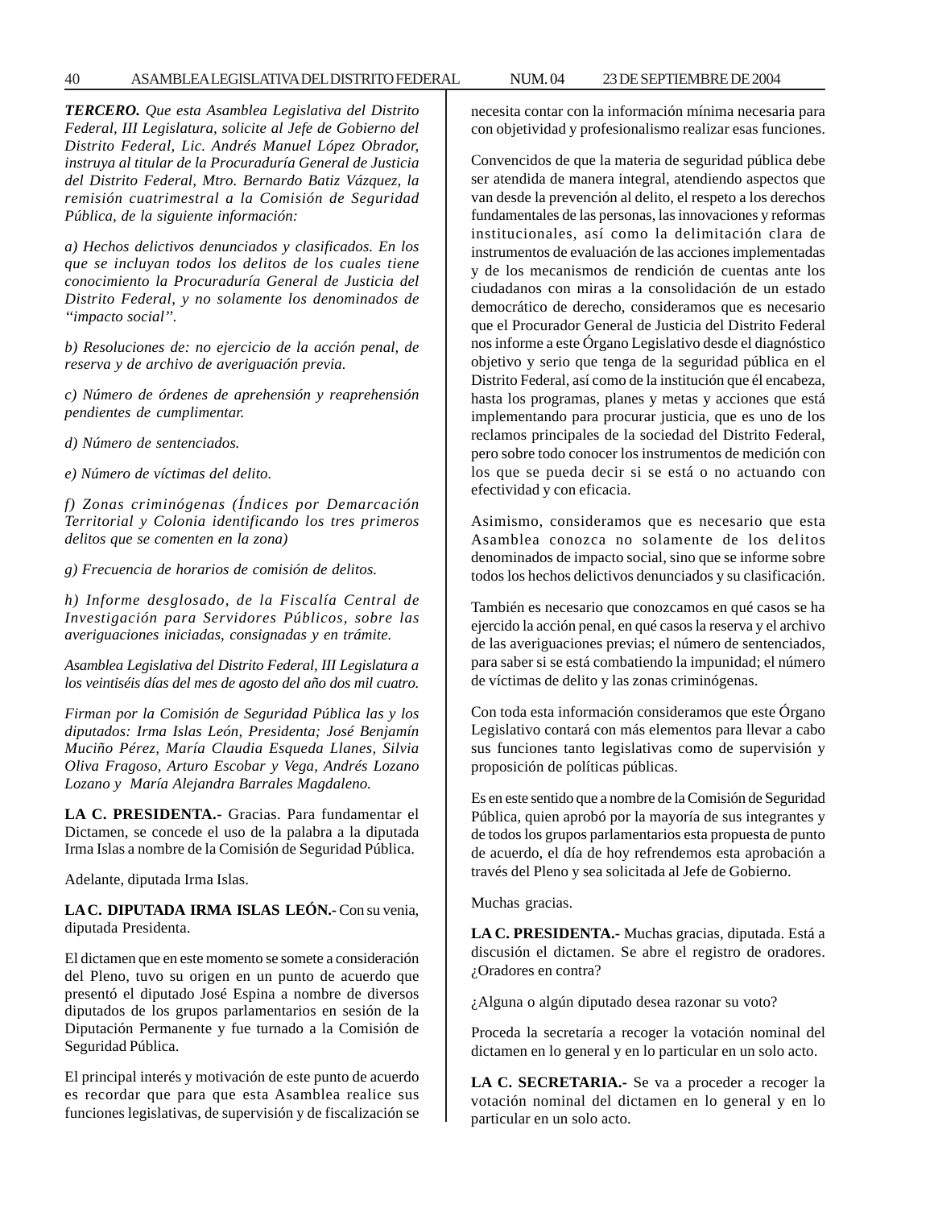***TERCERO.*** *Que esta Asamblea Legislativa del Distrito Federal, III Legislatura, solicite al Jefe de Gobierno del Distrito Federal, Lic. Andrés Manuel López Obrador, instruya al titular de la Procuraduría General de Justicia del Distrito Federal, Mtro. Bernardo Batiz Vázquez, la remisión cuatrimestral a la Comisión de Seguridad Pública, de la siguiente información:*

*a) Hechos delictivos denunciados y clasificados. En los que se incluyan todos los delitos de los cuales tiene conocimiento la Procuraduría General de Justicia del Distrito Federal, y no solamente los denominados de "impacto social".*

*b) Resoluciones de: no ejercicio de la acción penal, de reserva y de archivo de averiguación previa.*

*c) Número de órdenes de aprehensión y reaprehensión pendientes de cumplimentar.*

*d) Número de sentenciados.*

*e) Número de víctimas del delito.*

*f) Zonas criminógenas (Índices por Demarcación Territorial y Colonia identificando los tres primeros delitos que se comenten en la zona)*

*g) Frecuencia de horarios de comisión de delitos.*

*h) Informe desglosado, de la Fiscalía Central de Investigación para Servidores Públicos, sobre las averiguaciones iniciadas, consignadas y en trámite.*

*Asamblea Legislativa del Distrito Federal, III Legislatura a los veintiséis días del mes de agosto del año dos mil cuatro.*

*Firman por la Comisión de Seguridad Pública las y los diputados: Irma Islas León, Presidenta; José Benjamín Muciño Pérez, María Claudia Esqueda Llanes, Silvia Oliva Fragoso, Arturo Escobar y Vega, Andrés Lozano Lozano y María Alejandra Barrales Magdaleno.*

**LA C. PRESIDENTA.-** Gracias. Para fundamentar el Dictamen, se concede el uso de la palabra a la diputada Irma Islas a nombre de la Comisión de Seguridad Pública.

Adelante, diputada Irma Islas.

**LA C. DIPUTADA IRMA ISLAS LEÓN.-** Con su venia, diputada Presidenta.

El dictamen que en este momento se somete a consideración del Pleno, tuvo su origen en un punto de acuerdo que presentó el diputado José Espina a nombre de diversos diputados de los grupos parlamentarios en sesión de la Diputación Permanente y fue turnado a la Comisión de Seguridad Pública.

El principal interés y motivación de este punto de acuerdo es recordar que para que esta Asamblea realice sus funciones legislativas, de supervisión y de fiscalización se necesita contar con la información mínima necesaria para con objetividad y profesionalismo realizar esas funciones.

Convencidos de que la materia de seguridad pública debe ser atendida de manera integral, atendiendo aspectos que van desde la prevención al delito, el respeto a los derechos fundamentales de las personas, las innovaciones y reformas institucionales, así como la delimitación clara de instrumentos de evaluación de las acciones implementadas y de los mecanismos de rendición de cuentas ante los ciudadanos con miras a la consolidación de un estado democrático de derecho, consideramos que es necesario que el Procurador General de Justicia del Distrito Federal nos informe a este Órgano Legislativo desde el diagnóstico objetivo y serio que tenga de la seguridad pública en el Distrito Federal, así como de la institución que él encabeza, hasta los programas, planes y metas y acciones que está implementando para procurar justicia, que es uno de los reclamos principales de la sociedad del Distrito Federal, pero sobre todo conocer los instrumentos de medición con los que se pueda decir si se está o no actuando con efectividad y con eficacia.

Asimismo, consideramos que es necesario que esta Asamblea conozca no solamente de los delitos denominados de impacto social, sino que se informe sobre todos los hechos delictivos denunciados y su clasificación.

También es necesario que conozcamos en qué casos se ha ejercido la acción penal, en qué casos la reserva y el archivo de las averiguaciones previas; el número de sentenciados, para saber si se está combatiendo la impunidad; el número de víctimas de delito y las zonas criminógenas.

Con toda esta información consideramos que este Órgano Legislativo contará con más elementos para llevar a cabo sus funciones tanto legislativas como de supervisión y proposición de políticas públicas.

Es en este sentido que a nombre de la Comisión de Seguridad Pública, quien aprobó por la mayoría de sus integrantes y de todos los grupos parlamentarios esta propuesta de punto de acuerdo, el día de hoy refrendemos esta aprobación a través del Pleno y sea solicitada al Jefe de Gobierno.

Muchas gracias.

**LA C. PRESIDENTA.-** Muchas gracias, diputada. Está a discusión el dictamen. Se abre el registro de oradores. ¿Oradores en contra?

¿Alguna o algún diputado desea razonar su voto?

Proceda la secretaría a recoger la votación nominal del dictamen en lo general y en lo particular en un solo acto.

**LA C. SECRETARIA.-** Se va a proceder a recoger la votación nominal del dictamen en lo general y en lo particular en un solo acto.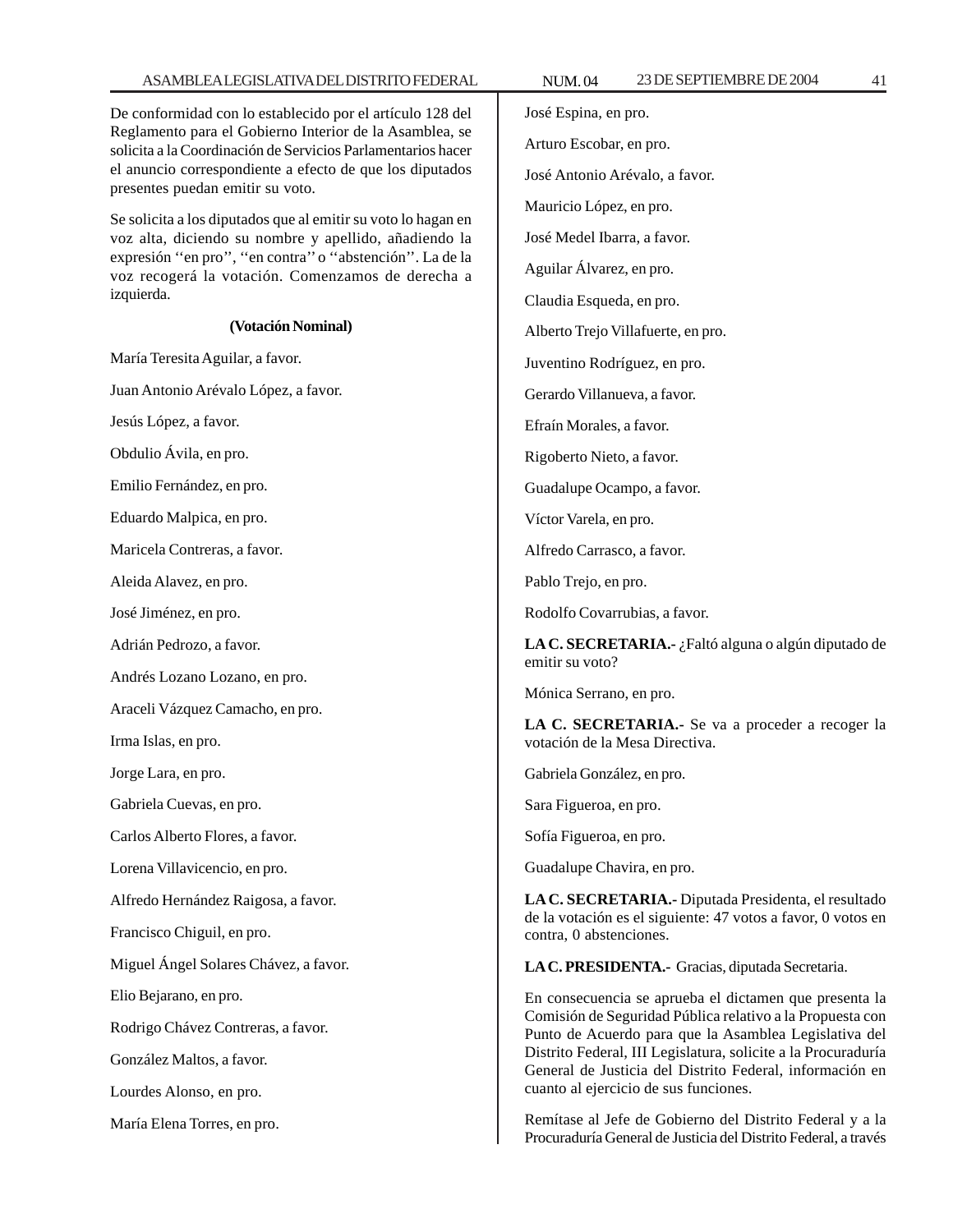De conformidad con lo establecido por el artículo 128 del Reglamento para el Gobierno Interior de la Asamblea, se solicita a la Coordinación de Servicios Parlamentarios hacer el anuncio correspondiente a efecto de que los diputados presentes puedan emitir su voto.

Se solicita a los diputados que al emitir su voto lo hagan en voz alta, diciendo su nombre y apellido, añadiendo la expresión ''en pro'', ''en contra'' o ''abstención''. La de la voz recogerá la votación. Comenzamos de derecha a izquierda.

**(Votación Nominal)**

María Teresita Aguilar, a favor.

Juan Antonio Arévalo López, a favor.

Jesús López, a favor.

Obdulio Ávila, en pro.

Emilio Fernández, en pro.

Eduardo Malpica, en pro.

Maricela Contreras, a favor.

Aleida Alavez, en pro.

José Jiménez, en pro.

Adrián Pedrozo, a favor.

Andrés Lozano Lozano, en pro.

Araceli Vázquez Camacho, en pro.

Irma Islas, en pro.

Jorge Lara, en pro.

Gabriela Cuevas, en pro.

Carlos Alberto Flores, a favor.

Lorena Villavicencio, en pro.

Alfredo Hernández Raigosa, a favor.

Francisco Chiguil, en pro.

Miguel Ángel Solares Chávez, a favor.

Elio Bejarano, en pro.

Rodrigo Chávez Contreras, a favor.

González Maltos, a favor.

Lourdes Alonso, en pro.

María Elena Torres, en pro.

José Espina, en pro.

Arturo Escobar, en pro.

José Antonio Arévalo, a favor.

Mauricio López, en pro.

José Medel Ibarra, a favor.

Aguilar Álvarez, en pro.

Claudia Esqueda, en pro.

Alberto Trejo Villafuerte, en pro.

Juventino Rodríguez, en pro.

Gerardo Villanueva, a favor.

Efraín Morales, a favor.

Rigoberto Nieto, a favor.

Guadalupe Ocampo, a favor.

Víctor Varela, en pro.

Alfredo Carrasco, a favor.

Pablo Trejo, en pro.

Rodolfo Covarrubias, a favor.

**LA C. SECRETARIA.-** ¿Faltó alguna o algún diputado de emitir su voto?

Mónica Serrano, en pro.

**LA C. SECRETARIA.-** Se va a proceder a recoger la votación de la Mesa Directiva.

Gabriela González, en pro.

Sara Figueroa, en pro.

Sofía Figueroa, en pro.

Guadalupe Chavira, en pro.

**LA C. SECRETARIA.-** Diputada Presidenta, el resultado de la votación es el siguiente: 47 votos a favor, 0 votos en contra, 0 abstenciones.

**LA C. PRESIDENTA.-** Gracias, diputada Secretaria.

En consecuencia se aprueba el dictamen que presenta la Comisión de Seguridad Pública relativo a la Propuesta con Punto de Acuerdo para que la Asamblea Legislativa del Distrito Federal, III Legislatura, solicite a la Procuraduría General de Justicia del Distrito Federal, información en cuanto al ejercicio de sus funciones.

Remítase al Jefe de Gobierno del Distrito Federal y a la Procuraduría General de Justicia del Distrito Federal, a través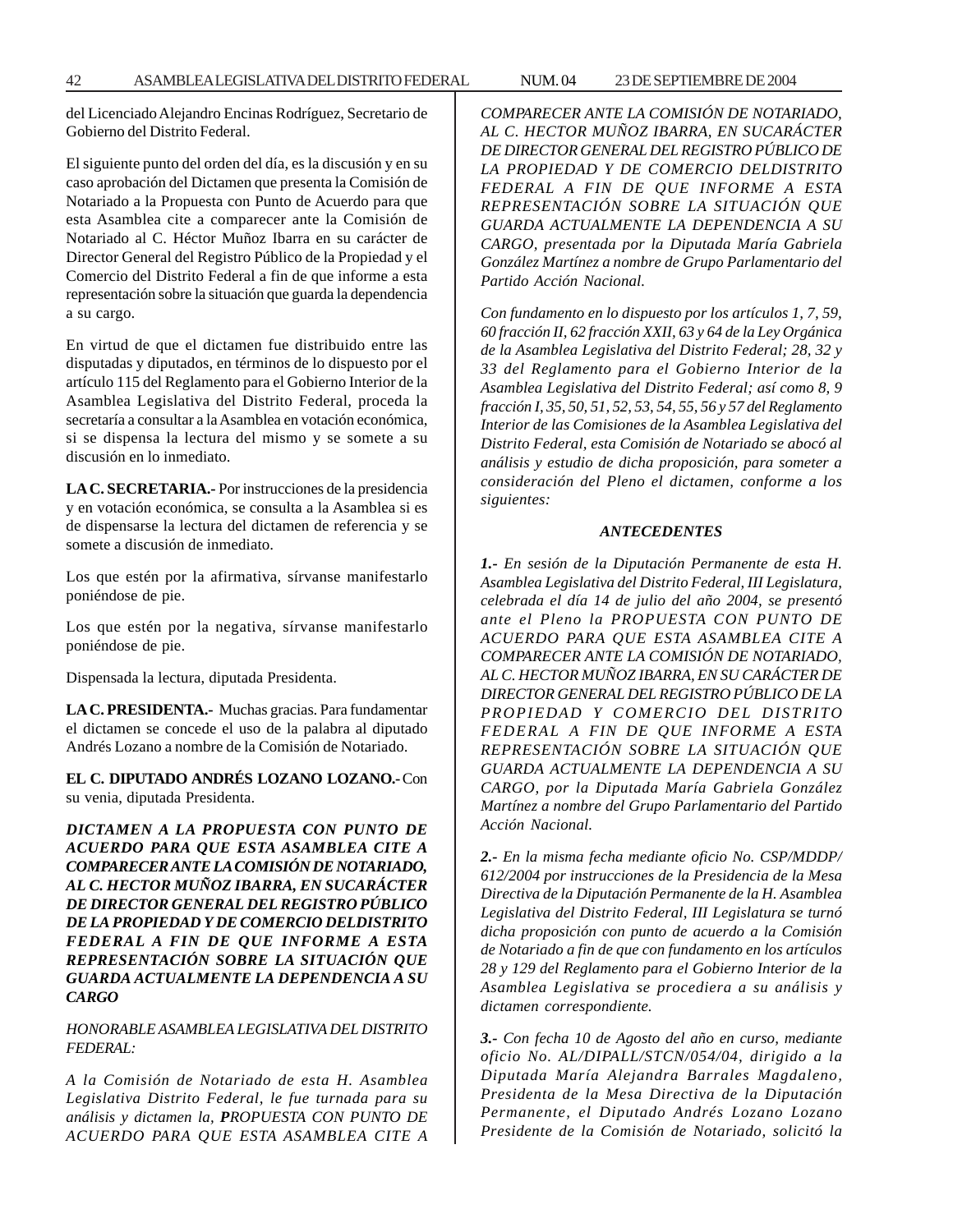del Licenciado Alejandro Encinas Rodríguez, Secretario de Gobierno del Distrito Federal.

El siguiente punto del orden del día, es la discusión y en su caso aprobación del Dictamen que presenta la Comisión de Notariado a la Propuesta con Punto de Acuerdo para que esta Asamblea cite a comparecer ante la Comisión de Notariado al C. Héctor Muñoz Ibarra en su carácter de Director General del Registro Público de la Propiedad y el Comercio del Distrito Federal a fin de que informe a esta representación sobre la situación que guarda la dependencia a su cargo.

En virtud de que el dictamen fue distribuido entre las disputadas y diputados, en términos de lo dispuesto por el artículo 115 del Reglamento para el Gobierno Interior de la Asamblea Legislativa del Distrito Federal, proceda la secretaría a consultar a la Asamblea en votación económica, si se dispensa la lectura del mismo y se somete a su discusión en lo inmediato.

**LA C. SECRETARIA.-** Por instrucciones de la presidencia y en votación económica, se consulta a la Asamblea si es de dispensarse la lectura del dictamen de referencia y se somete a discusión de inmediato.

Los que estén por la afirmativa, sírvanse manifestarlo poniéndose de pie.

Los que estén por la negativa, sírvanse manifestarlo poniéndose de pie.

Dispensada la lectura, diputada Presidenta.

**LA C. PRESIDENTA.-** Muchas gracias. Para fundamentar el dictamen se concede el uso de la palabra al diputado Andrés Lozano a nombre de la Comisión de Notariado.

**EL C. DIPUTADO ANDRÉS LOZANO LOZANO.-** Con su venia, diputada Presidenta.

***DICTAMEN A LA PROPUESTA CON PUNTO DE ACUERDO PARA QUE ESTA ASAMBLEA CITE A COMPARECER ANTE LA COMISIÓN DE NOTARIADO, AL C. HECTOR MUÑOZ IBARRA, EN SUCARÁCTER DE DIRECTOR GENERAL DEL REGISTRO PÚBLICO DE LA PROPIEDAD Y DE COMERCIO DELDISTRITO FEDERAL A FIN DE QUE INFORME A ESTA REPRESENTACIÓN SOBRE LA SITUACIÓN QUE GUARDA ACTUALMENTE LA DEPENDENCIA A SU CARGO***

*HONORABLE ASAMBLEA LEGISLATIVA DEL DISTRITO FEDERAL:*

*A la Comisión de Notariado de esta H. Asamblea Legislativa Distrito Federal, le fue turnada para su análisis y dictamen la, **P**ROPUESTA CON PUNTO DE ACUERDO PARA QUE ESTA ASAMBLEA CITE A COMPARECER ANTE LA COMISIÓN DE NOTARIADO, AL C. HECTOR MUÑOZ IBARRA, EN SUCARÁCTER DE DIRECTOR GENERAL DEL REGISTRO PÚBLICO DE LA PROPIEDAD Y DE COMERCIO DELDISTRITO FEDERAL A FIN DE QUE INFORME A ESTA REPRESENTACIÓN SOBRE LA SITUACIÓN QUE GUARDA ACTUALMENTE LA DEPENDENCIA A SU CARGO, presentada por la Diputada María Gabriela González Martínez a nombre de Grupo Parlamentario del Partido Acción Nacional.*

*Con fundamento en lo dispuesto por los artículos 1, 7, 59, 60 fracción II, 62 fracción XXII, 63 y 64 de la Ley Orgánica de la Asamblea Legislativa del Distrito Federal; 28, 32 y 33 del Reglamento para el Gobierno Interior de la Asamblea Legislativa del Distrito Federal; así como 8, 9 fracción I, 35, 50, 51, 52, 53, 54, 55, 56 y 57 del Reglamento Interior de las Comisiones de la Asamblea Legislativa del Distrito Federal, esta Comisión de Notariado se abocó al análisis y estudio de dicha proposición, para someter a consideración del Pleno el dictamen, conforme a los siguientes:*

***ANTECEDENTES***

***1.-** En sesión de la Diputación Permanente de esta H. Asamblea Legislativa del Distrito Federal, III Legislatura, celebrada el día 14 de julio del año 2004, se presentó ante el Pleno la PROPUESTA CON PUNTO DE ACUERDO PARA QUE ESTA ASAMBLEA CITE A COMPARECER ANTE LA COMISIÓN DE NOTARIADO, AL C. HECTOR MUÑOZ IBARRA, EN SU CARÁCTER DE DIRECTOR GENERAL DEL REGISTRO PÚBLICO DE LA PROPIEDAD Y COMERCIO DEL DISTRITO FEDERAL A FIN DE QUE INFORME A ESTA REPRESENTACIÓN SOBRE LA SITUACIÓN QUE GUARDA ACTUALMENTE LA DEPENDENCIA A SU CARGO, por la Diputada María Gabriela González Martínez a nombre del Grupo Parlamentario del Partido Acción Nacional.*

***2.-** En la misma fecha mediante oficio No. CSP/MDDP/612/2004 por instrucciones de la Presidencia de la Mesa Directiva de la Diputación Permanente de la H. Asamblea Legislativa del Distrito Federal, III Legislatura se turnó dicha proposición con punto de acuerdo a la Comisión de Notariado a fin de que con fundamento en los artículos 28 y 129 del Reglamento para el Gobierno Interior de la Asamblea Legislativa se procediera a su análisis y dictamen correspondiente.*

***3.-** Con fecha 10 de Agosto del año en curso, mediante oficio No. AL/DIPALL/STCN/054/04, dirigido a la Diputada María Alejandra Barrales Magdaleno, Presidenta de la Mesa Directiva de la Diputación Permanente, el Diputado Andrés Lozano Lozano Presidente de la Comisión de Notariado, solicitó la*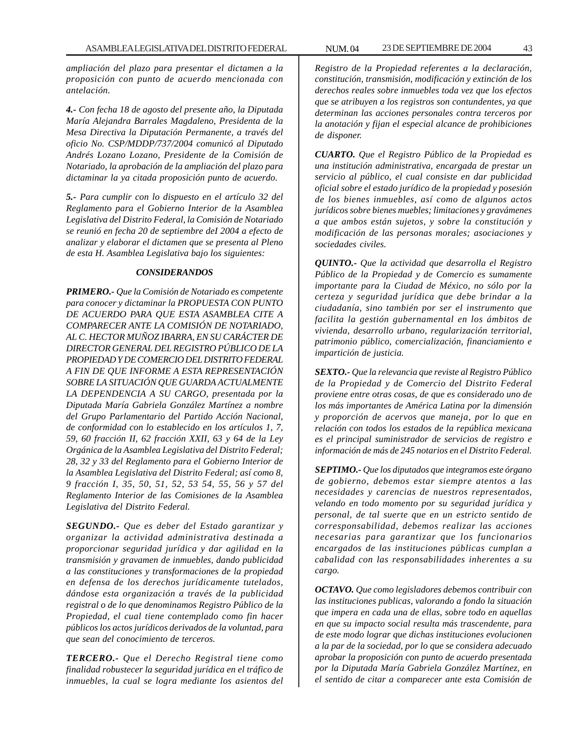*ampliación del plazo para presentar el dictamen a la proposición con punto de acuerdo mencionada con antelación.*

***4.-*** *Con fecha 18 de agosto del presente año, la Diputada María Alejandra Barrales Magdaleno, Presidenta de la Mesa Directiva la Diputación Permanente, a través del oficio No. CSP/MDDP/737/2004 comunicó al Diputado Andrés Lozano Lozano, Presidente de la Comisión de Notariado, la aprobación de la ampliación del plazo para dictaminar la ya citada proposición punto de acuerdo.*

***5.-*** *Para cumplir con lo dispuesto en el artículo 32 del Reglamento para el Gobierno Interior de la Asamblea Legislativa del Distrito Federal, la Comisión de Notariado se reunió en fecha 20 de septiembre deI 2004 a efecto de analizar y elaborar el dictamen que se presenta al Pleno de esta H. Asamblea Legislativa bajo los siguientes:*

***CONSIDERANDOS***

***PRIMERO.-*** *Que la Comisión de Notariado es competente para conocer y dictaminar la PROPUESTA CON PUNTO DE ACUERDO PARA QUE ESTA ASAMBLEA CITE A COMPARECER ANTE LA COMISIÓN DE NOTARIADO, AL C. HECTOR MUÑOZ IBARRA, EN SU CARÁCTER DE DIRECTOR GENERAL DEL REGISTRO PÚBLICO DE LA PROPIEDAD Y DE COMERCIO DEL DISTRITO FEDERAL A FIN DE QUE INFORME A ESTA REPRESENTACIÓN SOBRE LA SITUACIÓN QUE GUARDA ACTUALMENTE LA DEPENDENCIA A SU CARGO, presentada por la Diputada María Gabriela González Martínez a nombre del Grupo Parlamentario del Partido Acción Nacional, de conformidad con lo establecido en los artículos 1, 7, 59, 60 fracción II, 62 fracción XXII, 63 y 64 de la Ley Orgánica de la Asamblea Legislativa del Distrito Federal; 28, 32 y 33 del Reglamento para el Gobierno Interior de la Asamblea Legislativa del Distrito Federal; así como 8, 9 fracción I, 35, 50, 51, 52, 53 54, 55, 56 y 57 del Reglamento Interior de las Comisiones de la Asamblea Legislativa del Distrito Federal.*

***SEGUNDO.-*** *Que es deber del Estado garantizar y organizar la actividad administrativa destinada a proporcionar seguridad jurídica y dar agilidad en la transmisión y gravamen de inmuebles, dando publicidad a las constituciones y transformaciones de la propiedad en defensa de los derechos jurídicamente tutelados, dándose esta organización a través de la publicidad registral o de lo que denominamos Registro Público de la Propiedad, el cual tiene contemplado como fin hacer públicos los actos jurídicos derivados de la voluntad, para que sean del conocimiento de terceros.*

***TERCERO.-*** *Que el Derecho Registral tiene como finalidad robustecer la seguridad jurídica en el tráfico de inmuebles, la cual se logra mediante los asientos del Registro de la Propiedad referentes a la declaración, constitución, transmisión, modificación y extinción de los derechos reales sobre inmuebles toda vez que los efectos que se atribuyen a los registros son contundentes, ya que determinan las acciones personales contra terceros por la anotación y fijan el especial alcance de prohibiciones de disponer.*

***CUARTO.*** *Que el Registro Público de la Propiedad es una institución administrativa, encargada de prestar un servicio al público, el cual consiste en dar publicidad oficial sobre el estado jurídico de la propiedad y posesión de los bienes inmuebles, así como de algunos actos jurídicos sobre bienes muebles; limitaciones y gravámenes a que ambos están sujetos, y sobre la constitución y modificación de las personas morales; asociaciones y sociedades civiles.*

***QUINTO.-*** *Que la actividad que desarrolla el Registro Público de la Propiedad y de Comercio es sumamente importante para la Ciudad de México, no sólo por la certeza y seguridad jurídica que debe brindar a la ciudadanía, sino también por ser el instrumento que facilita la gestión gubernamental en los ámbitos de vivienda, desarrollo urbano, regularización territorial, patrimonio público, comercialización, financiamiento e impartición de justicia.*

***SEXTO.-*** *Que la relevancia que reviste al Registro Público de la Propiedad y de Comercio del Distrito Federal proviene entre otras cosas, de que es considerado uno de los más importantes de América Latina por la dimensión y proporción de acervos que maneja, por lo que en relación con todos los estados de la república mexicana es el principal suministrador de servicios de registro e información de más de 245 notarios en el Distrito Federal.*

***SEPTIMO.-*** *Que los diputados que integramos este órgano de gobierno, debemos estar siempre atentos a las necesidades y carencias de nuestros representados, velando en todo momento por su seguridad jurídica y personal, de tal suerte que en un estricto sentido de corresponsabilidad, debemos realizar las acciones necesarias para garantizar que los funcionarios encargados de las instituciones públicas cumplan a cabalidad con las responsabilidades inherentes a su cargo.*

***OCTAVO.*** *Que como legisladores debemos contribuir con las instituciones publicas, valorando a fondo la situación que impera en cada una de ellas, sobre todo en aquellas en que su impacto social resulta más trascendente, para de este modo lograr que dichas instituciones evolucionen a la par de la sociedad, por lo que se considera adecuado aprobar la proposición con punto de acuerdo presentada por la Diputada María Gabriela González Martínez, en el sentido de citar a comparecer ante esta Comisión de*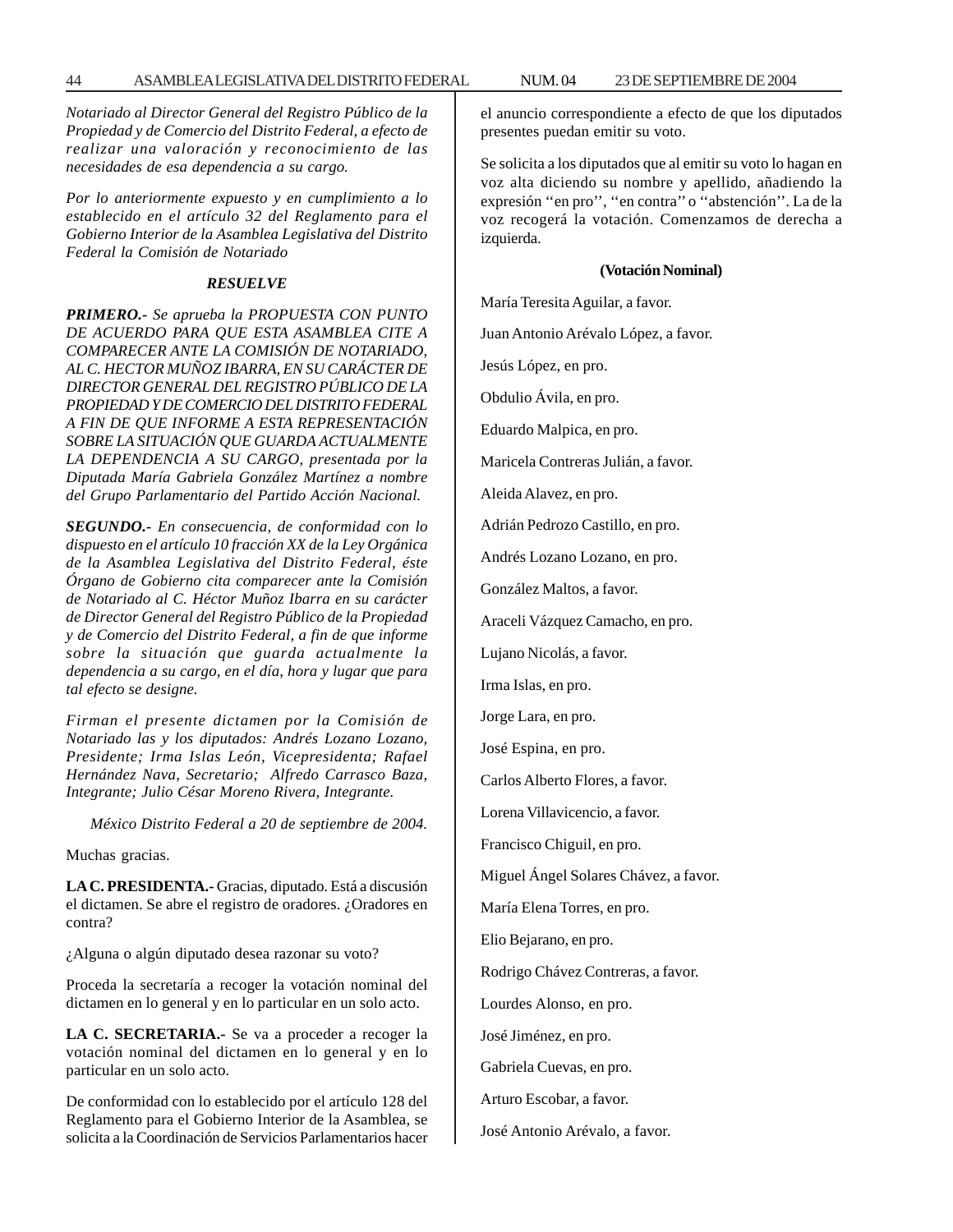*Notariado al Director General del Registro Público de la Propiedad y de Comercio del Distrito Federal, a efecto de realizar una valoración y reconocimiento de las necesidades de esa dependencia a su cargo.*

*Por lo anteriormente expuesto y en cumplimiento a lo establecido en el artículo 32 del Reglamento para el Gobierno Interior de la Asamblea Legislativa del Distrito Federal la Comisión de Notariado*

***RESUELVE***

***PRIMERO.-*** *Se aprueba la PROPUESTA CON PUNTO DE ACUERDO PARA QUE ESTA ASAMBLEA CITE A COMPARECER ANTE LA COMISIÓN DE NOTARIADO, AL C. HECTOR MUÑOZ IBARRA, EN SU CARÁCTER DE DIRECTOR GENERAL DEL REGISTRO PÚBLICO DE LA PROPIEDAD Y DE COMERCIO DEL DISTRITO FEDERAL A FIN DE QUE INFORME A ESTA REPRESENTACIÓN SOBRE LA SITUACIÓN QUE GUARDA ACTUALMENTE LA DEPENDENCIA A SU CARGO, presentada por la Diputada María Gabriela González Martínez a nombre del Grupo Parlamentario del Partido Acción Nacional.*

***SEGUNDO.-*** *En consecuencia, de conformidad con lo dispuesto en el artículo 10 fracción XX de la Ley Orgánica de la Asamblea Legislativa del Distrito Federal, éste Órgano de Gobierno cita comparecer ante la Comisión de Notariado al C. Héctor Muñoz Ibarra en su carácter de Director General del Registro Público de la Propiedad y de Comercio del Distrito Federal, a fin de que informe sobre la situación que guarda actualmente la dependencia a su cargo, en el día, hora y lugar que para tal efecto se designe.*

*Firman el presente dictamen por la Comisión de Notariado las y los diputados: Andrés Lozano Lozano, Presidente; Irma Islas León, Vicepresidenta; Rafael Hernández Nava, Secretario; Alfredo Carrasco Baza, Integrante; Julio César Moreno Rivera, Integrante.*

*México Distrito Federal a 20 de septiembre de 2004.*

Muchas gracias.

**LA C. PRESIDENTA.-** Gracias, diputado. Está a discusión el dictamen. Se abre el registro de oradores. ¿Oradores en contra?

¿Alguna o algún diputado desea razonar su voto?

Proceda la secretaría a recoger la votación nominal del dictamen en lo general y en lo particular en un solo acto.

**LA C. SECRETARIA.-** Se va a proceder a recoger la votación nominal del dictamen en lo general y en lo particular en un solo acto.

De conformidad con lo establecido por el artículo 128 del Reglamento para el Gobierno Interior de la Asamblea, se solicita a la Coordinación de Servicios Parlamentarios hacer el anuncio correspondiente a efecto de que los diputados presentes puedan emitir su voto.

Se solicita a los diputados que al emitir su voto lo hagan en voz alta diciendo su nombre y apellido, añadiendo la expresión ''en pro'', ''en contra'' o ''abstención''. La de la voz recogerá la votación. Comenzamos de derecha a izquierda.

**(Votación Nominal)**

María Teresita Aguilar, a favor.

Juan Antonio Arévalo López, a favor.

Jesús López, en pro.

Obdulio Ávila, en pro.

Eduardo Malpica, en pro.

Maricela Contreras Julián, a favor.

Aleida Alavez, en pro.

Adrián Pedrozo Castillo, en pro.

Andrés Lozano Lozano, en pro.

González Maltos, a favor.

Araceli Vázquez Camacho, en pro.

Lujano Nicolás, a favor.

Irma Islas, en pro.

Jorge Lara, en pro.

José Espina, en pro.

Carlos Alberto Flores, a favor.

Lorena Villavicencio, a favor.

Francisco Chiguil, en pro.

Miguel Ángel Solares Chávez, a favor.

María Elena Torres, en pro.

Elio Bejarano, en pro.

Rodrigo Chávez Contreras, a favor.

Lourdes Alonso, en pro.

José Jiménez, en pro.

Gabriela Cuevas, en pro.

Arturo Escobar, a favor.

José Antonio Arévalo, a favor.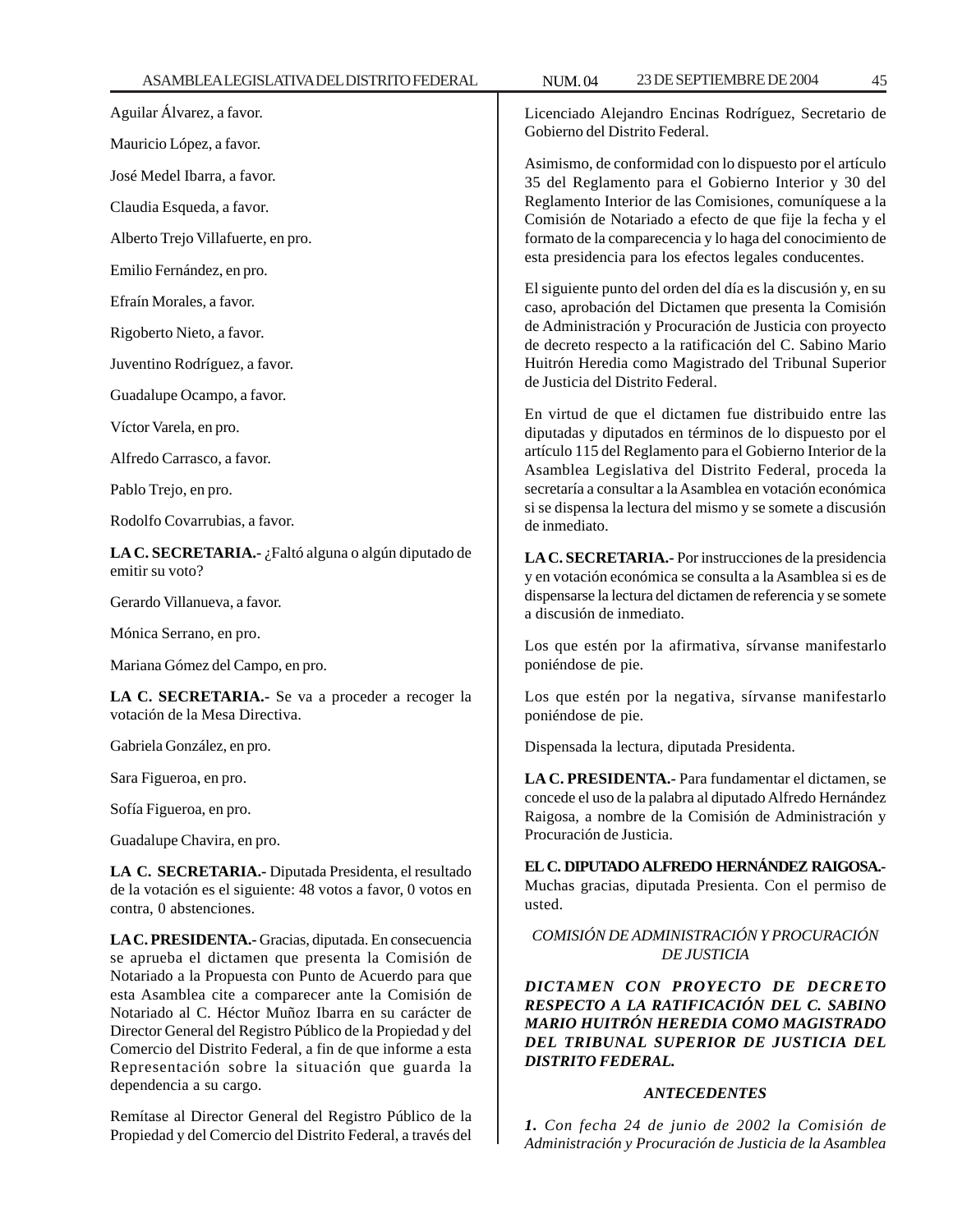Aguilar Álvarez, a favor.

Mauricio López, a favor.

José Medel Ibarra, a favor.

Claudia Esqueda, a favor.

Alberto Trejo Villafuerte, en pro.

Emilio Fernández, en pro.

Efraín Morales, a favor.

Rigoberto Nieto, a favor.

Juventino Rodríguez, a favor.

Guadalupe Ocampo, a favor.

Víctor Varela, en pro.

Alfredo Carrasco, a favor.

Pablo Trejo, en pro.

Rodolfo Covarrubias, a favor.

**LA C. SECRETARIA.-** ¿Faltó alguna o algún diputado de emitir su voto?

Gerardo Villanueva, a favor.

Mónica Serrano, en pro.

Mariana Gómez del Campo, en pro.

**LA C. SECRETARIA.-** Se va a proceder a recoger la votación de la Mesa Directiva.

Gabriela González, en pro.

Sara Figueroa, en pro.

Sofía Figueroa, en pro.

Guadalupe Chavira, en pro.

**LA C. SECRETARIA.-** Diputada Presidenta, el resultado de la votación es el siguiente: 48 votos a favor, 0 votos en contra, 0 abstenciones.

**LA C. PRESIDENTA.-** Gracias, diputada. En consecuencia se aprueba el dictamen que presenta la Comisión de Notariado a la Propuesta con Punto de Acuerdo para que esta Asamblea cite a comparecer ante la Comisión de Notariado al C. Héctor Muñoz Ibarra en su carácter de Director General del Registro Público de la Propiedad y del Comercio del Distrito Federal, a fin de que informe a esta Representación sobre la situación que guarda la dependencia a su cargo.

Remítase al Director General del Registro Público de la Propiedad y del Comercio del Distrito Federal, a través del Licenciado Alejandro Encinas Rodríguez, Secretario de Gobierno del Distrito Federal.

Asimismo, de conformidad con lo dispuesto por el artículo 35 del Reglamento para el Gobierno Interior y 30 del Reglamento Interior de las Comisiones, comuníquese a la Comisión de Notariado a efecto de que fije la fecha y el formato de la comparecencia y lo haga del conocimiento de esta presidencia para los efectos legales conducentes.

El siguiente punto del orden del día es la discusión y, en su caso, aprobación del Dictamen que presenta la Comisión de Administración y Procuración de Justicia con proyecto de decreto respecto a la ratificación del C. Sabino Mario Huitrón Heredia como Magistrado del Tribunal Superior de Justicia del Distrito Federal.

En virtud de que el dictamen fue distribuido entre las diputadas y diputados en términos de lo dispuesto por el artículo 115 del Reglamento para el Gobierno Interior de la Asamblea Legislativa del Distrito Federal, proceda la secretaría a consultar a la Asamblea en votación económica si se dispensa la lectura del mismo y se somete a discusión de inmediato.

**LA C. SECRETARIA.-** Por instrucciones de la presidencia y en votación económica se consulta a la Asamblea si es de dispensarse la lectura del dictamen de referencia y se somete a discusión de inmediato.

Los que estén por la afirmativa, sírvanse manifestarlo poniéndose de pie.

Los que estén por la negativa, sírvanse manifestarlo poniéndose de pie.

Dispensada la lectura, diputada Presidenta.

**LA C. PRESIDENTA.-** Para fundamentar el dictamen, se concede el uso de la palabra al diputado Alfredo Hernández Raigosa, a nombre de la Comisión de Administración y Procuración de Justicia.

**EL C. DIPUTADO ALFREDO HERNÁNDEZ RAIGOSA.-** Muchas gracias, diputada Presienta. Con el permiso de usted.

*COMISIÓN DE ADMINISTRACIÓN Y PROCURACIÓN DE JUSTICIA*

***DICTAMEN CON PROYECTO DE DECRETO RESPECTO A LA RATIFICACIÓN DEL C. SABINO MARIO HUITRÓN HEREDIA COMO MAGISTRADO DEL TRIBUNAL SUPERIOR DE JUSTICIA DEL DISTRITO FEDERAL.***

***ANTECEDENTES***

***1.*** *Con fecha 24 de junio de 2002 la Comisión de Administración y Procuración de Justicia de la Asamblea*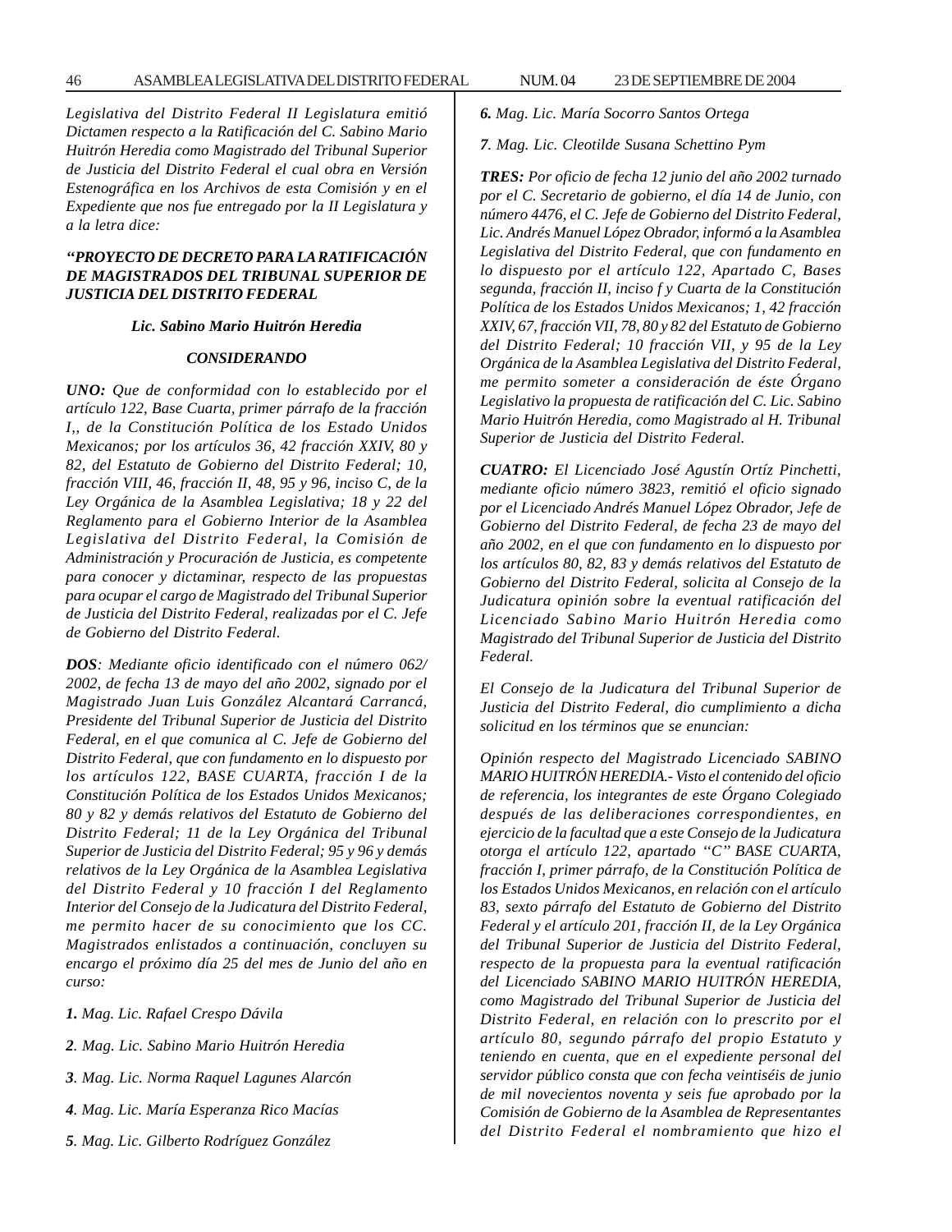*Legislativa del Distrito Federal II Legislatura emitió Dictamen respecto a la Ratificación del C. Sabino Mario Huitrón Heredia como Magistrado del Tribunal Superior de Justicia del Distrito Federal el cual obra en Versión Estenográfica en los Archivos de esta Comisión y en el Expediente que nos fue entregado por la II Legislatura y a la letra dice:*

***"PROYECTO DE DECRETO PARA LA RATIFICACIÓN DE MAGISTRADOS DEL TRIBUNAL SUPERIOR DE JUSTICIA DEL DISTRITO FEDERAL***

***Lic. Sabino Mario Huitrón Heredia***

***CONSIDERANDO***

***UNO:*** *Que de conformidad con lo establecido por el artículo 122, Base Cuarta, primer párrafo de la fracción I,, de la Constitución Política de los Estado Unidos Mexicanos; por los artículos 36, 42 fracción XXIV, 80 y 82, del Estatuto de Gobierno del Distrito Federal; 10, fracción VIII, 46, fracción II, 48, 95 y 96, inciso C, de la Ley Orgánica de la Asamblea Legislativa; 18 y 22 del Reglamento para el Gobierno Interior de la Asamblea Legislativa del Distrito Federal, la Comisión de Administración y Procuración de Justicia, es competente para conocer y dictaminar, respecto de las propuestas para ocupar el cargo de Magistrado del Tribunal Superior de Justicia del Distrito Federal, realizadas por el C. Jefe de Gobierno del Distrito Federal.*

***DOS****: Mediante oficio identificado con el número 062/2002, de fecha 13 de mayo del año 2002, signado por el Magistrado Juan Luis González Alcantará Carrancá, Presidente del Tribunal Superior de Justicia del Distrito Federal, en el que comunica al C. Jefe de Gobierno del Distrito Federal, que con fundamento en lo dispuesto por los artículos 122, BASE CUARTA, fracción I de la Constitución Política de los Estados Unidos Mexicanos; 80 y 82 y demás relativos del Estatuto de Gobierno del Distrito Federal; 11 de la Ley Orgánica del Tribunal Superior de Justicia del Distrito Federal; 95 y 96 y demás relativos de la Ley Orgánica de la Asamblea Legislativa del Distrito Federal y 10 fracción I del Reglamento Interior del Consejo de la Judicatura del Distrito Federal, me permito hacer de su conocimiento que los CC. Magistrados enlistados a continuación, concluyen su encargo el próximo día 25 del mes de Junio del año en curso:*

***1.*** *Mag. Lic. Rafael Crespo Dávila*

***2****. Mag. Lic. Sabino Mario Huitrón Heredia*

***3****. Mag. Lic. Norma Raquel Lagunes Alarcón*

***4****. Mag. Lic. María Esperanza Rico Macías*

***5****. Mag. Lic. Gilberto Rodríguez González*

***6.*** *Mag. Lic. María Socorro Santos Ortega*

***7****. Mag. Lic. Cleotilde Susana Schettino Pym*

***TRES:*** *Por oficio de fecha 12 junio del año 2002 turnado por el C. Secretario de gobierno, el día 14 de Junio, con número 4476, el C. Jefe de Gobierno del Distrito Federal, Lic. Andrés Manuel López Obrador, informó a la Asamblea Legislativa del Distrito Federal, que con fundamento en lo dispuesto por el artículo 122, Apartado C, Bases segunda, fracción II, inciso f y Cuarta de la Constitución Política de los Estados Unidos Mexicanos; 1, 42 fracción XXIV, 67, fracción VII, 78, 80 y 82 del Estatuto de Gobierno del Distrito Federal; 10 fracción VII, y 95 de la Ley Orgánica de la Asamblea Legislativa del Distrito Federal, me permito someter a consideración de éste Órgano Legislativo la propuesta de ratificación del C. Lic. Sabino Mario Huitrón Heredia, como Magistrado al H. Tribunal Superior de Justicia del Distrito Federal.*

***CUATRO:*** *El Licenciado José Agustín Ortíz Pinchetti, mediante oficio número 3823, remitió el oficio signado por el Licenciado Andrés Manuel López Obrador, Jefe de Gobierno del Distrito Federal, de fecha 23 de mayo del año 2002, en el que con fundamento en lo dispuesto por los artículos 80, 82, 83 y demás relativos del Estatuto de Gobierno del Distrito Federal, solicita al Consejo de la Judicatura opinión sobre la eventual ratificación del Licenciado Sabino Mario Huitrón Heredia como Magistrado del Tribunal Superior de Justicia del Distrito Federal.*

*El Consejo de la Judicatura del Tribunal Superior de Justicia del Distrito Federal, dio cumplimiento a dicha solicitud en los términos que se enuncian:*

*Opinión respecto del Magistrado Licenciado SABINO MARIO HUITRÓN HEREDIA.- Visto el contenido del oficio de referencia, los integrantes de este Órgano Colegiado después de las deliberaciones correspondientes, en ejercicio de la facultad que a este Consejo de la Judicatura otorga el artículo 122, apartado "C" BASE CUARTA, fracción I, primer párrafo, de la Constitución Política de los Estados Unidos Mexicanos, en relación con el artículo 83, sexto párrafo del Estatuto de Gobierno del Distrito Federal y el artículo 201, fracción II, de la Ley Orgánica del Tribunal Superior de Justicia del Distrito Federal, respecto de la propuesta para la eventual ratificación del Licenciado SABINO MARIO HUITRÓN HEREDIA, como Magistrado del Tribunal Superior de Justicia del Distrito Federal, en relación con lo prescrito por el artículo 80, segundo párrafo del propio Estatuto y teniendo en cuenta, que en el expediente personal del servidor público consta que con fecha veintiséis de junio de mil novecientos noventa y seis fue aprobado por la Comisión de Gobierno de la Asamblea de Representantes del Distrito Federal el nombramiento que hizo el*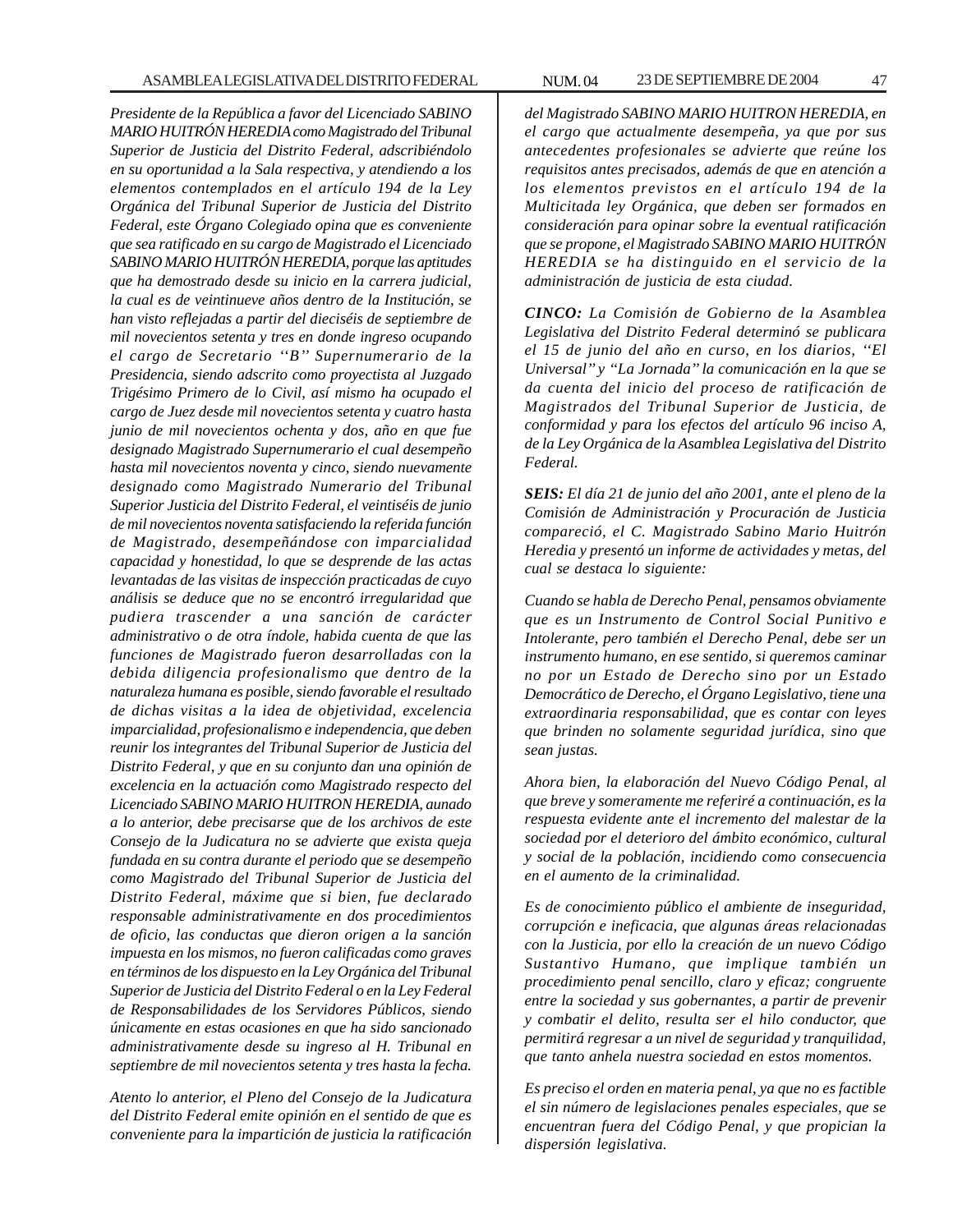*Presidente de la República a favor del Licenciado SABINO MARIO HUITRÓN HEREDIA como Magistrado del Tribunal Superior de Justicia del Distrito Federal, adscribiéndolo en su oportunidad a la Sala respectiva, y atendiendo a los elementos contemplados en el artículo 194 de la Ley Orgánica del Tribunal Superior de Justicia del Distrito Federal, este Órgano Colegiado opina que es conveniente que sea ratificado en su cargo de Magistrado el Licenciado SABINO MARIO HUITRÓN HEREDIA, porque las aptitudes que ha demostrado desde su inicio en la carrera judicial, la cual es de veintinueve años dentro de la Institución, se han visto reflejadas a partir del dieciséis de septiembre de mil novecientos setenta y tres en donde ingreso ocupando el cargo de Secretario ''B'' Supernumerario de la Presidencia, siendo adscrito como proyectista al Juzgado Trigésimo Primero de lo Civil, así mismo ha ocupado el cargo de Juez desde mil novecientos setenta y cuatro hasta junio de mil novecientos ochenta y dos, año en que fue designado Magistrado Supernumerario el cual desempeño hasta mil novecientos noventa y cinco, siendo nuevamente designado como Magistrado Numerario del Tribunal Superior Justicia del Distrito Federal, el veintiséis de junio de mil novecientos noventa satisfaciendo la referida función de Magistrado, desempeñándose con imparcialidad capacidad y honestidad, lo que se desprende de las actas levantadas de las visitas de inspección practicadas de cuyo análisis se deduce que no se encontró irregularidad que pudiera trascender a una sanción de carácter administrativo o de otra índole, habida cuenta de que las funciones de Magistrado fueron desarrolladas con la debida diligencia profesionalismo que dentro de la naturaleza humana es posible, siendo favorable el resultado de dichas visitas a la idea de objetividad, excelencia imparcialidad, profesionalismo e independencia, que deben reunir los integrantes del Tribunal Superior de Justicia del Distrito Federal, y que en su conjunto dan una opinión de excelencia en la actuación como Magistrado respecto del Licenciado SABINO MARIO HUITRON HEREDIA, aunado a lo anterior, debe precisarse que de los archivos de este Consejo de la Judicatura no se advierte que exista queja fundada en su contra durante el periodo que se desempeño como Magistrado del Tribunal Superior de Justicia del Distrito Federal, máxime que si bien, fue declarado responsable administrativamente en dos procedimientos de oficio, las conductas que dieron origen a la sanción impuesta en los mismos, no fueron calificadas como graves en términos de los dispuesto en la Ley Orgánica del Tribunal Superior de Justicia del Distrito Federal o en la Ley Federal de Responsabilidades de los Servidores Públicos, siendo únicamente en estas ocasiones en que ha sido sancionado administrativamente desde su ingreso al H. Tribunal en septiembre de mil novecientos setenta y tres hasta la fecha.*

*Atento lo anterior, el Pleno del Consejo de la Judicatura del Distrito Federal emite opinión en el sentido de que es conveniente para la impartición de justicia la ratificación del Magistrado SABINO MARIO HUITRON HEREDIA, en el cargo que actualmente desempeña, ya que por sus antecedentes profesionales se advierte que reúne los requisitos antes precisados, además de que en atención a los elementos previstos en el artículo 194 de la Multicitada ley Orgánica, que deben ser formados en consideración para opinar sobre la eventual ratificación que se propone, el Magistrado SABINO MARIO HUITRÓN HEREDIA se ha distinguido en el servicio de la administración de justicia de esta ciudad.*

***CINCO:** La Comisión de Gobierno de la Asamblea Legislativa del Distrito Federal determinó se publicara el 15 de junio del año en curso, en los diarios, ''El Universal'' y ''La Jornada'' la comunicación en la que se da cuenta del inicio del proceso de ratificación de Magistrados del Tribunal Superior de Justicia, de conformidad y para los efectos del artículo 96 inciso A, de la Ley Orgánica de la Asamblea Legislativa del Distrito Federal.*

***SEIS:** El día 21 de junio del año 2001, ante el pleno de la Comisión de Administración y Procuración de Justicia compareció, el C. Magistrado Sabino Mario Huitrón Heredia y presentó un informe de actividades y metas, del cual se destaca lo siguiente:*

*Cuando se habla de Derecho Penal, pensamos obviamente que es un Instrumento de Control Social Punitivo e Intolerante, pero también el Derecho Penal, debe ser un instrumento humano, en ese sentido, si queremos caminar no por un Estado de Derecho sino por un Estado Democrático de Derecho, el Órgano Legislativo, tiene una extraordinaria responsabilidad, que es contar con leyes que brinden no solamente seguridad jurídica, sino que sean justas.*

*Ahora bien, la elaboración del Nuevo Código Penal, al que breve y someramente me referiré a continuación, es la respuesta evidente ante el incremento del malestar de la sociedad por el deterioro del ámbito económico, cultural y social de la población, incidiendo como consecuencia en el aumento de la criminalidad.*

*Es de conocimiento público el ambiente de inseguridad, corrupción e ineficacia, que algunas áreas relacionadas con la Justicia, por ello la creación de un nuevo Código Sustantivo Humano, que implique también un procedimiento penal sencillo, claro y eficaz; congruente entre la sociedad y sus gobernantes, a partir de prevenir y combatir el delito, resulta ser el hilo conductor, que permitirá regresar a un nivel de seguridad y tranquilidad, que tanto anhela nuestra sociedad en estos momentos.*

*Es preciso el orden en materia penal, ya que no es factible el sin número de legislaciones penales especiales, que se encuentran fuera del Código Penal, y que propician la dispersión legislativa.*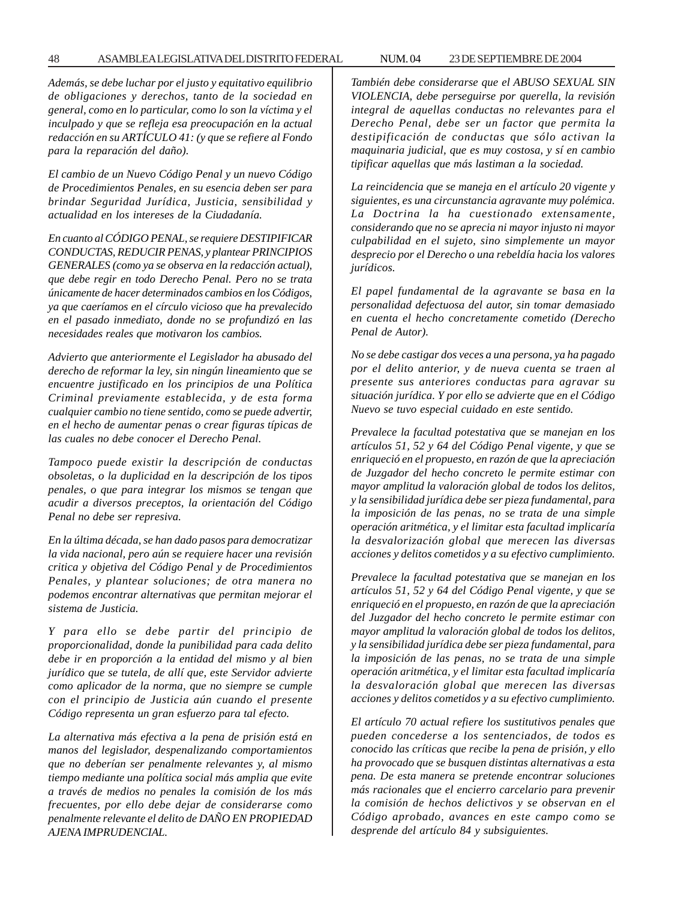*Además, se debe luchar por el justo y equitativo equilibrio de obligaciones y derechos, tanto de la sociedad en general, como en lo particular, como lo son la víctima y el inculpado y que se refleja esa preocupación en la actual redacción en su ARTÍCULO 41: (y que se refiere al Fondo para la reparación del daño).*

*El cambio de un Nuevo Código Penal y un nuevo Código de Procedimientos Penales, en su esencia deben ser para brindar Seguridad Jurídica, Justicia, sensibilidad y actualidad en los intereses de la Ciudadanía.*

*En cuanto al CÓDIGO PENAL, se requiere DESTIPIFICAR CONDUCTAS, REDUCIR PENAS, y plantear PRINCIPIOS GENERALES (como ya se observa en la redacción actual), que debe regir en todo Derecho Penal. Pero no se trata únicamente de hacer determinados cambios en los Códigos, ya que caeríamos en el círculo vicioso que ha prevalecido en el pasado inmediato, donde no se profundizó en las necesidades reales que motivaron los cambios.*

*Advierto que anteriormente el Legislador ha abusado del derecho de reformar la ley, sin ningún lineamiento que se encuentre justificado en los principios de una Política Criminal previamente establecida, y de esta forma cualquier cambio no tiene sentido, como se puede advertir, en el hecho de aumentar penas o crear figuras típicas de las cuales no debe conocer el Derecho Penal.*

*Tampoco puede existir la descripción de conductas obsoletas, o la duplicidad en la descripción de los tipos penales, o que para integrar los mismos se tengan que acudir a diversos preceptos, la orientación del Código Penal no debe ser represiva.*

*En la última década, se han dado pasos para democratizar la vida nacional, pero aún se requiere hacer una revisión critica y objetiva del Código Penal y de Procedimientos Penales, y plantear soluciones; de otra manera no podemos encontrar alternativas que permitan mejorar el sistema de Justicia.*

*Y para ello se debe partir del principio de proporcionalidad, donde la punibilidad para cada delito debe ir en proporción a la entidad del mismo y al bien jurídico que se tutela, de allí que, este Servidor advierte como aplicador de la norma, que no siempre se cumple con el principio de Justicia aún cuando el presente Código representa un gran esfuerzo para tal efecto.*

*La alternativa más efectiva a la pena de prisión está en manos del legislador, despenalizando comportamientos que no deberían ser penalmente relevantes y, al mismo tiempo mediante una política social más amplia que evite a través de medios no penales la comisión de los más frecuentes, por ello debe dejar de considerarse como penalmente relevante el delito de DAÑO EN PROPIEDAD AJENA IMPRUDENCIAL.*

*También debe considerarse que el ABUSO SEXUAL SIN VIOLENCIA, debe perseguirse por querella, la revisión integral de aquellas conductas no relevantes para el Derecho Penal, debe ser un factor que permita la destipificación de conductas que sólo activan la maquinaria judicial, que es muy costosa, y sí en cambio tipificar aquellas que más lastiman a la sociedad.*

*La reincidencia que se maneja en el artículo 20 vigente y siguientes, es una circunstancia agravante muy polémica. La Doctrina la ha cuestionado extensamente, considerando que no se aprecia ni mayor injusto ni mayor culpabilidad en el sujeto, sino simplemente un mayor desprecio por el Derecho o una rebeldía hacia los valores jurídicos.*

*El papel fundamental de la agravante se basa en la personalidad defectuosa del autor, sin tomar demasiado en cuenta el hecho concretamente cometido (Derecho Penal de Autor).*

*No se debe castigar dos veces a una persona, ya ha pagado por el delito anterior, y de nueva cuenta se traen al presente sus anteriores conductas para agravar su situación jurídica. Y por ello se advierte que en el Código Nuevo se tuvo especial cuidado en este sentido.*

*Prevalece la facultad potestativa que se manejan en los artículos 51, 52 y 64 del Código Penal vigente, y que se enriqueció en el propuesto, en razón de que la apreciación de Juzgador del hecho concreto le permite estimar con mayor amplitud la valoración global de todos los delitos, y la sensibilidad jurídica debe ser pieza fundamental, para la imposición de las penas, no se trata de una simple operación aritmética, y el limitar esta facultad implicaría la desvalorización global que merecen las diversas acciones y delitos cometidos y a su efectivo cumplimiento.*

*Prevalece la facultad potestativa que se manejan en los artículos 51, 52 y 64 del Código Penal vigente, y que se enriqueció en el propuesto, en razón de que la apreciación del Juzgador del hecho concreto le permite estimar con mayor amplitud la valoración global de todos los delitos, y la sensibilidad jurídica debe ser pieza fundamental, para la imposición de las penas, no se trata de una simple operación aritmética, y el limitar esta facultad implicaría la desvaloración global que merecen las diversas acciones y delitos cometidos y a su efectivo cumplimiento.*

*El artículo 70 actual refiere los sustitutivos penales que pueden concederse a los sentenciados, de todos es conocido las críticas que recibe la pena de prisión, y ello ha provocado que se busquen distintas alternativas a esta pena. De esta manera se pretende encontrar soluciones más racionales que el encierro carcelario para prevenir la comisión de hechos delictivos y se observan en el Código aprobado, avances en este campo como se desprende del artículo 84 y subsiguientes.*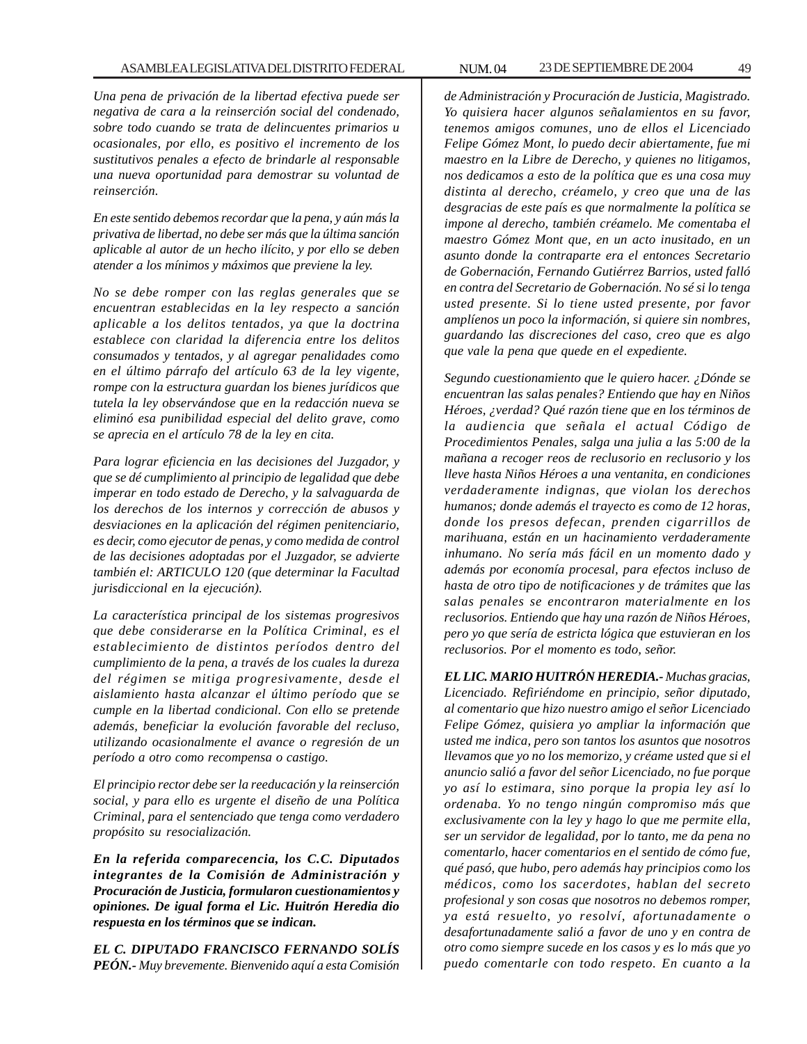*Una pena de privación de la libertad efectiva puede ser negativa de cara a la reinserción social del condenado, sobre todo cuando se trata de delincuentes primarios u ocasionales, por ello, es positivo el incremento de los sustitutivos penales a efecto de brindarle al responsable una nueva oportunidad para demostrar su voluntad de reinserción.*

*En este sentido debemos recordar que la pena, y aún más la privativa de libertad, no debe ser más que la última sanción aplicable al autor de un hecho ilícito, y por ello se deben atender a los mínimos y máximos que previene la ley.*

*No se debe romper con las reglas generales que se encuentran establecidas en la ley respecto a sanción aplicable a los delitos tentados, ya que la doctrina establece con claridad la diferencia entre los delitos consumados y tentados, y al agregar penalidades como en el último párrafo del artículo 63 de la ley vigente, rompe con la estructura guardan los bienes jurídicos que tutela la ley observándose que en la redacción nueva se eliminó esa punibilidad especial del delito grave, como se aprecia en el artículo 78 de la ley en cita.*

*Para lograr eficiencia en las decisiones del Juzgador, y que se dé cumplimiento al principio de legalidad que debe imperar en todo estado de Derecho, y la salvaguarda de los derechos de los internos y corrección de abusos y desviaciones en la aplicación del régimen penitenciario, es decir, como ejecutor de penas, y como medida de control de las decisiones adoptadas por el Juzgador, se advierte también el: ARTICULO 120 (que determinar la Facultad jurisdiccional en la ejecución).*

*La característica principal de los sistemas progresivos que debe considerarse en la Política Criminal, es el establecimiento de distintos períodos dentro del cumplimiento de la pena, a través de los cuales la dureza del régimen se mitiga progresivamente, desde el aislamiento hasta alcanzar el último período que se cumple en la libertad condicional. Con ello se pretende además, beneficiar la evolución favorable del recluso, utilizando ocasionalmente el avance o regresión de un período a otro como recompensa o castigo.*

*El principio rector debe ser la reeducación y la reinserción social, y para ello es urgente el diseño de una Política Criminal, para el sentenciado que tenga como verdadero propósito su resocialización.*

***En la referida comparecencia, los C.C. Diputados integrantes de la Comisión de Administración y Procuración de Justicia, formularon cuestionamientos y opiniones. De igual forma el Lic. Huitrón Heredia dio respuesta en los términos que se indican.***

***EL C. DIPUTADO FRANCISCO FERNANDO SOLÍS PEÓN.-*** *Muy brevemente. Bienvenido aquí a esta Comisión de Administración y Procuración de Justicia, Magistrado. Yo quisiera hacer algunos señalamientos en su favor, tenemos amigos comunes, uno de ellos el Licenciado Felipe Gómez Mont, lo puedo decir abiertamente, fue mi maestro en la Libre de Derecho, y quienes no litigamos, nos dedicamos a esto de la política que es una cosa muy distinta al derecho, créamelo, y creo que una de las desgracias de este país es que normalmente la política se impone al derecho, también créamelo. Me comentaba el maestro Gómez Mont que, en un acto inusitado, en un asunto donde la contraparte era el entonces Secretario de Gobernación, Fernando Gutiérrez Barrios, usted falló en contra del Secretario de Gobernación. No sé si lo tenga usted presente. Si lo tiene usted presente, por favor amplíenos un poco la información, si quiere sin nombres, guardando las discreciones del caso, creo que es algo que vale la pena que quede en el expediente.*

*Segundo cuestionamiento que le quiero hacer. ¿Dónde se encuentran las salas penales? Entiendo que hay en Niños Héroes, ¿verdad? Qué razón tiene que en los términos de la audiencia que señala el actual Código de Procedimientos Penales, salga una julia a las 5:00 de la mañana a recoger reos de reclusorio en reclusorio y los lleve hasta Niños Héroes a una ventanita, en condiciones verdaderamente indignas, que violan los derechos humanos; donde además el trayecto es como de 12 horas, donde los presos defecan, prenden cigarrillos de marihuana, están en un hacinamiento verdaderamente inhumano. No sería más fácil en un momento dado y además por economía procesal, para efectos incluso de hasta de otro tipo de notificaciones y de trámites que las salas penales se encontraron materialmente en los reclusorios. Entiendo que hay una razón de Niños Héroes, pero yo que sería de estricta lógica que estuvieran en los reclusorios. Por el momento es todo, señor.*

***EL LIC. MARIO HUITRÓN HEREDIA.-*** *Muchas gracias, Licenciado. Refiriéndome en principio, señor diputado, al comentario que hizo nuestro amigo el señor Licenciado Felipe Gómez, quisiera yo ampliar la información que usted me indica, pero son tantos los asuntos que nosotros llevamos que yo no los memorizo, y créame usted que si el anuncio salió a favor del señor Licenciado, no fue porque yo así lo estimara, sino porque la propia ley así lo ordenaba. Yo no tengo ningún compromiso más que exclusivamente con la ley y hago lo que me permite ella, ser un servidor de legalidad, por lo tanto, me da pena no comentarlo, hacer comentarios en el sentido de cómo fue, qué pasó, que hubo, pero además hay principios como los médicos, como los sacerdotes, hablan del secreto profesional y son cosas que nosotros no debemos romper, ya está resuelto, yo resolví, afortunadamente o desafortunadamente salió a favor de uno y en contra de otro como siempre sucede en los casos y es lo más que yo puedo comentarle con todo respeto. En cuanto a la*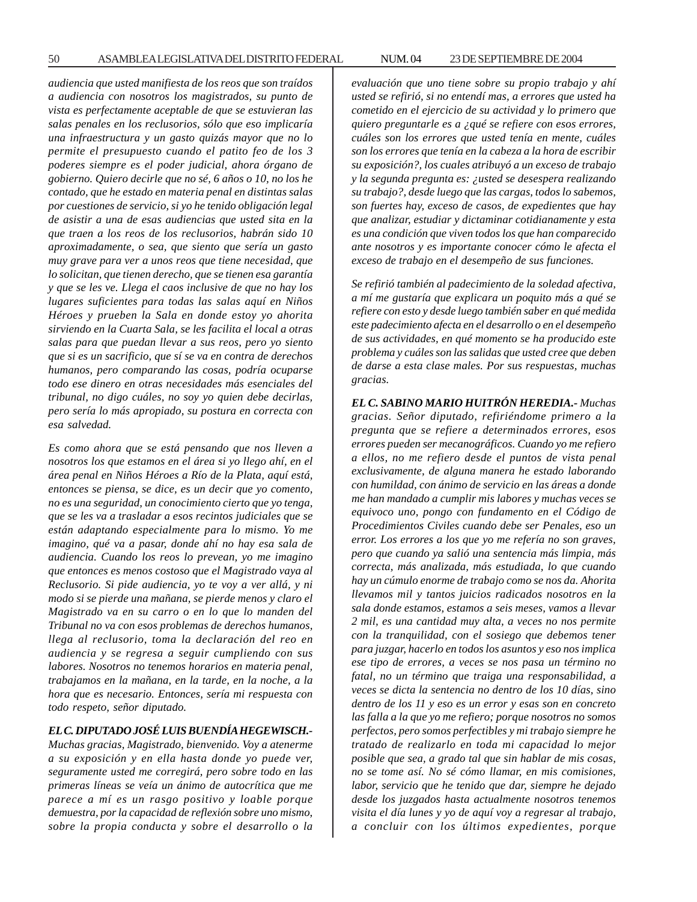*audiencia que usted manifiesta de los reos que son traídos a audiencia con nosotros los magistrados, su punto de vista es perfectamente aceptable de que se estuvieran las salas penales en los reclusorios, sólo que eso implicaría una infraestructura y un gasto quizás mayor que no lo permite el presupuesto cuando el patito feo de los 3 poderes siempre es el poder judicial, ahora órgano de gobierno. Quiero decirle que no sé, 6 años o 10, no los he contado, que he estado en materia penal en distintas salas por cuestiones de servicio, si yo he tenido obligación legal de asistir a una de esas audiencias que usted sita en la que traen a los reos de los reclusorios, habrán sido 10 aproximadamente, o sea, que siento que sería un gasto muy grave para ver a unos reos que tiene necesidad, que lo solicitan, que tienen derecho, que se tienen esa garantía y que se les ve. Llega el caos inclusive de que no hay los lugares suficientes para todas las salas aquí en Niños Héroes y prueben la Sala en donde estoy yo ahorita sirviendo en la Cuarta Sala, se les facilita el local a otras salas para que puedan llevar a sus reos, pero yo siento que si es un sacrificio, que sí se va en contra de derechos humanos, pero comparando las cosas, podría ocuparse todo ese dinero en otras necesidades más esenciales del tribunal, no digo cuáles, no soy yo quien debe decirlas, pero sería lo más apropiado, su postura en correcta con esa salvedad.*

*Es como ahora que se está pensando que nos lleven a nosotros los que estamos en el área si yo llego ahí, en el área penal en Niños Héroes a Río de la Plata, aquí está, entonces se piensa, se dice, es un decir que yo comento, no es una seguridad, un conocimiento cierto que yo tenga, que se les va a trasladar a esos recintos judiciales que se están adaptando especialmente para lo mismo. Yo me imagino, qué va a pasar, donde ahí no hay esa sala de audiencia. Cuando los reos lo prevean, yo me imagino que entonces es menos costoso que el Magistrado vaya al Reclusorio. Si pide audiencia, yo te voy a ver allá, y ni modo si se pierde una mañana, se pierde menos y claro el Magistrado va en su carro o en lo que lo manden del Tribunal no va con esos problemas de derechos humanos, llega al reclusorio, toma la declaración del reo en audiencia y se regresa a seguir cumpliendo con sus labores. Nosotros no tenemos horarios en materia penal, trabajamos en la mañana, en la tarde, en la noche, a la hora que es necesario. Entonces, sería mi respuesta con todo respeto, señor diputado.*

***EL C. DIPUTADO JOSÉ LUIS BUENDÍA HEGEWISCH.-*** *Muchas gracias, Magistrado, bienvenido. Voy a atenerme a su exposición y en ella hasta donde yo puede ver, seguramente usted me corregirá, pero sobre todo en las primeras líneas se veía un ánimo de autocrítica que me parece a mí es un rasgo positivo y loable porque demuestra, por la capacidad de reflexión sobre uno mismo, sobre la propia conducta y sobre el desarrollo o la evaluación que uno tiene sobre su propio trabajo y ahí usted se refirió, si no entendí mas, a errores que usted ha cometido en el ejercicio de su actividad y lo primero que quiero preguntarle es a ¿qué se refiere con esos errores, cuáles son los errores que usted tenía en mente, cuáles son los errores que tenía en la cabeza a la hora de escribir su exposición?, los cuales atribuyó a un exceso de trabajo y la segunda pregunta es: ¿usted se desespera realizando su trabajo?, desde luego que las cargas, todos lo sabemos, son fuertes hay, exceso de casos, de expedientes que hay que analizar, estudiar y dictaminar cotidianamente y esta es una condición que viven todos los que han comparecido ante nosotros y es importante conocer cómo le afecta el exceso de trabajo en el desempeño de sus funciones.*

*Se refirió también al padecimiento de la soledad afectiva, a mí me gustaría que explicara un poquito más a qué se refiere con esto y desde luego también saber en qué medida este padecimiento afecta en el desarrollo o en el desempeño de sus actividades, en qué momento se ha producido este problema y cuáles son las salidas que usted cree que deben de darse a esta clase males. Por sus respuestas, muchas gracias.*

***EL C. SABINO MARIO HUITRÓN HEREDIA.-*** *Muchas gracias. Señor diputado, refiriéndome primero a la pregunta que se refiere a determinados errores, esos errores pueden ser mecanográficos. Cuando yo me refiero a ellos, no me refiero desde el puntos de vista penal exclusivamente, de alguna manera he estado laborando con humildad, con ánimo de servicio en las áreas a donde me han mandado a cumplir mis labores y muchas veces se equivoco uno, pongo con fundamento en el Código de Procedimientos Civiles cuando debe ser Penales, eso un error. Los errores a los que yo me refería no son graves, pero que cuando ya salió una sentencia más limpia, más correcta, más analizada, más estudiada, lo que cuando hay un cúmulo enorme de trabajo como se nos da. Ahorita llevamos mil y tantos juicios radicados nosotros en la sala donde estamos, estamos a seis meses, vamos a llevar 2 mil, es una cantidad muy alta, a veces no nos permite con la tranquilidad, con el sosiego que debemos tener para juzgar, hacerlo en todos los asuntos y eso nos implica ese tipo de errores, a veces se nos pasa un término no fatal, no un término que traiga una responsabilidad, a veces se dicta la sentencia no dentro de los 10 días, sino dentro de los 11 y eso es un error y esas son en concreto las falla a la que yo me refiero; porque nosotros no somos perfectos, pero somos perfectibles y mi trabajo siempre he tratado de realizarlo en toda mi capacidad lo mejor posible que sea, a grado tal que sin hablar de mis cosas, no se tome así. No sé cómo llamar, en mis comisiones, labor, servicio que he tenido que dar, siempre he dejado desde los juzgados hasta actualmente nosotros tenemos visita el día lunes y yo de aquí voy a regresar al trabajo, a concluir con los últimos expedientes, porque*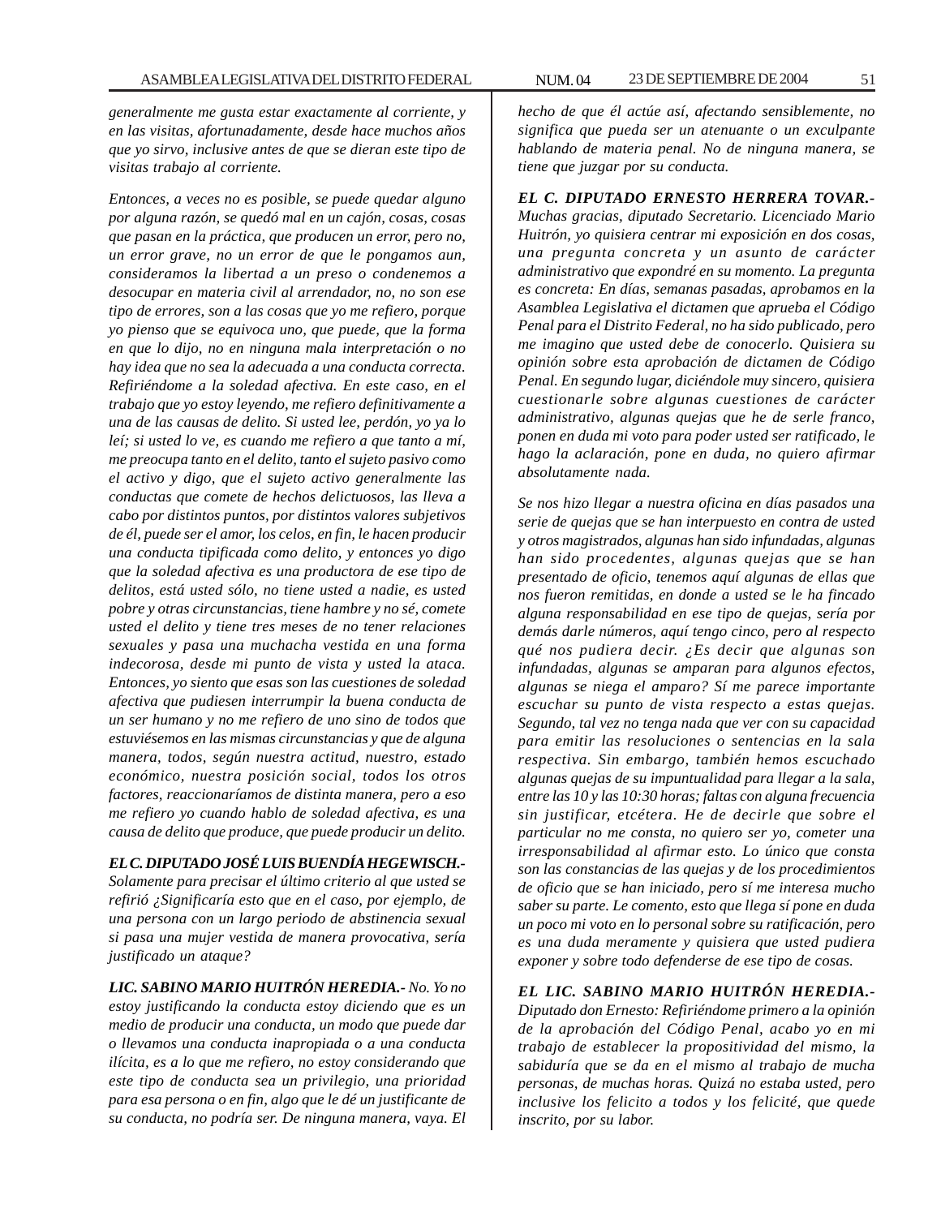*generalmente me gusta estar exactamente al corriente, y en las visitas, afortunadamente, desde hace muchos años que yo sirvo, inclusive antes de que se dieran este tipo de visitas trabajo al corriente.*

*Entonces, a veces no es posible, se puede quedar alguno por alguna razón, se quedó mal en un cajón, cosas, cosas que pasan en la práctica, que producen un error, pero no, un error grave, no un error de que le pongamos aun, consideramos la libertad a un preso o condenemos a desocupar en materia civil al arrendador, no, no son ese tipo de errores, son a las cosas que yo me refiero, porque yo pienso que se equivoca uno, que puede, que la forma en que lo dijo, no en ninguna mala interpretación o no hay idea que no sea la adecuada a una conducta correcta. Refiriéndome a la soledad afectiva. En este caso, en el trabajo que yo estoy leyendo, me refiero definitivamente a una de las causas de delito. Si usted lee, perdón, yo ya lo leí; si usted lo ve, es cuando me refiero a que tanto a mí, me preocupa tanto en el delito, tanto el sujeto pasivo como el activo y digo, que el sujeto activo generalmente las conductas que comete de hechos delictuosos, las lleva a cabo por distintos puntos, por distintos valores subjetivos de él, puede ser el amor, los celos, en fin, le hacen producir una conducta tipificada como delito, y entonces yo digo que la soledad afectiva es una productora de ese tipo de delitos, está usted sólo, no tiene usted a nadie, es usted pobre y otras circunstancias, tiene hambre y no sé, comete usted el delito y tiene tres meses de no tener relaciones sexuales y pasa una muchacha vestida en una forma indecorosa, desde mi punto de vista y usted la ataca. Entonces, yo siento que esas son las cuestiones de soledad afectiva que pudiesen interrumpir la buena conducta de un ser humano y no me refiero de uno sino de todos que estuviésemos en las mismas circunstancias y que de alguna manera, todos, según nuestra actitud, nuestro, estado económico, nuestra posición social, todos los otros factores, reaccionaríamos de distinta manera, pero a eso me refiero yo cuando hablo de soledad afectiva, es una causa de delito que produce, que puede producir un delito.*

***EL C. DIPUTADO JOSÉ LUIS BUENDÍA HEGEWISCH.-*** *Solamente para precisar el último criterio al que usted se refirió ¿Significaría esto que en el caso, por ejemplo, de una persona con un largo periodo de abstinencia sexual si pasa una mujer vestida de manera provocativa, sería justificado un ataque?*

***LIC. SABINO MARIO HUITRÓN HEREDIA.-*** *No. Yo no estoy justificando la conducta estoy diciendo que es un medio de producir una conducta, un modo que puede dar o llevamos una conducta inapropiada o a una conducta ilícita, es a lo que me refiero, no estoy considerando que este tipo de conducta sea un privilegio, una prioridad para esa persona o en fin, algo que le dé un justificante de su conducta, no podría ser. De ninguna manera, vaya. El hecho de que él actúe así, afectando sensiblemente, no significa que pueda ser un atenuante o un exculpante hablando de materia penal. No de ninguna manera, se tiene que juzgar por su conducta.*

***EL C. DIPUTADO ERNESTO HERRERA TOVAR.-*** *Muchas gracias, diputado Secretario. Licenciado Mario Huitrón, yo quisiera centrar mi exposición en dos cosas, una pregunta concreta y un asunto de carácter administrativo que expondré en su momento. La pregunta es concreta: En días, semanas pasadas, aprobamos en la Asamblea Legislativa el dictamen que aprueba el Código Penal para el Distrito Federal, no ha sido publicado, pero me imagino que usted debe de conocerlo. Quisiera su opinión sobre esta aprobación de dictamen de Código Penal. En segundo lugar, diciéndole muy sincero, quisiera cuestionarle sobre algunas cuestiones de carácter administrativo, algunas quejas que he de serle franco, ponen en duda mi voto para poder usted ser ratificado, le hago la aclaración, pone en duda, no quiero afirmar absolutamente nada.*

*Se nos hizo llegar a nuestra oficina en días pasados una serie de quejas que se han interpuesto en contra de usted y otros magistrados, algunas han sido infundadas, algunas han sido procedentes, algunas quejas que se han presentado de oficio, tenemos aquí algunas de ellas que nos fueron remitidas, en donde a usted se le ha fincado alguna responsabilidad en ese tipo de quejas, sería por demás darle números, aquí tengo cinco, pero al respecto qué nos pudiera decir. ¿Es decir que algunas son infundadas, algunas se amparan para algunos efectos, algunas se niega el amparo? Sí me parece importante escuchar su punto de vista respecto a estas quejas. Segundo, tal vez no tenga nada que ver con su capacidad para emitir las resoluciones o sentencias en la sala respectiva. Sin embargo, también hemos escuchado algunas quejas de su impuntualidad para llegar a la sala, entre las 10 y las 10:30 horas; faltas con alguna frecuencia sin justificar, etcétera. He de decirle que sobre el particular no me consta, no quiero ser yo, cometer una irresponsabilidad al afirmar esto. Lo único que consta son las constancias de las quejas y de los procedimientos de oficio que se han iniciado, pero sí me interesa mucho saber su parte. Le comento, esto que llega sí pone en duda un poco mi voto en lo personal sobre su ratificación, pero es una duda meramente y quisiera que usted pudiera exponer y sobre todo defenderse de ese tipo de cosas.*

***EL LIC. SABINO MARIO HUITRÓN HEREDIA.-*** *Diputado don Ernesto: Refiriéndome primero a la opinión de la aprobación del Código Penal, acabo yo en mi trabajo de establecer la propositividad del mismo, la sabiduría que se da en el mismo al trabajo de mucha personas, de muchas horas. Quizá no estaba usted, pero inclusive los felicito a todos y los felicité, que quede inscrito, por su labor.*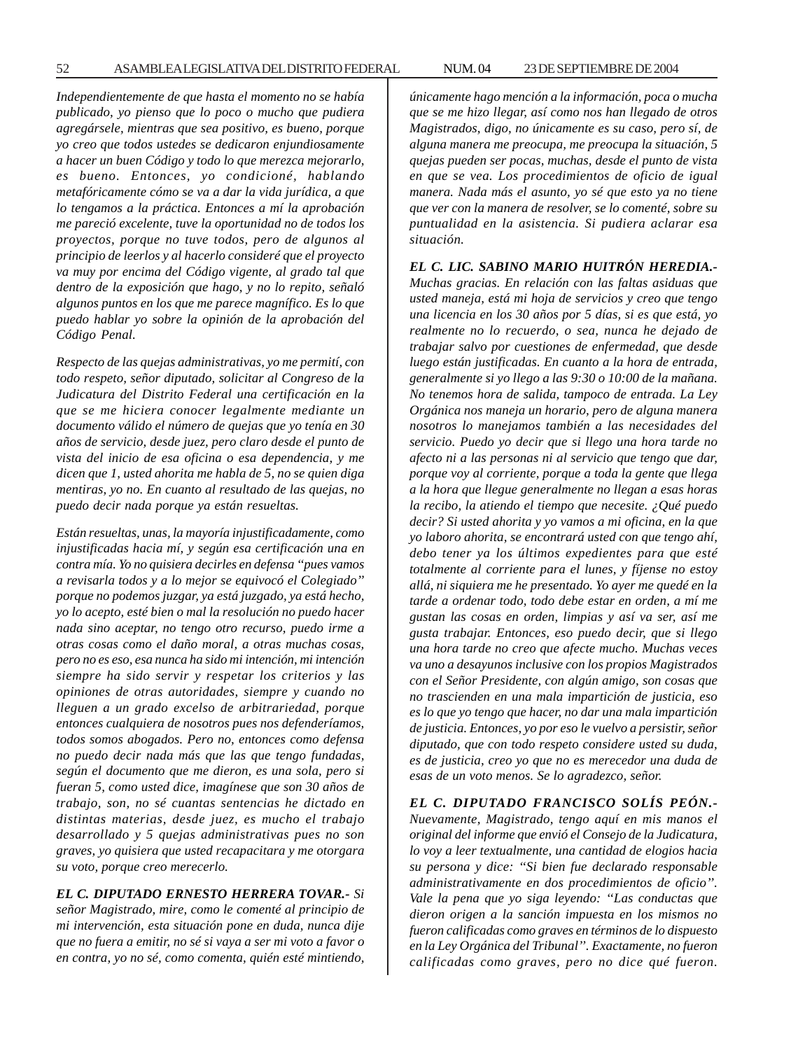*Independientemente de que hasta el momento no se había publicado, yo pienso que lo poco o mucho que pudiera agregársele, mientras que sea positivo, es bueno, porque yo creo que todos ustedes se dedicaron enjundiosamente a hacer un buen Código y todo lo que merezca mejorarlo, es bueno. Entonces, yo condicioné, hablando metafóricamente cómo se va a dar la vida jurídica, a que lo tengamos a la práctica. Entonces a mí la aprobación me pareció excelente, tuve la oportunidad no de todos los proyectos, porque no tuve todos, pero de algunos al principio de leerlos y al hacerlo consideré que el proyecto va muy por encima del Código vigente, al grado tal que dentro de la exposición que hago, y no lo repito, señaló algunos puntos en los que me parece magnífico. Es lo que puedo hablar yo sobre la opinión de la aprobación del Código Penal.*

*Respecto de las quejas administrativas, yo me permití, con todo respeto, señor diputado, solicitar al Congreso de la Judicatura del Distrito Federal una certificación en la que se me hiciera conocer legalmente mediante un documento válido el número de quejas que yo tenía en 30 años de servicio, desde juez, pero claro desde el punto de vista del inicio de esa oficina o esa dependencia, y me dicen que 1, usted ahorita me habla de 5, no se quien diga mentiras, yo no. En cuanto al resultado de las quejas, no puedo decir nada porque ya están resueltas.*

*Están resueltas, unas, la mayoría injustificadamente, como injustificadas hacia mí, y según esa certificación una en contra mía. Yo no quisiera decirles en defensa "pues vamos a revisarla todos y a lo mejor se equivocó el Colegiado" porque no podemos juzgar, ya está juzgado, ya está hecho, yo lo acepto, esté bien o mal la resolución no puedo hacer nada sino aceptar, no tengo otro recurso, puedo irme a otras cosas como el daño moral, a otras muchas cosas, pero no es eso, esa nunca ha sido mi intención, mi intención siempre ha sido servir y respetar los criterios y las opiniones de otras autoridades, siempre y cuando no lleguen a un grado excelso de arbitrariedad, porque entonces cualquiera de nosotros pues nos defenderíamos, todos somos abogados. Pero no, entonces como defensa no puedo decir nada más que las que tengo fundadas, según el documento que me dieron, es una sola, pero si fueran 5, como usted dice, imagínese que son 30 años de trabajo, son, no sé cuantas sentencias he dictado en distintas materias, desde juez, es mucho el trabajo desarrollado y 5 quejas administrativas pues no son graves, yo quisiera que usted recapacitara y me otorgara su voto, porque creo merecerlo.*

***EL C. DIPUTADO ERNESTO HERRERA TOVAR.-*** *Si señor Magistrado, mire, como le comenté al principio de mi intervención, esta situación pone en duda, nunca dije que no fuera a emitir, no sé si vaya a ser mi voto a favor o en contra, yo no sé, como comenta, quién esté mintiendo, únicamente hago mención a la información, poca o mucha que se me hizo llegar, así como nos han llegado de otros Magistrados, digo, no únicamente es su caso, pero sí, de alguna manera me preocupa, me preocupa la situación, 5 quejas pueden ser pocas, muchas, desde el punto de vista en que se vea. Los procedimientos de oficio de igual manera. Nada más el asunto, yo sé que esto ya no tiene que ver con la manera de resolver, se lo comenté, sobre su puntualidad en la asistencia. Si pudiera aclarar esa situación.*

***EL C. LIC. SABINO MARIO HUITRÓN HEREDIA.-*** *Muchas gracias. En relación con las faltas asiduas que usted maneja, está mi hoja de servicios y creo que tengo una licencia en los 30 años por 5 días, si es que está, yo realmente no lo recuerdo, o sea, nunca he dejado de trabajar salvo por cuestiones de enfermedad, que desde luego están justificadas. En cuanto a la hora de entrada, generalmente si yo llego a las 9:30 o 10:00 de la mañana. No tenemos hora de salida, tampoco de entrada. La Ley Orgánica nos maneja un horario, pero de alguna manera nosotros lo manejamos también a las necesidades del servicio. Puedo yo decir que si llego una hora tarde no afecto ni a las personas ni al servicio que tengo que dar, porque voy al corriente, porque a toda la gente que llega a la hora que llegue generalmente no llegan a esas horas la recibo, la atiendo el tiempo que necesite. ¿Qué puedo decir? Si usted ahorita y yo vamos a mi oficina, en la que yo laboro ahorita, se encontrará usted con que tengo ahí, debo tener ya los últimos expedientes para que esté totalmente al corriente para el lunes, y fíjense no estoy allá, ni siquiera me he presentado. Yo ayer me quedé en la tarde a ordenar todo, todo debe estar en orden, a mí me gustan las cosas en orden, limpias y así va ser, así me gusta trabajar. Entonces, eso puedo decir, que si llego una hora tarde no creo que afecte mucho. Muchas veces va uno a desayunos inclusive con los propios Magistrados con el Señor Presidente, con algún amigo, son cosas que no trascienden en una mala impartición de justicia, eso es lo que yo tengo que hacer, no dar una mala impartición de justicia. Entonces, yo por eso le vuelvo a persistir, señor diputado, que con todo respeto considere usted su duda, es de justicia, creo yo que no es merecedor una duda de esas de un voto menos. Se lo agradezco, señor.*

***EL C. DIPUTADO FRANCISCO SOLÍS PEÓN.-*** *Nuevamente, Magistrado, tengo aquí en mis manos el original del informe que envió el Consejo de la Judicatura, lo voy a leer textualmente, una cantidad de elogios hacia su persona y dice: "Si bien fue declarado responsable administrativamente en dos procedimientos de oficio". Vale la pena que yo siga leyendo: "Las conductas que dieron origen a la sanción impuesta en los mismos no fueron calificadas como graves en términos de lo dispuesto en la Ley Orgánica del Tribunal". Exactamente, no fueron calificadas como graves, pero no dice qué fueron.*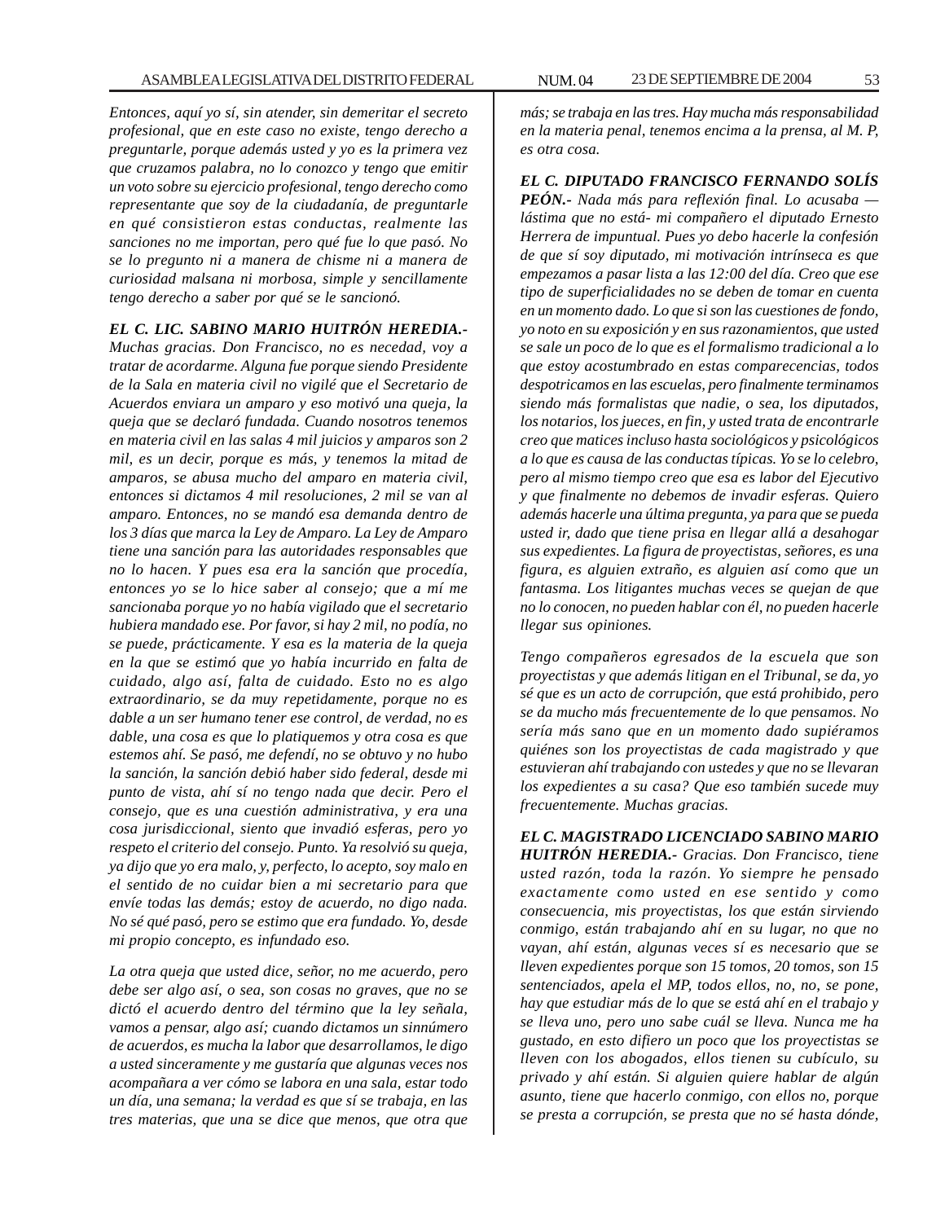*Entonces, aquí yo sí, sin atender, sin demeritar el secreto profesional, que en este caso no existe, tengo derecho a preguntarle, porque además usted y yo es la primera vez que cruzamos palabra, no lo conozco y tengo que emitir un voto sobre su ejercicio profesional, tengo derecho como representante que soy de la ciudadanía, de preguntarle en qué consistieron estas conductas, realmente las sanciones no me importan, pero qué fue lo que pasó. No se lo pregunto ni a manera de chisme ni a manera de curiosidad malsana ni morbosa, simple y sencillamente tengo derecho a saber por qué se le sancionó.*

***EL C. LIC. SABINO MARIO HUITRÓN HEREDIA.-*** *Muchas gracias. Don Francisco, no es necedad, voy a tratar de acordarme. Alguna fue porque siendo Presidente de la Sala en materia civil no vigilé que el Secretario de Acuerdos enviara un amparo y eso motivó una queja, la queja que se declaró fundada. Cuando nosotros tenemos en materia civil en las salas 4 mil juicios y amparos son 2 mil, es un decir, porque es más, y tenemos la mitad de amparos, se abusa mucho del amparo en materia civil, entonces si dictamos 4 mil resoluciones, 2 mil se van al amparo. Entonces, no se mandó esa demanda dentro de los 3 días que marca la Ley de Amparo. La Ley de Amparo tiene una sanción para las autoridades responsables que no lo hacen. Y pues esa era la sanción que procedía, entonces yo se lo hice saber al consejo; que a mí me sancionaba porque yo no había vigilado que el secretario hubiera mandado ese. Por favor, si hay 2 mil, no podía, no se puede, prácticamente. Y esa es la materia de la queja en la que se estimó que yo había incurrido en falta de cuidado, algo así, falta de cuidado. Esto no es algo extraordinario, se da muy repetidamente, porque no es dable a un ser humano tener ese control, de verdad, no es dable, una cosa es que lo platiquemos y otra cosa es que estemos ahí. Se pasó, me defendí, no se obtuvo y no hubo la sanción, la sanción debió haber sido federal, desde mi punto de vista, ahí sí no tengo nada que decir. Pero el consejo, que es una cuestión administrativa, y era una cosa jurisdiccional, siento que invadió esferas, pero yo respeto el criterio del consejo. Punto. Ya resolvió su queja, ya dijo que yo era malo, y, perfecto, lo acepto, soy malo en el sentido de no cuidar bien a mi secretario para que envíe todas las demás; estoy de acuerdo, no digo nada. No sé qué pasó, pero se estimo que era fundado. Yo, desde mi propio concepto, es infundado eso.*

*La otra queja que usted dice, señor, no me acuerdo, pero debe ser algo así, o sea, son cosas no graves, que no se dictó el acuerdo dentro del término que la ley señala, vamos a pensar, algo así; cuando dictamos un sinnúmero de acuerdos, es mucha la labor que desarrollamos, le digo a usted sinceramente y me gustaría que algunas veces nos acompañara a ver cómo se labora en una sala, estar todo un día, una semana; la verdad es que sí se trabaja, en las tres materias, que una se dice que menos, que otra que más; se trabaja en las tres. Hay mucha más responsabilidad en la materia penal, tenemos encima a la prensa, al M. P, es otra cosa.*

***EL C. DIPUTADO FRANCISCO FERNANDO SOLÍS PEÓN.-*** *Nada más para reflexión final. Lo acusaba —lástima que no está- mi compañero el diputado Ernesto Herrera de impuntual. Pues yo debo hacerle la confesión de que sí soy diputado, mi motivación intrínseca es que empezamos a pasar lista a las 12:00 del día. Creo que ese tipo de superficialidades no se deben de tomar en cuenta en un momento dado. Lo que si son las cuestiones de fondo, yo noto en su exposición y en sus razonamientos, que usted se sale un poco de lo que es el formalismo tradicional a lo que estoy acostumbrado en estas comparecencias, todos despotricamos en las escuelas, pero finalmente terminamos siendo más formalistas que nadie, o sea, los diputados, los notarios, los jueces, en fin, y usted trata de encontrarle creo que matices incluso hasta sociológicos y psicológicos a lo que es causa de las conductas típicas. Yo se lo celebro, pero al mismo tiempo creo que esa es labor del Ejecutivo y que finalmente no debemos de invadir esferas. Quiero además hacerle una última pregunta, ya para que se pueda usted ir, dado que tiene prisa en llegar allá a desahogar sus expedientes. La figura de proyectistas, señores, es una figura, es alguien extraño, es alguien así como que un fantasma. Los litigantes muchas veces se quejan de que no lo conocen, no pueden hablar con él, no pueden hacerle llegar sus opiniones.*

*Tengo compañeros egresados de la escuela que son proyectistas y que además litigan en el Tribunal, se da, yo sé que es un acto de corrupción, que está prohibido, pero se da mucho más frecuentemente de lo que pensamos. No sería más sano que en un momento dado supiéramos quiénes son los proyectistas de cada magistrado y que estuvieran ahí trabajando con ustedes y que no se llevaran los expedientes a su casa? Que eso también sucede muy frecuentemente. Muchas gracias.*

***EL C. MAGISTRADO LICENCIADO SABINO MARIO HUITRÓN HEREDIA.-*** *Gracias. Don Francisco, tiene usted razón, toda la razón. Yo siempre he pensado exactamente como usted en ese sentido y como consecuencia, mis proyectistas, los que están sirviendo conmigo, están trabajando ahí en su lugar, no que no vayan, ahí están, algunas veces sí es necesario que se lleven expedientes porque son 15 tomos, 20 tomos, son 15 sentenciados, apela el MP, todos ellos, no, no, se pone, hay que estudiar más de lo que se está ahí en el trabajo y se lleva uno, pero uno sabe cuál se lleva. Nunca me ha gustado, en esto difiero un poco que los proyectistas se lleven con los abogados, ellos tienen su cubículo, su privado y ahí están. Si alguien quiere hablar de algún asunto, tiene que hacerlo conmigo, con ellos no, porque se presta a corrupción, se presta que no sé hasta dónde,*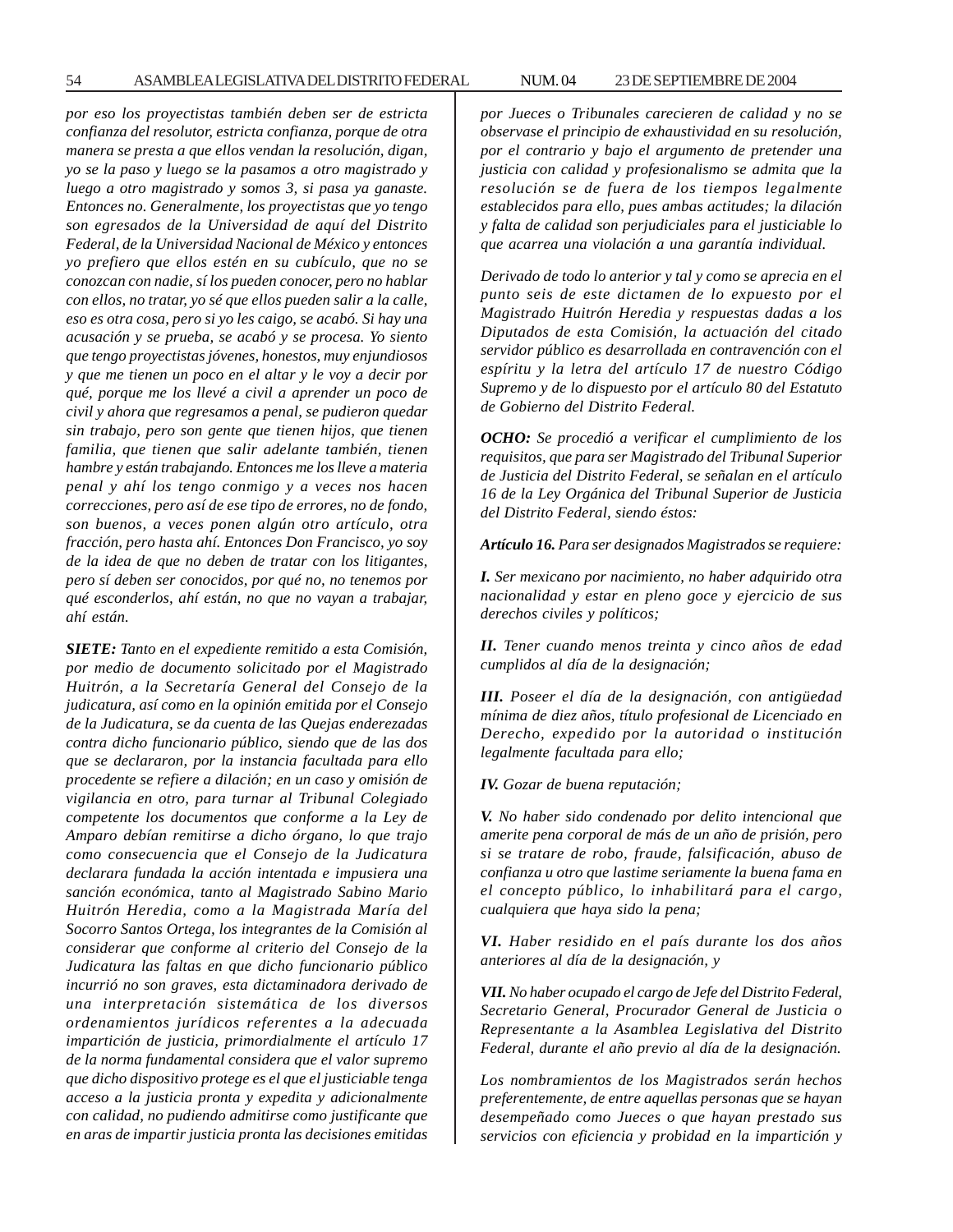*por eso los proyectistas también deben ser de estricta confianza del resolutor, estricta confianza, porque de otra manera se presta a que ellos vendan la resolución, digan, yo se la paso y luego se la pasamos a otro magistrado y luego a otro magistrado y somos 3, si pasa ya ganaste. Entonces no. Generalmente, los proyectistas que yo tengo son egresados de la Universidad de aquí del Distrito Federal, de la Universidad Nacional de México y entonces yo prefiero que ellos estén en su cubículo, que no se conozcan con nadie, sí los pueden conocer, pero no hablar con ellos, no tratar, yo sé que ellos pueden salir a la calle, eso es otra cosa, pero si yo les caigo, se acabó. Si hay una acusación y se prueba, se acabó y se procesa. Yo siento que tengo proyectistas jóvenes, honestos, muy enjundiosos y que me tienen un poco en el altar y le voy a decir por qué, porque me los llevé a civil a aprender un poco de civil y ahora que regresamos a penal, se pudieron quedar sin trabajo, pero son gente que tienen hijos, que tienen familia, que tienen que salir adelante también, tienen hambre y están trabajando. Entonces me los lleve a materia penal y ahí los tengo conmigo y a veces nos hacen correcciones, pero así de ese tipo de errores, no de fondo, son buenos, a veces ponen algún otro artículo, otra fracción, pero hasta ahí. Entonces Don Francisco, yo soy de la idea de que no deben de tratar con los litigantes, pero sí deben ser conocidos, por qué no, no tenemos por qué esconderlos, ahí están, no que no vayan a trabajar, ahí están.*

***SIETE:*** *Tanto en el expediente remitido a esta Comisión, por medio de documento solicitado por el Magistrado Huitrón, a la Secretaría General del Consejo de la judicatura, así como en la opinión emitida por el Consejo de la Judicatura, se da cuenta de las Quejas enderezadas contra dicho funcionario público, siendo que de las dos que se declararon, por la instancia facultada para ello procedente se refiere a dilación; en un caso y omisión de vigilancia en otro, para turnar al Tribunal Colegiado competente los documentos que conforme a la Ley de Amparo debían remitirse a dicho órgano, lo que trajo como consecuencia que el Consejo de la Judicatura declarara fundada la acción intentada e impusiera una sanción económica, tanto al Magistrado Sabino Mario Huitrón Heredia, como a la Magistrada María del Socorro Santos Ortega, los integrantes de la Comisión al considerar que conforme al criterio del Consejo de la Judicatura las faltas en que dicho funcionario público incurrió no son graves, esta dictaminadora derivado de una interpretación sistemática de los diversos ordenamientos jurídicos referentes a la adecuada impartición de justicia, primordialmente el artículo 17 de la norma fundamental considera que el valor supremo que dicho dispositivo protege es el que el justiciable tenga acceso a la justicia pronta y expedita y adicionalmente con calidad, no pudiendo admitirse como justificante que en aras de impartir justicia pronta las decisiones emitidas por Jueces o Tribunales carecieren de calidad y no se observase el principio de exhaustividad en su resolución, por el contrario y bajo el argumento de pretender una justicia con calidad y profesionalismo se admita que la resolución se de fuera de los tiempos legalmente establecidos para ello, pues ambas actitudes; la dilación y falta de calidad son perjudiciales para el justiciable lo que acarrea una violación a una garantía individual.*

*Derivado de todo lo anterior y tal y como se aprecia en el punto seis de este dictamen de lo expuesto por el Magistrado Huitrón Heredia y respuestas dadas a los Diputados de esta Comisión, la actuación del citado servidor público es desarrollada en contravención con el espíritu y la letra del artículo 17 de nuestro Código Supremo y de lo dispuesto por el artículo 80 del Estatuto de Gobierno del Distrito Federal.*

***OCHO:*** *Se procedió a verificar el cumplimiento de los requisitos, que para ser Magistrado del Tribunal Superior de Justicia del Distrito Federal, se señalan en el artículo 16 de la Ley Orgánica del Tribunal Superior de Justicia del Distrito Federal, siendo éstos:*

***Artículo 16.*** *Para ser designados Magistrados se requiere:*

***I.*** *Ser mexicano por nacimiento, no haber adquirido otra nacionalidad y estar en pleno goce y ejercicio de sus derechos civiles y políticos;*

***II.*** *Tener cuando menos treinta y cinco años de edad cumplidos al día de la designación;*

***III.*** *Poseer el día de la designación, con antigüedad mínima de diez años, título profesional de Licenciado en Derecho, expedido por la autoridad o institución legalmente facultada para ello;*

***IV.*** *Gozar de buena reputación;*

***V.*** *No haber sido condenado por delito intencional que amerite pena corporal de más de un año de prisión, pero si se tratare de robo, fraude, falsificación, abuso de confianza u otro que lastime seriamente la buena fama en el concepto público, lo inhabilitará para el cargo, cualquiera que haya sido la pena;*

***VI.*** *Haber residido en el país durante los dos años anteriores al día de la designación, y*

***VII.*** *No haber ocupado el cargo de Jefe del Distrito Federal, Secretario General, Procurador General de Justicia o Representante a la Asamblea Legislativa del Distrito Federal, durante el año previo al día de la designación.*

*Los nombramientos de los Magistrados serán hechos preferentemente, de entre aquellas personas que se hayan desempeñado como Jueces o que hayan prestado sus servicios con eficiencia y probidad en la impartición y*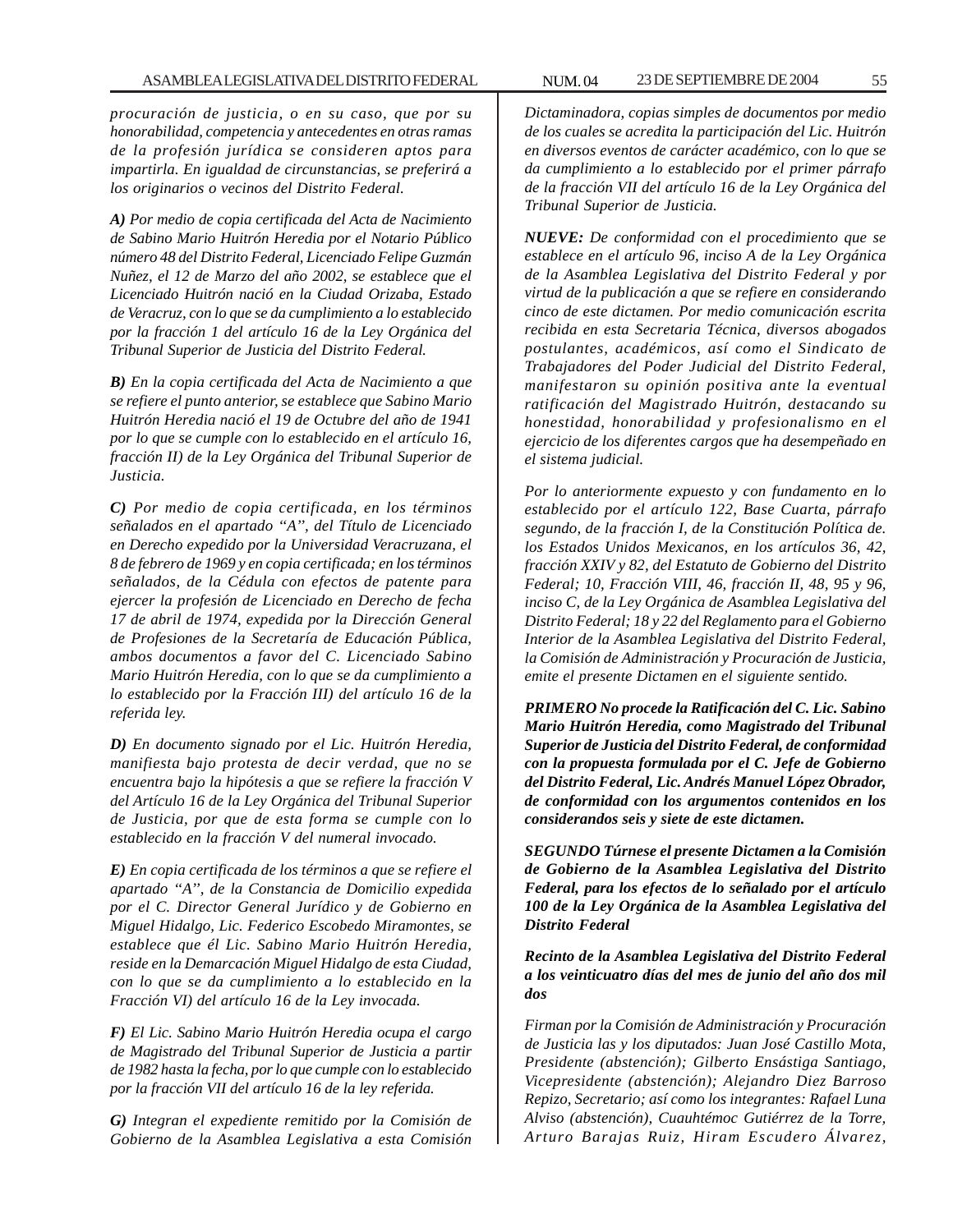*procuración de justicia, o en su caso, que por su honorabilidad, competencia y antecedentes en otras ramas de la profesión jurídica se consideren aptos para impartirla. En igualdad de circunstancias, se preferirá a los originarios o vecinos del Distrito Federal.*

***A)*** *Por medio de copia certificada del Acta de Nacimiento de Sabino Mario Huitrón Heredia por el Notario Público número 48 del Distrito Federal, Licenciado Felipe Guzmán Nuñez, el 12 de Marzo del año 2002, se establece que el Licenciado Huitrón nació en la Ciudad Orizaba, Estado de Veracruz, con lo que se da cumplimiento a lo establecido por la fracción 1 del artículo 16 de la Ley Orgánica del Tribunal Superior de Justicia del Distrito Federal.*

***B)*** *En la copia certificada del Acta de Nacimiento a que se refiere el punto anterior, se establece que Sabino Mario Huitrón Heredia nació el 19 de Octubre del año de 1941 por lo que se cumple con lo establecido en el artículo 16, fracción II) de la Ley Orgánica del Tribunal Superior de Justicia.*

***C)*** *Por medio de copia certificada, en los términos señalados en el apartado "A", del Título de Licenciado en Derecho expedido por la Universidad Veracruzana, el 8 de febrero de 1969 y en copia certificada; en los términos señalados, de la Cédula con efectos de patente para ejercer la profesión de Licenciado en Derecho de fecha 17 de abril de 1974, expedida por la Dirección General de Profesiones de la Secretaría de Educación Pública, ambos documentos a favor del C. Licenciado Sabino Mario Huitrón Heredia, con lo que se da cumplimiento a lo establecido por la Fracción III) del artículo 16 de la referida ley.*

***D)*** *En documento signado por el Lic. Huitrón Heredia, manifiesta bajo protesta de decir verdad, que no se encuentra bajo la hipótesis a que se refiere la fracción V del Artículo 16 de la Ley Orgánica del Tribunal Superior de Justicia, por que de esta forma se cumple con lo establecido en la fracción V del numeral invocado.*

***E)*** *En copia certificada de los términos a que se refiere el apartado "A", de la Constancia de Domicilio expedida por el C. Director General Jurídico y de Gobierno en Miguel Hidalgo, Lic. Federico Escobedo Miramontes, se establece que él Lic. Sabino Mario Huitrón Heredia, reside en la Demarcación Miguel Hidalgo de esta Ciudad, con lo que se da cumplimiento a lo establecido en la Fracción VI) del artículo 16 de la Ley invocada.*

***F)*** *El Lic. Sabino Mario Huitrón Heredia ocupa el cargo de Magistrado del Tribunal Superior de Justicia a partir de 1982 hasta la fecha, por lo que cumple con lo establecido por la fracción VII del artículo 16 de la ley referida.*

***G)*** *Integran el expediente remitido por la Comisión de Gobierno de la Asamblea Legislativa a esta Comisión Dictaminadora, copias simples de documentos por medio de los cuales se acredita la participación del Lic. Huitrón en diversos eventos de carácter académico, con lo que se da cumplimiento a lo establecido por el primer párrafo de la fracción VII del artículo 16 de la Ley Orgánica del Tribunal Superior de Justicia.*

***NUEVE:*** *De conformidad con el procedimiento que se establece en el artículo 96, inciso A de la Ley Orgánica de la Asamblea Legislativa del Distrito Federal y por virtud de la publicación a que se refiere en considerando cinco de este dictamen. Por medio comunicación escrita recibida en esta Secretaria Técnica, diversos abogados postulantes, académicos, así como el Sindicato de Trabajadores del Poder Judicial del Distrito Federal, manifestaron su opinión positiva ante la eventual ratificación del Magistrado Huitrón, destacando su honestidad, honorabilidad y profesionalismo en el ejercicio de los diferentes cargos que ha desempeñado en el sistema judicial.*

*Por lo anteriormente expuesto y con fundamento en lo establecido por el artículo 122, Base Cuarta, párrafo segundo, de la fracción I, de la Constitución Política de. los Estados Unidos Mexicanos, en los artículos 36, 42, fracción XXIV y 82, del Estatuto de Gobierno del Distrito Federal; 10, Fracción VIII, 46, fracción II, 48, 95 y 96, inciso C, de la Ley Orgánica de Asamblea Legislativa del Distrito Federal; 18 y 22 del Reglamento para el Gobierno Interior de la Asamblea Legislativa del Distrito Federal, la Comisión de Administración y Procuración de Justicia, emite el presente Dictamen en el siguiente sentido.*

***PRIMERO No procede la Ratificación del C. Lic. Sabino Mario Huitrón Heredia, como Magistrado del Tribunal Superior de Justicia del Distrito Federal, de conformidad con la propuesta formulada por el C. Jefe de Gobierno del Distrito Federal, Lic. Andrés Manuel López Obrador, de conformidad con los argumentos contenidos en los considerandos seis y siete de este dictamen.***

***SEGUNDO Túrnese el presente Dictamen a la Comisión de Gobierno de la Asamblea Legislativa del Distrito Federal, para los efectos de lo señalado por el artículo 100 de la Ley Orgánica de la Asamblea Legislativa del Distrito Federal***

***Recinto de la Asamblea Legislativa del Distrito Federal a los veinticuatro días del mes de junio del año dos mil dos***

*Firman por la Comisión de Administración y Procuración de Justicia las y los diputados: Juan José Castillo Mota, Presidente (abstención); Gilberto Ensástiga Santiago, Vicepresidente (abstención); Alejandro Diez Barroso Repizo, Secretario; así como los integrantes: Rafael Luna Alviso (abstención), Cuauhtémoc Gutiérrez de la Torre, Arturo Barajas Ruiz, Hiram Escudero Álvarez,*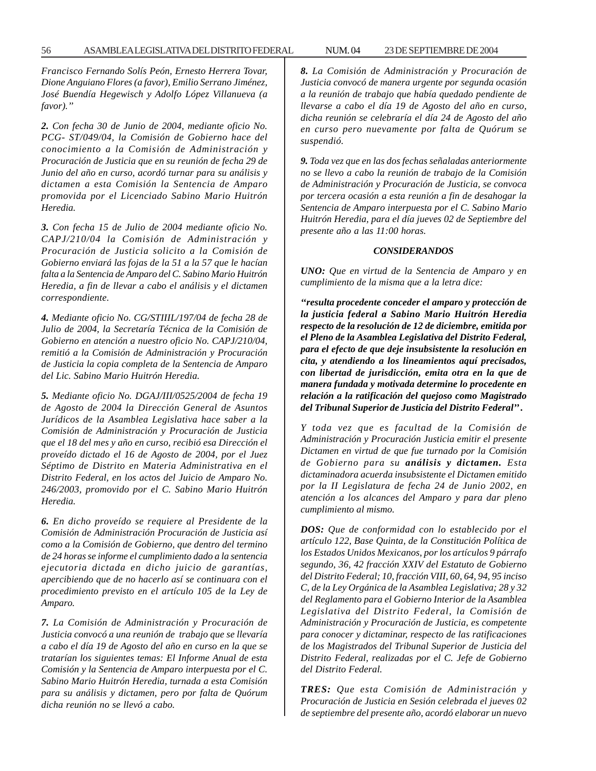*Francisco Fernando Solís Peón, Ernesto Herrera Tovar, Dione Anguiano Flores (a favor), Emilio Serrano Jiménez, José Buendía Hegewisch y Adolfo López Villanueva (a favor).”*

***2.*** *Con fecha 30 de Junio de 2004, mediante oficio No. PCG- ST/049/04, la Comisión de Gobierno hace del conocimiento a la Comisión de Administración y Procuración de Justicia que en su reunión de fecha 29 de Junio del año en curso, acordó turnar para su análisis y dictamen a esta Comisión la Sentencia de Amparo promovida por el Licenciado Sabino Mario Huitrón Heredia.*

***3.*** *Con fecha 15 de Julio de 2004 mediante oficio No. CAPJ/210/04 la Comisión de Administración y Procuración de Justicia solicito a la Comisión de Gobierno enviará las fojas de la 51 a la 57 que le hacían falta a la Sentencia de Amparo del C. Sabino Mario Huitrón Heredia, a fin de llevar a cabo el análisis y el dictamen correspondiente.*

***4.*** *Mediante oficio No. CG/STIIIL/197/04 de fecha 28 de Julio de 2004, la Secretaría Técnica de la Comisión de Gobierno en atención a nuestro oficio No. CAPJ/210/04, remitió a la Comisión de Administración y Procuración de Justicia la copia completa de la Sentencia de Amparo del Lic. Sabino Mario Huitrón Heredia.*

***5.*** *Mediante oficio No. DGAJ/III/0525/2004 de fecha 19 de Agosto de 2004 la Dirección General de Asuntos Jurídicos de la Asamblea Legislativa hace saber a la Comisión de Administración y Procuración de Justicia que el 18 del mes y año en curso, recibió esa Dirección el proveído dictado el 16 de Agosto de 2004, por el Juez Séptimo de Distrito en Materia Administrativa en el Distrito Federal, en los actos del Juicio de Amparo No. 246/2003, promovido por el C. Sabino Mario Huitrón Heredia.*

***6.*** *En dicho proveído se requiere al Presidente de la Comisión de Administración Procuración de Justicia así como a la Comisión de Gobierno, que dentro del termino de 24 horas se informe el cumplimiento dado a la sentencia ejecutoria dictada en dicho juicio de garantías, apercibiendo que de no hacerlo así se continuara con el procedimiento previsto en el artículo 105 de la Ley de Amparo.*

***7.*** *La Comisión de Administración y Procuración de Justicia convocó a una reunión de trabajo que se llevaría a cabo el día 19 de Agosto del año en curso en la que se tratarían los siguientes temas: El Informe Anual de esta Comisión y la Sentencia de Amparo interpuesta por el C. Sabino Mario Huitrón Heredia, turnada a esta Comisión para su análisis y dictamen, pero por falta de Quórum dicha reunión no se llevó a cabo.*

***8.*** *La Comisión de Administración y Procuración de Justicia convocó de manera urgente por segunda ocasión a la reunión de trabajo que había quedado pendiente de llevarse a cabo el día 19 de Agosto del año en curso, dicha reunión se celebraría el día 24 de Agosto del año en curso pero nuevamente por falta de Quórum se suspendió.*

***9.*** *Toda vez que en las dos fechas señaladas anteriormente no se llevo a cabo la reunión de trabajo de la Comisión de Administración y Procuración de Justicia, se convoca por tercera ocasión a esta reunión a fin de desahogar la Sentencia de Amparo interpuesta por el C. Sabino Mario Huitrón Heredia, para el día jueves 02 de Septiembre del presente año a las 11:00 horas.*

***CONSIDERANDOS***

***UNO:*** *Que en virtud de la Sentencia de Amparo y en cumplimiento de la misma que a la letra dice:*

***“resulta procedente conceder el amparo y protección de la justicia federal a Sabino Mario Huitrón Heredia respecto de la resolución de 12 de diciembre, emitida por el Pleno de la Asamblea Legislativa del Distrito Federal, para el efecto de que deje insubsistente la resolución en cita, y atendiendo a los lineamientos aquí precisados, con libertad de jurisdicción, emita otra en la que de manera fundada y motivada determine lo procedente en relación a la ratificación del quejoso como Magistrado del Tribunal Superior de Justicia del Distrito Federal’’.***

*Y toda vez que es facultad de la Comisión de Administración y Procuración Justicia emitir el presente Dictamen en virtud de que fue turnado por la Comisión de Gobierno para su* ***análisis y dictamen.*** *Esta dictaminadora acuerda insubsistente el Dictamen emitido por la II Legislatura de fecha 24 de Junio 2002, en atención a los alcances del Amparo y para dar pleno cumplimiento al mismo.*

***DOS:*** *Que de conformidad con lo establecido por el artículo 122, Base Quinta, de la Constitución Política de los Estados Unidos Mexicanos, por los artículos 9 párrafo segundo, 36, 42 fracción XXIV del Estatuto de Gobierno del Distrito Federal; 10, fracción VIII, 60, 64, 94, 95 inciso C, de la Ley Orgánica de la Asamblea Legislativa; 28 y 32 del Reglamento para el Gobierno Interior de la Asamblea Legislativa del Distrito Federal, la Comisión de Administración y Procuración de Justicia, es competente para conocer y dictaminar, respecto de las ratificaciones de los Magistrados del Tribunal Superior de Justicia del Distrito Federal, realizadas por el C. Jefe de Gobierno del Distrito Federal.*

***TRES:*** *Que esta Comisión de Administración y Procuración de Justicia en Sesión celebrada el jueves 02 de septiembre del presente año, acordó elaborar un nuevo*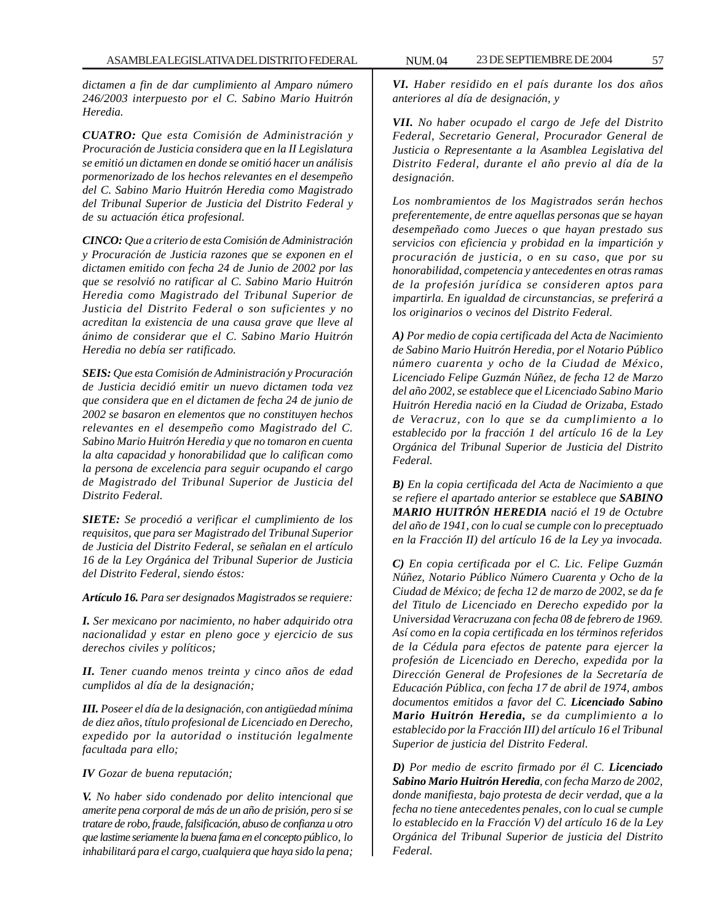*dictamen a fin de dar cumplimiento al Amparo número 246/2003 interpuesto por el C. Sabino Mario Huitrón Heredia.*

***CUATRO:*** *Que esta Comisión de Administración y Procuración de Justicia considera que en la II Legislatura se emitió un dictamen en donde se omitió hacer un análisis pormenorizado de los hechos relevantes en el desempeño del C. Sabino Mario Huitrón Heredia como Magistrado del Tribunal Superior de Justicia del Distrito Federal y de su actuación ética profesional.*

***CINCO:*** *Que a criterio de esta Comisión de Administración y Procuración de Justicia razones que se exponen en el dictamen emitido con fecha 24 de Junio de 2002 por las que se resolvió no ratificar al C. Sabino Mario Huitrón Heredia como Magistrado del Tribunal Superior de Justicia del Distrito Federal o son suficientes y no acreditan la existencia de una causa grave que lleve al ánimo de considerar que el C. Sabino Mario Huitrón Heredia no debía ser ratificado.*

***SEIS:*** *Que esta Comisión de Administración y Procuración de Justicia decidió emitir un nuevo dictamen toda vez que considera que en el dictamen de fecha 24 de junio de 2002 se basaron en elementos que no constituyen hechos relevantes en el desempeño como Magistrado del C. Sabino Mario Huitrón Heredia y que no tomaron en cuenta la alta capacidad y honorabilidad que lo califican como la persona de excelencia para seguir ocupando el cargo de Magistrado del Tribunal Superior de Justicia del Distrito Federal.*

***SIETE:*** *Se procedió a verificar el cumplimiento de los requisitos, que para ser Magistrado del Tribunal Superior de Justicia del Distrito Federal, se señalan en el artículo 16 de la Ley Orgánica del Tribunal Superior de Justicia del Distrito Federal, siendo éstos:*

***Artículo 16.*** *Para ser designados Magistrados se requiere:*

***I.*** *Ser mexicano por nacimiento, no haber adquirido otra nacionalidad y estar en pleno goce y ejercicio de sus derechos civiles y políticos;*

***II.*** *Tener cuando menos treinta y cinco años de edad cumplidos al día de la designación;*

***III.*** *Poseer el día de la designación, con antigüedad mínima de diez años, título profesional de Licenciado en Derecho, expedido por la autoridad o institución legalmente facultada para ello;*

***IV*** *Gozar de buena reputación;*

***V.*** *No haber sido condenado por delito intencional que amerite pena corporal de más de un año de prisión, pero si se tratare de robo, fraude, falsificación, abuso de confianza u otro que lastime seriamente la buena fama en el concepto público, lo inhabilitará para el cargo, cualquiera que haya sido la pena;*

***VI.*** *Haber residido en el país durante los dos años anteriores al día de designación, y*

***VII.*** *No haber ocupado el cargo de Jefe del Distrito Federal, Secretario General, Procurador General de Justicia o Representante a la Asamblea Legislativa del Distrito Federal, durante el año previo al día de la designación.*

*Los nombramientos de los Magistrados serán hechos preferentemente, de entre aquellas personas que se hayan desempeñado como Jueces o que hayan prestado sus servicios con eficiencia y probidad en la impartición y procuración de justicia, o en su caso, que por su honorabilidad, competencia y antecedentes en otras ramas de la profesión jurídica se consideren aptos para impartirla. En igualdad de circunstancias, se preferirá a los originarios o vecinos del Distrito Federal.*

***A)*** *Por medio de copia certificada del Acta de Nacimiento de Sabino Mario Huitrón Heredia, por el Notario Público número cuarenta y ocho de la Ciudad de México, Licenciado Felipe Guzmán Núñez, de fecha 12 de Marzo del año 2002, se establece que el Licenciado Sabino Mario Huitrón Heredia nació en la Ciudad de Orizaba, Estado de Veracruz, con lo que se da cumplimiento a lo establecido por la fracción 1 del artículo 16 de la Ley Orgánica del Tribunal Superior de Justicia del Distrito Federal.*

***B)*** *En la copia certificada del Acta de Nacimiento a que se refiere el apartado anterior se establece que **SABINO MARIO HUITRÓN HEREDIA** nació el 19 de Octubre del año de 1941, con lo cual se cumple con lo preceptuado en la Fracción II) del artículo 16 de la Ley ya invocada.*

***C)*** *En copia certificada por el C. Lic. Felipe Guzmán Núñez, Notario Público Número Cuarenta y Ocho de la Ciudad de México; de fecha 12 de marzo de 2002, se da fe del Titulo de Licenciado en Derecho expedido por la Universidad Veracruzana con fecha 08 de febrero de 1969. Así como en la copia certificada en los términos referidos de la Cédula para efectos de patente para ejercer la profesión de Licenciado en Derecho, expedida por la Dirección General de Profesiones de la Secretaría de Educación Pública, con fecha 17 de abril de 1974, ambos documentos emitidos a favor del C. **Licenciado Sabino Mario Huitrón Heredia,** se da cumplimiento a lo establecido por la Fracción III) del artículo 16 el Tribunal Superior de justicia del Distrito Federal.*

***D)*** *Por medio de escrito firmado por él C. **Licenciado Sabino Mario Huitrón Heredia**, con fecha Marzo de 2002, donde manifiesta, bajo protesta de decir verdad, que a la fecha no tiene antecedentes penales, con lo cual se cumple lo establecido en la Fracción V) del artículo 16 de la Ley Orgánica del Tribunal Superior de justicia del Distrito Federal.*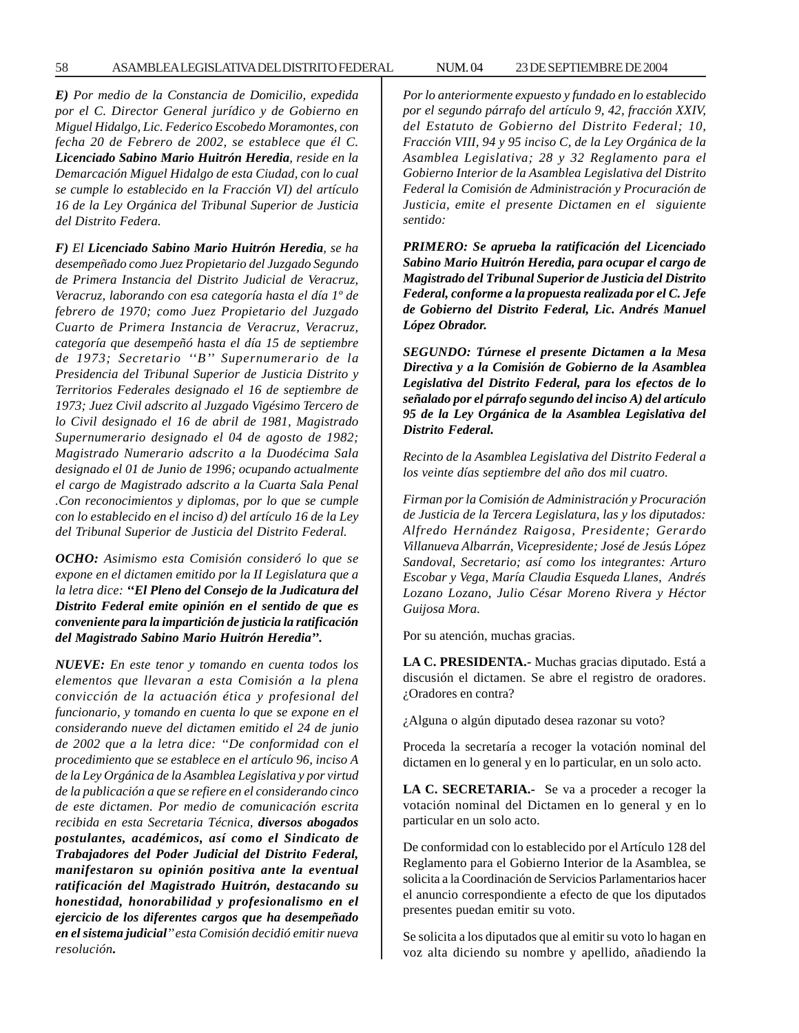***E)** Por medio de la Constancia de Domicilio, expedida por el C. Director General jurídico y de Gobierno en Miguel Hidalgo, Lic. Federico Escobedo Moramontes, con fecha 20 de Febrero de 2002, se establece que él C. **Licenciado Sabino Mario Huitrón Heredia**, reside en la Demarcación Miguel Hidalgo de esta Ciudad, con lo cual se cumple lo establecido en la Fracción VI) del artículo 16 de la Ley Orgánica del Tribunal Superior de Justicia del Distrito Federa.*

***F)** El **Licenciado Sabino Mario Huitrón Heredia**, se ha desempeñado como Juez Propietario del Juzgado Segundo de Primera Instancia del Distrito Judicial de Veracruz, Veracruz, laborando con esa categoría hasta el día 1º de febrero de 1970; como Juez Propietario del Juzgado Cuarto de Primera Instancia de Veracruz, Veracruz, categoría que desempeñó hasta el día 15 de septiembre de 1973; Secretario ''B'' Supernumerario de la Presidencia del Tribunal Superior de Justicia Distrito y Territorios Federales designado el 16 de septiembre de 1973; Juez Civil adscrito al Juzgado Vigésimo Tercero de lo Civil designado el 16 de abril de 1981, Magistrado Supernumerario designado el 04 de agosto de 1982; Magistrado Numerario adscrito a la Duodécima Sala designado el 01 de Junio de 1996; ocupando actualmente el cargo de Magistrado adscrito a la Cuarta Sala Penal .Con reconocimientos y diplomas, por lo que se cumple con lo establecido en el inciso d) del artículo 16 de la Ley del Tribunal Superior de Justicia del Distrito Federal.*

***OCHO:** Asimismo esta Comisión consideró lo que se expone en el dictamen emitido por la II Legislatura que a la letra dice: **''El Pleno del Consejo de la Judicatura del Distrito Federal emite opinión en el sentido de que es conveniente para la impartición de justicia la ratificación del Magistrado Sabino Mario Huitrón Heredia''.***

***NUEVE:** En este tenor y tomando en cuenta todos los elementos que llevaran a esta Comisión a la plena convicción de la actuación ética y profesional del funcionario, y tomando en cuenta lo que se expone en el considerando nueve del dictamen emitido el 24 de junio de 2002 que a la letra dice: ''De conformidad con el procedimiento que se establece en el artículo 96, inciso A de la Ley Orgánica de la Asamblea Legislativa y por virtud de la publicación a que se refiere en el considerando cinco de este dictamen. Por medio de comunicación escrita recibida en esta Secretaria Técnica, **diversos abogados postulantes, académicos, así como el Sindicato de Trabajadores del Poder Judicial del Distrito Federal, manifestaron su opinión positiva ante la eventual ratificación del Magistrado Huitrón, destacando su honestidad, honorabilidad y profesionalismo en el ejercicio de los diferentes cargos que ha desempeñado en el sistema judicial''** esta Comisión decidió emitir nueva resolución**.***

*Por lo anteriormente expuesto y fundado en lo establecido por el segundo párrafo del artículo 9, 42, fracción XXIV, del Estatuto de Gobierno del Distrito Federal; 10, Fracción VIII, 94 y 95 inciso C, de la Ley Orgánica de la Asamblea Legislativa; 28 y 32 Reglamento para el Gobierno Interior de la Asamblea Legislativa del Distrito Federal la Comisión de Administración y Procuración de Justicia, emite el presente Dictamen en el siguiente sentido:*

***PRIMERO: Se aprueba la ratificación del Licenciado Sabino Mario Huitrón Heredia, para ocupar el cargo de Magistrado del Tribunal Superior de Justicia del Distrito Federal, conforme a la propuesta realizada por el C. Jefe de Gobierno del Distrito Federal, Lic. Andrés Manuel López Obrador.***

***SEGUNDO: Túrnese el presente Dictamen a la Mesa Directiva y a la Comisión de Gobierno de la Asamblea Legislativa del Distrito Federal, para los efectos de lo señalado por el párrafo segundo del inciso A) del artículo 95 de la Ley Orgánica de la Asamblea Legislativa del Distrito Federal.***

*Recinto de la Asamblea Legislativa del Distrito Federal a los veinte días septiembre del año dos mil cuatro.*

*Firman por la Comisión de Administración y Procuración de Justicia de la Tercera Legislatura, las y los diputados: Alfredo Hernández Raigosa, Presidente; Gerardo Villanueva Albarrán, Vicepresidente; José de Jesús López Sandoval, Secretario; así como los integrantes: Arturo Escobar y Vega, María Claudia Esqueda Llanes, Andrés Lozano Lozano, Julio César Moreno Rivera y Héctor Guijosa Mora.*

Por su atención, muchas gracias.

**LA C. PRESIDENTA.-** Muchas gracias diputado. Está a discusión el dictamen. Se abre el registro de oradores. ¿Oradores en contra?

¿Alguna o algún diputado desea razonar su voto?

Proceda la secretaría a recoger la votación nominal del dictamen en lo general y en lo particular, en un solo acto.

**LA C. SECRETARIA.-** Se va a proceder a recoger la votación nominal del Dictamen en lo general y en lo particular en un solo acto.

De conformidad con lo establecido por el Artículo 128 del Reglamento para el Gobierno Interior de la Asamblea, se solicita a la Coordinación de Servicios Parlamentarios hacer el anuncio correspondiente a efecto de que los diputados presentes puedan emitir su voto.

Se solicita a los diputados que al emitir su voto lo hagan en voz alta diciendo su nombre y apellido, añadiendo la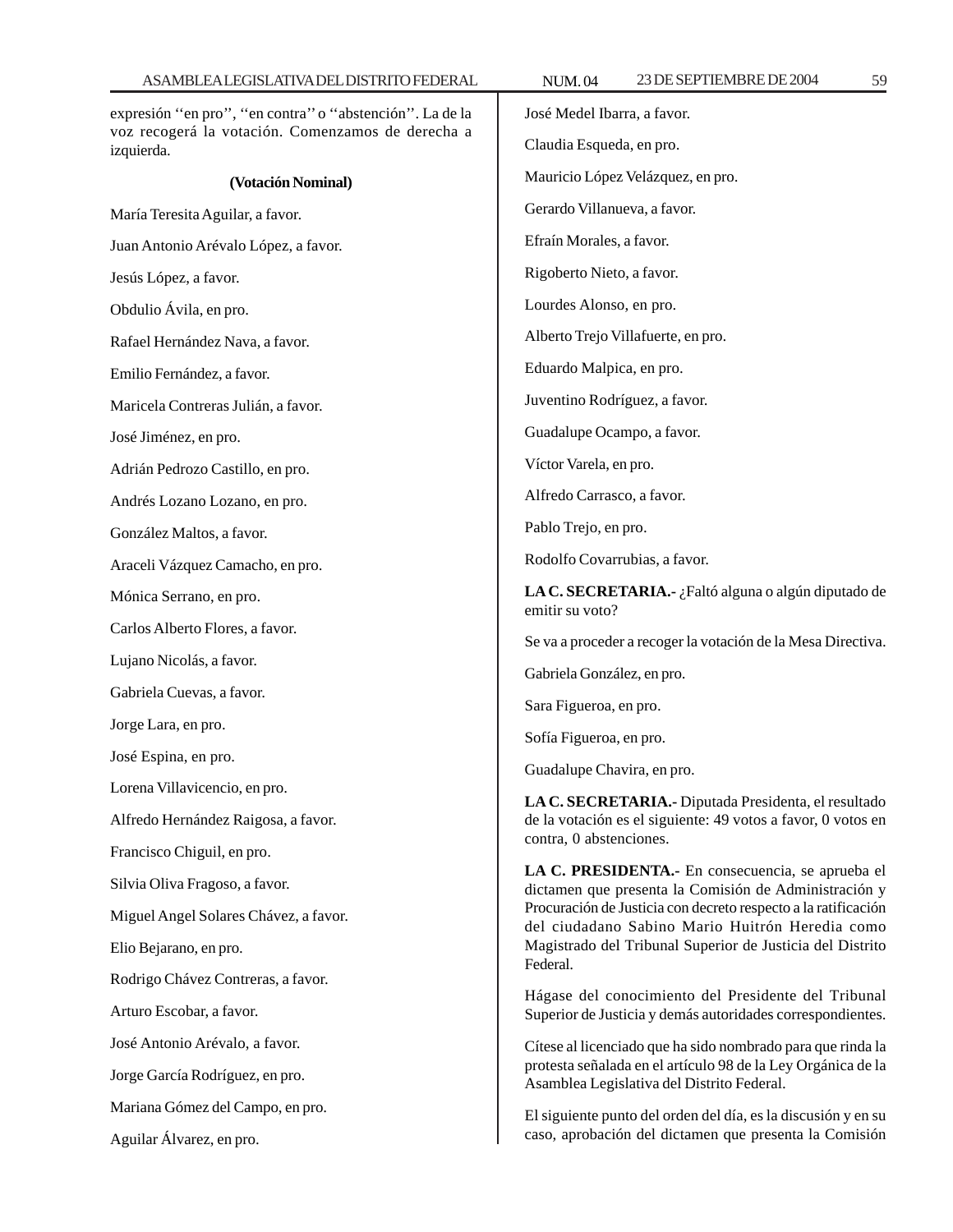expresión ''en pro'', ''en contra'' o ''abstención''. La de la voz recogerá la votación. Comenzamos de derecha a izquierda.

**(Votación Nominal)**

María Teresita Aguilar, a favor.

Juan Antonio Arévalo López, a favor.

Jesús López, a favor.

Obdulio Ávila, en pro.

Rafael Hernández Nava, a favor.

Emilio Fernández, a favor.

Maricela Contreras Julián, a favor.

José Jiménez, en pro.

Adrián Pedrozo Castillo, en pro.

Andrés Lozano Lozano, en pro.

González Maltos, a favor.

Araceli Vázquez Camacho, en pro.

Mónica Serrano, en pro.

Carlos Alberto Flores, a favor.

Lujano Nicolás, a favor.

Gabriela Cuevas, a favor.

Jorge Lara, en pro.

José Espina, en pro.

Lorena Villavicencio, en pro.

Alfredo Hernández Raigosa, a favor.

Francisco Chiguil, en pro.

Silvia Oliva Fragoso, a favor.

Miguel Angel Solares Chávez, a favor.

Elio Bejarano, en pro.

Rodrigo Chávez Contreras, a favor.

Arturo Escobar, a favor.

José Antonio Arévalo, a favor.

Jorge García Rodríguez, en pro.

Mariana Gómez del Campo, en pro.

Aguilar Álvarez, en pro.

José Medel Ibarra, a favor.

Claudia Esqueda, en pro.

Mauricio López Velázquez, en pro.

Gerardo Villanueva, a favor.

Efraín Morales, a favor.

Rigoberto Nieto, a favor.

Lourdes Alonso, en pro.

Alberto Trejo Villafuerte, en pro.

Eduardo Malpica, en pro.

Juventino Rodríguez, a favor.

Guadalupe Ocampo, a favor.

Víctor Varela, en pro.

Alfredo Carrasco, a favor.

Pablo Trejo, en pro.

Rodolfo Covarrubias, a favor.

**LA C. SECRETARIA.-** ¿Faltó alguna o algún diputado de emitir su voto?

Se va a proceder a recoger la votación de la Mesa Directiva.

Gabriela González, en pro.

Sara Figueroa, en pro.

Sofía Figueroa, en pro.

Guadalupe Chavira, en pro.

**LA C. SECRETARIA.-** Diputada Presidenta, el resultado de la votación es el siguiente: 49 votos a favor, 0 votos en contra, 0 abstenciones.

**LA C. PRESIDENTA.-** En consecuencia, se aprueba el dictamen que presenta la Comisión de Administración y Procuración de Justicia con decreto respecto a la ratificación del ciudadano Sabino Mario Huitrón Heredia como Magistrado del Tribunal Superior de Justicia del Distrito Federal.

Hágase del conocimiento del Presidente del Tribunal Superior de Justicia y demás autoridades correspondientes.

Cítese al licenciado que ha sido nombrado para que rinda la protesta señalada en el artículo 98 de la Ley Orgánica de la Asamblea Legislativa del Distrito Federal.

El siguiente punto del orden del día, es la discusión y en su caso, aprobación del dictamen que presenta la Comisión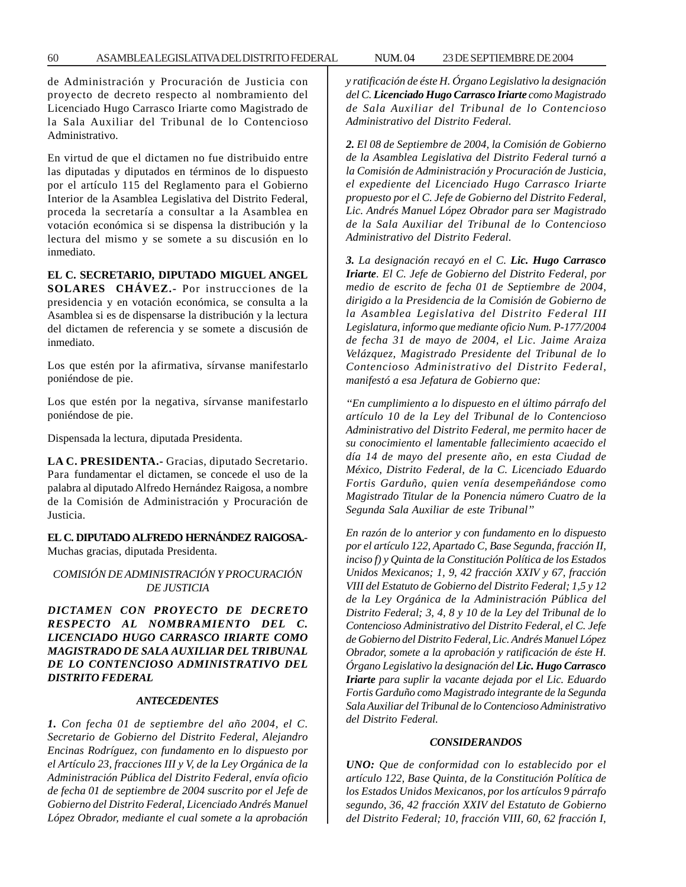de Administración y Procuración de Justicia con proyecto de decreto respecto al nombramiento del Licenciado Hugo Carrasco Iriarte como Magistrado de la Sala Auxiliar del Tribunal de lo Contencioso Administrativo.

En virtud de que el dictamen no fue distribuido entre las diputadas y diputados en términos de lo dispuesto por el artículo 115 del Reglamento para el Gobierno Interior de la Asamblea Legislativa del Distrito Federal, proceda la secretaría a consultar a la Asamblea en votación económica si se dispensa la distribución y la lectura del mismo y se somete a su discusión en lo inmediato.

**EL C. SECRETARIO, DIPUTADO MIGUEL ANGEL SOLARES CHÁVEZ.-** Por instrucciones de la presidencia y en votación económica, se consulta a la Asamblea si es de dispensarse la distribución y la lectura del dictamen de referencia y se somete a discusión de inmediato.

Los que estén por la afirmativa, sírvanse manifestarlo poniéndose de pie.

Los que estén por la negativa, sírvanse manifestarlo poniéndose de pie.

Dispensada la lectura, diputada Presidenta.

**LA C. PRESIDENTA.-** Gracias, diputado Secretario. Para fundamentar el dictamen, se concede el uso de la palabra al diputado Alfredo Hernández Raigosa, a nombre de la Comisión de Administración y Procuración de Justicia.

**EL C. DIPUTADO ALFREDO HERNÁNDEZ RAIGOSA.-** Muchas gracias, diputada Presidenta.

*COMISIÓN DE ADMINISTRACIÓN Y PROCURACIÓN DE JUSTICIA*

***DICTAMEN CON PROYECTO DE DECRETO RESPECTO AL NOMBRAMIENTO DEL C. LICENCIADO HUGO CARRASCO IRIARTE COMO MAGISTRADO DE SALA AUXILIAR DEL TRIBUNAL DE LO CONTENCIOSO ADMINISTRATIVO DEL DISTRITO FEDERAL***

***ANTECEDENTES***

***1.*** *Con fecha 01 de septiembre del año 2004, el C. Secretario de Gobierno del Distrito Federal, Alejandro Encinas Rodríguez, con fundamento en lo dispuesto por el Artículo 23, fracciones III y V, de la Ley Orgánica de la Administración Pública del Distrito Federal, envía oficio de fecha 01 de septiembre de 2004 suscrito por el Jefe de Gobierno del Distrito Federal, Licenciado Andrés Manuel López Obrador, mediante el cual somete a la aprobación y ratificación de éste H. Órgano Legislativo la designación del C.* ***Licenciado Hugo Carrasco Iriarte*** *como Magistrado de Sala Auxiliar del Tribunal de lo Contencioso Administrativo del Distrito Federal.*

***2.*** *El 08 de Septiembre de 2004, la Comisión de Gobierno de la Asamblea Legislativa del Distrito Federal turnó a la Comisión de Administración y Procuración de Justicia, el expediente del Licenciado Hugo Carrasco Iriarte propuesto por el C. Jefe de Gobierno del Distrito Federal, Lic. Andrés Manuel López Obrador para ser Magistrado de la Sala Auxiliar del Tribunal de lo Contencioso Administrativo del Distrito Federal.*

***3.*** *La designación recayó en el C.* ***Lic. Hugo Carrasco Iriarte****. El C. Jefe de Gobierno del Distrito Federal, por medio de escrito de fecha 01 de Septiembre de 2004, dirigido a la Presidencia de la Comisión de Gobierno de la Asamblea Legislativa del Distrito Federal III Legislatura, informo que mediante oficio Num. P-177/2004 de fecha 31 de mayo de 2004, el Lic. Jaime Araiza Velázquez, Magistrado Presidente del Tribunal de lo Contencioso Administrativo del Distrito Federal, manifestó a esa Jefatura de Gobierno que:*

*"En cumplimiento a lo dispuesto en el último párrafo del artículo 10 de la Ley del Tribunal de lo Contencioso Administrativo del Distrito Federal, me permito hacer de su conocimiento el lamentable fallecimiento acaecido el día 14 de mayo del presente año, en esta Ciudad de México, Distrito Federal, de la C. Licenciado Eduardo Fortis Garduño, quien venía desempeñándose como Magistrado Titular de la Ponencia número Cuatro de la Segunda Sala Auxiliar de este Tribunal"*

*En razón de lo anterior y con fundamento en lo dispuesto por el artículo 122, Apartado C, Base Segunda, fracción II, inciso f) y Quinta de la Constitución Política de los Estados Unidos Mexicanos; 1, 9, 42 fracción XXIV y 67, fracción VIII del Estatuto de Gobierno del Distrito Federal; 1,5 y 12 de la Ley Orgánica de la Administración Pública del Distrito Federal; 3, 4, 8 y 10 de la Ley del Tribunal de lo Contencioso Administrativo del Distrito Federal, el C. Jefe de Gobierno del Distrito Federal, Lic. Andrés Manuel López Obrador, somete a la aprobación y ratificación de éste H. Órgano Legislativo la designación del* ***Lic. Hugo Carrasco Iriarte*** *para suplir la vacante dejada por el Lic. Eduardo Fortis Garduño como Magistrado integrante de la Segunda Sala Auxiliar del Tribunal de lo Contencioso Administrativo del Distrito Federal.*

***CONSIDERANDOS***

***UNO:*** *Que de conformidad con lo establecido por el artículo 122, Base Quinta, de la Constitución Política de los Estados Unidos Mexicanos, por los artículos 9 párrafo segundo, 36, 42 fracción XXIV del Estatuto de Gobierno del Distrito Federal; 10, fracción VIII, 60, 62 fracción I,*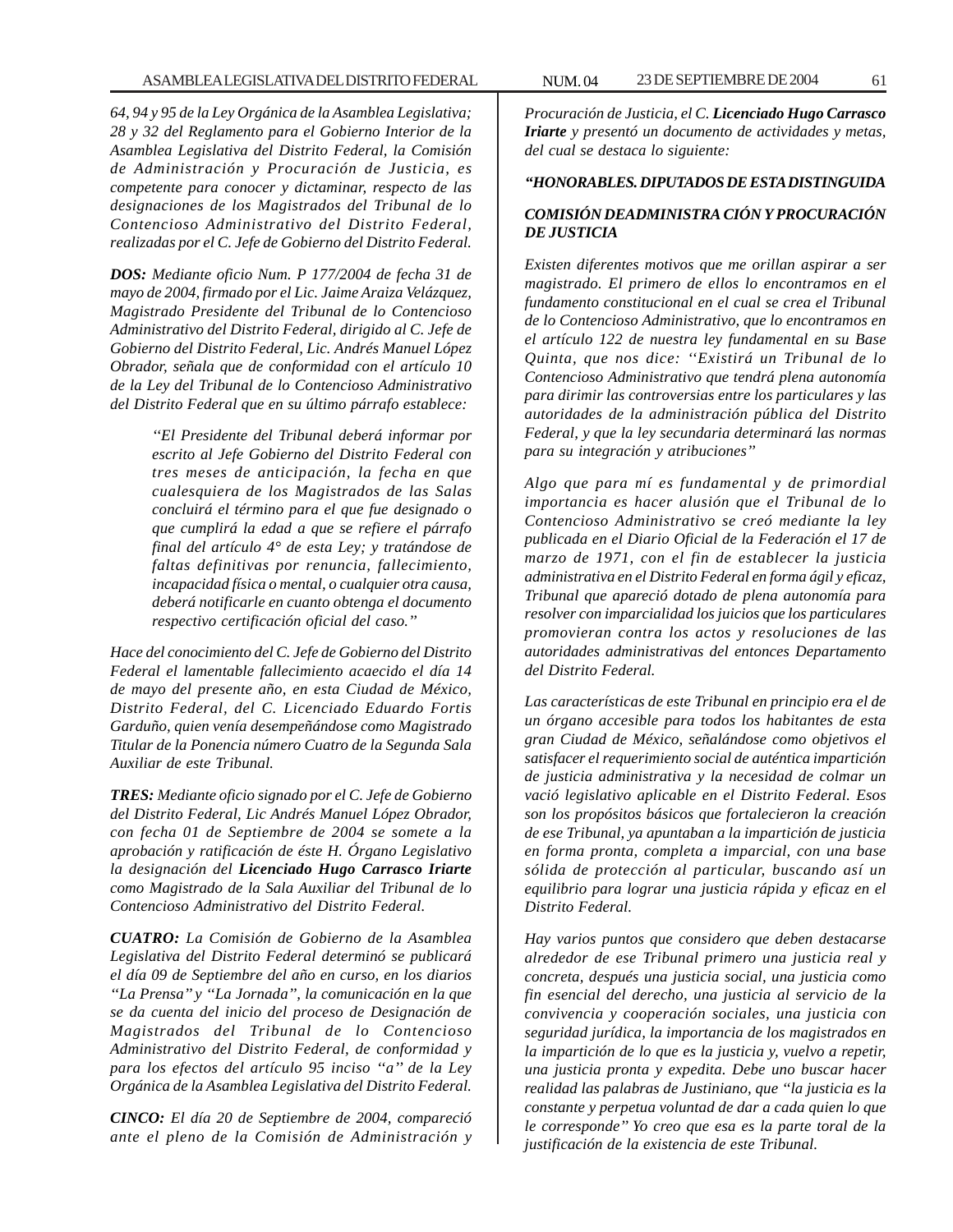*64, 94 y 95 de la Ley Orgánica de la Asamblea Legislativa; 28 y 32 del Reglamento para el Gobierno Interior de la Asamblea Legislativa del Distrito Federal, la Comisión de Administración y Procuración de Justicia, es competente para conocer y dictaminar, respecto de las designaciones de los Magistrados del Tribunal de lo Contencioso Administrativo del Distrito Federal, realizadas por el C. Jefe de Gobierno del Distrito Federal.*

***DOS:*** *Mediante oficio Num. P 177/2004 de fecha 31 de mayo de 2004, firmado por el Lic. Jaime Araiza Velázquez, Magistrado Presidente del Tribunal de lo Contencioso Administrativo del Distrito Federal, dirigido al C. Jefe de Gobierno del Distrito Federal, Lic. Andrés Manuel López Obrador, señala que de conformidad con el artículo 10 de la Ley del Tribunal de lo Contencioso Administrativo del Distrito Federal que en su último párrafo establece:*

> *''El Presidente del Tribunal deberá informar por escrito al Jefe Gobierno del Distrito Federal con tres meses de anticipación, la fecha en que cualesquiera de los Magistrados de las Salas concluirá el término para el que fue designado o que cumplirá la edad a que se refiere el párrafo final del artículo 4° de esta Ley; y tratándose de faltas definitivas por renuncia, fallecimiento, incapacidad física o mental, o cualquier otra causa, deberá notificarle en cuanto obtenga el documento respectivo certificación oficial del caso.''*

*Hace del conocimiento del C. Jefe de Gobierno del Distrito Federal el lamentable fallecimiento acaecido el día 14 de mayo del presente año, en esta Ciudad de México, Distrito Federal, del C. Licenciado Eduardo Fortis Garduño, quien venía desempeñándose como Magistrado Titular de la Ponencia número Cuatro de la Segunda Sala Auxiliar de este Tribunal.*

***TRES:*** *Mediante oficio signado por el C. Jefe de Gobierno del Distrito Federal, Lic Andrés Manuel López Obrador, con fecha 01 de Septiembre de 2004 se somete a la aprobación y ratificación de éste H. Órgano Legislativo la designación del **Licenciado Hugo Carrasco Iriarte** como Magistrado de la Sala Auxiliar del Tribunal de lo Contencioso Administrativo del Distrito Federal.*

***CUATRO:*** *La Comisión de Gobierno de la Asamblea Legislativa del Distrito Federal determinó se publicará el día 09 de Septiembre del año en curso, en los diarios ''La Prensa'' y ''La Jornada'', la comunicación en la que se da cuenta del inicio del proceso de Designación de Magistrados del Tribunal de lo Contencioso Administrativo del Distrito Federal, de conformidad y para los efectos del artículo 95 inciso ''a'' de la Ley Orgánica de la Asamblea Legislativa del Distrito Federal.*

***CINCO:*** *El día 20 de Septiembre de 2004, compareció ante el pleno de la Comisión de Administración y Procuración de Justicia, el C. **Licenciado Hugo Carrasco Iriarte** y presentó un documento de actividades y metas, del cual se destaca lo siguiente:*

***''HONORABLES. DIPUTADOS DE ESTA DISTINGUIDA***

***COMISIÓN DEADMINISTRA CIÓN Y PROCURACIÓN DE JUSTICIA***

*Existen diferentes motivos que me orillan aspirar a ser magistrado. El primero de ellos lo encontramos en el fundamento constitucional en el cual se crea el Tribunal de lo Contencioso Administrativo, que lo encontramos en el artículo 122 de nuestra ley fundamental en su Base Quinta, que nos dice: ''Existirá un Tribunal de lo Contencioso Administrativo que tendrá plena autonomía para dirimir las controversias entre los particulares y las autoridades de la administración pública del Distrito Federal, y que la ley secundaria determinará las normas para su integración y atribuciones''*

*Algo que para mí es fundamental y de primordial importancia es hacer alusión que el Tribunal de lo Contencioso Administrativo se creó mediante la ley publicada en el Diario Oficial de la Federación el 17 de marzo de 1971, con el fin de establecer la justicia administrativa en el Distrito Federal en forma ágil y eficaz, Tribunal que apareció dotado de plena autonomía para resolver con imparcialidad los juicios que los particulares promovieran contra los actos y resoluciones de las autoridades administrativas del entonces Departamento del Distrito Federal.*

*Las características de este Tribunal en principio era el de un órgano accesible para todos los habitantes de esta gran Ciudad de México, señalándose como objetivos el satisfacer el requerimiento social de auténtica impartición de justicia administrativa y la necesidad de colmar un vació legislativo aplicable en el Distrito Federal. Esos son los propósitos básicos que fortalecieron la creación de ese Tribunal, ya apuntaban a la impartición de justicia en forma pronta, completa a imparcial, con una base sólida de protección al particular, buscando así un equilibrio para lograr una justicia rápida y eficaz en el Distrito Federal.*

*Hay varios puntos que considero que deben destacarse alrededor de ese Tribunal primero una justicia real y concreta, después una justicia social, una justicia como fin esencial del derecho, una justicia al servicio de la convivencia y cooperación sociales, una justicia con seguridad jurídica, la importancia de los magistrados en la impartición de lo que es la justicia y, vuelvo a repetir, una justicia pronta y expedita. Debe uno buscar hacer realidad las palabras de Justiniano, que ''la justicia es la constante y perpetua voluntad de dar a cada quien lo que le corresponde'' Yo creo que esa es la parte toral de la justificación de la existencia de este Tribunal.*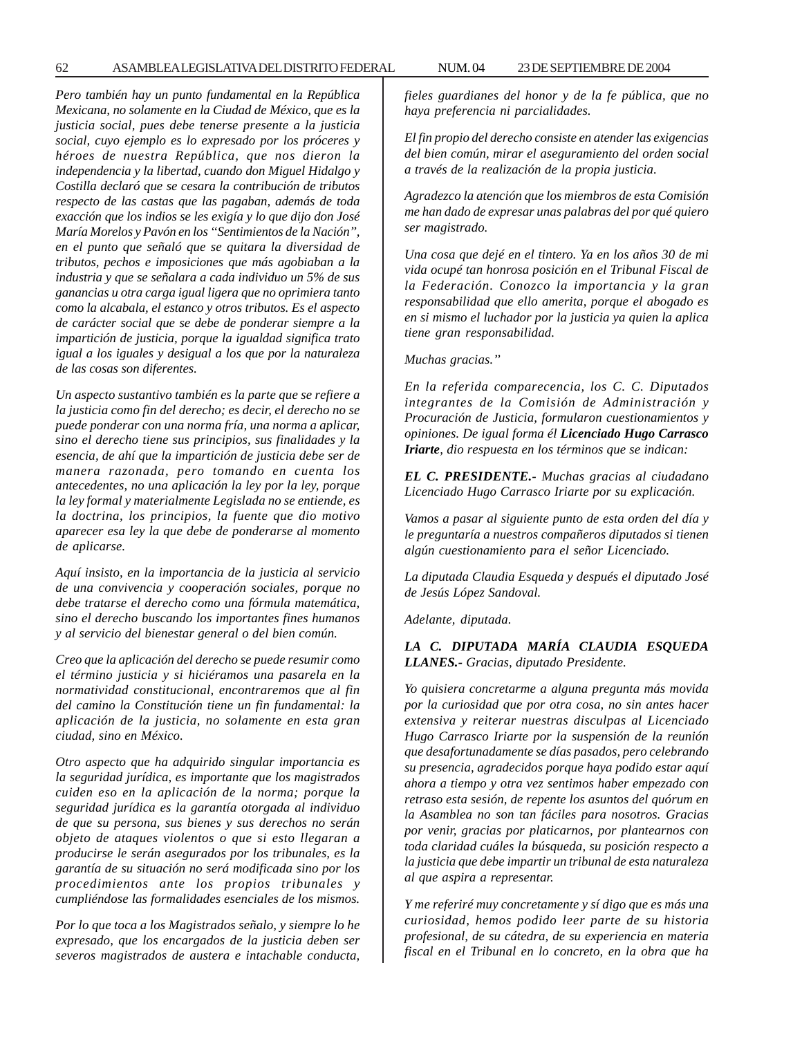*Pero también hay un punto fundamental en la República Mexicana, no solamente en la Ciudad de México, que es la justicia social, pues debe tenerse presente a la justicia social, cuyo ejemplo es lo expresado por los próceres y héroes de nuestra República, que nos dieron la independencia y la libertad, cuando don Miguel Hidalgo y Costilla declaró que se cesara la contribución de tributos respecto de las castas que las pagaban, además de toda exacción que los indios se les exigía y lo que dijo don José María Morelos y Pavón en los "Sentimientos de la Nación", en el punto que señaló que se quitara la diversidad de tributos, pechos e imposiciones que más agobiaban a la industria y que se señalara a cada individuo un 5% de sus ganancias u otra carga igual ligera que no oprimiera tanto como la alcabala, el estanco y otros tributos. Es el aspecto de carácter social que se debe de ponderar siempre a la impartición de justicia, porque la igualdad significa trato igual a los iguales y desigual a los que por la naturaleza de las cosas son diferentes.*

*Un aspecto sustantivo también es la parte que se refiere a la justicia como fin del derecho; es decir, el derecho no se puede ponderar con una norma fría, una norma a aplicar, sino el derecho tiene sus principios, sus finalidades y la esencia, de ahí que la impartición de justicia debe ser de manera razonada, pero tomando en cuenta los antecedentes, no una aplicación la ley por la ley, porque la ley formal y materialmente Legislada no se entiende, es la doctrina, los principios, la fuente que dio motivo aparecer esa ley la que debe de ponderarse al momento de aplicarse.*

*Aquí insisto, en la importancia de la justicia al servicio de una convivencia y cooperación sociales, porque no debe tratarse el derecho como una fórmula matemática, sino el derecho buscando los importantes fines humanos y al servicio del bienestar general o del bien común.*

*Creo que la aplicación del derecho se puede resumir como el término justicia y si hiciéramos una pasarela en la normatividad constitucional, encontraremos que al fin del camino la Constitución tiene un fin fundamental: la aplicación de la justicia, no solamente en esta gran ciudad, sino en México.*

*Otro aspecto que ha adquirido singular importancia es la seguridad jurídica, es importante que los magistrados cuiden eso en la aplicación de la norma; porque la seguridad jurídica es la garantía otorgada al individuo de que su persona, sus bienes y sus derechos no serán objeto de ataques violentos o que si esto llegaran a producirse le serán asegurados por los tribunales, es la garantía de su situación no será modificada sino por los procedimientos ante los propios tribunales y cumpliéndose las formalidades esenciales de los mismos.*

*Por lo que toca a los Magistrados señalo, y siempre lo he expresado, que los encargados de la justicia deben ser severos magistrados de austera e intachable conducta, fieles guardianes del honor y de la fe pública, que no haya preferencia ni parcialidades.*

*El fin propio del derecho consiste en atender las exigencias del bien común, mirar el aseguramiento del orden social a través de la realización de la propia justicia.*

*Agradezco la atención que los miembros de esta Comisión me han dado de expresar unas palabras del por qué quiero ser magistrado.*

*Una cosa que dejé en el tintero. Ya en los años 30 de mi vida ocupé tan honrosa posición en el Tribunal Fiscal de la Federación. Conozco la importancia y la gran responsabilidad que ello amerita, porque el abogado es en si mismo el luchador por la justicia ya quien la aplica tiene gran responsabilidad.*

*Muchas gracias."*

*En la referida comparecencia, los C. C. Diputados integrantes de la Comisión de Administración y Procuración de Justicia, formularon cuestionamientos y opiniones. De igual forma él **Licenciado Hugo Carrasco Iriarte**, dio respuesta en los términos que se indican:*

***EL C. PRESIDENTE.-** Muchas gracias al ciudadano Licenciado Hugo Carrasco Iriarte por su explicación.*

*Vamos a pasar al siguiente punto de esta orden del día y le preguntaría a nuestros compañeros diputados si tienen algún cuestionamiento para el señor Licenciado.*

*La diputada Claudia Esqueda y después el diputado José de Jesús López Sandoval.*

*Adelante, diputada.*

***LA C. DIPUTADA MARÍA CLAUDIA ESQUEDA LLANES.-** Gracias, diputado Presidente.*

*Yo quisiera concretarme a alguna pregunta más movida por la curiosidad que por otra cosa, no sin antes hacer extensiva y reiterar nuestras disculpas al Licenciado Hugo Carrasco Iriarte por la suspensión de la reunión que desafortunadamente se días pasados, pero celebrando su presencia, agradecidos porque haya podido estar aquí ahora a tiempo y otra vez sentimos haber empezado con retraso esta sesión, de repente los asuntos del quórum en la Asamblea no son tan fáciles para nosotros. Gracias por venir, gracias por platicarnos, por plantearnos con toda claridad cuáles la búsqueda, su posición respecto a la justicia que debe impartir un tribunal de esta naturaleza al que aspira a representar.*

*Y me referiré muy concretamente y sí digo que es más una curiosidad, hemos podido leer parte de su historia profesional, de su cátedra, de su experiencia en materia fiscal en el Tribunal en lo concreto, en la obra que ha*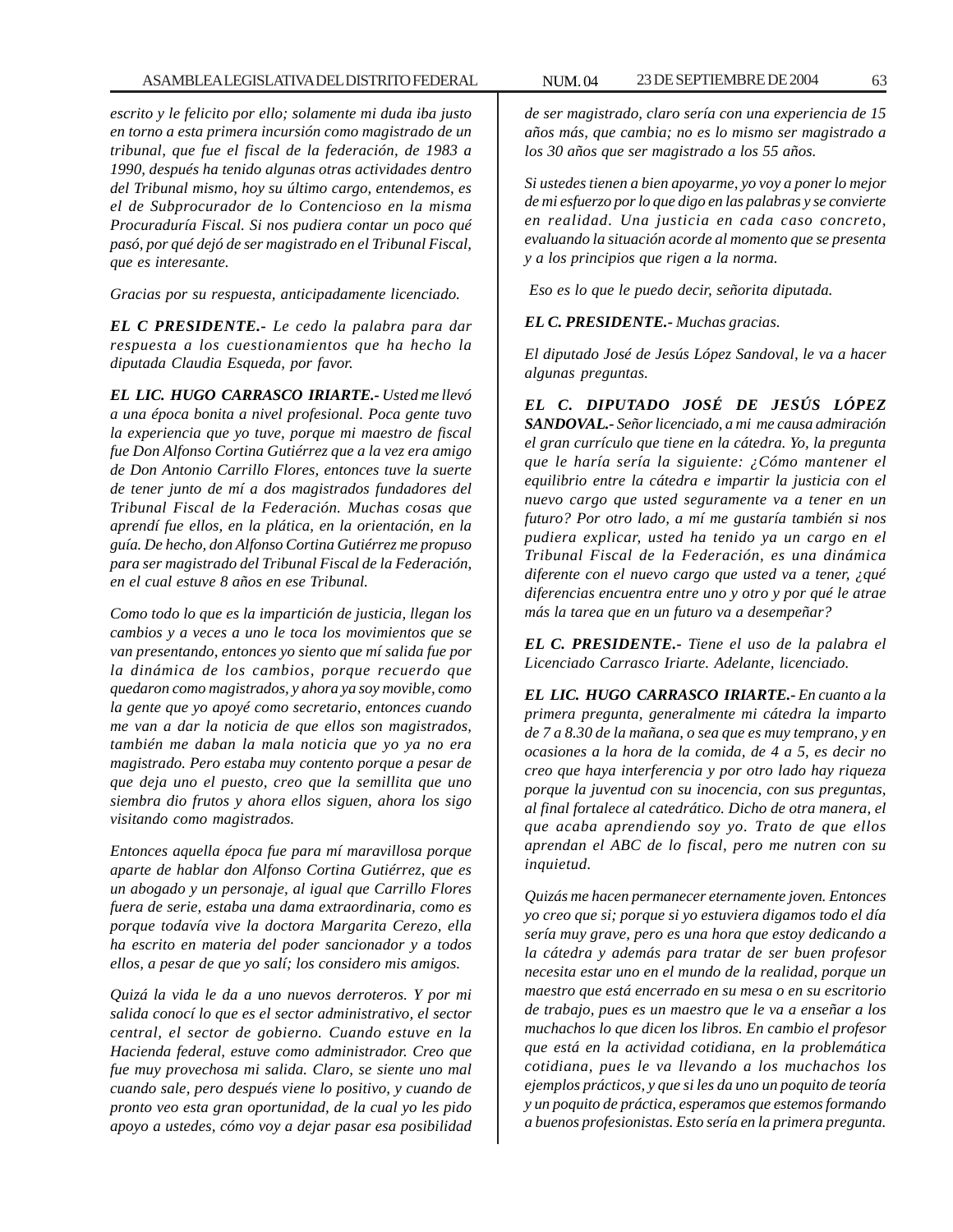*escrito y le felicito por ello; solamente mi duda iba justo en torno a esta primera incursión como magistrado de un tribunal, que fue el fiscal de la federación, de 1983 a 1990, después ha tenido algunas otras actividades dentro del Tribunal mismo, hoy su último cargo, entendemos, es el de Subprocurador de lo Contencioso en la misma Procuraduría Fiscal. Si nos pudiera contar un poco qué pasó, por qué dejó de ser magistrado en el Tribunal Fiscal, que es interesante.*

*Gracias por su respuesta, anticipadamente licenciado.*

***EL C PRESIDENTE.-** Le cedo la palabra para dar respuesta a los cuestionamientos que ha hecho la diputada Claudia Esqueda, por favor.*

***EL LIC. HUGO CARRASCO IRIARTE.-** Usted me llevó a una época bonita a nivel profesional. Poca gente tuvo la experiencia que yo tuve, porque mi maestro de fiscal fue Don Alfonso Cortina Gutiérrez que a la vez era amigo de Don Antonio Carrillo Flores, entonces tuve la suerte de tener junto de mí a dos magistrados fundadores del Tribunal Fiscal de la Federación. Muchas cosas que aprendí fue ellos, en la plática, en la orientación, en la guía. De hecho, don Alfonso Cortina Gutiérrez me propuso para ser magistrado del Tribunal Fiscal de la Federación, en el cual estuve 8 años en ese Tribunal.*

*Como todo lo que es la impartición de justicia, llegan los cambios y a veces a uno le toca los movimientos que se van presentando, entonces yo siento que mí salida fue por la dinámica de los cambios, porque recuerdo que quedaron como magistrados, y ahora ya soy movible, como la gente que yo apoyé como secretario, entonces cuando me van a dar la noticia de que ellos son magistrados, también me daban la mala noticia que yo ya no era magistrado. Pero estaba muy contento porque a pesar de que deja uno el puesto, creo que la semillita que uno siembra dio frutos y ahora ellos siguen, ahora los sigo visitando como magistrados.*

*Entonces aquella época fue para mí maravillosa porque aparte de hablar don Alfonso Cortina Gutiérrez, que es un abogado y un personaje, al igual que Carrillo Flores fuera de serie, estaba una dama extraordinaria, como es porque todavía vive la doctora Margarita Cerezo, ella ha escrito en materia del poder sancionador y a todos ellos, a pesar de que yo salí; los considero mis amigos.*

*Quizá la vida le da a uno nuevos derroteros. Y por mi salida conocí lo que es el sector administrativo, el sector central, el sector de gobierno. Cuando estuve en la Hacienda federal, estuve como administrador. Creo que fue muy provechosa mi salida. Claro, se siente uno mal cuando sale, pero después viene lo positivo, y cuando de pronto veo esta gran oportunidad, de la cual yo les pido apoyo a ustedes, cómo voy a dejar pasar esa posibilidad de ser magistrado, claro sería con una experiencia de 15 años más, que cambia; no es lo mismo ser magistrado a los 30 años que ser magistrado a los 55 años.*

*Si ustedes tienen a bien apoyarme, yo voy a poner lo mejor de mi esfuerzo por lo que digo en las palabras y se convierte en realidad. Una justicia en cada caso concreto, evaluando la situación acorde al momento que se presenta y a los principios que rigen a la norma.*

*Eso es lo que le puedo decir, señorita diputada.*

***EL C. PRESIDENTE.-** Muchas gracias.*

*El diputado José de Jesús López Sandoval, le va a hacer algunas preguntas.*

***EL C. DIPUTADO JOSÉ DE JESÚS LÓPEZ SANDOVAL.-** Señor licenciado, a mi me causa admiración el gran currículo que tiene en la cátedra. Yo, la pregunta que le haría sería la siguiente: ¿Cómo mantener el equilibrio entre la cátedra e impartir la justicia con el nuevo cargo que usted seguramente va a tener en un futuro? Por otro lado, a mí me gustaría también si nos pudiera explicar, usted ha tenido ya un cargo en el Tribunal Fiscal de la Federación, es una dinámica diferente con el nuevo cargo que usted va a tener, ¿qué diferencias encuentra entre uno y otro y por qué le atrae más la tarea que en un futuro va a desempeñar?*

***EL C. PRESIDENTE.-** Tiene el uso de la palabra el Licenciado Carrasco Iriarte. Adelante, licenciado.*

***EL LIC. HUGO CARRASCO IRIARTE.-** En cuanto a la primera pregunta, generalmente mi cátedra la imparto de 7 a 8.30 de la mañana, o sea que es muy temprano, y en ocasiones a la hora de la comida, de 4 a 5, es decir no creo que haya interferencia y por otro lado hay riqueza porque la juventud con su inocencia, con sus preguntas, al final fortalece al catedrático. Dicho de otra manera, el que acaba aprendiendo soy yo. Trato de que ellos aprendan el ABC de lo fiscal, pero me nutren con su inquietud.*

*Quizás me hacen permanecer eternamente joven. Entonces yo creo que si; porque si yo estuviera digamos todo el día sería muy grave, pero es una hora que estoy dedicando a la cátedra y además para tratar de ser buen profesor necesita estar uno en el mundo de la realidad, porque un maestro que está encerrado en su mesa o en su escritorio de trabajo, pues es un maestro que le va a enseñar a los muchachos lo que dicen los libros. En cambio el profesor que está en la actividad cotidiana, en la problemática cotidiana, pues le va llevando a los muchachos los ejemplos prácticos, y que si les da uno un poquito de teoría y un poquito de práctica, esperamos que estemos formando a buenos profesionistas. Esto sería en la primera pregunta.*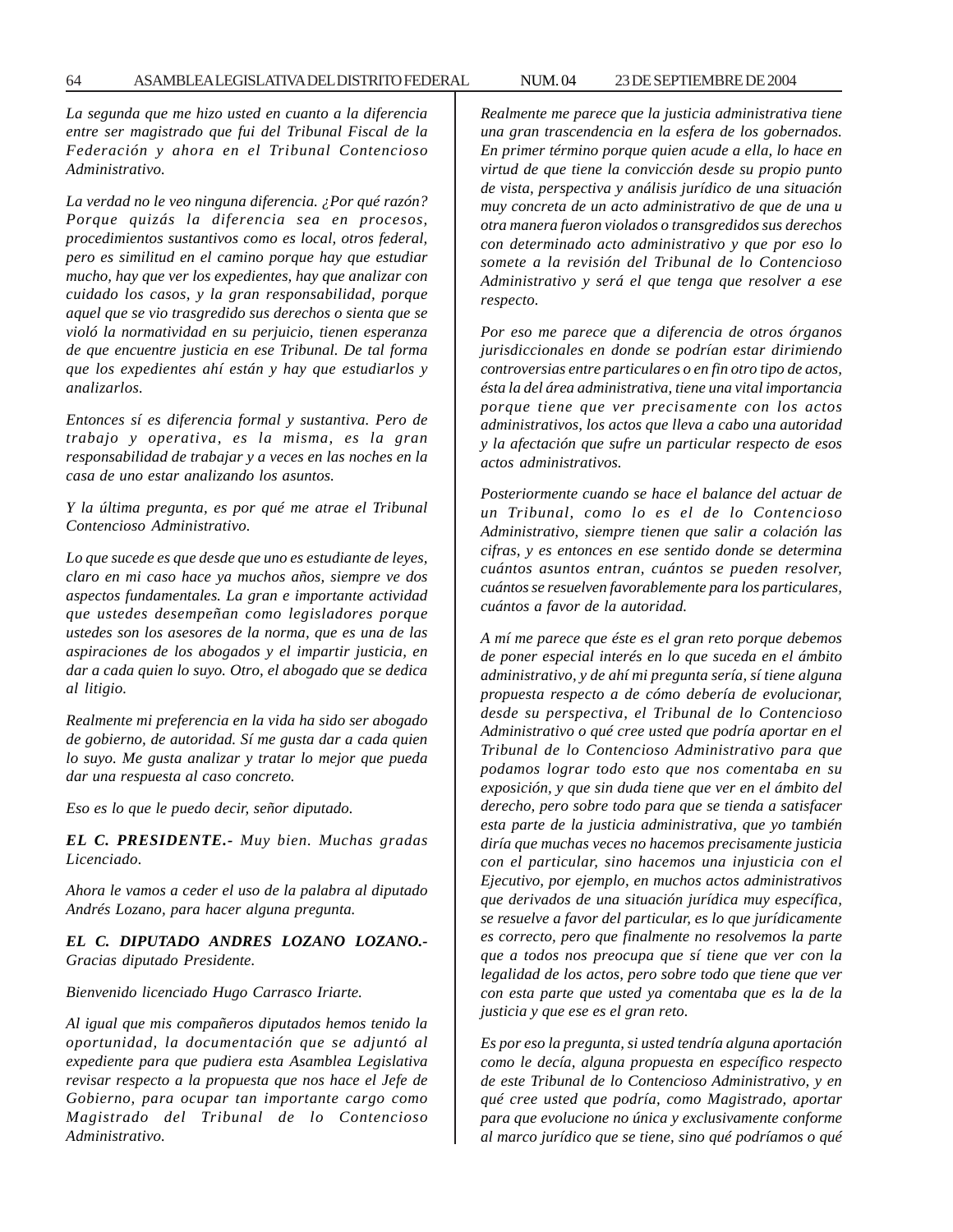*La segunda que me hizo usted en cuanto a la diferencia entre ser magistrado que fui del Tribunal Fiscal de la Federación y ahora en el Tribunal Contencioso Administrativo.*

*La verdad no le veo ninguna diferencia. ¿Por qué razón? Porque quizás la diferencia sea en procesos, procedimientos sustantivos como es local, otros federal, pero es similitud en el camino porque hay que estudiar mucho, hay que ver los expedientes, hay que analizar con cuidado los casos, y la gran responsabilidad, porque aquel que se vio trasgredido sus derechos o sienta que se violó la normatividad en su perjuicio, tienen esperanza de que encuentre justicia en ese Tribunal. De tal forma que los expedientes ahí están y hay que estudiarlos y analizarlos.*

*Entonces sí es diferencia formal y sustantiva. Pero de trabajo y operativa, es la misma, es la gran responsabilidad de trabajar y a veces en las noches en la casa de uno estar analizando los asuntos.*

*Y la última pregunta, es por qué me atrae el Tribunal Contencioso Administrativo.*

*Lo que sucede es que desde que uno es estudiante de leyes, claro en mi caso hace ya muchos años, siempre ve dos aspectos fundamentales. La gran e importante actividad que ustedes desempeñan como legisladores porque ustedes son los asesores de la norma, que es una de las aspiraciones de los abogados y el impartir justicia, en dar a cada quien lo suyo. Otro, el abogado que se dedica al litigio.*

*Realmente mi preferencia en la vida ha sido ser abogado de gobierno, de autoridad. Sí me gusta dar a cada quien lo suyo. Me gusta analizar y tratar lo mejor que pueda dar una respuesta al caso concreto.*

*Eso es lo que le puedo decir, señor diputado.*

***EL C. PRESIDENTE.-** Muy bien. Muchas gradas Licenciado.*

*Ahora le vamos a ceder el uso de la palabra al diputado Andrés Lozano, para hacer alguna pregunta.*

***EL C. DIPUTADO ANDRES LOZANO LOZANO.-** Gracias diputado Presidente.*

*Bienvenido licenciado Hugo Carrasco Iriarte.*

*Al igual que mis compañeros diputados hemos tenido la oportunidad, la documentación que se adjuntó al expediente para que pudiera esta Asamblea Legislativa revisar respecto a la propuesta que nos hace el Jefe de Gobierno, para ocupar tan importante cargo como Magistrado del Tribunal de lo Contencioso Administrativo.*

*Realmente me parece que la justicia administrativa tiene una gran trascendencia en la esfera de los gobernados. En primer término porque quien acude a ella, lo hace en virtud de que tiene la convicción desde su propio punto de vista, perspectiva y análisis jurídico de una situación muy concreta de un acto administrativo de que de una u otra manera fueron violados o transgredidos sus derechos con determinado acto administrativo y que por eso lo somete a la revisión del Tribunal de lo Contencioso Administrativo y será el que tenga que resolver a ese respecto.*

*Por eso me parece que a diferencia de otros órganos jurisdiccionales en donde se podrían estar dirimiendo controversias entre particulares o en fin otro tipo de actos, ésta la del área administrativa, tiene una vital importancia porque tiene que ver precisamente con los actos administrativos, los actos que lleva a cabo una autoridad y la afectación que sufre un particular respecto de esos actos administrativos.*

*Posteriormente cuando se hace el balance del actuar de un Tribunal, como lo es el de lo Contencioso Administrativo, siempre tienen que salir a colación las cifras, y es entonces en ese sentido donde se determina cuántos asuntos entran, cuántos se pueden resolver, cuántos se resuelven favorablemente para los particulares, cuántos a favor de la autoridad.*

*A mí me parece que éste es el gran reto porque debemos de poner especial interés en lo que suceda en el ámbito administrativo, y de ahí mi pregunta sería, sí tiene alguna propuesta respecto a de cómo debería de evolucionar, desde su perspectiva, el Tribunal de lo Contencioso Administrativo o qué cree usted que podría aportar en el Tribunal de lo Contencioso Administrativo para que podamos lograr todo esto que nos comentaba en su exposición, y que sin duda tiene que ver en el ámbito del derecho, pero sobre todo para que se tienda a satisfacer esta parte de la justicia administrativa, que yo también diría que muchas veces no hacemos precisamente justicia con el particular, sino hacemos una injusticia con el Ejecutivo, por ejemplo, en muchos actos administrativos que derivados de una situación jurídica muy específica, se resuelve a favor del particular, es lo que jurídicamente es correcto, pero que finalmente no resolvemos la parte que a todos nos preocupa que sí tiene que ver con la legalidad de los actos, pero sobre todo que tiene que ver con esta parte que usted ya comentaba que es la de la justicia y que ese es el gran reto.*

*Es por eso la pregunta, si usted tendría alguna aportación como le decía, alguna propuesta en específico respecto de este Tribunal de lo Contencioso Administrativo, y en qué cree usted que podría, como Magistrado, aportar para que evolucione no única y exclusivamente conforme al marco jurídico que se tiene, sino qué podríamos o qué*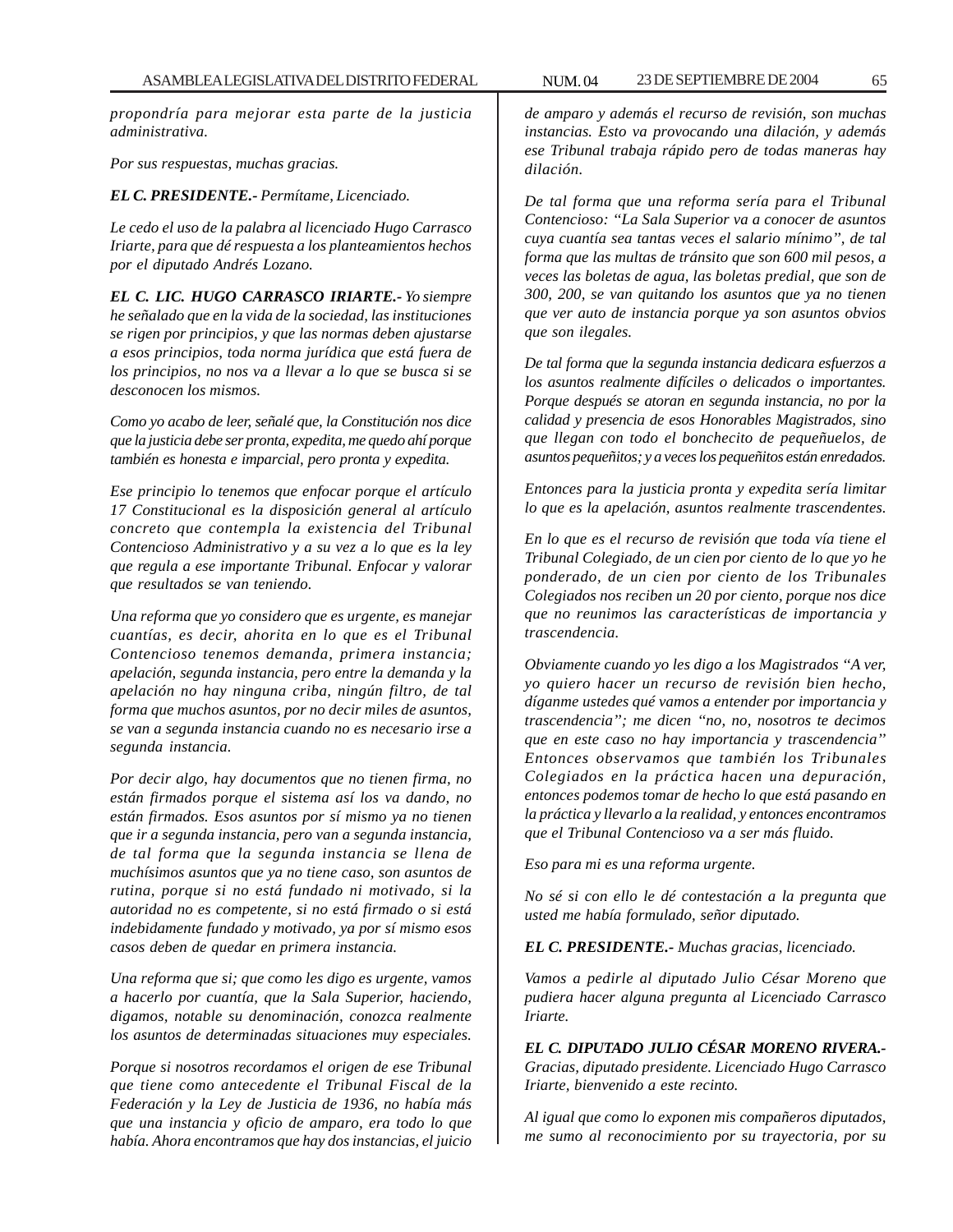*propondría para mejorar esta parte de la justicia administrativa.*

*Por sus respuestas, muchas gracias.*

***EL C. PRESIDENTE.-*** *Permítame, Licenciado.*

*Le cedo el uso de la palabra al licenciado Hugo Carrasco Iriarte, para que dé respuesta a los planteamientos hechos por el diputado Andrés Lozano.*

***EL C. LIC. HUGO CARRASCO IRIARTE.-*** *Yo siempre he señalado que en la vida de la sociedad, las instituciones se rigen por principios, y que las normas deben ajustarse a esos principios, toda norma jurídica que está fuera de los principios, no nos va a llevar a lo que se busca si se desconocen los mismos.*

*Como yo acabo de leer, señalé que, la Constitución nos dice que la justicia debe ser pronta, expedita, me quedo ahí porque también es honesta e imparcial, pero pronta y expedita.*

*Ese principio lo tenemos que enfocar porque el artículo 17 Constitucional es la disposición general al artículo concreto que contempla la existencia del Tribunal Contencioso Administrativo y a su vez a lo que es la ley que regula a ese importante Tribunal. Enfocar y valorar que resultados se van teniendo.*

*Una reforma que yo considero que es urgente, es manejar cuantías, es decir, ahorita en lo que es el Tribunal Contencioso tenemos demanda, primera instancia; apelación, segunda instancia, pero entre la demanda y la apelación no hay ninguna criba, ningún filtro, de tal forma que muchos asuntos, por no decir miles de asuntos, se van a segunda instancia cuando no es necesario irse a segunda instancia.*

*Por decir algo, hay documentos que no tienen firma, no están firmados porque el sistema así los va dando, no están firmados. Esos asuntos por sí mismo ya no tienen que ir a segunda instancia, pero van a segunda instancia, de tal forma que la segunda instancia se llena de muchísimos asuntos que ya no tiene caso, son asuntos de rutina, porque si no está fundado ni motivado, si la autoridad no es competente, si no está firmado o si está indebidamente fundado y motivado, ya por sí mismo esos casos deben de quedar en primera instancia.*

*Una reforma que si; que como les digo es urgente, vamos a hacerlo por cuantía, que la Sala Superior, haciendo, digamos, notable su denominación, conozca realmente los asuntos de determinadas situaciones muy especiales.*

*Porque si nosotros recordamos el origen de ese Tribunal que tiene como antecedente el Tribunal Fiscal de la Federación y la Ley de Justicia de 1936, no había más que una instancia y oficio de amparo, era todo lo que había. Ahora encontramos que hay dos instancias, el juicio de amparo y además el recurso de revisión, son muchas instancias. Esto va provocando una dilación, y además ese Tribunal trabaja rápido pero de todas maneras hay dilación.*

*De tal forma que una reforma sería para el Tribunal Contencioso: "La Sala Superior va a conocer de asuntos cuya cuantía sea tantas veces el salario mínimo", de tal forma que las multas de tránsito que son 600 mil pesos, a veces las boletas de agua, las boletas predial, que son de 300, 200, se van quitando los asuntos que ya no tienen que ver auto de instancia porque ya son asuntos obvios que son ilegales.*

*De tal forma que la segunda instancia dedicara esfuerzos a los asuntos realmente difíciles o delicados o importantes. Porque después se atoran en segunda instancia, no por la calidad y presencia de esos Honorables Magistrados, sino que llegan con todo el bonchecito de pequeñuelos, de asuntos pequeñitos; y a veces los pequeñitos están enredados.*

*Entonces para la justicia pronta y expedita sería limitar lo que es la apelación, asuntos realmente trascendentes.*

*En lo que es el recurso de revisión que toda vía tiene el Tribunal Colegiado, de un cien por ciento de lo que yo he ponderado, de un cien por ciento de los Tribunales Colegiados nos reciben un 20 por ciento, porque nos dice que no reunimos las características de importancia y trascendencia.*

*Obviamente cuando yo les digo a los Magistrados "A ver, yo quiero hacer un recurso de revisión bien hecho, díganme ustedes qué vamos a entender por importancia y trascendencia"; me dicen "no, no, nosotros te decimos que en este caso no hay importancia y trascendencia" Entonces observamos que también los Tribunales Colegiados en la práctica hacen una depuración, entonces podemos tomar de hecho lo que está pasando en la práctica y llevarlo a la realidad, y entonces encontramos que el Tribunal Contencioso va a ser más fluido.*

*Eso para mi es una reforma urgente.*

*No sé si con ello le dé contestación a la pregunta que usted me había formulado, señor diputado.*

***EL C. PRESIDENTE.-*** *Muchas gracias, licenciado.*

*Vamos a pedirle al diputado Julio César Moreno que pudiera hacer alguna pregunta al Licenciado Carrasco Iriarte.*

***EL C. DIPUTADO JULIO CÉSAR MORENO RIVERA.-*** *Gracias, diputado presidente. Licenciado Hugo Carrasco Iriarte, bienvenido a este recinto.*

*Al igual que como lo exponen mis compañeros diputados, me sumo al reconocimiento por su trayectoria, por su*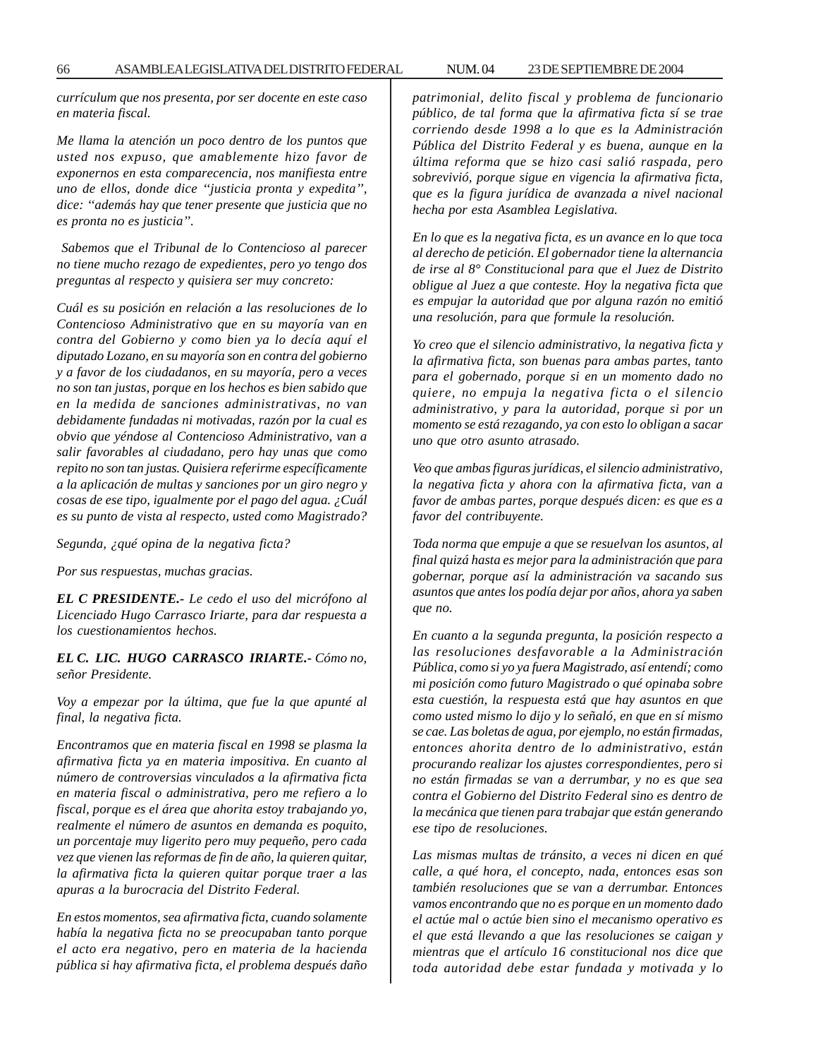*currículum que nos presenta, por ser docente en este caso en materia fiscal.*

*Me llama la atención un poco dentro de los puntos que usted nos expuso, que amablemente hizo favor de exponernos en esta comparecencia, nos manifiesta entre uno de ellos, donde dice "justicia pronta y expedita", dice: "además hay que tener presente que justicia que no es pronta no es justicia".*

*Sabemos que el Tribunal de lo Contencioso al parecer no tiene mucho rezago de expedientes, pero yo tengo dos preguntas al respecto y quisiera ser muy concreto:*

*Cuál es su posición en relación a las resoluciones de lo Contencioso Administrativo que en su mayoría van en contra del Gobierno y como bien ya lo decía aquí el diputado Lozano, en su mayoría son en contra del gobierno y a favor de los ciudadanos, en su mayoría, pero a veces no son tan justas, porque en los hechos es bien sabido que en la medida de sanciones administrativas, no van debidamente fundadas ni motivadas, razón por la cual es obvio que yéndose al Contencioso Administrativo, van a salir favorables al ciudadano, pero hay unas que como repito no son tan justas. Quisiera referirme específicamente a la aplicación de multas y sanciones por un giro negro y cosas de ese tipo, igualmente por el pago del agua. ¿Cuál es su punto de vista al respecto, usted como Magistrado?*

*Segunda, ¿qué opina de la negativa ficta?*

*Por sus respuestas, muchas gracias.*

***EL C PRESIDENTE.-** Le cedo el uso del micrófono al Licenciado Hugo Carrasco Iriarte, para dar respuesta a los cuestionamientos hechos.*

***EL C. LIC. HUGO CARRASCO IRIARTE.-** Cómo no, señor Presidente.*

*Voy a empezar por la última, que fue la que apunté al final, la negativa ficta.*

*Encontramos que en materia fiscal en 1998 se plasma la afirmativa ficta ya en materia impositiva. En cuanto al número de controversias vinculados a la afirmativa ficta en materia fiscal o administrativa, pero me refiero a lo fiscal, porque es el área que ahorita estoy trabajando yo, realmente el número de asuntos en demanda es poquito, un porcentaje muy ligerito pero muy pequeño, pero cada vez que vienen las reformas de fin de año, la quieren quitar, la afirmativa ficta la quieren quitar porque traer a las apuras a la burocracia del Distrito Federal.*

*En estos momentos, sea afirmativa ficta, cuando solamente había la negativa ficta no se preocupaban tanto porque el acto era negativo, pero en materia de la hacienda pública si hay afirmativa ficta, el problema después daño patrimonial, delito fiscal y problema de funcionario público, de tal forma que la afirmativa ficta sí se trae corriendo desde 1998 a lo que es la Administración Pública del Distrito Federal y es buena, aunque en la última reforma que se hizo casi salió raspada, pero sobrevivió, porque sigue en vigencia la afirmativa ficta, que es la figura jurídica de avanzada a nivel nacional hecha por esta Asamblea Legislativa.*

*En lo que es la negativa ficta, es un avance en lo que toca al derecho de petición. El gobernador tiene la alternancia de irse al 8° Constitucional para que el Juez de Distrito obligue al Juez a que conteste. Hoy la negativa ficta que es empujar la autoridad que por alguna razón no emitió una resolución, para que formule la resolución.*

*Yo creo que el silencio administrativo, la negativa ficta y la afirmativa ficta, son buenas para ambas partes, tanto para el gobernado, porque si en un momento dado no quiere, no empuja la negativa ficta o el silencio administrativo, y para la autoridad, porque si por un momento se está rezagando, ya con esto lo obligan a sacar uno que otro asunto atrasado.*

*Veo que ambas figuras jurídicas, el silencio administrativo, la negativa ficta y ahora con la afirmativa ficta, van a favor de ambas partes, porque después dicen: es que es a favor del contribuyente.*

*Toda norma que empuje a que se resuelvan los asuntos, al final quizá hasta es mejor para la administración que para gobernar, porque así la administración va sacando sus asuntos que antes los podía dejar por años, ahora ya saben que no.*

*En cuanto a la segunda pregunta, la posición respecto a las resoluciones desfavorable a la Administración Pública, como si yo ya fuera Magistrado, así entendí; como mi posición como futuro Magistrado o qué opinaba sobre esta cuestión, la respuesta está que hay asuntos en que como usted mismo lo dijo y lo señaló, en que en sí mismo se cae. Las boletas de agua, por ejemplo, no están firmadas, entonces ahorita dentro de lo administrativo, están procurando realizar los ajustes correspondientes, pero si no están firmadas se van a derrumbar, y no es que sea contra el Gobierno del Distrito Federal sino es dentro de la mecánica que tienen para trabajar que están generando ese tipo de resoluciones.*

*Las mismas multas de tránsito, a veces ni dicen en qué calle, a qué hora, el concepto, nada, entonces esas son también resoluciones que se van a derrumbar. Entonces vamos encontrando que no es porque en un momento dado el actúe mal o actúe bien sino el mecanismo operativo es el que está llevando a que las resoluciones se caigan y mientras que el artículo 16 constitucional nos dice que toda autoridad debe estar fundada y motivada y lo*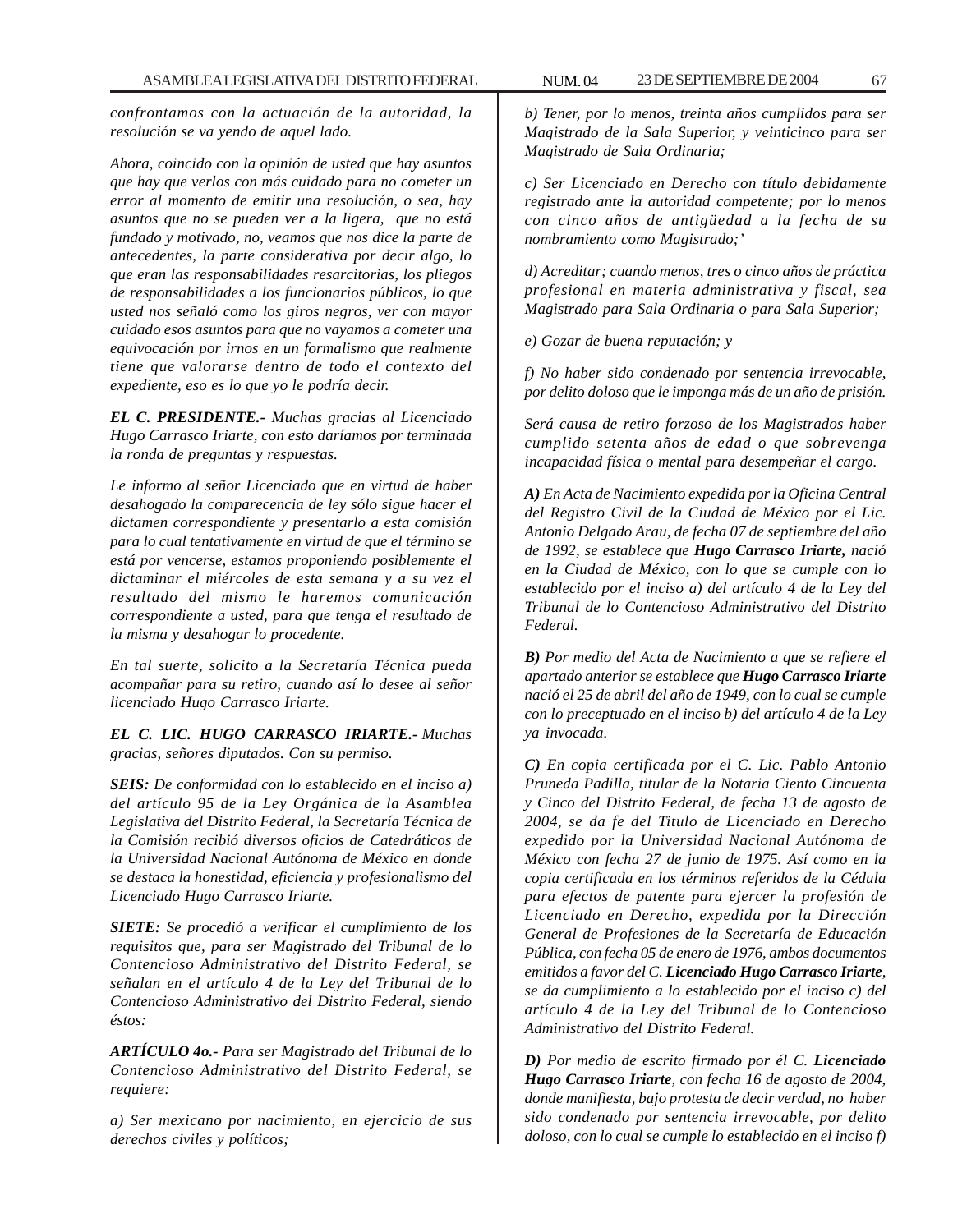*confrontamos con la actuación de la autoridad, la resolución se va yendo de aquel lado.*

*Ahora, coincido con la opinión de usted que hay asuntos que hay que verlos con más cuidado para no cometer un error al momento de emitir una resolución, o sea, hay asuntos que no se pueden ver a la ligera, que no está fundado y motivado, no, veamos que nos dice la parte de antecedentes, la parte considerativa por decir algo, lo que eran las responsabilidades resarcitorias, los pliegos de responsabilidades a los funcionarios públicos, lo que usted nos señaló como los giros negros, ver con mayor cuidado esos asuntos para que no vayamos a cometer una equivocación por irnos en un formalismo que realmente tiene que valorarse dentro de todo el contexto del expediente, eso es lo que yo le podría decir.*

***EL C. PRESIDENTE.-*** *Muchas gracias al Licenciado Hugo Carrasco Iriarte, con esto daríamos por terminada la ronda de preguntas y respuestas.*

*Le informo al señor Licenciado que en virtud de haber desahogado la comparecencia de ley sólo sigue hacer el dictamen correspondiente y presentarlo a esta comisión para lo cual tentativamente en virtud de que el término se está por vencerse, estamos proponiendo posiblemente el dictaminar el miércoles de esta semana y a su vez el resultado del mismo le haremos comunicación correspondiente a usted, para que tenga el resultado de la misma y desahogar lo procedente.*

*En tal suerte, solicito a la Secretaría Técnica pueda acompañar para su retiro, cuando así lo desee al señor licenciado Hugo Carrasco Iriarte.*

***EL C. LIC. HUGO CARRASCO IRIARTE.-*** *Muchas gracias, señores diputados. Con su permiso.*

***SEIS:*** *De conformidad con lo establecido en el inciso a) del artículo 95 de la Ley Orgánica de la Asamblea Legislativa del Distrito Federal, la Secretaría Técnica de la Comisión recibió diversos oficios de Catedráticos de la Universidad Nacional Autónoma de México en donde se destaca la honestidad, eficiencia y profesionalismo del Licenciado Hugo Carrasco Iriarte.*

***SIETE:*** *Se procedió a verificar el cumplimiento de los requisitos que, para ser Magistrado del Tribunal de lo Contencioso Administrativo del Distrito Federal, se señalan en el artículo 4 de la Ley del Tribunal de lo Contencioso Administrativo del Distrito Federal, siendo éstos:*

***ARTÍCULO 4o.-*** *Para ser Magistrado del Tribunal de lo Contencioso Administrativo del Distrito Federal, se requiere:*

*a) Ser mexicano por nacimiento, en ejercicio de sus derechos civiles y políticos;*

*b) Tener, por lo menos, treinta años cumplidos para ser Magistrado de la Sala Superior, y veinticinco para ser Magistrado de Sala Ordinaria;*

*c) Ser Licenciado en Derecho con título debidamente registrado ante la autoridad competente; por lo menos con cinco años de antigüedad a la fecha de su nombramiento como Magistrado;'*

*d) Acreditar; cuando menos, tres o cinco años de práctica profesional en materia administrativa y fiscal, sea Magistrado para Sala Ordinaria o para Sala Superior;*

*e) Gozar de buena reputación; y*

*f) No haber sido condenado por sentencia irrevocable, por delito doloso que le imponga más de un año de prisión.*

*Será causa de retiro forzoso de los Magistrados haber cumplido setenta años de edad o que sobrevenga incapacidad física o mental para desempeñar el cargo.*

***A)*** *En Acta de Nacimiento expedida por la Oficina Central del Registro Civil de la Ciudad de México por el Lic. Antonio Delgado Arau, de fecha 07 de septiembre del año de 1992, se establece que* ***Hugo Carrasco Iriarte,*** *nació en la Ciudad de México, con lo que se cumple con lo establecido por el inciso a) del artículo 4 de la Ley del Tribunal de lo Contencioso Administrativo del Distrito Federal.*

***B)*** *Por medio del Acta de Nacimiento a que se refiere el apartado anterior se establece que* ***Hugo Carrasco Iriarte*** *nació el 25 de abril del año de 1949, con lo cual se cumple con lo preceptuado en el inciso b) del artículo 4 de la Ley ya invocada.*

***C)*** *En copia certificada por el C. Lic. Pablo Antonio Pruneda Padilla, titular de la Notaria Ciento Cincuenta y Cinco del Distrito Federal, de fecha 13 de agosto de 2004, se da fe del Titulo de Licenciado en Derecho expedido por la Universidad Nacional Autónoma de México con fecha 27 de junio de 1975. Así como en la copia certificada en los términos referidos de la Cédula para efectos de patente para ejercer la profesión de Licenciado en Derecho, expedida por la Dirección General de Profesiones de la Secretaría de Educación Pública, con fecha 05 de enero de 1976, ambos documentos emitidos a favor del C.* ***Licenciado Hugo Carrasco Iriarte****, se da cumplimiento a lo establecido por el inciso c) del artículo 4 de la Ley del Tribunal de lo Contencioso Administrativo del Distrito Federal.*

***D)*** *Por medio de escrito firmado por él C.* ***Licenciado Hugo Carrasco Iriarte****, con fecha 16 de agosto de 2004, donde manifiesta, bajo protesta de decir verdad, no haber sido condenado por sentencia irrevocable, por delito doloso, con lo cual se cumple lo establecido en el inciso f)*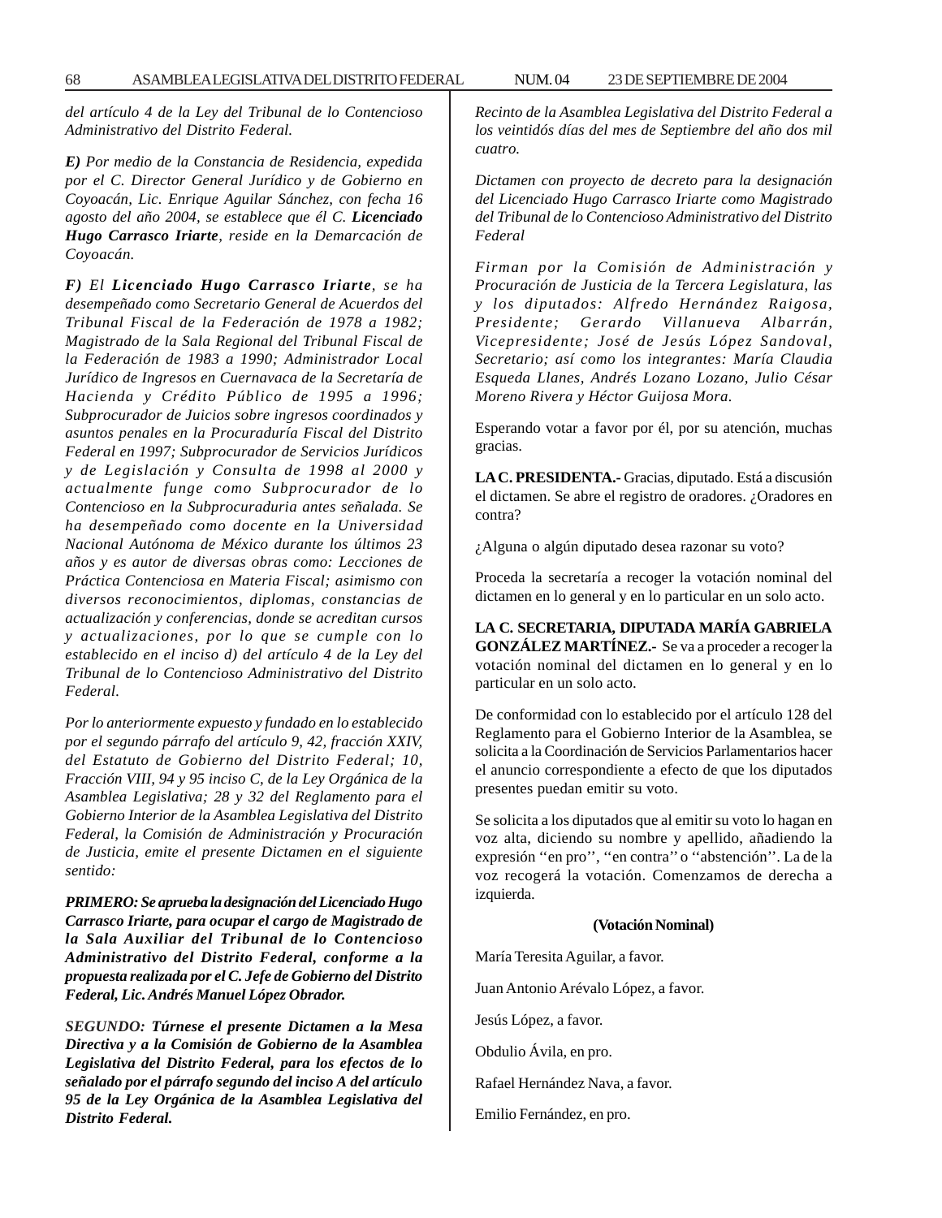*del artículo 4 de la Ley del Tribunal de lo Contencioso Administrativo del Distrito Federal.*

***E)*** *Por medio de la Constancia de Residencia, expedida por el C. Director General Jurídico y de Gobierno en Coyoacán, Lic. Enrique Aguilar Sánchez, con fecha 16 agosto del año 2004, se establece que él C.* ***Licenciado Hugo Carrasco Iriarte****, reside en la Demarcación de Coyoacán.*

***F)*** *El* ***Licenciado Hugo Carrasco Iriarte****, se ha desempeñado como Secretario General de Acuerdos del Tribunal Fiscal de la Federación de 1978 a 1982; Magistrado de la Sala Regional del Tribunal Fiscal de la Federación de 1983 a 1990; Administrador Local Jurídico de Ingresos en Cuernavaca de la Secretaría de Hacienda y Crédito Público de 1995 a 1996; Subprocurador de Juicios sobre ingresos coordinados y asuntos penales en la Procuraduría Fiscal del Distrito Federal en 1997; Subprocurador de Servicios Jurídicos y de Legislación y Consulta de 1998 al 2000 y actualmente funge como Subprocurador de lo Contencioso en la Subprocuraduria antes señalada. Se ha desempeñado como docente en la Universidad Nacional Autónoma de México durante los últimos 23 años y es autor de diversas obras como: Lecciones de Práctica Contenciosa en Materia Fiscal; asimismo con diversos reconocimientos, diplomas, constancias de actualización y conferencias, donde se acreditan cursos y actualizaciones, por lo que se cumple con lo establecido en el inciso d) del artículo 4 de la Ley del Tribunal de lo Contencioso Administrativo del Distrito Federal.*

*Por lo anteriormente expuesto y fundado en lo establecido por el segundo párrafo del artículo 9, 42, fracción XXIV, del Estatuto de Gobierno del Distrito Federal; 10, Fracción VIII, 94 y 95 inciso C, de la Ley Orgánica de la Asamblea Legislativa; 28 y 32 del Reglamento para el Gobierno Interior de la Asamblea Legislativa del Distrito Federal, la Comisión de Administración y Procuración de Justicia, emite el presente Dictamen en el siguiente sentido:*

***PRIMERO: Se aprueba la designación del Licenciado Hugo Carrasco Iriarte, para ocupar el cargo de Magistrado de la Sala Auxiliar del Tribunal de lo Contencioso Administrativo del Distrito Federal, conforme a la propuesta realizada por el C. Jefe de Gobierno del Distrito Federal, Lic. Andrés Manuel López Obrador.***

***SEGUNDO: Túrnese el presente Dictamen a la Mesa Directiva y a la Comisión de Gobierno de la Asamblea Legislativa del Distrito Federal, para los efectos de lo señalado por el párrafo segundo del inciso A del artículo 95 de la Ley Orgánica de la Asamblea Legislativa del Distrito Federal.***

*Recinto de la Asamblea Legislativa del Distrito Federal a los veintidós días del mes de Septiembre del año dos mil cuatro.*

*Dictamen con proyecto de decreto para la designación del Licenciado Hugo Carrasco Iriarte como Magistrado del Tribunal de lo Contencioso Administrativo del Distrito Federal*

*Firman por la Comisión de Administración y Procuración de Justicia de la Tercera Legislatura, las y los diputados: Alfredo Hernández Raigosa, Presidente; Gerardo Villanueva Albarrán, Vicepresidente; José de Jesús López Sandoval, Secretario; así como los integrantes: María Claudia Esqueda Llanes, Andrés Lozano Lozano, Julio César Moreno Rivera y Héctor Guijosa Mora.*

Esperando votar a favor por él, por su atención, muchas gracias.

**LA C. PRESIDENTA.-** Gracias, diputado. Está a discusión el dictamen. Se abre el registro de oradores. ¿Oradores en contra?

¿Alguna o algún diputado desea razonar su voto?

Proceda la secretaría a recoger la votación nominal del dictamen en lo general y en lo particular en un solo acto.

**LA C. SECRETARIA, DIPUTADA MARÍA GABRIELA GONZÁLEZ MARTÍNEZ.-** Se va a proceder a recoger la votación nominal del dictamen en lo general y en lo particular en un solo acto.

De conformidad con lo establecido por el artículo 128 del Reglamento para el Gobierno Interior de la Asamblea, se solicita a la Coordinación de Servicios Parlamentarios hacer el anuncio correspondiente a efecto de que los diputados presentes puedan emitir su voto.

Se solicita a los diputados que al emitir su voto lo hagan en voz alta, diciendo su nombre y apellido, añadiendo la expresión ''en pro'', ''en contra'' o ''abstención''. La de la voz recogerá la votación. Comenzamos de derecha a izquierda.

**(Votación Nominal)**

María Teresita Aguilar, a favor.

Juan Antonio Arévalo López, a favor.

Jesús López, a favor.

Obdulio Ávila, en pro.

Rafael Hernández Nava, a favor.

Emilio Fernández, en pro.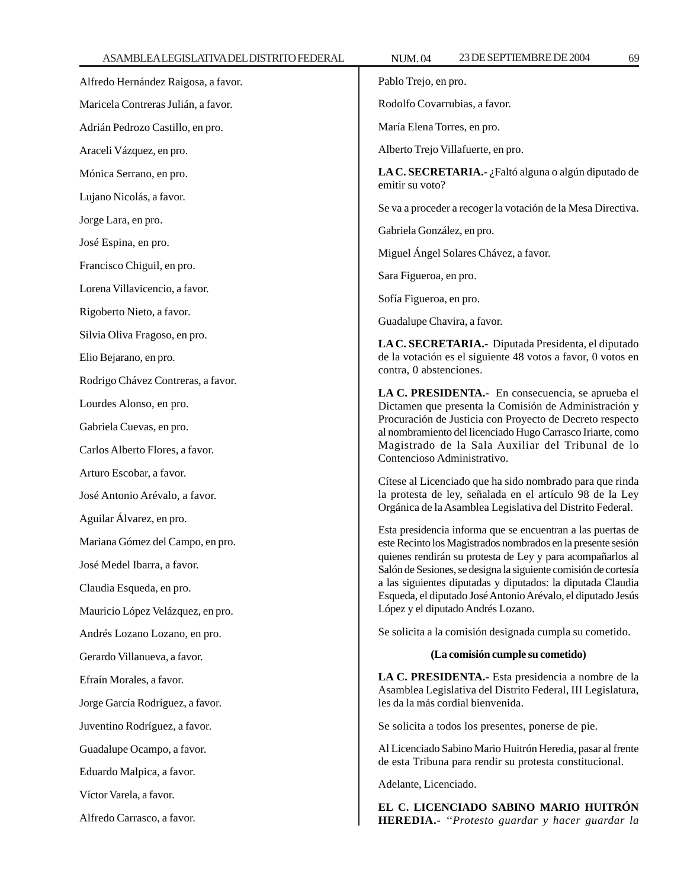Alfredo Hernández Raigosa, a favor.

Maricela Contreras Julián, a favor.

Adrián Pedrozo Castillo, en pro.

Araceli Vázquez, en pro.

Mónica Serrano, en pro.

Lujano Nicolás, a favor.

Jorge Lara, en pro.

José Espina, en pro.

Francisco Chiguil, en pro.

Lorena Villavicencio, a favor.

Rigoberto Nieto, a favor.

Silvia Oliva Fragoso, en pro.

Elio Bejarano, en pro.

Rodrigo Chávez Contreras, a favor.

Lourdes Alonso, en pro.

Gabriela Cuevas, en pro.

Carlos Alberto Flores, a favor.

Arturo Escobar, a favor.

José Antonio Arévalo, a favor.

Aguilar Álvarez, en pro.

Mariana Gómez del Campo, en pro.

José Medel Ibarra, a favor.

Claudia Esqueda, en pro.

Mauricio López Velázquez, en pro.

Andrés Lozano Lozano, en pro.

Gerardo Villanueva, a favor.

Efraín Morales, a favor.

Jorge García Rodríguez, a favor.

Juventino Rodríguez, a favor.

Guadalupe Ocampo, a favor.

Eduardo Malpica, a favor.

Víctor Varela, a favor.

Alfredo Carrasco, a favor.

Pablo Trejo, en pro.

Rodolfo Covarrubias, a favor.

María Elena Torres, en pro.

Alberto Trejo Villafuerte, en pro.

**LA C. SECRETARIA.-** ¿Faltó alguna o algún diputado de emitir su voto?

Se va a proceder a recoger la votación de la Mesa Directiva.

Gabriela González, en pro.

Miguel Ángel Solares Chávez, a favor.

Sara Figueroa, en pro.

Sofía Figueroa, en pro.

Guadalupe Chavira, a favor.

**LA C. SECRETARIA.-** Diputada Presidenta, el diputado de la votación es el siguiente 48 votos a favor, 0 votos en contra, 0 abstenciones.

**LA C. PRESIDENTA.-** En consecuencia, se aprueba el Dictamen que presenta la Comisión de Administración y Procuración de Justicia con Proyecto de Decreto respecto al nombramiento del licenciado Hugo Carrasco Iriarte, como Magistrado de la Sala Auxiliar del Tribunal de lo Contencioso Administrativo.

Cítese al Licenciado que ha sido nombrado para que rinda la protesta de ley, señalada en el artículo 98 de la Ley Orgánica de la Asamblea Legislativa del Distrito Federal.

Esta presidencia informa que se encuentran a las puertas de este Recinto los Magistrados nombrados en la presente sesión quienes rendirán su protesta de Ley y para acompañarlos al Salón de Sesiones, se designa la siguiente comisión de cortesía a las siguientes diputadas y diputados: la diputada Claudia Esqueda, el diputado José Antonio Arévalo, el diputado Jesús López y el diputado Andrés Lozano.

Se solicita a la comisión designada cumpla su cometido.

**(La comisión cumple su cometido)**

**LA C. PRESIDENTA.-** Esta presidencia a nombre de la Asamblea Legislativa del Distrito Federal, III Legislatura, les da la más cordial bienvenida.

Se solicita a todos los presentes, ponerse de pie.

Al Licenciado Sabino Mario Huitrón Heredia, pasar al frente de esta Tribuna para rendir su protesta constitucional.

Adelante, Licenciado.

**EL C. LICENCIADO SABINO MARIO HUITRÓN HEREDIA.-** *"Protesto guardar y hacer guardar la*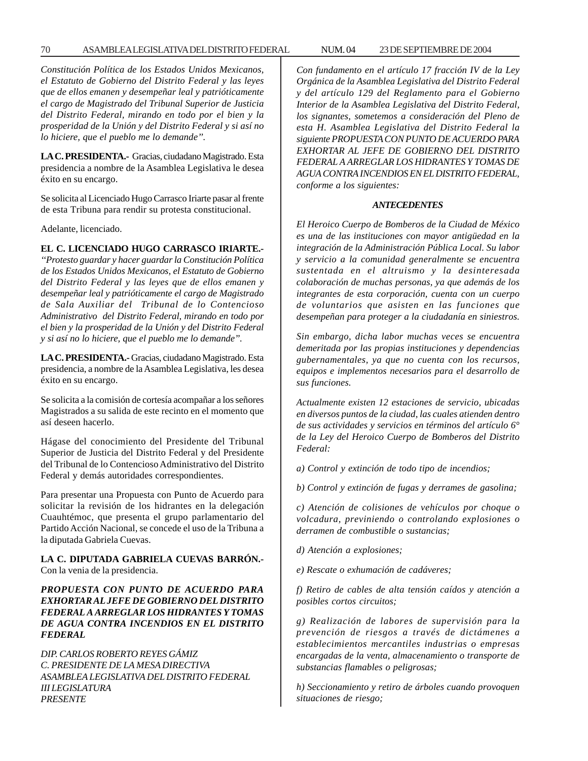*Constitución Política de los Estados Unidos Mexicanos, el Estatuto de Gobierno del Distrito Federal y las leyes que de ellos emanen y desempeñar leal y patrióticamente el cargo de Magistrado del Tribunal Superior de Justicia del Distrito Federal, mirando en todo por el bien y la prosperidad de la Unión y del Distrito Federal y si así no lo hiciere, que el pueblo me lo demande".*

**LA C. PRESIDENTA.-** Gracias, ciudadano Magistrado. Esta presidencia a nombre de la Asamblea Legislativa le desea éxito en su encargo.

Se solicita al Licenciado Hugo Carrasco Iriarte pasar al frente de esta Tribuna para rendir su protesta constitucional.

Adelante, licenciado.

**EL C. LICENCIADO HUGO CARRASCO IRIARTE.-** *"Protesto guardar y hacer guardar la Constitución Política de los Estados Unidos Mexicanos, el Estatuto de Gobierno del Distrito Federal y las leyes que de ellos emanen y desempeñar leal y patrióticamente el cargo de Magistrado de Sala Auxiliar del Tribunal de lo Contencioso Administrativo del Distrito Federal, mirando en todo por el bien y la prosperidad de la Unión y del Distrito Federal y si así no lo hiciere, que el pueblo me lo demande".*

**LA C. PRESIDENTA.-** Gracias, ciudadano Magistrado. Esta presidencia, a nombre de la Asamblea Legislativa, les desea éxito en su encargo.

Se solicita a la comisión de cortesía acompañar a los señores Magistrados a su salida de este recinto en el momento que así deseen hacerlo.

Hágase del conocimiento del Presidente del Tribunal Superior de Justicia del Distrito Federal y del Presidente del Tribunal de lo Contencioso Administrativo del Distrito Federal y demás autoridades correspondientes.

Para presentar una Propuesta con Punto de Acuerdo para solicitar la revisión de los hidrantes en la delegación Cuauhtémoc, que presenta el grupo parlamentario del Partido Acción Nacional, se concede el uso de la Tribuna a la diputada Gabriela Cuevas.

**LA C. DIPUTADA GABRIELA CUEVAS BARRÓN.-** Con la venia de la presidencia.

***PROPUESTA CON PUNTO DE ACUERDO PARA EXHORTAR AL JEFE DE GOBIERNO DEL DISTRITO FEDERAL A ARREGLAR LOS HIDRANTES Y TOMAS DE AGUA CONTRA INCENDIOS EN EL DISTRITO FEDERAL***

*DIP. CARLOS ROBERTO REYES GÁMIZ*
*C. PRESIDENTE DE LA MESA DIRECTIVA*
*ASAMBLEA LEGISLATIVA DEL DISTRITO FEDERAL*
*III LEGISLATURA*
*PRESENTE*

*Con fundamento en el artículo 17 fracción IV de la Ley Orgánica de la Asamblea Legislativa del Distrito Federal y del artículo 129 del Reglamento para el Gobierno Interior de la Asamblea Legislativa del Distrito Federal, los signantes, sometemos a consideración del Pleno de esta H. Asamblea Legislativa del Distrito Federal la siguiente PROPUESTA CON PUNTO DE ACUERDO PARA EXHORTAR AL JEFE DE GOBIERNO DEL DISTRITO FEDERAL A ARREGLAR LOS HIDRANTES Y TOMAS DE AGUA CONTRA INCENDIOS EN EL DISTRITO FEDERAL, conforme a los siguientes:*

***ANTECEDENTES***

*El Heroico Cuerpo de Bomberos de la Ciudad de México es una de las instituciones con mayor antigüedad en la integración de la Administración Pública Local. Su labor y servicio a la comunidad generalmente se encuentra sustentada en el altruismo y la desinteresada colaboración de muchas personas, ya que además de los integrantes de esta corporación, cuenta con un cuerpo de voluntarios que asisten en las funciones que desempeñan para proteger a la ciudadanía en siniestros.*

*Sin embargo, dicha labor muchas veces se encuentra demeritada por las propias instituciones y dependencias gubernamentales, ya que no cuenta con los recursos, equipos e implementos necesarios para el desarrollo de sus funciones.*

*Actualmente existen 12 estaciones de servicio, ubicadas en diversos puntos de la ciudad, las cuales atienden dentro de sus actividades y servicios en términos del artículo 6° de la Ley del Heroico Cuerpo de Bomberos del Distrito Federal:*

*a) Control y extinción de todo tipo de incendios;*

*b) Control y extinción de fugas y derrames de gasolina;*

*c) Atención de colisiones de vehículos por choque o volcadura, previniendo o controlando explosiones o derramen de combustible o sustancias;*

*d) Atención a explosiones;*

*e) Rescate o exhumación de cadáveres;*

*f) Retiro de cables de alta tensión caídos y atención a posibles cortos circuitos;*

*g) Realización de labores de supervisión para la prevención de riesgos a través de dictámenes a establecimientos mercantiles industrias o empresas encargadas de la venta, almacenamiento o transporte de substancias flamables o peligrosas;*

*h) Seccionamiento y retiro de árboles cuando provoquen situaciones de riesgo;*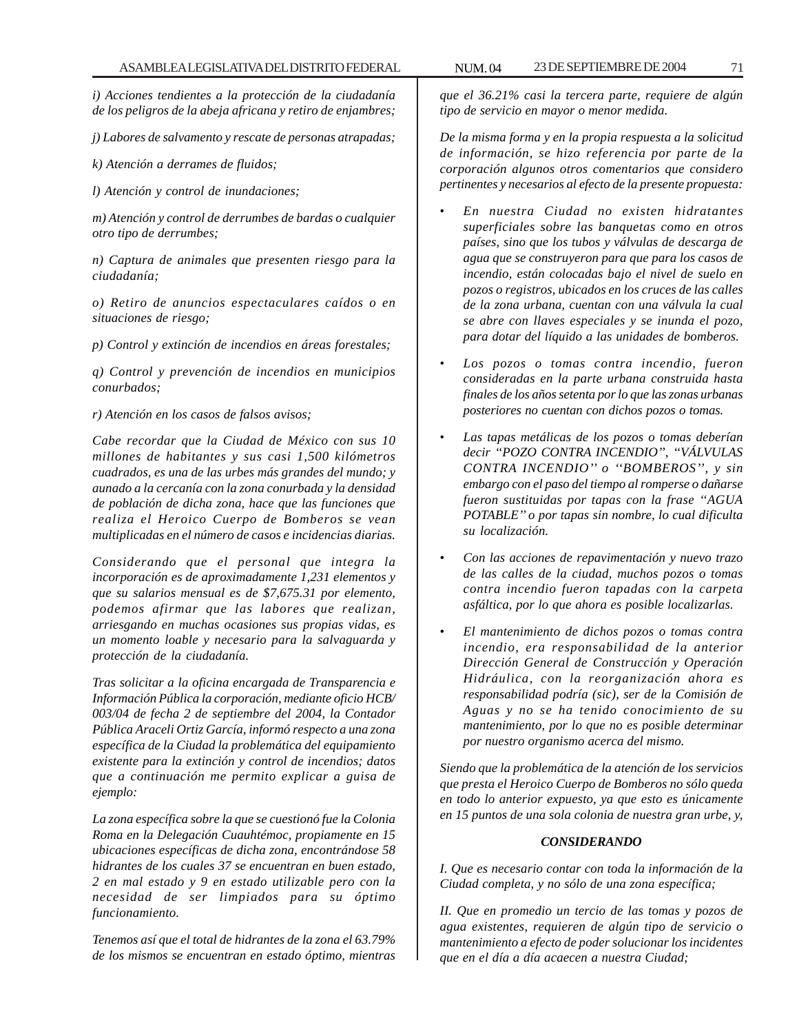*i) Acciones tendientes a la protección de la ciudadanía de los peligros de la abeja africana y retiro de enjambres;*

*j) Labores de salvamento y rescate de personas atrapadas;*

*k) Atención a derrames de fluidos;*

*l) Atención y control de inundaciones;*

*m) Atención y control de derrumbes de bardas o cualquier otro tipo de derrumbes;*

*n) Captura de animales que presenten riesgo para la ciudadanía;*

*o) Retiro de anuncios espectaculares caídos o en situaciones de riesgo;*

*p) Control y extinción de incendios en áreas forestales;*

*q) Control y prevención de incendios en municipios conurbados;*

*r) Atención en los casos de falsos avisos;*

*Cabe recordar que la Ciudad de México con sus 10 millones de habitantes y sus casi 1,500 kilómetros cuadrados, es una de las urbes más grandes del mundo; y aunado a la cercanía con la zona conurbada y la densidad de población de dicha zona, hace que las funciones que realiza el Heroico Cuerpo de Bomberos se vean multiplicadas en el número de casos e incidencias diarias.*

*Considerando que el personal que integra la incorporación es de aproximadamente 1,231 elementos y que su salarios mensual es de $7,675.31 por elemento, podemos afirmar que las labores que realizan, arriesgando en muchas ocasiones sus propias vidas, es un momento loable y necesario para la salvaguarda y protección de la ciudadanía.*

*Tras solicitar a la oficina encargada de Transparencia e Información Pública la corporación, mediante oficio HCB/003/04 de fecha 2 de septiembre del 2004, la Contador Pública Araceli Ortiz García, informó respecto a una zona específica de la Ciudad la problemática del equipamiento existente para la extinción y control de incendios; datos que a continuación me permito explicar a guisa de ejemplo:*

*La zona específica sobre la que se cuestionó fue la Colonia Roma en la Delegación Cuauhtémoc, propiamente en 15 ubicaciones específicas de dicha zona, encontrándose 58 hidrantes de los cuales 37 se encuentran en buen estado, 2 en mal estado y 9 en estado utilizable pero con la necesidad de ser limpiados para su óptimo funcionamiento.*

*Tenemos así que el total de hidrantes de la zona el 63.79% de los mismos se encuentran en estado óptimo, mientras que el 36.21% casi la tercera parte, requiere de algún tipo de servicio en mayor o menor medida.*

*De la misma forma y en la propia respuesta a la solicitud de información, se hizo referencia por parte de la corporación algunos otros comentarios que considero pertinentes y necesarios al efecto de la presente propuesta:*

- *En nuestra Ciudad no existen hidratantes superficiales sobre las banquetas como en otros países, sino que los tubos y válvulas de descarga de agua que se construyeron para que para los casos de incendio, están colocadas bajo el nivel de suelo en pozos o registros, ubicados en los cruces de las calles de la zona urbana, cuentan con una válvula la cual se abre con llaves especiales y se inunda el pozo, para dotar del líquido a las unidades de bomberos.*
- *Los pozos o tomas contra incendio, fueron consideradas en la parte urbana construida hasta finales de los años setenta por lo que las zonas urbanas posteriores no cuentan con dichos pozos o tomas.*
- *Las tapas metálicas de los pozos o tomas deberían decir "POZO CONTRA INCENDIO", "VÁLVULAS CONTRA INCENDIO" o "BOMBEROS", y sin embargo con el paso del tiempo al romperse o dañarse fueron sustituidas por tapas con la frase "AGUA POTABLE" o por tapas sin nombre, lo cual dificulta su localización.*
- *Con las acciones de repavimentación y nuevo trazo de las calles de la ciudad, muchos pozos o tomas contra incendio fueron tapadas con la carpeta asfáltica, por lo que ahora es posible localizarlas.*
- *El mantenimiento de dichos pozos o tomas contra incendio, era responsabilidad de la anterior Dirección General de Construcción y Operación Hidráulica, con la reorganización ahora es responsabilidad podría (sic), ser de la Comisión de Aguas y no se ha tenido conocimiento de su mantenimiento, por lo que no es posible determinar por nuestro organismo acerca del mismo.*

*Siendo que la problemática de la atención de los servicios que presta el Heroico Cuerpo de Bomberos no sólo queda en todo lo anterior expuesto, ya que esto es únicamente en 15 puntos de una sola colonia de nuestra gran urbe, y,*

***CONSIDERANDO***

*I. Que es necesario contar con toda la información de la Ciudad completa, y no sólo de una zona específica;*

*II. Que en promedio un tercio de las tomas y pozos de agua existentes, requieren de algún tipo de servicio o mantenimiento a efecto de poder solucionar los incidentes que en el día a día acaecen a nuestra Ciudad;*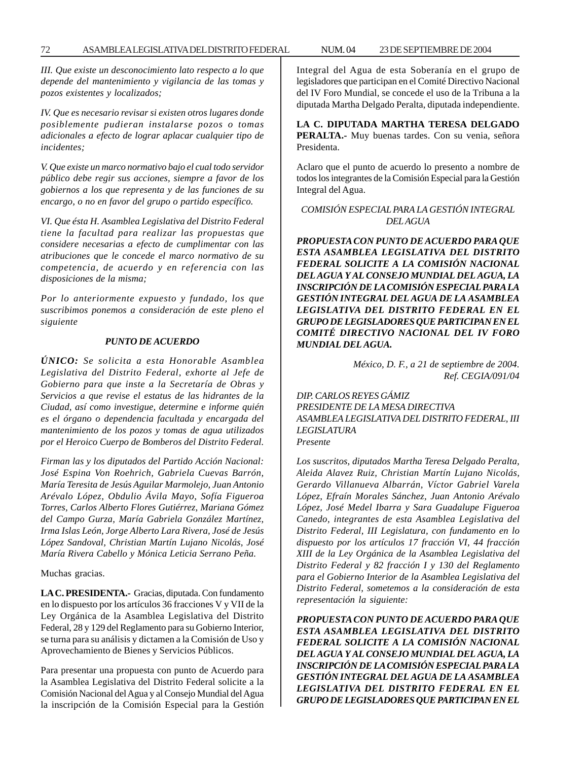*III. Que existe un desconocimiento lato respecto a lo que depende del mantenimiento y vigilancia de las tomas y pozos existentes y localizados;*

*IV. Que es necesario revisar si existen otros lugares donde posiblemente pudieran instalarse pozos o tomas adicionales a efecto de lograr aplacar cualquier tipo de incidentes;*

*V. Que existe un marco normativo bajo el cual todo servidor público debe regir sus acciones, siempre a favor de los gobiernos a los que representa y de las funciones de su encargo, o no en favor del grupo o partido específico.*

*VI. Que ésta H. Asamblea Legislativa del Distrito Federal tiene la facultad para realizar las propuestas que considere necesarias a efecto de cumplimentar con las atribuciones que le concede el marco normativo de su competencia, de acuerdo y en referencia con las disposiciones de la misma;*

*Por lo anteriormente expuesto y fundado, los que suscribimos ponemos a consideración de este pleno el siguiente*

***PUNTO DE ACUERDO***

***ÚNICO:*** *Se solicita a esta Honorable Asamblea Legislativa del Distrito Federal, exhorte al Jefe de Gobierno para que inste a la Secretaría de Obras y Servicios a que revise el estatus de las hidrantes de la Ciudad, así como investigue, determine e informe quién es el órgano o dependencia facultada y encargada del mantenimiento de los pozos y tomas de agua utilizados por el Heroico Cuerpo de Bomberos del Distrito Federal.*

*Firman las y los diputados del Partido Acción Nacional: José Espina Von Roehrich, Gabriela Cuevas Barrón, María Teresita de Jesús Aguilar Marmolejo, Juan Antonio Arévalo López, Obdulio Ávila Mayo, Sofía Figueroa Torres, Carlos Alberto Flores Gutiérrez, Mariana Gómez del Campo Gurza, María Gabriela González Martínez, Irma Islas León, Jorge Alberto Lara Rivera, José de Jesús López Sandoval, Christian Martín Lujano Nicolás, José María Rivera Cabello y Mónica Leticia Serrano Peña.*

Muchas gracias.

**LA C. PRESIDENTA.-** Gracias, diputada. Con fundamento en lo dispuesto por los artículos 36 fracciones V y VII de la Ley Orgánica de la Asamblea Legislativa del Distrito Federal, 28 y 129 del Reglamento para su Gobierno Interior, se turna para su análisis y dictamen a la Comisión de Uso y Aprovechamiento de Bienes y Servicios Públicos.

Para presentar una propuesta con punto de Acuerdo para la Asamblea Legislativa del Distrito Federal solicite a la Comisión Nacional del Agua y al Consejo Mundial del Agua la inscripción de la Comisión Especial para la Gestión Integral del Agua de esta Soberanía en el grupo de legisladores que participan en el Comité Directivo Nacional del IV Foro Mundial, se concede el uso de la Tribuna a la diputada Martha Delgado Peralta, diputada independiente.

**LA C. DIPUTADA MARTHA TERESA DELGADO PERALTA.-** Muy buenas tardes. Con su venia, señora Presidenta.

Aclaro que el punto de acuerdo lo presento a nombre de todos los integrantes de la Comisión Especial para la Gestión Integral del Agua.

*COMISIÓN ESPECIAL PARA LA GESTIÓN INTEGRAL DEL AGUA*

***PROPUESTA CON PUNTO DE ACUERDO PARA QUE ESTA ASAMBLEA LEGISLATIVA DEL DISTRITO FEDERAL SOLICITE A LA COMISIÓN NACIONAL DEL AGUA Y AL CONSEJO MUNDIAL DEL AGUA, LA INSCRIPCIÓN DE LA COMISIÓN ESPECIAL PARA LA GESTIÓN INTEGRAL DEL AGUA DE LA ASAMBLEA LEGISLATIVA DEL DISTRITO FEDERAL EN EL GRUPO DE LEGISLADORES QUE PARTICIPAN EN EL COMITÉ DIRECTIVO NACIONAL DEL IV FORO MUNDIAL DEL AGUA.***

*México, D. F., a 21 de septiembre de 2004.*
*Ref. CEGIA/091/04*

*DIP. CARLOS REYES GÁMIZ*
*PRESIDENTE DE LA MESA DIRECTIVA*
*ASAMBLEA LEGISLATIVA DEL DISTRITO FEDERAL, III LEGISLATURA*
*Presente*

*Los suscritos, diputados Martha Teresa Delgado Peralta, Aleida Alavez Ruiz, Christian Martín Lujano Nicolás, Gerardo Villanueva Albarrán, Víctor Gabriel Varela López, Efraín Morales Sánchez, Juan Antonio Arévalo López, José Medel Ibarra y Sara Guadalupe Figueroa Canedo, integrantes de esta Asamblea Legislativa del Distrito Federal, III Legislatura, con fundamento en lo dispuesto por los artículos 17 fracción VI, 44 fracción XIII de la Ley Orgánica de la Asamblea Legislativa del Distrito Federal y 82 fracción I y 130 del Reglamento para el Gobierno Interior de la Asamblea Legislativa del Distrito Federal, sometemos a la consideración de esta representación la siguiente:*

***PROPUESTA CON PUNTO DE ACUERDO PARA QUE ESTA ASAMBLEA LEGISLATIVA DEL DISTRITO FEDERAL SOLICITE A LA COMISIÓN NACIONAL DEL AGUA Y AL CONSEJO MUNDIAL DEL AGUA, LA INSCRIPCIÓN DE LA COMISIÓN ESPECIAL PARA LA GESTIÓN INTEGRAL DEL AGUA DE LA ASAMBLEA LEGISLATIVA DEL DISTRITO FEDERAL EN EL GRUPO DE LEGISLADORES QUE PARTICIPAN EN EL***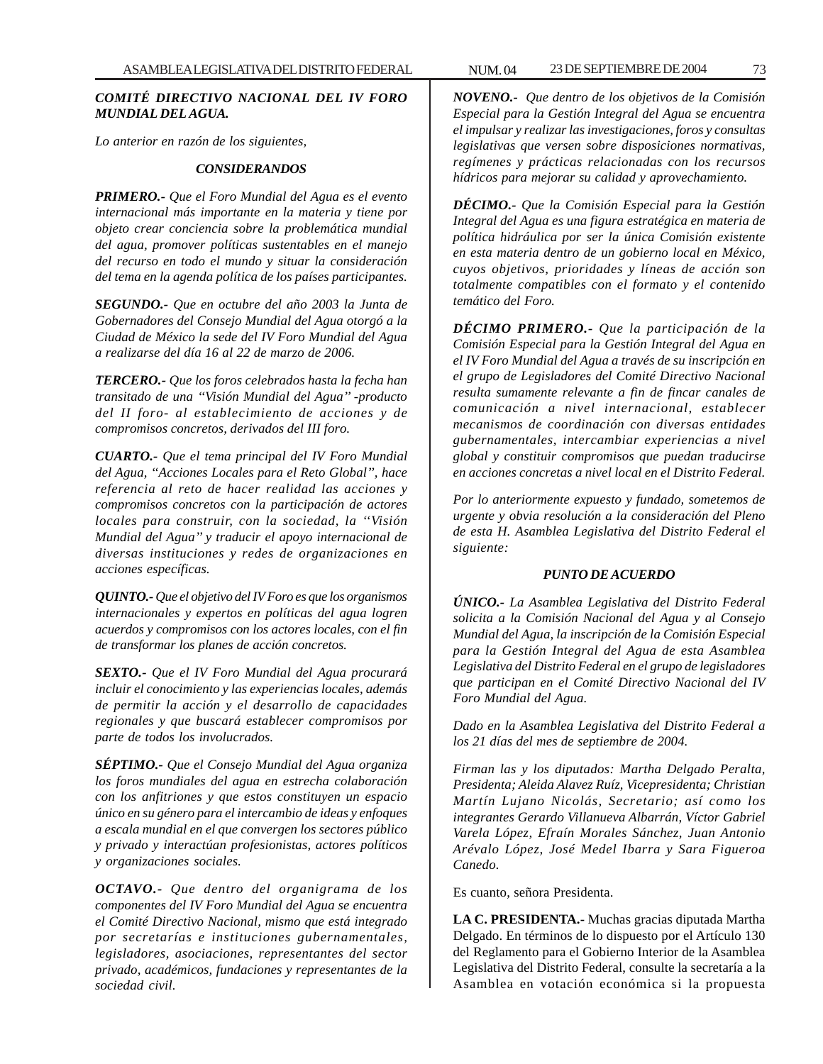***COMITÉ DIRECTIVO NACIONAL DEL IV FORO MUNDIAL DEL AGUA.***

*Lo anterior en razón de los siguientes,*

***CONSIDERANDOS***

***PRIMERO.-*** *Que el Foro Mundial del Agua es el evento internacional más importante en la materia y tiene por objeto crear conciencia sobre la problemática mundial del agua, promover políticas sustentables en el manejo del recurso en todo el mundo y situar la consideración del tema en la agenda política de los países participantes.*

***SEGUNDO.-*** *Que en octubre del año 2003 la Junta de Gobernadores del Consejo Mundial del Agua otorgó a la Ciudad de México la sede del IV Foro Mundial del Agua a realizarse del día 16 al 22 de marzo de 2006.*

***TERCERO.-*** *Que los foros celebrados hasta la fecha han transitado de una "Visión Mundial del Agua" -producto del II foro- al establecimiento de acciones y de compromisos concretos, derivados del III foro.*

***CUARTO.-*** *Que el tema principal del IV Foro Mundial del Agua, "Acciones Locales para el Reto Global", hace referencia al reto de hacer realidad las acciones y compromisos concretos con la participación de actores locales para construir, con la sociedad, la ''Visión Mundial del Agua'' y traducir el apoyo internacional de diversas instituciones y redes de organizaciones en acciones específicas.*

***QUINTO.-*** *Que el objetivo del IV Foro es que los organismos internacionales y expertos en políticas del agua logren acuerdos y compromisos con los actores locales, con el fin de transformar los planes de acción concretos.*

***SEXTO.-*** *Que el IV Foro Mundial del Agua procurará incluir el conocimiento y las experiencias locales, además de permitir la acción y el desarrollo de capacidades regionales y que buscará establecer compromisos por parte de todos los involucrados.*

***SÉPTIMO.-*** *Que el Consejo Mundial del Agua organiza los foros mundiales del agua en estrecha colaboración con los anfitriones y que estos constituyen un espacio único en su género para el intercambio de ideas y enfoques a escala mundial en el que convergen los sectores público y privado y interactúan profesionistas, actores políticos y organizaciones sociales.*

***OCTAVO.-*** *Que dentro del organigrama de los componentes del IV Foro Mundial del Agua se encuentra el Comité Directivo Nacional, mismo que está integrado por secretarías e instituciones gubernamentales, legisladores, asociaciones, representantes del sector privado, académicos, fundaciones y representantes de la sociedad civil.*

***NOVENO.-*** *Que dentro de los objetivos de la Comisión Especial para la Gestión Integral del Agua se encuentra el impulsar y realizar las investigaciones, foros y consultas legislativas que versen sobre disposiciones normativas, regímenes y prácticas relacionadas con los recursos hídricos para mejorar su calidad y aprovechamiento.*

***DÉCIMO.-*** *Que la Comisión Especial para la Gestión Integral del Agua es una figura estratégica en materia de política hidráulica por ser la única Comisión existente en esta materia dentro de un gobierno local en México, cuyos objetivos, prioridades y líneas de acción son totalmente compatibles con el formato y el contenido temático del Foro.*

***DÉCIMO PRIMERO.-*** *Que la participación de la Comisión Especial para la Gestión Integral del Agua en el IV Foro Mundial del Agua a través de su inscripción en el grupo de Legisladores del Comité Directivo Nacional resulta sumamente relevante a fin de fincar canales de comunicación a nivel internacional, establecer mecanismos de coordinación con diversas entidades gubernamentales, intercambiar experiencias a nivel global y constituir compromisos que puedan traducirse en acciones concretas a nivel local en el Distrito Federal.*

*Por lo anteriormente expuesto y fundado, sometemos de urgente y obvia resolución a la consideración del Pleno de esta H. Asamblea Legislativa del Distrito Federal el siguiente:*

***PUNTO DE ACUERDO***

***ÚNICO.-*** *La Asamblea Legislativa del Distrito Federal solicita a la Comisión Nacional del Agua y al Consejo Mundial del Agua, la inscripción de la Comisión Especial para la Gestión Integral del Agua de esta Asamblea Legislativa del Distrito Federal en el grupo de legisladores que participan en el Comité Directivo Nacional del IV Foro Mundial del Agua.*

*Dado en la Asamblea Legislativa del Distrito Federal a los 21 días del mes de septiembre de 2004.*

*Firman las y los diputados: Martha Delgado Peralta, Presidenta; Aleida Alavez Ruíz, Vicepresidenta; Christian Martín Lujano Nicolás, Secretario; así como los integrantes Gerardo Villanueva Albarrán, Víctor Gabriel Varela López, Efraín Morales Sánchez, Juan Antonio Arévalo López, José Medel Ibarra y Sara Figueroa Canedo.*

Es cuanto, señora Presidenta.

**LA C. PRESIDENTA.-** Muchas gracias diputada Martha Delgado. En términos de lo dispuesto por el Artículo 130 del Reglamento para el Gobierno Interior de la Asamblea Legislativa del Distrito Federal, consulte la secretaría a la Asamblea en votación económica si la propuesta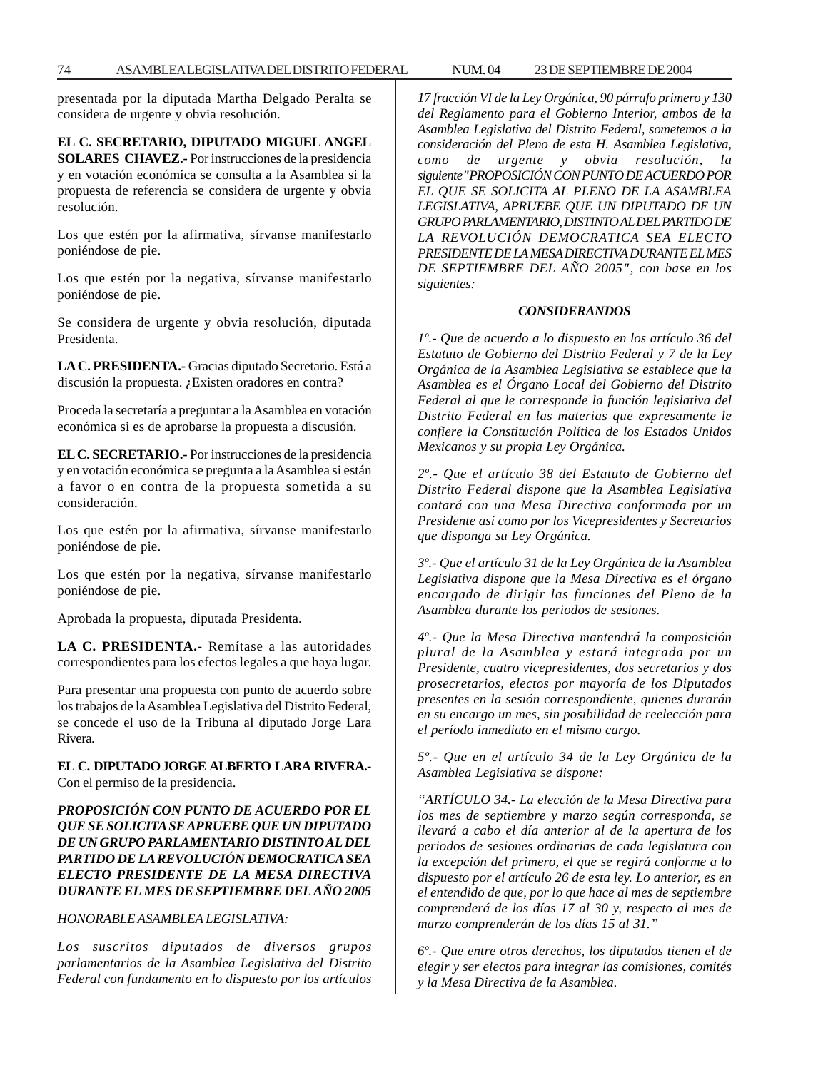presentada por la diputada Martha Delgado Peralta se considera de urgente y obvia resolución.

**EL C. SECRETARIO, DIPUTADO MIGUEL ANGEL SOLARES CHAVEZ.-** Por instrucciones de la presidencia y en votación económica se consulta a la Asamblea si la propuesta de referencia se considera de urgente y obvia resolución.

Los que estén por la afirmativa, sírvanse manifestarlo poniéndose de pie.

Los que estén por la negativa, sírvanse manifestarlo poniéndose de pie.

Se considera de urgente y obvia resolución, diputada Presidenta.

**LA C. PRESIDENTA.-** Gracias diputado Secretario. Está a discusión la propuesta. ¿Existen oradores en contra?

Proceda la secretaría a preguntar a la Asamblea en votación económica si es de aprobarse la propuesta a discusión.

**EL C. SECRETARIO.-** Por instrucciones de la presidencia y en votación económica se pregunta a la Asamblea si están a favor o en contra de la propuesta sometida a su consideración.

Los que estén por la afirmativa, sírvanse manifestarlo poniéndose de pie.

Los que estén por la negativa, sírvanse manifestarlo poniéndose de pie.

Aprobada la propuesta, diputada Presidenta.

**LA C. PRESIDENTA.-** Remítase a las autoridades correspondientes para los efectos legales a que haya lugar.

Para presentar una propuesta con punto de acuerdo sobre los trabajos de la Asamblea Legislativa del Distrito Federal, se concede el uso de la Tribuna al diputado Jorge Lara Rivera.

**EL C. DIPUTADO JORGE ALBERTO LARA RIVERA.-** Con el permiso de la presidencia.

***PROPOSICIÓN CON PUNTO DE ACUERDO POR EL QUE SE SOLICITA SE APRUEBE QUE UN DIPUTADO DE UN GRUPO PARLAMENTARIO DISTINTO AL DEL PARTIDO DE LA REVOLUCIÓN DEMOCRATICA SEA ELECTO PRESIDENTE DE LA MESA DIRECTIVA DURANTE EL MES DE SEPTIEMBRE DEL AÑO 2005***

*HONORABLE ASAMBLEA LEGISLATIVA:*

*Los suscritos diputados de diversos grupos parlamentarios de la Asamblea Legislativa del Distrito Federal con fundamento en lo dispuesto por los artículos 17 fracción VI de la Ley Orgánica, 90 párrafo primero y 130 del Reglamento para el Gobierno Interior, ambos de la Asamblea Legislativa del Distrito Federal, sometemos a la consideración del Pleno de esta H. Asamblea Legislativa, como de urgente y obvia resolución, la siguiente "PROPOSICIÓN CON PUNTO DE ACUERDO POR EL QUE SE SOLICITA AL PLENO DE LA ASAMBLEA LEGISLATIVA, APRUEBE QUE UN DIPUTADO DE UN GRUPO PARLAMENTARIO, DISTINTO AL DEL PARTIDO DE LA REVOLUCIÓN DEMOCRATICA SEA ELECTO PRESIDENTE DE LA MESA DIRECTIVA DURANTE EL MES DE SEPTIEMBRE DEL AÑO 2005", con base en los siguientes:*

***CONSIDERANDOS***

*1º.- Que de acuerdo a lo dispuesto en los artículo 36 del Estatuto de Gobierno del Distrito Federal y 7 de la Ley Orgánica de la Asamblea Legislativa se establece que la Asamblea es el Órgano Local del Gobierno del Distrito Federal al que le corresponde la función legislativa del Distrito Federal en las materias que expresamente le confiere la Constitución Política de los Estados Unidos Mexicanos y su propia Ley Orgánica.*

*2º.- Que el artículo 38 del Estatuto de Gobierno del Distrito Federal dispone que la Asamblea Legislativa contará con una Mesa Directiva conformada por un Presidente así como por los Vicepresidentes y Secretarios que disponga su Ley Orgánica.*

*3º.- Que el artículo 31 de la Ley Orgánica de la Asamblea Legislativa dispone que la Mesa Directiva es el órgano encargado de dirigir las funciones del Pleno de la Asamblea durante los periodos de sesiones.*

*4º.- Que la Mesa Directiva mantendrá la composición plural de la Asamblea y estará integrada por un Presidente, cuatro vicepresidentes, dos secretarios y dos prosecretarios, electos por mayoría de los Diputados presentes en la sesión correspondiente, quienes durarán en su encargo un mes, sin posibilidad de reelección para el período inmediato en el mismo cargo.*

*5º.- Que en el artículo 34 de la Ley Orgánica de la Asamblea Legislativa se dispone:*

*"ARTÍCULO 34.- La elección de la Mesa Directiva para los mes de septiembre y marzo según corresponda, se llevará a cabo el día anterior al de la apertura de los periodos de sesiones ordinarias de cada legislatura con la excepción del primero, el que se regirá conforme a lo dispuesto por el artículo 26 de esta ley. Lo anterior, es en el entendido de que, por lo que hace al mes de septiembre comprenderá de los días 17 al 30 y, respecto al mes de marzo comprenderán de los días 15 al 31."*

*6º.- Que entre otros derechos, los diputados tienen el de elegir y ser electos para integrar las comisiones, comités y la Mesa Directiva de la Asamblea.*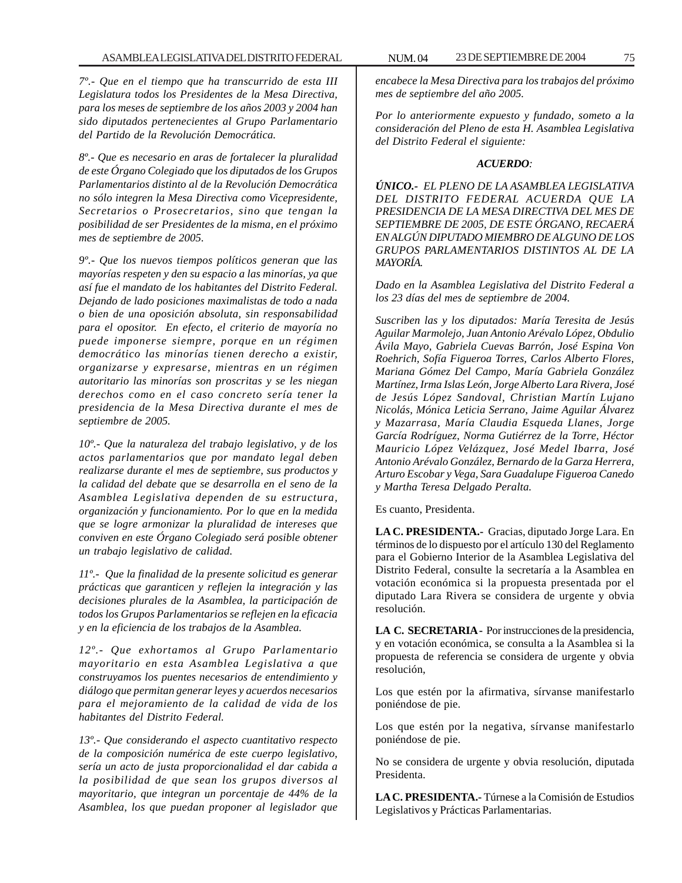*7º.- Que en el tiempo que ha transcurrido de esta III Legislatura todos los Presidentes de la Mesa Directiva, para los meses de septiembre de los años 2003 y 2004 han sido diputados pertenecientes al Grupo Parlamentario del Partido de la Revolución Democrática.*

*8º.- Que es necesario en aras de fortalecer la pluralidad de este Órgano Colegiado que los diputados de los Grupos Parlamentarios distinto al de la Revolución Democrática no sólo integren la Mesa Directiva como Vicepresidente, Secretarios o Prosecretarios, sino que tengan la posibilidad de ser Presidentes de la misma, en el próximo mes de septiembre de 2005.*

*9º.- Que los nuevos tiempos políticos generan que las mayorías respeten y den su espacio a las minorías, ya que así fue el mandato de los habitantes del Distrito Federal. Dejando de lado posiciones maximalistas de todo a nada o bien de una oposición absoluta, sin responsabilidad para el opositor. En efecto, el criterio de mayoría no puede imponerse siempre, porque en un régimen democrático las minorías tienen derecho a existir, organizarse y expresarse, mientras en un régimen autoritario las minorías son proscritas y se les niegan derechos como en el caso concreto sería tener la presidencia de la Mesa Directiva durante el mes de septiembre de 2005.*

*10º.- Que la naturaleza del trabajo legislativo, y de los actos parlamentarios que por mandato legal deben realizarse durante el mes de septiembre, sus productos y la calidad del debate que se desarrolla en el seno de la Asamblea Legislativa dependen de su estructura, organización y funcionamiento. Por lo que en la medida que se logre armonizar la pluralidad de intereses que conviven en este Órgano Colegiado será posible obtener un trabajo legislativo de calidad.*

*11º.- Que la finalidad de la presente solicitud es generar prácticas que garanticen y reflejen la integración y las decisiones plurales de la Asamblea, la participación de todos los Grupos Parlamentarios se reflejen en la eficacia y en la eficiencia de los trabajos de la Asamblea.*

*12º.- Que exhortamos al Grupo Parlamentario mayoritario en esta Asamblea Legislativa a que construyamos los puentes necesarios de entendimiento y diálogo que permitan generar leyes y acuerdos necesarios para el mejoramiento de la calidad de vida de los habitantes del Distrito Federal.*

*13º.- Que considerando el aspecto cuantitativo respecto de la composición numérica de este cuerpo legislativo, sería un acto de justa proporcionalidad el dar cabida a la posibilidad de que sean los grupos diversos al mayoritario, que integran un porcentaje de 44% de la Asamblea, los que puedan proponer al legislador que encabece la Mesa Directiva para los trabajos del próximo mes de septiembre del año 2005.*

*Por lo anteriormente expuesto y fundado, someto a la consideración del Pleno de esta H. Asamblea Legislativa del Distrito Federal el siguiente:*

***ACUERDO**:*

***ÚNICO.-** EL PLENO DE LA ASAMBLEA LEGISLATIVA DEL DISTRITO FEDERAL ACUERDA QUE LA PRESIDENCIA DE LA MESA DIRECTIVA DEL MES DE SEPTIEMBRE DE 2005, DE ESTE ÓRGANO, RECAERÁ EN ALGÚN DIPUTADO MIEMBRO DE ALGUNO DE LOS GRUPOS PARLAMENTARIOS DISTINTOS AL DE LA MAYORÍA.*

*Dado en la Asamblea Legislativa del Distrito Federal a los 23 días del mes de septiembre de 2004.*

*Suscriben las y los diputados: María Teresita de Jesús Aguilar Marmolejo, Juan Antonio Arévalo López, Obdulio Ávila Mayo, Gabriela Cuevas Barrón, José Espina Von Roehrich, Sofía Figueroa Torres, Carlos Alberto Flores, Mariana Gómez Del Campo, María Gabriela González Martínez, Irma Islas León, Jorge Alberto Lara Rivera, José de Jesús López Sandoval, Christian Martín Lujano Nicolás, Mónica Leticia Serrano, Jaime Aguilar Álvarez y Mazarrasa, María Claudia Esqueda Llanes, Jorge García Rodríguez, Norma Gutiérrez de la Torre, Héctor Mauricio López Velázquez, José Medel Ibarra, José Antonio Arévalo González, Bernardo de la Garza Herrera, Arturo Escobar y Vega, Sara Guadalupe Figueroa Canedo y Martha Teresa Delgado Peralta.*

Es cuanto, Presidenta.

**LA C. PRESIDENTA.-** Gracias, diputado Jorge Lara. En términos de lo dispuesto por el artículo 130 del Reglamento para el Gobierno Interior de la Asamblea Legislativa del Distrito Federal, consulte la secretaría a la Asamblea en votación económica si la propuesta presentada por el diputado Lara Rivera se considera de urgente y obvia resolución.

**LA C. SECRETARIA -** Por instrucciones de la presidencia, y en votación económica, se consulta a la Asamblea si la propuesta de referencia se considera de urgente y obvia resolución,

Los que estén por la afirmativa, sírvanse manifestarlo poniéndose de pie.

Los que estén por la negativa, sírvanse manifestarlo poniéndose de pie.

No se considera de urgente y obvia resolución, diputada Presidenta.

**LA C. PRESIDENTA.-** Túrnese a la Comisión de Estudios Legislativos y Prácticas Parlamentarias.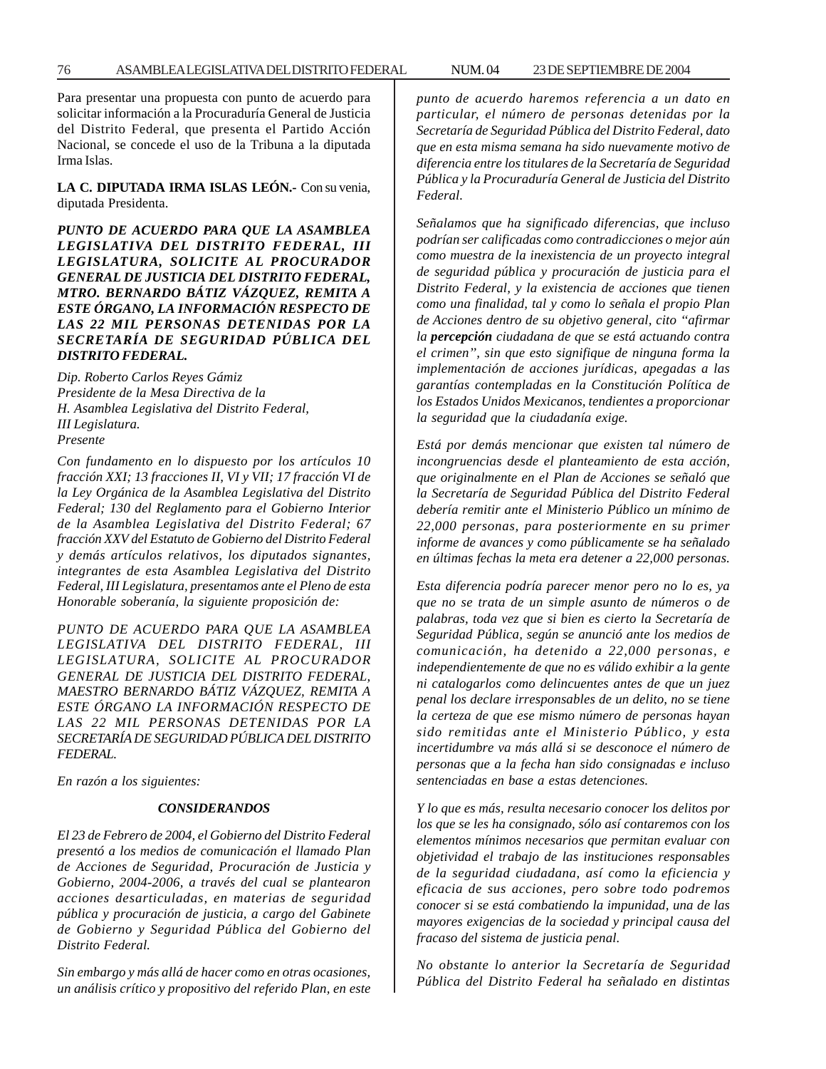Para presentar una propuesta con punto de acuerdo para solicitar información a la Procuraduría General de Justicia del Distrito Federal, que presenta el Partido Acción Nacional, se concede el uso de la Tribuna a la diputada Irma Islas.

**LA C. DIPUTADA IRMA ISLAS LEÓN.-** Con su venia, diputada Presidenta.

***PUNTO DE ACUERDO PARA QUE LA ASAMBLEA LEGISLATIVA DEL DISTRITO FEDERAL, III LEGISLATURA, SOLICITE AL PROCURADOR GENERAL DE JUSTICIA DEL DISTRITO FEDERAL, MTRO. BERNARDO BÁTIZ VÁZQUEZ, REMITA A ESTE ÓRGANO, LA INFORMACIÓN RESPECTO DE LAS 22 MIL PERSONAS DETENIDAS POR LA SECRETARÍA DE SEGURIDAD PÚBLICA DEL DISTRITO FEDERAL.***

*Dip. Roberto Carlos Reyes Gámiz*
*Presidente de la Mesa Directiva de la*
*H. Asamblea Legislativa del Distrito Federal,*
*III Legislatura.*
*Presente*

*Con fundamento en lo dispuesto por los artículos 10 fracción XXI; 13 fracciones II, VI y VII; 17 fracción VI de la Ley Orgánica de la Asamblea Legislativa del Distrito Federal; 130 del Reglamento para el Gobierno Interior de la Asamblea Legislativa del Distrito Federal; 67 fracción XXV del Estatuto de Gobierno del Distrito Federal y demás artículos relativos, los diputados signantes, integrantes de esta Asamblea Legislativa del Distrito Federal, III Legislatura, presentamos ante el Pleno de esta Honorable soberanía, la siguiente proposición de:*

*PUNTO DE ACUERDO PARA QUE LA ASAMBLEA LEGISLATIVA DEL DISTRITO FEDERAL, III LEGISLATURA, SOLICITE AL PROCURADOR GENERAL DE JUSTICIA DEL DISTRITO FEDERAL, MAESTRO BERNARDO BÁTIZ VÁZQUEZ, REMITA A ESTE ÓRGANO LA INFORMACIÓN RESPECTO DE LAS 22 MIL PERSONAS DETENIDAS POR LA SECRETARÍA DE SEGURIDAD PÚBLICA DEL DISTRITO FEDERAL.*

*En razón a los siguientes:*

***CONSIDERANDOS***

*El 23 de Febrero de 2004, el Gobierno del Distrito Federal presentó a los medios de comunicación el llamado Plan de Acciones de Seguridad, Procuración de Justicia y Gobierno, 2004-2006, a través del cual se plantearon acciones desarticuladas, en materias de seguridad pública y procuración de justicia, a cargo del Gabinete de Gobierno y Seguridad Pública del Gobierno del Distrito Federal.*

*Sin embargo y más allá de hacer como en otras ocasiones, un análisis crítico y propositivo del referido Plan, en este punto de acuerdo haremos referencia a un dato en particular, el número de personas detenidas por la Secretaría de Seguridad Pública del Distrito Federal, dato que en esta misma semana ha sido nuevamente motivo de diferencia entre los titulares de la Secretaría de Seguridad Pública y la Procuraduría General de Justicia del Distrito Federal.*

*Señalamos que ha significado diferencias, que incluso podrían ser calificadas como contradicciones o mejor aún como muestra de la inexistencia de un proyecto integral de seguridad pública y procuración de justicia para el Distrito Federal, y la existencia de acciones que tienen como una finalidad, tal y como lo señala el propio Plan de Acciones dentro de su objetivo general, cito "afirmar la **percepción** ciudadana de que se está actuando contra el crimen", sin que esto signifique de ninguna forma la implementación de acciones jurídicas, apegadas a las garantías contempladas en la Constitución Política de los Estados Unidos Mexicanos, tendientes a proporcionar la seguridad que la ciudadanía exige.*

*Está por demás mencionar que existen tal número de incongruencias desde el planteamiento de esta acción, que originalmente en el Plan de Acciones se señaló que la Secretaría de Seguridad Pública del Distrito Federal debería remitir ante el Ministerio Público un mínimo de 22,000 personas, para posteriormente en su primer informe de avances y como públicamente se ha señalado en últimas fechas la meta era detener a 22,000 personas.*

*Esta diferencia podría parecer menor pero no lo es, ya que no se trata de un simple asunto de números o de palabras, toda vez que si bien es cierto la Secretaría de Seguridad Pública, según se anunció ante los medios de comunicación, ha detenido a 22,000 personas, e independientemente de que no es válido exhibir a la gente ni catalogarlos como delincuentes antes de que un juez penal los declare irresponsables de un delito, no se tiene la certeza de que ese mismo número de personas hayan sido remitidas ante el Ministerio Público, y esta incertidumbre va más allá si se desconoce el número de personas que a la fecha han sido consignadas e incluso sentenciadas en base a estas detenciones.*

*Y lo que es más, resulta necesario conocer los delitos por los que se les ha consignado, sólo así contaremos con los elementos mínimos necesarios que permitan evaluar con objetividad el trabajo de las instituciones responsables de la seguridad ciudadana, así como la eficiencia y eficacia de sus acciones, pero sobre todo podremos conocer si se está combatiendo la impunidad, una de las mayores exigencias de la sociedad y principal causa del fracaso del sistema de justicia penal.*

*No obstante lo anterior la Secretaría de Seguridad Pública del Distrito Federal ha señalado en distintas*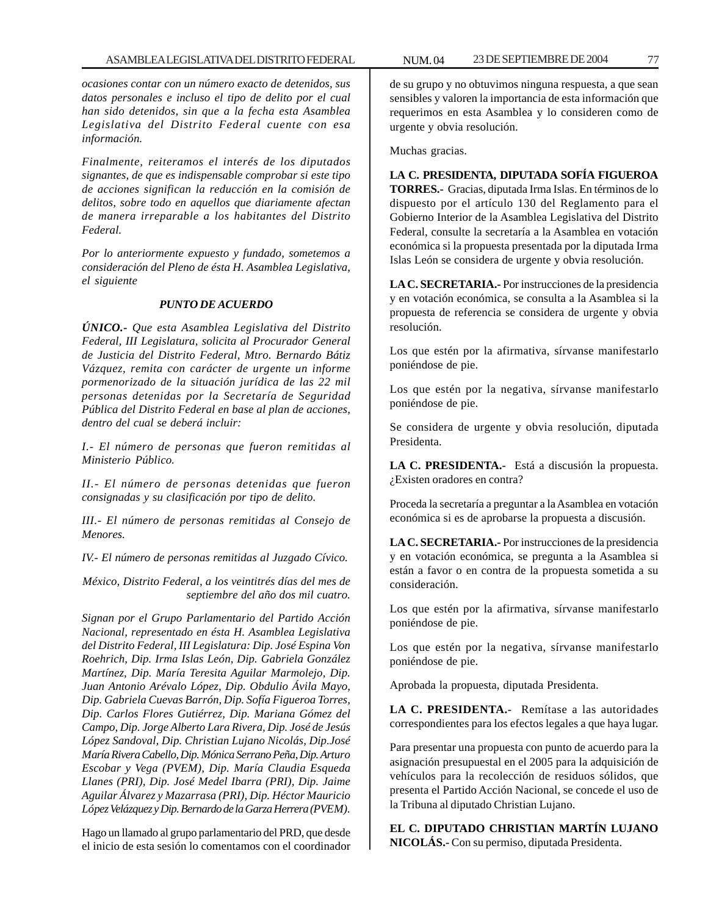*ocasiones contar con un número exacto de detenidos, sus datos personales e incluso el tipo de delito por el cual han sido detenidos, sin que a la fecha esta Asamblea Legislativa del Distrito Federal cuente con esa información.*

*Finalmente, reiteramos el interés de los diputados signantes, de que es indispensable comprobar si este tipo de acciones significan la reducción en la comisión de delitos, sobre todo en aquellos que diariamente afectan de manera irreparable a los habitantes del Distrito Federal.*

*Por lo anteriormente expuesto y fundado, sometemos a consideración del Pleno de ésta H. Asamblea Legislativa, el siguiente*

***PUNTO DE ACUERDO***

***ÚNICO.-*** *Que esta Asamblea Legislativa del Distrito Federal, III Legislatura, solicita al Procurador General de Justicia del Distrito Federal, Mtro. Bernardo Bátiz Vázquez, remita con carácter de urgente un informe pormenorizado de la situación jurídica de las 22 mil personas detenidas por la Secretaría de Seguridad Pública del Distrito Federal en base al plan de acciones, dentro del cual se deberá incluir:*

*I.- El número de personas que fueron remitidas al Ministerio Público.*

*II.- El número de personas detenidas que fueron consignadas y su clasificación por tipo de delito.*

*III.- El número de personas remitidas al Consejo de Menores.*

*IV.- El número de personas remitidas al Juzgado Cívico.*

*México, Distrito Federal, a los veintitrés días del mes de septiembre del año dos mil cuatro.*

*Signan por el Grupo Parlamentario del Partido Acción Nacional, representado en ésta H. Asamblea Legislativa del Distrito Federal, III Legislatura: Dip. José Espina Von Roehrich, Dip. Irma Islas León, Dip. Gabriela González Martínez, Dip. María Teresita Aguilar Marmolejo, Dip. Juan Antonio Arévalo López, Dip. Obdulio Ávila Mayo, Dip. Gabriela Cuevas Barrón, Dip. Sofía Figueroa Torres, Dip. Carlos Flores Gutiérrez, Dip. Mariana Gómez del Campo, Dip. Jorge Alberto Lara Rivera, Dip. José de Jesús López Sandoval, Dip. Christian Lujano Nicolás, Dip.José María Rivera Cabello, Dip. Mónica Serrano Peña, Dip. Arturo Escobar y Vega (PVEM), Dip. María Claudia Esqueda Llanes (PRI), Dip. José Medel Ibarra (PRI), Dip. Jaime Aguilar Álvarez y Mazarrasa (PRI), Dip. Héctor Mauricio López Velázquez y Dip. Bernardo de la Garza Herrera (PVEM).*

Hago un llamado al grupo parlamentario del PRD, que desde el inicio de esta sesión lo comentamos con el coordinador de su grupo y no obtuvimos ninguna respuesta, a que sean sensibles y valoren la importancia de esta información que requerimos en esta Asamblea y lo consideren como de urgente y obvia resolución.

Muchas gracias.

**LA C. PRESIDENTA, DIPUTADA SOFÍA FIGUEROA TORRES.-** Gracias, diputada Irma Islas. En términos de lo dispuesto por el artículo 130 del Reglamento para el Gobierno Interior de la Asamblea Legislativa del Distrito Federal, consulte la secretaría a la Asamblea en votación económica si la propuesta presentada por la diputada Irma Islas León se considera de urgente y obvia resolución.

**LA C. SECRETARIA.-** Por instrucciones de la presidencia y en votación económica, se consulta a la Asamblea si la propuesta de referencia se considera de urgente y obvia resolución.

Los que estén por la afirmativa, sírvanse manifestarlo poniéndose de pie.

Los que estén por la negativa, sírvanse manifestarlo poniéndose de pie.

Se considera de urgente y obvia resolución, diputada Presidenta.

**LA C. PRESIDENTA.-** Está a discusión la propuesta. ¿Existen oradores en contra?

Proceda la secretaría a preguntar a la Asamblea en votación económica si es de aprobarse la propuesta a discusión.

**LA C. SECRETARIA.-** Por instrucciones de la presidencia y en votación económica, se pregunta a la Asamblea si están a favor o en contra de la propuesta sometida a su consideración.

Los que estén por la afirmativa, sírvanse manifestarlo poniéndose de pie.

Los que estén por la negativa, sírvanse manifestarlo poniéndose de pie.

Aprobada la propuesta, diputada Presidenta.

**LA C. PRESIDENTA.-** Remítase a las autoridades correspondientes para los efectos legales a que haya lugar.

Para presentar una propuesta con punto de acuerdo para la asignación presupuestal en el 2005 para la adquisición de vehículos para la recolección de residuos sólidos, que presenta el Partido Acción Nacional, se concede el uso de la Tribuna al diputado Christian Lujano.

**EL C. DIPUTADO CHRISTIAN MARTÍN LUJANO NICOLÁS.-** Con su permiso, diputada Presidenta.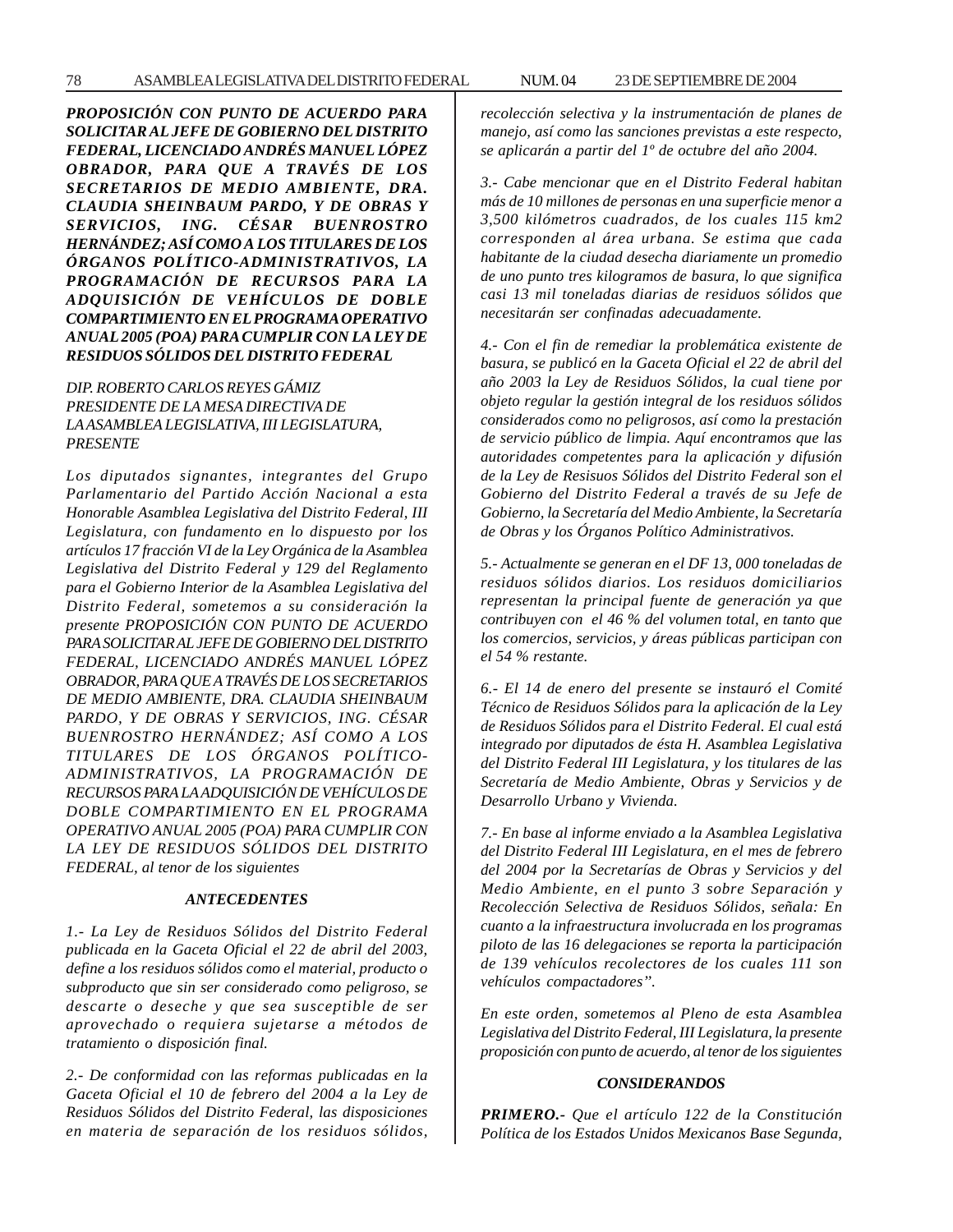***PROPOSICIÓN CON PUNTO DE ACUERDO PARA SOLICITAR AL JEFE DE GOBIERNO DEL DISTRITO FEDERAL, LICENCIADO ANDRÉS MANUEL LÓPEZ OBRADOR, PARA QUE A TRAVÉS DE LOS SECRETARIOS DE MEDIO AMBIENTE, DRA. CLAUDIA SHEINBAUM PARDO, Y DE OBRAS Y SERVICIOS, ING. CÉSAR BUENROSTRO HERNÁNDEZ; ASÍ COMO A LOS TITULARES DE LOS ÓRGANOS POLÍTICO-ADMINISTRATIVOS, LA PROGRAMACIÓN DE RECURSOS PARA LA ADQUISICIÓN DE VEHÍCULOS DE DOBLE COMPARTIMIENTO EN EL PROGRAMA OPERATIVO ANUAL 2005 (POA) PARA CUMPLIR CON LA LEY DE RESIDUOS SÓLIDOS DEL DISTRITO FEDERAL***

*DIP. ROBERTO CARLOS REYES GÁMIZ*
*PRESIDENTE DE LA MESA DIRECTIVA DE*
*LA ASAMBLEA LEGISLATIVA, III LEGISLATURA,*
*PRESENTE*

*Los diputados signantes, integrantes del Grupo Parlamentario del Partido Acción Nacional a esta Honorable Asamblea Legislativa del Distrito Federal, III Legislatura, con fundamento en lo dispuesto por los artículos 17 fracción VI de la Ley Orgánica de la Asamblea Legislativa del Distrito Federal y 129 del Reglamento para el Gobierno Interior de la Asamblea Legislativa del Distrito Federal, sometemos a su consideración la presente PROPOSICIÓN CON PUNTO DE ACUERDO PARA SOLICITAR AL JEFE DE GOBIERNO DEL DISTRITO FEDERAL, LICENCIADO ANDRÉS MANUEL LÓPEZ OBRADOR, PARA QUE A TRAVÉS DE LOS SECRETARIOS DE MEDIO AMBIENTE, DRA. CLAUDIA SHEINBAUM PARDO, Y DE OBRAS Y SERVICIOS, ING. CÉSAR BUENROSTRO HERNÁNDEZ; ASÍ COMO A LOS TITULARES DE LOS ÓRGANOS POLÍTICO-ADMINISTRATIVOS, LA PROGRAMACIÓN DE RECURSOS PARA LA ADQUISICIÓN DE VEHÍCULOS DE DOBLE COMPARTIMIENTO EN EL PROGRAMA OPERATIVO ANUAL 2005 (POA) PARA CUMPLIR CON LA LEY DE RESIDUOS SÓLIDOS DEL DISTRITO FEDERAL, al tenor de los siguientes*

***ANTECEDENTES***

*1.- La Ley de Residuos Sólidos del Distrito Federal publicada en la Gaceta Oficial el 22 de abril del 2003, define a los residuos sólidos como el material, producto o subproducto que sin ser considerado como peligroso, se descarte o deseche y que sea susceptible de ser aprovechado o requiera sujetarse a métodos de tratamiento o disposición final.*

*2.- De conformidad con las reformas publicadas en la Gaceta Oficial el 10 de febrero del 2004 a la Ley de Residuos Sólidos del Distrito Federal, las disposiciones en materia de separación de los residuos sólidos, recolección selectiva y la instrumentación de planes de manejo, así como las sanciones previstas a este respecto, se aplicarán a partir del 1º de octubre del año 2004.*

*3.- Cabe mencionar que en el Distrito Federal habitan más de 10 millones de personas en una superficie menor a 3,500 kilómetros cuadrados, de los cuales 115 km2 corresponden al área urbana. Se estima que cada habitante de la ciudad desecha diariamente un promedio de uno punto tres kilogramos de basura, lo que significa casi 13 mil toneladas diarias de residuos sólidos que necesitarán ser confinadas adecuadamente.*

*4.- Con el fin de remediar la problemática existente de basura, se publicó en la Gaceta Oficial el 22 de abril del año 2003 la Ley de Residuos Sólidos, la cual tiene por objeto regular la gestión integral de los residuos sólidos considerados como no peligrosos, así como la prestación de servicio público de limpia. Aquí encontramos que las autoridades competentes para la aplicación y difusión de la Ley de Resisuos Sólidos del Distrito Federal son el Gobierno del Distrito Federal a través de su Jefe de Gobierno, la Secretaría del Medio Ambiente, la Secretaría de Obras y los Órganos Político Administrativos.*

*5.- Actualmente se generan en el DF 13, 000 toneladas de residuos sólidos diarios. Los residuos domiciliarios representan la principal fuente de generación ya que contribuyen con el 46 % del volumen total, en tanto que los comercios, servicios, y áreas públicas participan con el 54 % restante.*

*6.- El 14 de enero del presente se instauró el Comité Técnico de Residuos Sólidos para la aplicación de la Ley de Residuos Sólidos para el Distrito Federal. El cual está integrado por diputados de ésta H. Asamblea Legislativa del Distrito Federal III Legislatura, y los titulares de las Secretaría de Medio Ambiente, Obras y Servicios y de Desarrollo Urbano y Vivienda.*

*7.- En base al informe enviado a la Asamblea Legislativa del Distrito Federal III Legislatura, en el mes de febrero del 2004 por la Secretarías de Obras y Servicios y del Medio Ambiente, en el punto 3 sobre Separación y Recolección Selectiva de Residuos Sólidos, señala: En cuanto a la infraestructura involucrada en los programas piloto de las 16 delegaciones se reporta la participación de 139 vehículos recolectores de los cuales 111 son vehículos compactadores".*

*En este orden, sometemos al Pleno de esta Asamblea Legislativa del Distrito Federal, III Legislatura, la presente proposición con punto de acuerdo, al tenor de los siguientes*

***CONSIDERANDOS***

***PRIMERO.-** Que el artículo 122 de la Constitución Política de los Estados Unidos Mexicanos Base Segunda,*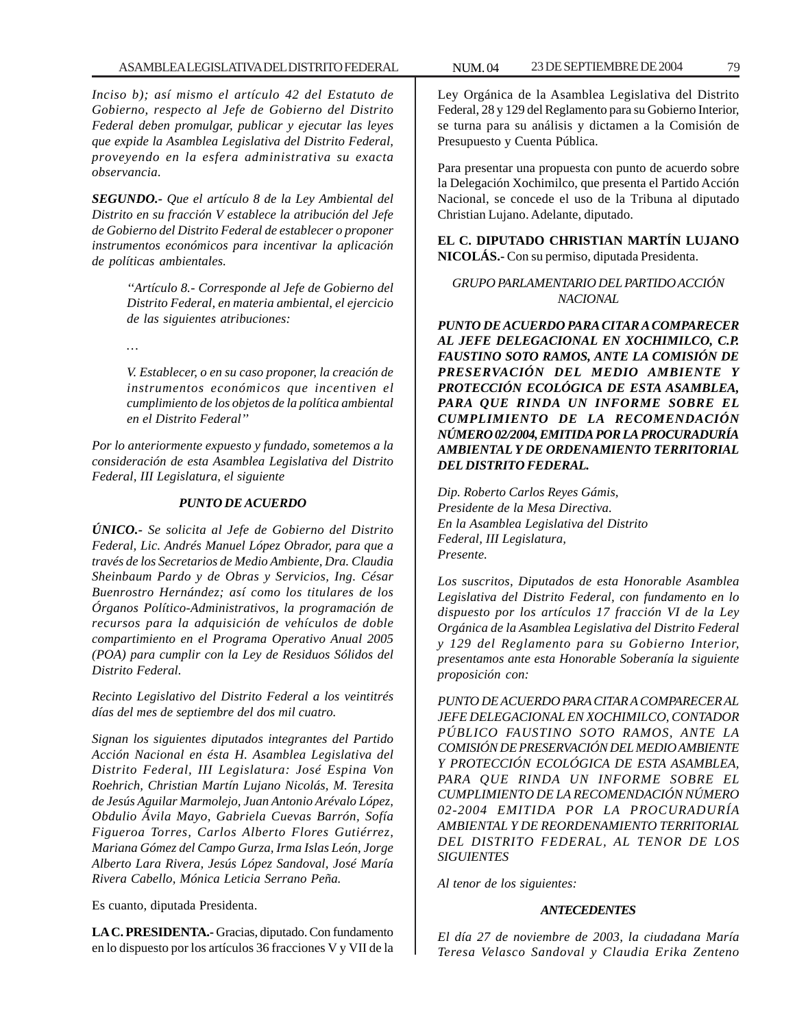*Inciso b); así mismo el artículo 42 del Estatuto de Gobierno, respecto al Jefe de Gobierno del Distrito Federal deben promulgar, publicar y ejecutar las leyes que expide la Asamblea Legislativa del Distrito Federal, proveyendo en la esfera administrativa su exacta observancia.*

***SEGUNDO.-** Que el artículo 8 de la Ley Ambiental del Distrito en su fracción V establece la atribución del Jefe de Gobierno del Distrito Federal de establecer o proponer instrumentos económicos para incentivar la aplicación de políticas ambientales.*

> *''Artículo 8.- Corresponde al Jefe de Gobierno del Distrito Federal, en materia ambiental, el ejercicio de las siguientes atribuciones:*
>
> *…*
>
> *V. Establecer, o en su caso proponer, la creación de instrumentos económicos que incentiven el cumplimiento de los objetos de la política ambiental en el Distrito Federal''*

*Por lo anteriormente expuesto y fundado, sometemos a la consideración de esta Asamblea Legislativa del Distrito Federal, III Legislatura, el siguiente*

***PUNTO DE ACUERDO***

***ÚNICO.-** Se solicita al Jefe de Gobierno del Distrito Federal, Lic. Andrés Manuel López Obrador, para que a través de los Secretarios de Medio Ambiente, Dra. Claudia Sheinbaum Pardo y de Obras y Servicios, Ing. César Buenrostro Hernández; así como los titulares de los Órganos Político-Administrativos, la programación de recursos para la adquisición de vehículos de doble compartimiento en el Programa Operativo Anual 2005 (POA) para cumplir con la Ley de Residuos Sólidos del Distrito Federal.*

*Recinto Legislativo del Distrito Federal a los veintitrés días del mes de septiembre del dos mil cuatro.*

*Signan los siguientes diputados integrantes del Partido Acción Nacional en ésta H. Asamblea Legislativa del Distrito Federal, III Legislatura: José Espina Von Roehrich, Christian Martín Lujano Nicolás, M. Teresita de Jesús Aguilar Marmolejo, Juan Antonio Arévalo López, Obdulio Ávila Mayo, Gabriela Cuevas Barrón, Sofía Figueroa Torres, Carlos Alberto Flores Gutiérrez, Mariana Gómez del Campo Gurza, Irma Islas León, Jorge Alberto Lara Rivera, Jesús López Sandoval, José María Rivera Cabello, Mónica Leticia Serrano Peña.*

Es cuanto, diputada Presidenta.

**LA C. PRESIDENTA.-** Gracias, diputado. Con fundamento en lo dispuesto por los artículos 36 fracciones V y VII de la Ley Orgánica de la Asamblea Legislativa del Distrito Federal, 28 y 129 del Reglamento para su Gobierno Interior, se turna para su análisis y dictamen a la Comisión de Presupuesto y Cuenta Pública.

Para presentar una propuesta con punto de acuerdo sobre la Delegación Xochimilco, que presenta el Partido Acción Nacional, se concede el uso de la Tribuna al diputado Christian Lujano. Adelante, diputado.

**EL C. DIPUTADO CHRISTIAN MARTÍN LUJANO NICOLÁS.-** Con su permiso, diputada Presidenta.

*GRUPO PARLAMENTARIO DEL PARTIDO ACCIÓN NACIONAL*

***PUNTO DE ACUERDO PARA CITAR A COMPARECER AL JEFE DELEGACIONAL EN XOCHIMILCO, C.P. FAUSTINO SOTO RAMOS, ANTE LA COMISIÓN DE PRESERVACIÓN DEL MEDIO AMBIENTE Y PROTECCIÓN ECOLÓGICA DE ESTA ASAMBLEA, PARA QUE RINDA UN INFORME SOBRE EL CUMPLIMIENTO DE LA RECOMENDACIÓN NÚMERO 02/2004, EMITIDA POR LA PROCURADURÍA AMBIENTAL Y DE ORDENAMIENTO TERRITORIAL DEL DISTRITO FEDERAL.***

*Dip. Roberto Carlos Reyes Gámis,*
*Presidente de la Mesa Directiva.*
*En la Asamblea Legislativa del Distrito*
*Federal, III Legislatura,*
*Presente.*

*Los suscritos, Diputados de esta Honorable Asamblea Legislativa del Distrito Federal, con fundamento en lo dispuesto por los artículos 17 fracción VI de la Ley Orgánica de la Asamblea Legislativa del Distrito Federal y 129 del Reglamento para su Gobierno Interior, presentamos ante esta Honorable Soberanía la siguiente proposición con:*

*PUNTO DE ACUERDO PARA CITAR A COMPARECER AL JEFE DELEGACIONAL EN XOCHIMILCO, CONTADOR PÚBLICO FAUSTINO SOTO RAMOS, ANTE LA COMISIÓN DE PRESERVACIÓN DEL MEDIO AMBIENTE Y PROTECCIÓN ECOLÓGICA DE ESTA ASAMBLEA, PARA QUE RINDA UN INFORME SOBRE EL CUMPLIMIENTO DE LA RECOMENDACIÓN NÚMERO 02-2004 EMITIDA POR LA PROCURADURÍA AMBIENTAL Y DE REORDENAMIENTO TERRITORIAL DEL DISTRITO FEDERAL, AL TENOR DE LOS SIGUIENTES*

*Al tenor de los siguientes:*

***ANTECEDENTES***

*El día 27 de noviembre de 2003, la ciudadana María Teresa Velasco Sandoval y Claudia Erika Zenteno*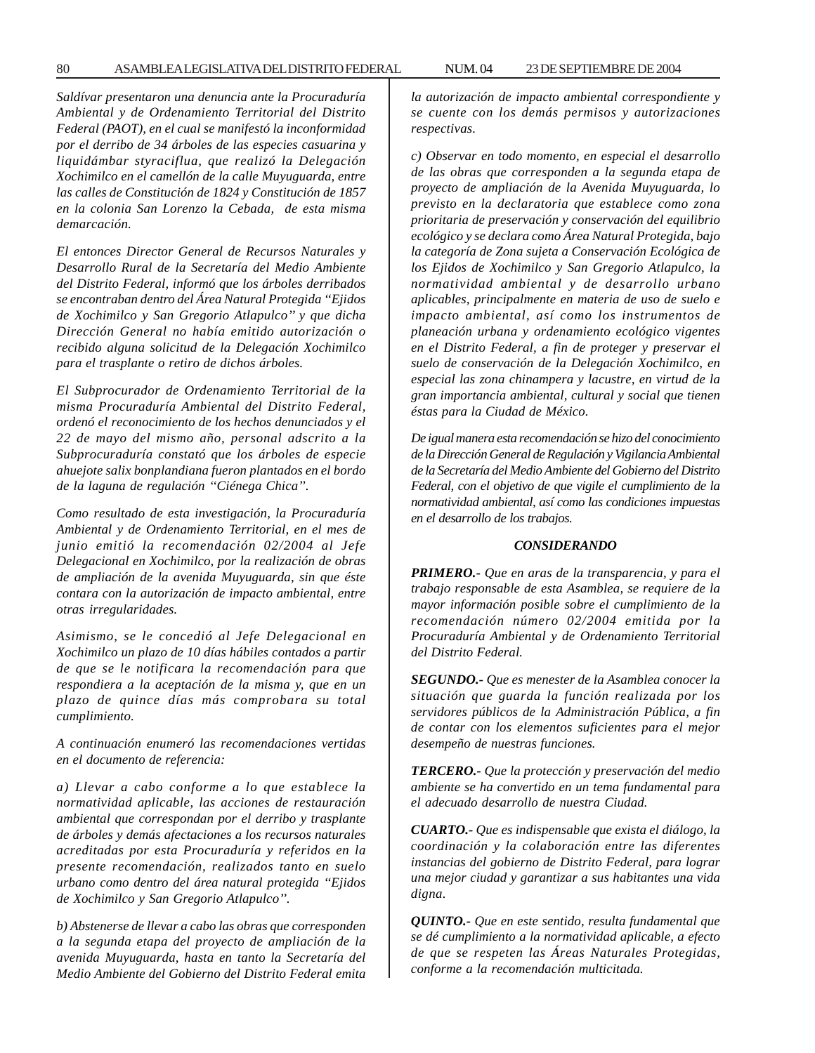*Saldívar presentaron una denuncia ante la Procuraduría Ambiental y de Ordenamiento Territorial del Distrito Federal (PAOT), en el cual se manifestó la inconformidad por el derribo de 34 árboles de las especies casuarina y liquidámbar styraciflua, que realizó la Delegación Xochimilco en el camellón de la calle Muyuguarda, entre las calles de Constitución de 1824 y Constitución de 1857 en la colonia San Lorenzo la Cebada, de esta misma demarcación.*

*El entonces Director General de Recursos Naturales y Desarrollo Rural de la Secretaría del Medio Ambiente del Distrito Federal, informó que los árboles derribados se encontraban dentro del Área Natural Protegida "Ejidos de Xochimilco y San Gregorio Atlapulco" y que dicha Dirección General no había emitido autorización o recibido alguna solicitud de la Delegación Xochimilco para el trasplante o retiro de dichos árboles.*

*El Subprocurador de Ordenamiento Territorial de la misma Procuraduría Ambiental del Distrito Federal, ordenó el reconocimiento de los hechos denunciados y el 22 de mayo del mismo año, personal adscrito a la Subprocuraduría constató que los árboles de especie ahuejote salix bonplandiana fueron plantados en el bordo de la laguna de regulación "Ciénega Chica".*

*Como resultado de esta investigación, la Procuraduría Ambiental y de Ordenamiento Territorial, en el mes de junio emitió la recomendación 02/2004 al Jefe Delegacional en Xochimilco, por la realización de obras de ampliación de la avenida Muyuguarda, sin que éste contara con la autorización de impacto ambiental, entre otras irregularidades.*

*Asimismo, se le concedió al Jefe Delegacional en Xochimilco un plazo de 10 días hábiles contados a partir de que se le notificara la recomendación para que respondiera a la aceptación de la misma y, que en un plazo de quince días más comprobara su total cumplimiento.*

*A continuación enumeró las recomendaciones vertidas en el documento de referencia:*

*a) Llevar a cabo conforme a lo que establece la normatividad aplicable, las acciones de restauración ambiental que correspondan por el derribo y trasplante de árboles y demás afectaciones a los recursos naturales acreditadas por esta Procuraduría y referidos en la presente recomendación, realizados tanto en suelo urbano como dentro del área natural protegida "Ejidos de Xochimilco y San Gregorio Atlapulco".*

*b) Abstenerse de llevar a cabo las obras que corresponden a la segunda etapa del proyecto de ampliación de la avenida Muyuguarda, hasta en tanto la Secretaría del Medio Ambiente del Gobierno del Distrito Federal emita la autorización de impacto ambiental correspondiente y se cuente con los demás permisos y autorizaciones respectivas.*

*c) Observar en todo momento, en especial el desarrollo de las obras que corresponden a la segunda etapa de proyecto de ampliación de la Avenida Muyuguarda, lo previsto en la declaratoria que establece como zona prioritaria de preservación y conservación del equilibrio ecológico y se declara como Área Natural Protegida, bajo la categoría de Zona sujeta a Conservación Ecológica de los Ejidos de Xochimilco y San Gregorio Atlapulco, la normatividad ambiental y de desarrollo urbano aplicables, principalmente en materia de uso de suelo e impacto ambiental, así como los instrumentos de planeación urbana y ordenamiento ecológico vigentes en el Distrito Federal, a fin de proteger y preservar el suelo de conservación de la Delegación Xochimilco, en especial las zona chinampera y lacustre, en virtud de la gran importancia ambiental, cultural y social que tienen éstas para la Ciudad de México.*

*De igual manera esta recomendación se hizo del conocimiento de la Dirección General de Regulación y Vigilancia Ambiental de la Secretaría del Medio Ambiente del Gobierno del Distrito Federal, con el objetivo de que vigile el cumplimiento de la normatividad ambiental, así como las condiciones impuestas en el desarrollo de los trabajos.*

### *CONSIDERANDO*

***PRIMERO.-*** *Que en aras de la transparencia, y para el trabajo responsable de esta Asamblea, se requiere de la mayor información posible sobre el cumplimiento de la recomendación número 02/2004 emitida por la Procuraduría Ambiental y de Ordenamiento Territorial del Distrito Federal.*

***SEGUNDO.-*** *Que es menester de la Asamblea conocer la situación que guarda la función realizada por los servidores públicos de la Administración Pública, a fin de contar con los elementos suficientes para el mejor desempeño de nuestras funciones.*

***TERCERO.-*** *Que la protección y preservación del medio ambiente se ha convertido en un tema fundamental para el adecuado desarrollo de nuestra Ciudad.*

***CUARTO.-*** *Que es indispensable que exista el diálogo, la coordinación y la colaboración entre las diferentes instancias del gobierno de Distrito Federal, para lograr una mejor ciudad y garantizar a sus habitantes una vida digna.*

***QUINTO.-*** *Que en este sentido, resulta fundamental que se dé cumplimiento a la normatividad aplicable, a efecto de que se respeten las Áreas Naturales Protegidas, conforme a la recomendación multicitada.*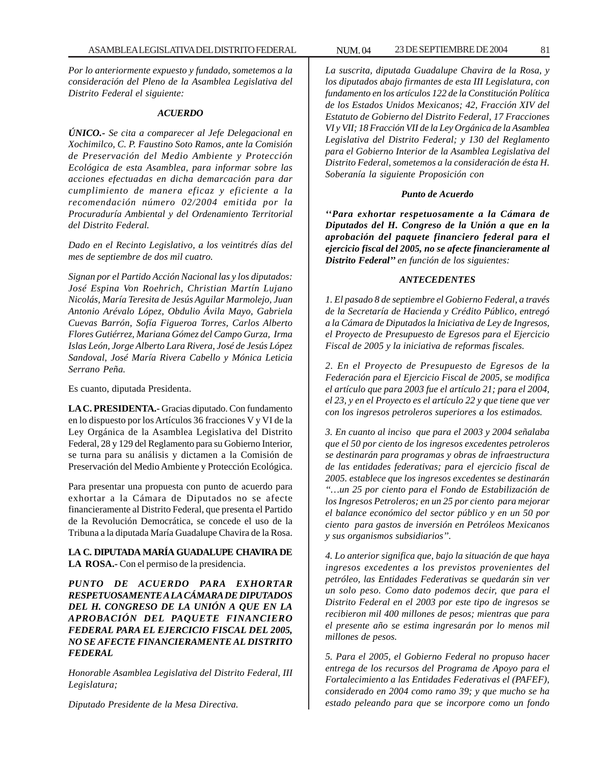*Por lo anteriormente expuesto y fundado, sometemos a la consideración del Pleno de la Asamblea Legislativa del Distrito Federal el siguiente:*

***ACUERDO***

***ÚNICO.-*** *Se cita a comparecer al Jefe Delegacional en Xochimilco, C. P. Faustino Soto Ramos, ante la Comisión de Preservación del Medio Ambiente y Protección Ecológica de esta Asamblea, para informar sobre las acciones efectuadas en dicha demarcación para dar cumplimiento de manera eficaz y eficiente a la recomendación número 02/2004 emitida por la Procuraduría Ambiental y del Ordenamiento Territorial del Distrito Federal.*

*Dado en el Recinto Legislativo, a los veintitrés días del mes de septiembre de dos mil cuatro.*

*Signan por el Partido Acción Nacional las y los diputados: José Espina Von Roehrich, Christian Martín Lujano Nicolás, María Teresita de Jesús Aguilar Marmolejo, Juan Antonio Arévalo López, Obdulio Ávila Mayo, Gabriela Cuevas Barrón, Sofía Figueroa Torres, Carlos Alberto Flores Gutiérrez, Mariana Gómez del Campo Gurza, Irma Islas León, Jorge Alberto Lara Rivera, José de Jesús López Sandoval, José María Rivera Cabello y Mónica Leticia Serrano Peña.*

Es cuanto, diputada Presidenta.

**LA C. PRESIDENTA.-** Gracias diputado. Con fundamento en lo dispuesto por los Artículos 36 fracciones V y VI de la Ley Orgánica de la Asamblea Legislativa del Distrito Federal, 28 y 129 del Reglamento para su Gobierno Interior, se turna para su análisis y dictamen a la Comisión de Preservación del Medio Ambiente y Protección Ecológica.

Para presentar una propuesta con punto de acuerdo para exhortar a la Cámara de Diputados no se afecte financieramente al Distrito Federal, que presenta el Partido de la Revolución Democrática, se concede el uso de la Tribuna a la diputada María Guadalupe Chavira de la Rosa.

**LA C. DIPUTADA MARÍA GUADALUPE CHAVIRA DE LA ROSA.-** Con el permiso de la presidencia.

***PUNTO DE ACUERDO PARA EXHORTAR RESPETUOSAMENTE A LA CÁMARA DE DIPUTADOS DEL H. CONGRESO DE LA UNIÓN A QUE EN LA APROBACIÓN DEL PAQUETE FINANCIERO FEDERAL PARA EL EJERCICIO FISCAL DEL 2005, NO SE AFECTE FINANCIERAMENTE AL DISTRITO FEDERAL***

*Honorable Asamblea Legislativa del Distrito Federal, III Legislatura;*

*Diputado Presidente de la Mesa Directiva.*

*La suscrita, diputada Guadalupe Chavira de la Rosa, y los diputados abajo firmantes de esta III Legislatura, con fundamento en los artículos 122 de la Constitución Política de los Estados Unidos Mexicanos; 42, Fracción XIV del Estatuto de Gobierno del Distrito Federal, 17 Fracciones VI y VII; 18 Fracción VII de la Ley Orgánica de la Asamblea Legislativa del Distrito Federal; y 130 del Reglamento para el Gobierno Interior de la Asamblea Legislativa del Distrito Federal, sometemos a la consideración de ésta H. Soberanía la siguiente Proposición con*

***Punto de Acuerdo***

***''Para exhortar respetuosamente a la Cámara de Diputados del H. Congreso de la Unión a que en la aprobación del paquete financiero federal para el ejercicio fiscal del 2005, no se afecte financieramente al Distrito Federal''*** *en función de los siguientes:*

***ANTECEDENTES***

*1. El pasado 8 de septiembre el Gobierno Federal, a través de la Secretaría de Hacienda y Crédito Público, entregó a la Cámara de Diputados la Iniciativa de Ley de Ingresos, el Proyecto de Presupuesto de Egresos para el Ejercicio Fiscal de 2005 y la iniciativa de reformas fiscales.*

*2. En el Proyecto de Presupuesto de Egresos de la Federación para el Ejercicio Fiscal de 2005, se modifica el artículo que para 2003 fue el artículo 21; para el 2004, el 23, y en el Proyecto es el artículo 22 y que tiene que ver con los ingresos petroleros superiores a los estimados.*

*3. En cuanto al inciso que para el 2003 y 2004 señalaba que el 50 por ciento de los ingresos excedentes petroleros se destinarán para programas y obras de infraestructura de las entidades federativas; para el ejercicio fiscal de 2005. establece que los ingresos excedentes se destinarán "…un 25 por ciento para el Fondo de Estabilización de los Ingresos Petroleros; en un 25 por ciento para mejorar el balance económico del sector público y en un 50 por ciento para gastos de inversión en Petróleos Mexicanos y sus organismos subsidiarios".*

*4. Lo anterior significa que, bajo la situación de que haya ingresos excedentes a los previstos provenientes del petróleo, las Entidades Federativas se quedarán sin ver un solo peso. Como dato podemos decir, que para el Distrito Federal en el 2003 por este tipo de ingresos se recibieron mil 400 millones de pesos; mientras que para el presente año se estima ingresarán por lo menos mil millones de pesos.*

*5. Para el 2005, el Gobierno Federal no propuso hacer entrega de los recursos del Programa de Apoyo para el Fortalecimiento a las Entidades Federativas el (PAFEF), considerado en 2004 como ramo 39; y que mucho se ha estado peleando para que se incorpore como un fondo*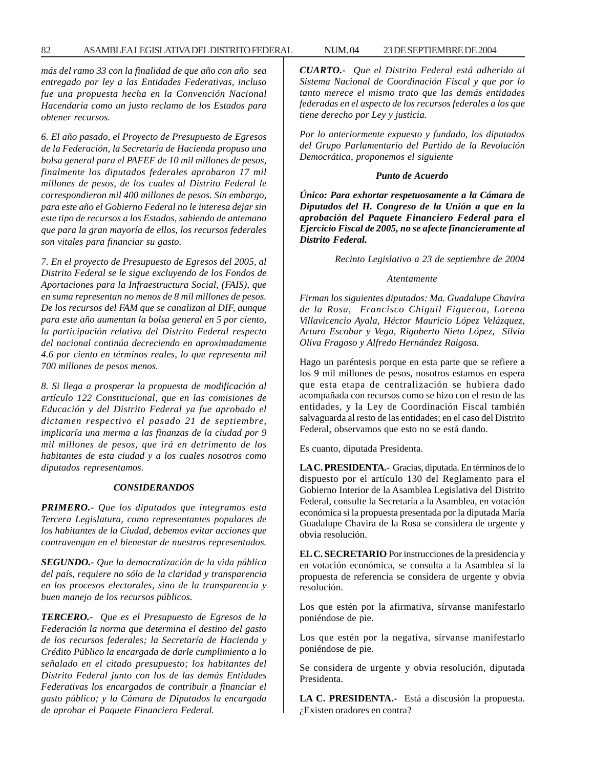*más del ramo 33 con la finalidad de que año con año sea entregado por ley a las Entidades Federativas, incluso fue una propuesta hecha en la Convención Nacional Hacendaria como un justo reclamo de los Estados para obtener recursos.*

*6. El año pasado, el Proyecto de Presupuesto de Egresos de la Federación, la Secretaría de Hacienda propuso una bolsa general para el PAFEF de 10 mil millones de pesos, finalmente los diputados federales aprobaron 17 mil millones de pesos, de los cuales al Distrito Federal le correspondieron mil 400 millones de pesos. Sin embargo, para este año el Gobierno Federal no le interesa dejar sin este tipo de recursos a los Estados, sabiendo de antemano que para la gran mayoría de ellos, los recursos federales son vitales para financiar su gasto.*

*7. En el proyecto de Presupuesto de Egresos del 2005, al Distrito Federal se le sigue excluyendo de los Fondos de Aportaciones para la Infraestructura Social, (FAIS), que en suma representan no menos de 8 mil millones de pesos. De los recursos del FAM que se canalizan al DIF, aunque para este año aumentan la bolsa general en 5 por ciento, la participación relativa del Distrito Federal respecto del nacional continúa decreciendo en aproximadamente 4.6 por ciento en términos reales, lo que representa mil 700 millones de pesos menos.*

*8. Si llega a prosperar la propuesta de modificación al artículo 122 Constitucional, que en las comisiones de Educación y del Distrito Federal ya fue aprobado el dictamen respectivo el pasado 21 de septiembre, implicaría una merma a las finanzas de la ciudad por 9 mil millones de pesos, que irá en detrimento de los habitantes de esta ciudad y a los cuales nosotros como diputados representamos.*

***CONSIDERANDOS***

***PRIMERO.-** Que los diputados que integramos esta Tercera Legislatura, como representantes populares de los habitantes de la Ciudad, debemos evitar acciones que contravengan en el bienestar de nuestros representados.*

***SEGUNDO.-** Que la democratización de la vida pública del país, requiere no sólo de la claridad y transparencia en los procesos electorales, sino de la transparencia y buen manejo de los recursos públicos.*

***TERCERO.-** Que es el Presupuesto de Egresos de la Federación la norma que determina el destino del gasto de los recursos federales; la Secretaría de Hacienda y Crédito Público la encargada de darle cumplimiento a lo señalado en el citado presupuesto; los habitantes del Distrito Federal junto con los de las demás Entidades Federativas los encargados de contribuir a financiar el gasto público; y la Cámara de Diputados la encargada de aprobar el Paquete Financiero Federal.*

***CUARTO.-** Que el Distrito Federal está adherido al Sistema Nacional de Coordinación Fiscal y que por lo tanto merece el mismo trato que las demás entidades federadas en el aspecto de los recursos federales a los que tiene derecho por Ley y justicia.*

*Por lo anteriormente expuesto y fundado, los diputados del Grupo Parlamentario del Partido de la Revolución Democrática, proponemos el siguiente*

***Punto de Acuerdo***

***Único: Para exhortar respetuosamente a la Cámara de Diputados del H. Congreso de la Unión a que en la aprobación del Paquete Financiero Federal para el Ejercicio Fiscal de 2005, no se afecte financieramente al Distrito Federal.***

*Recinto Legislativo a 23 de septiembre de 2004*

*Atentamente*

*Firman los siguientes diputados: Ma. Guadalupe Chavira de la Rosa, Francisco Chiguil Figueroa, Lorena Villavicencio Ayala, Héctor Mauricio López Velázquez, Arturo Escobar y Vega, Rigoberto Nieto López, Silvia Oliva Fragoso y Alfredo Hernández Raigosa.*

Hago un paréntesis porque en esta parte que se refiere a los 9 mil millones de pesos, nosotros estamos en espera que esta etapa de centralización se hubiera dado acompañada con recursos como se hizo con el resto de las entidades, y la Ley de Coordinación Fiscal también salvaguarda al resto de las entidades; en el caso del Distrito Federal, observamos que esto no se está dando.

Es cuanto, diputada Presidenta.

**LA C. PRESIDENTA.-** Gracias, diputada. En términos de lo dispuesto por el artículo 130 del Reglamento para el Gobierno Interior de la Asamblea Legislativa del Distrito Federal, consulte la Secretaría a la Asamblea, en votación económica si la propuesta presentada por la diputada María Guadalupe Chavira de la Rosa se considera de urgente y obvia resolución.

**EL C. SECRETARIO** Por instrucciones de la presidencia y en votación económica, se consulta a la Asamblea si la propuesta de referencia se considera de urgente y obvia resolución.

Los que estén por la afirmativa, sírvanse manifestarlo poniéndose de pie.

Los que estén por la negativa, sírvanse manifestarlo poniéndose de pie.

Se considera de urgente y obvia resolución, diputada Presidenta.

**LA C. PRESIDENTA.-** Está a discusión la propuesta. ¿Existen oradores en contra?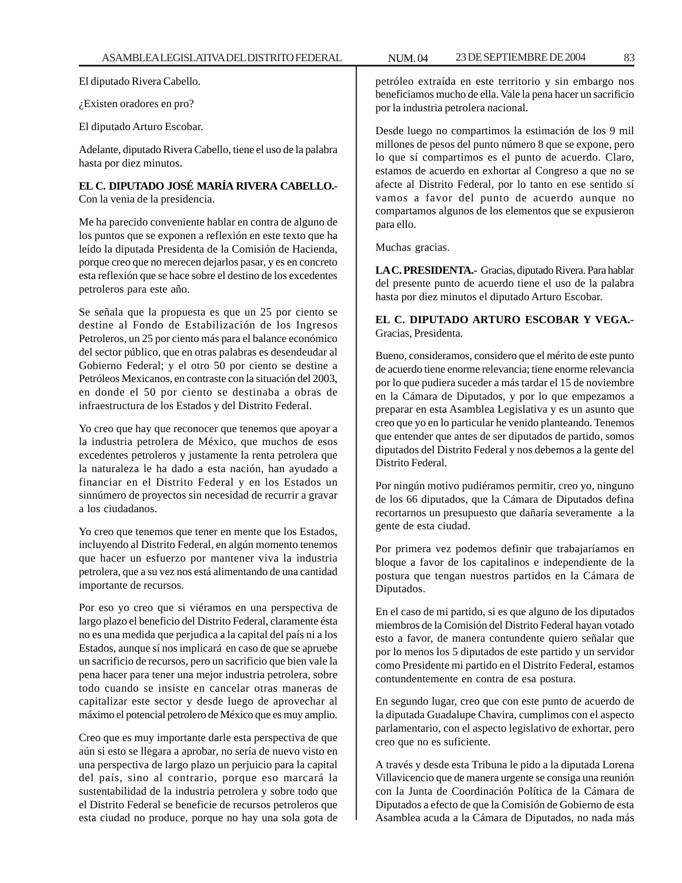El diputado Rivera Cabello.

¿Existen oradores en pro?

El diputado Arturo Escobar.

Adelante, diputado Rivera Cabello, tiene el uso de la palabra hasta por diez minutos.

**EL C. DIPUTADO JOSÉ MARÍA RIVERA CABELLO.-** Con la venia de la presidencia.

Me ha parecido conveniente hablar en contra de alguno de los puntos que se exponen a reflexión en este texto que ha leído la diputada Presidenta de la Comisión de Hacienda, porque creo que no merecen dejarlos pasar, y es en concreto esta reflexión que se hace sobre el destino de los excedentes petroleros para este año.

Se señala que la propuesta es que un 25 por ciento se destine al Fondo de Estabilización de los Ingresos Petroleros, un 25 por ciento más para el balance económico del sector público, que en otras palabras es desendeudar al Gobierno Federal; y el otro 50 por ciento se destine a Petróleos Mexicanos, en contraste con la situación del 2003, en donde el 50 por ciento se destinaba a obras de infraestructura de los Estados y del Distrito Federal.

Yo creo que hay que reconocer que tenemos que apoyar a la industria petrolera de México, que muchos de esos excedentes petroleros y justamente la renta petrolera que la naturaleza le ha dado a esta nación, han ayudado a financiar en el Distrito Federal y en los Estados un sinnúmero de proyectos sin necesidad de recurrir a gravar a los ciudadanos.

Yo creo que tenemos que tener en mente que los Estados, incluyendo al Distrito Federal, en algún momento tenemos que hacer un esfuerzo por mantener viva la industria petrolera, que a su vez nos está alimentando de una cantidad importante de recursos.

Por eso yo creo que si viéramos en una perspectiva de largo plazo el beneficio del Distrito Federal, claramente ésta no es una medida que perjudica a la capital del país ni a los Estados, aunque sí nos implicará en caso de que se apruebe un sacrificio de recursos, pero un sacrificio que bien vale la pena hacer para tener una mejor industria petrolera, sobre todo cuando se insiste en cancelar otras maneras de capitalizar este sector y desde luego de aprovechar al máximo el potencial petrolero de México que es muy amplio.

Creo que es muy importante darle esta perspectiva de que aún si esto se llegara a aprobar, no sería de nuevo visto en una perspectiva de largo plazo un perjuicio para la capital del país, sino al contrario, porque eso marcará la sustentabilidad de la industria petrolera y sobre todo que el Distrito Federal se beneficie de recursos petroleros que esta ciudad no produce, porque no hay una sola gota de petróleo extraída en este territorio y sin embargo nos beneficiamos mucho de ella. Vale la pena hacer un sacrificio por la industria petrolera nacional.

Desde luego no compartimos la estimación de los 9 mil millones de pesos del punto número 8 que se expone, pero lo que sí compartimos es el punto de acuerdo. Claro, estamos de acuerdo en exhortar al Congreso a que no se afecte al Distrito Federal, por lo tanto en ese sentido sí vamos a favor del punto de acuerdo aunque no compartamos algunos de los elementos que se expusieron para ello.

Muchas gracias.

**LA C. PRESIDENTA.-** Gracias, diputado Rivera. Para hablar del presente punto de acuerdo tiene el uso de la palabra hasta por diez minutos el diputado Arturo Escobar.

**EL C. DIPUTADO ARTURO ESCOBAR Y VEGA.-** Gracias, Presidenta.

Bueno, consideramos, considero que el mérito de este punto de acuerdo tiene enorme relevancia; tiene enorme relevancia por lo que pudiera suceder a más tardar el 15 de noviembre en la Cámara de Diputados, y por lo que empezamos a preparar en esta Asamblea Legislativa y es un asunto que creo que yo en lo particular he venido planteando. Tenemos que entender que antes de ser diputados de partido, somos diputados del Distrito Federal y nos debemos a la gente del Distrito Federal.

Por ningún motivo pudiéramos permitir, creo yo, ninguno de los 66 diputados, que la Cámara de Diputados defina recortarnos un presupuesto que dañaría severamente a la gente de esta ciudad.

Por primera vez podemos definir que trabajaríamos en bloque a favor de los capitalinos e independiente de la postura que tengan nuestros partidos en la Cámara de Diputados.

En el caso de mi partido, si es que alguno de los diputados miembros de la Comisión del Distrito Federal hayan votado esto a favor, de manera contundente quiero señalar que por lo menos los 5 diputados de este partido y un servidor como Presidente mi partido en el Distrito Federal, estamos contundentemente en contra de esa postura.

En segundo lugar, creo que con este punto de acuerdo de la diputada Guadalupe Chavira, cumplimos con el aspecto parlamentario, con el aspecto legislativo de exhortar, pero creo que no es suficiente.

A través y desde esta Tribuna le pido a la diputada Lorena Villavicencio que de manera urgente se consiga una reunión con la Junta de Coordinación Política de la Cámara de Diputados a efecto de que la Comisión de Gobierno de esta Asamblea acuda a la Cámara de Diputados, no nada más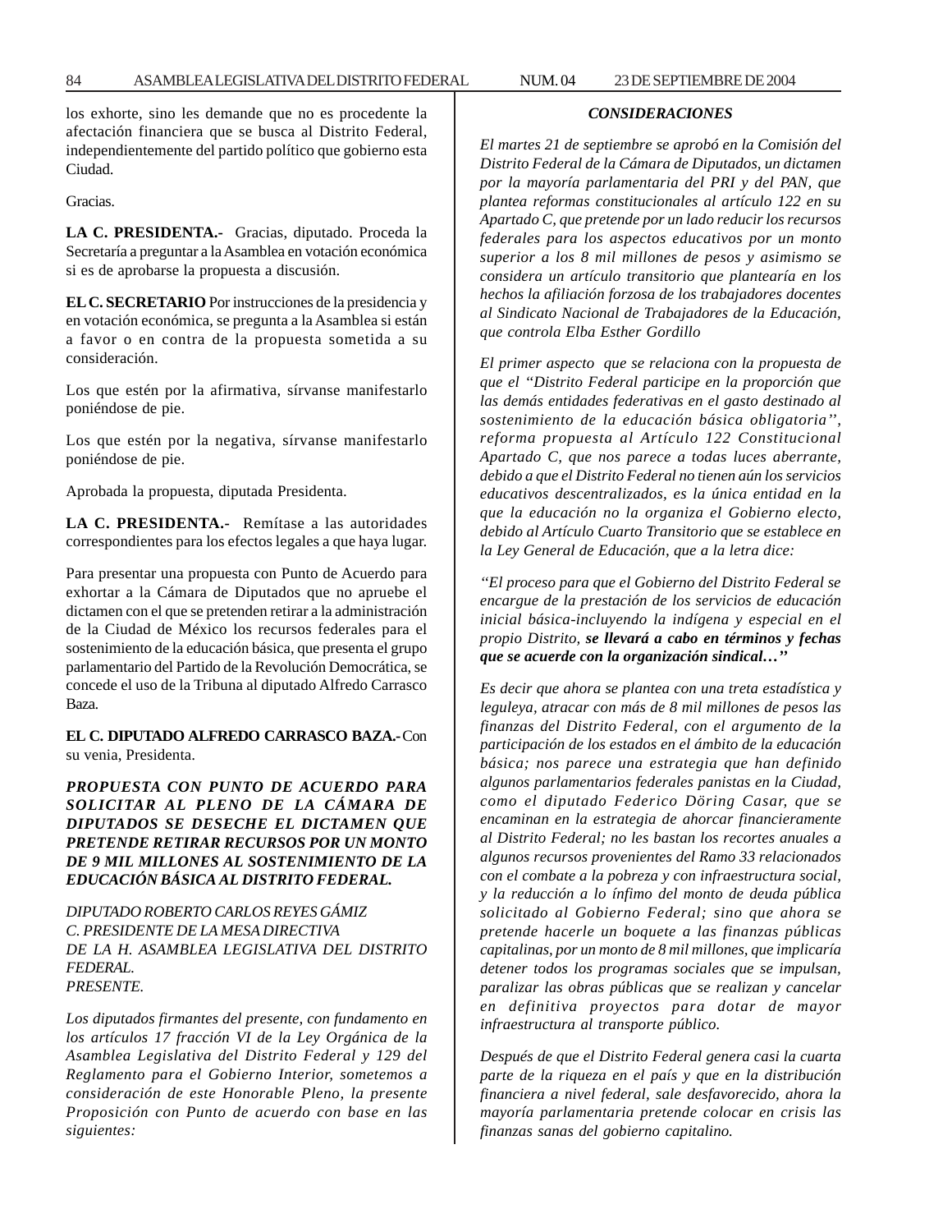los exhorte, sino les demande que no es procedente la afectación financiera que se busca al Distrito Federal, independientemente del partido político que gobierno esta Ciudad.

Gracias.

**LA C. PRESIDENTA.-** Gracias, diputado. Proceda la Secretaría a preguntar a la Asamblea en votación económica si es de aprobarse la propuesta a discusión.

**EL C. SECRETARIO** Por instrucciones de la presidencia y en votación económica, se pregunta a la Asamblea si están a favor o en contra de la propuesta sometida a su consideración.

Los que estén por la afirmativa, sírvanse manifestarlo poniéndose de pie.

Los que estén por la negativa, sírvanse manifestarlo poniéndose de pie.

Aprobada la propuesta, diputada Presidenta.

**LA C. PRESIDENTA.-** Remítase a las autoridades correspondientes para los efectos legales a que haya lugar.

Para presentar una propuesta con Punto de Acuerdo para exhortar a la Cámara de Diputados que no apruebe el dictamen con el que se pretenden retirar a la administración de la Ciudad de México los recursos federales para el sostenimiento de la educación básica, que presenta el grupo parlamentario del Partido de la Revolución Democrática, se concede el uso de la Tribuna al diputado Alfredo Carrasco Baza.

**EL C. DIPUTADO ALFREDO CARRASCO BAZA.-** Con su venia, Presidenta.

***PROPUESTA CON PUNTO DE ACUERDO PARA SOLICITAR AL PLENO DE LA CÁMARA DE DIPUTADOS SE DESECHE EL DICTAMEN QUE PRETENDE RETIRAR RECURSOS POR UN MONTO DE 9 MIL MILLONES AL SOSTENIMIENTO DE LA EDUCACIÓN BÁSICA AL DISTRITO FEDERAL.***

*DIPUTADO ROBERTO CARLOS REYES GÁMIZ*
*C. PRESIDENTE DE LA MESA DIRECTIVA*
*DE LA H. ASAMBLEA LEGISLATIVA DEL DISTRITO FEDERAL.*
*PRESENTE.*

*Los diputados firmantes del presente, con fundamento en los artículos 17 fracción VI de la Ley Orgánica de la Asamblea Legislativa del Distrito Federal y 129 del Reglamento para el Gobierno Interior, sometemos a consideración de este Honorable Pleno, la presente Proposición con Punto de acuerdo con base en las siguientes:*

***CONSIDERACIONES***

*El martes 21 de septiembre se aprobó en la Comisión del Distrito Federal de la Cámara de Diputados, un dictamen por la mayoría parlamentaria del PRI y del PAN, que plantea reformas constitucionales al artículo 122 en su Apartado C, que pretende por un lado reducir los recursos federales para los aspectos educativos por un monto superior a los 8 mil millones de pesos y asimismo se considera un artículo transitorio que plantearía en los hechos la afiliación forzosa de los trabajadores docentes al Sindicato Nacional de Trabajadores de la Educación, que controla Elba Esther Gordillo*

*El primer aspecto que se relaciona con la propuesta de que el "Distrito Federal participe en la proporción que las demás entidades federativas en el gasto destinado al sostenimiento de la educación básica obligatoria", reforma propuesta al Artículo 122 Constitucional Apartado C, que nos parece a todas luces aberrante, debido a que el Distrito Federal no tienen aún los servicios educativos descentralizados, es la única entidad en la que la educación no la organiza el Gobierno electo, debido al Artículo Cuarto Transitorio que se establece en la Ley General de Educación, que a la letra dice:*

*"El proceso para que el Gobierno del Distrito Federal se encargue de la prestación de los servicios de educación inicial básica-incluyendo la indígena y especial en el propio Distrito,* ***se llevará a cabo en términos y fechas que se acuerde con la organización sindical…"***

*Es decir que ahora se plantea con una treta estadística y leguleya, atracar con más de 8 mil millones de pesos las finanzas del Distrito Federal, con el argumento de la participación de los estados en el ámbito de la educación básica; nos parece una estrategia que han definido algunos parlamentarios federales panistas en la Ciudad, como el diputado Federico Döring Casar, que se encaminan en la estrategia de ahorcar financieramente al Distrito Federal; no les bastan los recortes anuales a algunos recursos provenientes del Ramo 33 relacionados con el combate a la pobreza y con infraestructura social, y la reducción a lo ínfimo del monto de deuda pública solicitado al Gobierno Federal; sino que ahora se pretende hacerle un boquete a las finanzas públicas capitalinas, por un monto de 8 mil millones, que implicaría detener todos los programas sociales que se impulsan, paralizar las obras públicas que se realizan y cancelar en definitiva proyectos para dotar de mayor infraestructura al transporte público.*

*Después de que el Distrito Federal genera casi la cuarta parte de la riqueza en el país y que en la distribución financiera a nivel federal, sale desfavorecido, ahora la mayoría parlamentaria pretende colocar en crisis las finanzas sanas del gobierno capitalino.*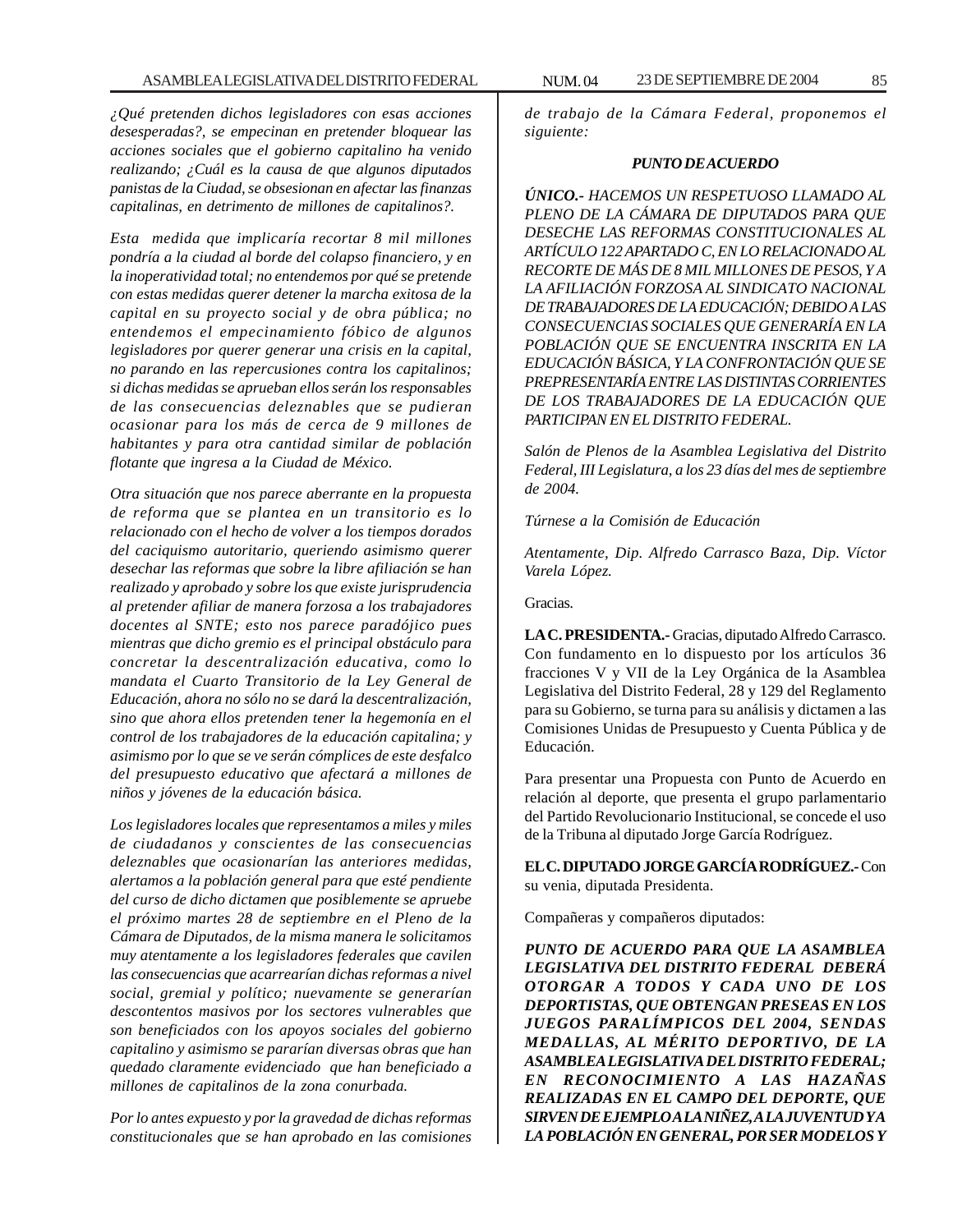*¿Qué pretenden dichos legisladores con esas acciones desesperadas?, se empecinan en pretender bloquear las acciones sociales que el gobierno capitalino ha venido realizando; ¿Cuál es la causa de que algunos diputados panistas de la Ciudad, se obsesionan en afectar las finanzas capitalinas, en detrimento de millones de capitalinos?.*

*Esta medida que implicaría recortar 8 mil millones pondría a la ciudad al borde del colapso financiero, y en la inoperatividad total; no entendemos por qué se pretende con estas medidas querer detener la marcha exitosa de la capital en su proyecto social y de obra pública; no entendemos el empecinamiento fóbico de algunos legisladores por querer generar una crisis en la capital, no parando en las repercusiones contra los capitalinos; si dichas medidas se aprueban ellos serán los responsables de las consecuencias deleznables que se pudieran ocasionar para los más de cerca de 9 millones de habitantes y para otra cantidad similar de población flotante que ingresa a la Ciudad de México.*

*Otra situación que nos parece aberrante en la propuesta de reforma que se plantea en un transitorio es lo relacionado con el hecho de volver a los tiempos dorados del caciquismo autoritario, queriendo asimismo querer desechar las reformas que sobre la libre afiliación se han realizado y aprobado y sobre los que existe jurisprudencia al pretender afiliar de manera forzosa a los trabajadores docentes al SNTE; esto nos parece paradójico pues mientras que dicho gremio es el principal obstáculo para concretar la descentralización educativa, como lo mandata el Cuarto Transitorio de la Ley General de Educación, ahora no sólo no se dará la descentralización, sino que ahora ellos pretenden tener la hegemonía en el control de los trabajadores de la educación capitalina; y asimismo por lo que se ve serán cómplices de este desfalco del presupuesto educativo que afectará a millones de niños y jóvenes de la educación básica.*

*Los legisladores locales que representamos a miles y miles de ciudadanos y conscientes de las consecuencias deleznables que ocasionarían las anteriores medidas, alertamos a la población general para que esté pendiente del curso de dicho dictamen que posiblemente se apruebe el próximo martes 28 de septiembre en el Pleno de la Cámara de Diputados, de la misma manera le solicitamos muy atentamente a los legisladores federales que cavilen las consecuencias que acarrearían dichas reformas a nivel social, gremial y político; nuevamente se generarían descontentos masivos por los sectores vulnerables que son beneficiados con los apoyos sociales del gobierno capitalino y asimismo se pararían diversas obras que han quedado claramente evidenciado que han beneficiado a millones de capitalinos de la zona conurbada.*

*Por lo antes expuesto y por la gravedad de dichas reformas constitucionales que se han aprobado en las comisiones de trabajo de la Cámara Federal, proponemos el siguiente:*

***PUNTO DE ACUERDO***

***ÚNICO.-*** *HACEMOS UN RESPETUOSO LLAMADO AL PLENO DE LA CÁMARA DE DIPUTADOS PARA QUE DESECHE LAS REFORMAS CONSTITUCIONALES AL ARTÍCULO 122 APARTADO C, EN LO RELACIONADO AL RECORTE DE MÁS DE 8 MIL MILLONES DE PESOS, Y A LA AFILIACIÓN FORZOSA AL SINDICATO NACIONAL DE TRABAJADORES DE LA EDUCACIÓN; DEBIDO A LAS CONSECUENCIAS SOCIALES QUE GENERARÍA EN LA POBLACIÓN QUE SE ENCUENTRA INSCRITA EN LA EDUCACIÓN BÁSICA, Y LA CONFRONTACIÓN QUE SE PREPRESENTARÍA ENTRE LAS DISTINTAS CORRIENTES DE LOS TRABAJADORES DE LA EDUCACIÓN QUE PARTICIPAN EN EL DISTRITO FEDERAL.*

*Salón de Plenos de la Asamblea Legislativa del Distrito Federal, III Legislatura, a los 23 días del mes de septiembre de 2004.*

*Túrnese a la Comisión de Educación*

*Atentamente, Dip. Alfredo Carrasco Baza, Dip. Víctor Varela López.*

Gracias.

**LA C. PRESIDENTA.-** Gracias, diputado Alfredo Carrasco. Con fundamento en lo dispuesto por los artículos 36 fracciones V y VII de la Ley Orgánica de la Asamblea Legislativa del Distrito Federal, 28 y 129 del Reglamento para su Gobierno, se turna para su análisis y dictamen a las Comisiones Unidas de Presupuesto y Cuenta Pública y de Educación.

Para presentar una Propuesta con Punto de Acuerdo en relación al deporte, que presenta el grupo parlamentario del Partido Revolucionario Institucional, se concede el uso de la Tribuna al diputado Jorge García Rodríguez.

**EL C. DIPUTADO JORGE GARCÍA RODRÍGUEZ.-** Con su venia, diputada Presidenta.

Compañeras y compañeros diputados:

***PUNTO DE ACUERDO PARA QUE LA ASAMBLEA LEGISLATIVA DEL DISTRITO FEDERAL DEBERÁ OTORGAR A TODOS Y CADA UNO DE LOS DEPORTISTAS, QUE OBTENGAN PRESEAS EN LOS JUEGOS PARALÍMPICOS DEL 2004, SENDAS MEDALLAS, AL MÉRITO DEPORTIVO, DE LA ASAMBLEA LEGISLATIVA DEL DISTRITO FEDERAL; EN RECONOCIMIENTO A LAS HAZAÑAS REALIZADAS EN EL CAMPO DEL DEPORTE, QUE SIRVEN DE EJEMPLO A LA NIÑEZ, A LA JUVENTUD Y A LA POBLACIÓN EN GENERAL, POR SER MODELOS Y***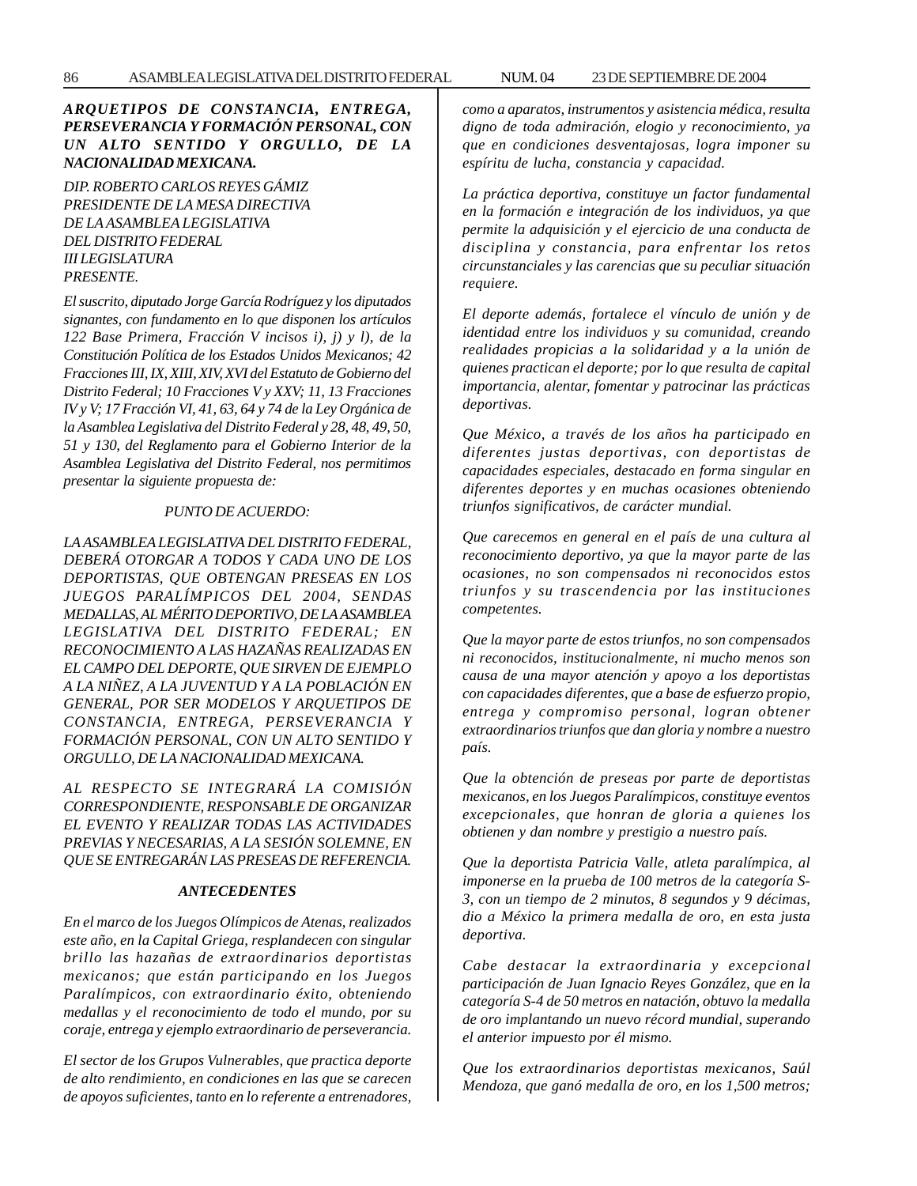*ARQUETIPOS DE CONSTANCIA, ENTREGA, PERSEVERANCIA Y FORMACIÓN PERSONAL, CON UN ALTO SENTIDO Y ORGULLO, DE LA NACIONALIDAD MEXICANA.*

*DIP. ROBERTO CARLOS REYES GÁMIZ*
*PRESIDENTE DE LA MESA DIRECTIVA*
*DE LA ASAMBLEA LEGISLATIVA*
*DEL DISTRITO FEDERAL*
*III LEGISLATURA*
*PRESENTE.*

*El suscrito, diputado Jorge García Rodríguez y los diputados signantes, con fundamento en lo que disponen los artículos 122 Base Primera, Fracción V incisos i), j) y l), de la Constitución Política de los Estados Unidos Mexicanos; 42 Fracciones III, IX, XIII, XIV, XVI del Estatuto de Gobierno del Distrito Federal; 10 Fracciones V y XXV; 11, 13 Fracciones IV y V; 17 Fracción VI, 41, 63, 64 y 74 de la Ley Orgánica de la Asamblea Legislativa del Distrito Federal y 28, 48, 49, 50, 51 y 130, del Reglamento para el Gobierno Interior de la Asamblea Legislativa del Distrito Federal, nos permitimos presentar la siguiente propuesta de:*

*PUNTO DE ACUERDO:*

*LA ASAMBLEA LEGISLATIVA DEL DISTRITO FEDERAL, DEBERÁ OTORGAR A TODOS Y CADA UNO DE LOS DEPORTISTAS, QUE OBTENGAN PRESEAS EN LOS JUEGOS PARALÍMPICOS DEL 2004, SENDAS MEDALLAS, AL MÉRITO DEPORTIVO, DE LA ASAMBLEA LEGISLATIVA DEL DISTRITO FEDERAL; EN RECONOCIMIENTO A LAS HAZAÑAS REALIZADAS EN EL CAMPO DEL DEPORTE, QUE SIRVEN DE EJEMPLO A LA NIÑEZ, A LA JUVENTUD Y A LA POBLACIÓN EN GENERAL, POR SER MODELOS Y ARQUETIPOS DE CONSTANCIA, ENTREGA, PERSEVERANCIA Y FORMACIÓN PERSONAL, CON UN ALTO SENTIDO Y ORGULLO, DE LA NACIONALIDAD MEXICANA.*

*AL RESPECTO SE INTEGRARÁ LA COMISIÓN CORRESPONDIENTE, RESPONSABLE DE ORGANIZAR EL EVENTO Y REALIZAR TODAS LAS ACTIVIDADES PREVIAS Y NECESARIAS, A LA SESIÓN SOLEMNE, EN QUE SE ENTREGARÁN LAS PRESEAS DE REFERENCIA.*

***ANTECEDENTES***

*En el marco de los Juegos Olímpicos de Atenas, realizados este año, en la Capital Griega, resplandecen con singular brillo las hazañas de extraordinarios deportistas mexicanos; que están participando en los Juegos Paralímpicos, con extraordinario éxito, obteniendo medallas y el reconocimiento de todo el mundo, por su coraje, entrega y ejemplo extraordinario de perseverancia.*

*El sector de los Grupos Vulnerables, que practica deporte de alto rendimiento, en condiciones en las que se carecen de apoyos suficientes, tanto en lo referente a entrenadores, como a aparatos, instrumentos y asistencia médica, resulta digno de toda admiración, elogio y reconocimiento, ya que en condiciones desventajosas, logra imponer su espíritu de lucha, constancia y capacidad.*

*La práctica deportiva, constituye un factor fundamental en la formación e integración de los individuos, ya que permite la adquisición y el ejercicio de una conducta de disciplina y constancia, para enfrentar los retos circunstanciales y las carencias que su peculiar situación requiere.*

*El deporte además, fortalece el vínculo de unión y de identidad entre los individuos y su comunidad, creando realidades propicias a la solidaridad y a la unión de quienes practican el deporte; por lo que resulta de capital importancia, alentar, fomentar y patrocinar las prácticas deportivas.*

*Que México, a través de los años ha participado en diferentes justas deportivas, con deportistas de capacidades especiales, destacado en forma singular en diferentes deportes y en muchas ocasiones obteniendo triunfos significativos, de carácter mundial.*

*Que carecemos en general en el país de una cultura al reconocimiento deportivo, ya que la mayor parte de las ocasiones, no son compensados ni reconocidos estos triunfos y su trascendencia por las instituciones competentes.*

*Que la mayor parte de estos triunfos, no son compensados ni reconocidos, institucionalmente, ni mucho menos son causa de una mayor atención y apoyo a los deportistas con capacidades diferentes, que a base de esfuerzo propio, entrega y compromiso personal, logran obtener extraordinarios triunfos que dan gloria y nombre a nuestro país.*

*Que la obtención de preseas por parte de deportistas mexicanos, en los Juegos Paralímpicos, constituye eventos excepcionales, que honran de gloria a quienes los obtienen y dan nombre y prestigio a nuestro país.*

*Que la deportista Patricia Valle, atleta paralímpica, al imponerse en la prueba de 100 metros de la categoría S-3, con un tiempo de 2 minutos, 8 segundos y 9 décimas, dio a México la primera medalla de oro, en esta justa deportiva.*

*Cabe destacar la extraordinaria y excepcional participación de Juan Ignacio Reyes González, que en la categoría S-4 de 50 metros en natación, obtuvo la medalla de oro implantando un nuevo récord mundial, superando el anterior impuesto por él mismo.*

*Que los extraordinarios deportistas mexicanos, Saúl Mendoza, que ganó medalla de oro, en los 1,500 metros;*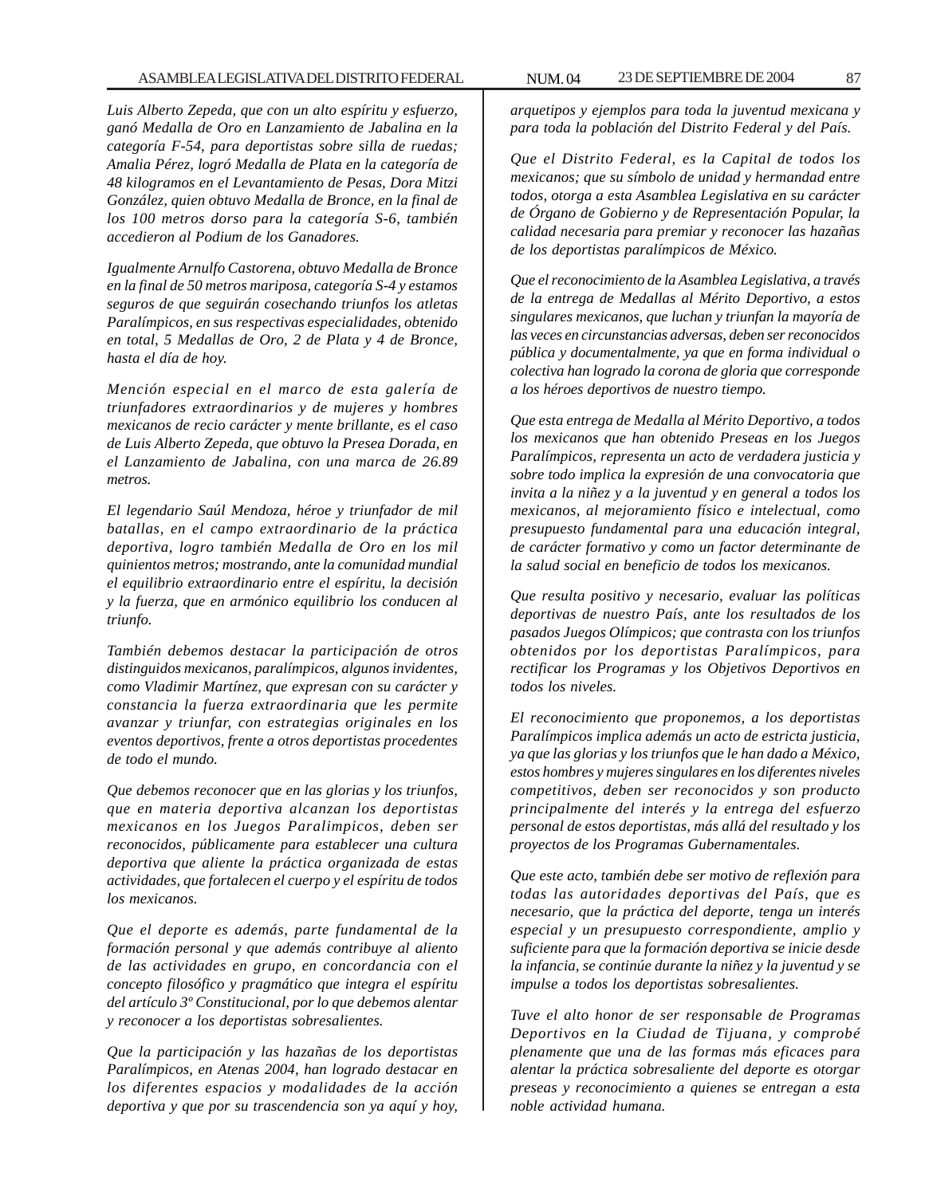*Luis Alberto Zepeda, que con un alto espíritu y esfuerzo, ganó Medalla de Oro en Lanzamiento de Jabalina en la categoría F-54, para deportistas sobre silla de ruedas; Amalia Pérez, logró Medalla de Plata en la categoría de 48 kilogramos en el Levantamiento de Pesas, Dora Mitzi González, quien obtuvo Medalla de Bronce, en la final de los 100 metros dorso para la categoría S-6, también accedieron al Podium de los Ganadores.*

*Igualmente Arnulfo Castorena, obtuvo Medalla de Bronce en la final de 50 metros mariposa, categoría S-4 y estamos seguros de que seguirán cosechando triunfos los atletas Paralímpicos, en sus respectivas especialidades, obtenido en total, 5 Medallas de Oro, 2 de Plata y 4 de Bronce, hasta el día de hoy.*

*Mención especial en el marco de esta galería de triunfadores extraordinarios y de mujeres y hombres mexicanos de recio carácter y mente brillante, es el caso de Luis Alberto Zepeda, que obtuvo la Presea Dorada, en el Lanzamiento de Jabalina, con una marca de 26.89 metros.*

*El legendario Saúl Mendoza, héroe y triunfador de mil batallas, en el campo extraordinario de la práctica deportiva, logro también Medalla de Oro en los mil quinientos metros; mostrando, ante la comunidad mundial el equilibrio extraordinario entre el espíritu, la decisión y la fuerza, que en armónico equilibrio los conducen al triunfo.*

*También debemos destacar la participación de otros distinguidos mexicanos, paralímpicos, algunos invidentes, como Vladimir Martínez, que expresan con su carácter y constancia la fuerza extraordinaria que les permite avanzar y triunfar, con estrategias originales en los eventos deportivos, frente a otros deportistas procedentes de todo el mundo.*

*Que debemos reconocer que en las glorias y los triunfos, que en materia deportiva alcanzan los deportistas mexicanos en los Juegos Paralimpicos, deben ser reconocidos, públicamente para establecer una cultura deportiva que aliente la práctica organizada de estas actividades, que fortalecen el cuerpo y el espíritu de todos los mexicanos.*

*Que el deporte es además, parte fundamental de la formación personal y que además contribuye al aliento de las actividades en grupo, en concordancia con el concepto filosófico y pragmático que integra el espíritu del artículo 3º Constitucional, por lo que debemos alentar y reconocer a los deportistas sobresalientes.*

*Que la participación y las hazañas de los deportistas Paralímpicos, en Atenas 2004, han logrado destacar en los diferentes espacios y modalidades de la acción deportiva y que por su trascendencia son ya aquí y hoy, arquetipos y ejemplos para toda la juventud mexicana y para toda la población del Distrito Federal y del País.*

*Que el Distrito Federal, es la Capital de todos los mexicanos; que su símbolo de unidad y hermandad entre todos, otorga a esta Asamblea Legislativa en su carácter de Órgano de Gobierno y de Representación Popular, la calidad necesaria para premiar y reconocer las hazañas de los deportistas paralímpicos de México.*

*Que el reconocimiento de la Asamblea Legislativa, a través de la entrega de Medallas al Mérito Deportivo, a estos singulares mexicanos, que luchan y triunfan la mayoría de las veces en circunstancias adversas, deben ser reconocidos pública y documentalmente, ya que en forma individual o colectiva han logrado la corona de gloria que corresponde a los héroes deportivos de nuestro tiempo.*

*Que esta entrega de Medalla al Mérito Deportivo, a todos los mexicanos que han obtenido Preseas en los Juegos Paralímpicos, representa un acto de verdadera justicia y sobre todo implica la expresión de una convocatoria que invita a la niñez y a la juventud y en general a todos los mexicanos, al mejoramiento físico e intelectual, como presupuesto fundamental para una educación integral, de carácter formativo y como un factor determinante de la salud social en beneficio de todos los mexicanos.*

*Que resulta positivo y necesario, evaluar las políticas deportivas de nuestro País, ante los resultados de los pasados Juegos Olímpicos; que contrasta con los triunfos obtenidos por los deportistas Paralímpicos, para rectificar los Programas y los Objetivos Deportivos en todos los niveles.*

*El reconocimiento que proponemos, a los deportistas Paralímpicos implica además un acto de estricta justicia, ya que las glorias y los triunfos que le han dado a México, estos hombres y mujeres singulares en los diferentes niveles competitivos, deben ser reconocidos y son producto principalmente del interés y la entrega del esfuerzo personal de estos deportistas, más allá del resultado y los proyectos de los Programas Gubernamentales.*

*Que este acto, también debe ser motivo de reflexión para todas las autoridades deportivas del País, que es necesario, que la práctica del deporte, tenga un interés especial y un presupuesto correspondiente, amplio y suficiente para que la formación deportiva se inicie desde la infancia, se continúe durante la niñez y la juventud y se impulse a todos los deportistas sobresalientes.*

*Tuve el alto honor de ser responsable de Programas Deportivos en la Ciudad de Tijuana, y comprobé plenamente que una de las formas más eficaces para alentar la práctica sobresaliente del deporte es otorgar preseas y reconocimiento a quienes se entregan a esta noble actividad humana.*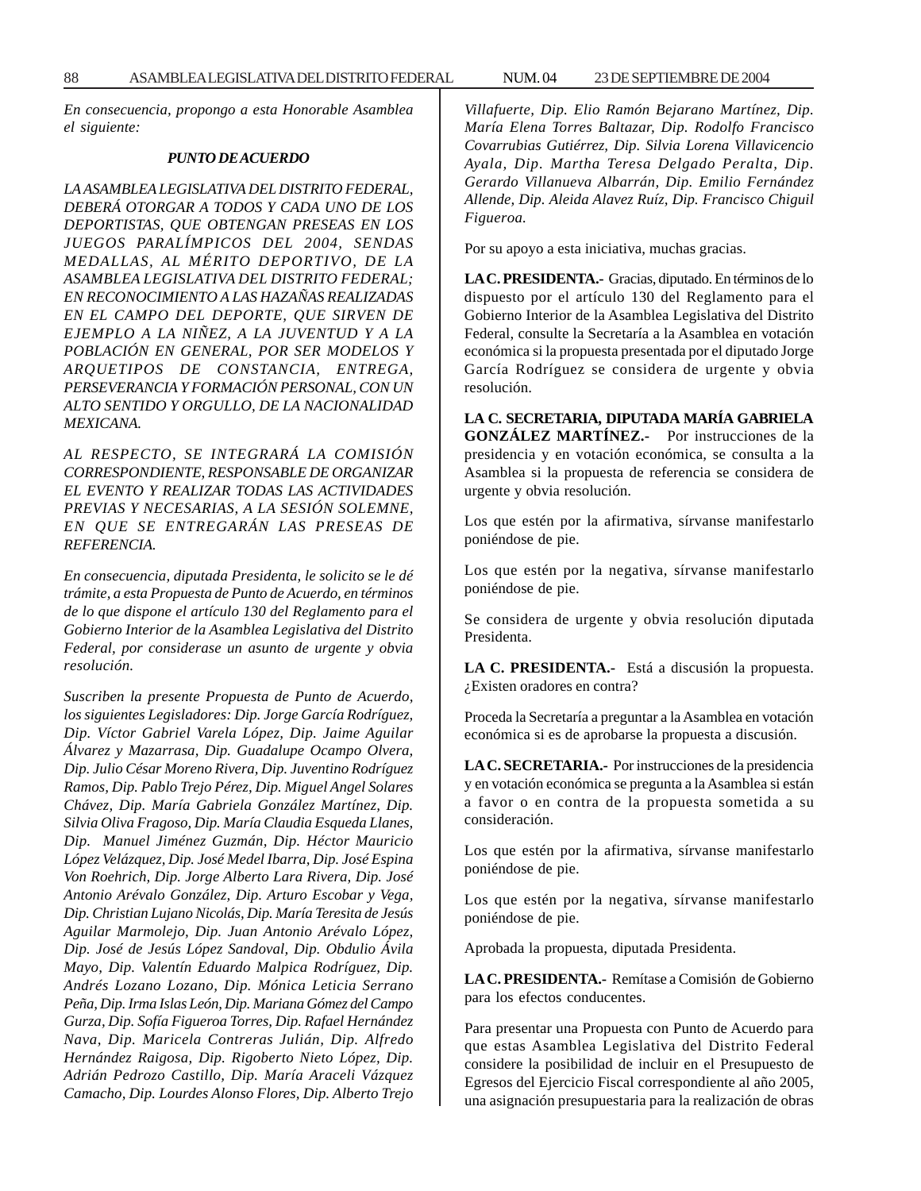*En consecuencia, propongo a esta Honorable Asamblea el siguiente:*

***PUNTO DE ACUERDO***

*LA ASAMBLEA LEGISLATIVA DEL DISTRITO FEDERAL, DEBERÁ OTORGAR A TODOS Y CADA UNO DE LOS DEPORTISTAS, QUE OBTENGAN PRESEAS EN LOS JUEGOS PARALÍMPICOS DEL 2004, SENDAS MEDALLAS, AL MÉRITO DEPORTIVO, DE LA ASAMBLEA LEGISLATIVA DEL DISTRITO FEDERAL; EN RECONOCIMIENTO A LAS HAZAÑAS REALIZADAS EN EL CAMPO DEL DEPORTE, QUE SIRVEN DE EJEMPLO A LA NIÑEZ, A LA JUVENTUD Y A LA POBLACIÓN EN GENERAL, POR SER MODELOS Y ARQUETIPOS DE CONSTANCIA, ENTREGA, PERSEVERANCIA Y FORMACIÓN PERSONAL, CON UN ALTO SENTIDO Y ORGULLO, DE LA NACIONALIDAD MEXICANA.*

*AL RESPECTO, SE INTEGRARÁ LA COMISIÓN CORRESPONDIENTE, RESPONSABLE DE ORGANIZAR EL EVENTO Y REALIZAR TODAS LAS ACTIVIDADES PREVIAS Y NECESARIAS, A LA SESIÓN SOLEMNE, EN QUE SE ENTREGARÁN LAS PRESEAS DE REFERENCIA.*

*En consecuencia, diputada Presidenta, le solicito se le dé trámite, a esta Propuesta de Punto de Acuerdo, en términos de lo que dispone el artículo 130 del Reglamento para el Gobierno Interior de la Asamblea Legislativa del Distrito Federal, por considerase un asunto de urgente y obvia resolución.*

*Suscriben la presente Propuesta de Punto de Acuerdo, los siguientes Legisladores: Dip. Jorge García Rodríguez, Dip. Víctor Gabriel Varela López, Dip. Jaime Aguilar Álvarez y Mazarrasa, Dip. Guadalupe Ocampo Olvera, Dip. Julio César Moreno Rivera, Dip. Juventino Rodríguez Ramos, Dip. Pablo Trejo Pérez, Dip. Miguel Angel Solares Chávez, Dip. María Gabriela González Martínez, Dip. Silvia Oliva Fragoso, Dip. María Claudia Esqueda Llanes, Dip. Manuel Jiménez Guzmán, Dip. Héctor Mauricio López Velázquez, Dip. José Medel Ibarra, Dip. José Espina Von Roehrich, Dip. Jorge Alberto Lara Rivera, Dip. José Antonio Arévalo González, Dip. Arturo Escobar y Vega, Dip. Christian Lujano Nicolás, Dip. María Teresita de Jesús Aguilar Marmolejo, Dip. Juan Antonio Arévalo López, Dip. José de Jesús López Sandoval, Dip. Obdulio Ávila Mayo, Dip. Valentín Eduardo Malpica Rodríguez, Dip. Andrés Lozano Lozano, Dip. Mónica Leticia Serrano Peña, Dip. Irma Islas León, Dip. Mariana Gómez del Campo Gurza, Dip. Sofía Figueroa Torres, Dip. Rafael Hernández Nava, Dip. Maricela Contreras Julián, Dip. Alfredo Hernández Raigosa, Dip. Rigoberto Nieto López, Dip. Adrián Pedrozo Castillo, Dip. María Araceli Vázquez Camacho, Dip. Lourdes Alonso Flores, Dip. Alberto Trejo Villafuerte, Dip. Elio Ramón Bejarano Martínez, Dip. María Elena Torres Baltazar, Dip. Rodolfo Francisco Covarrubias Gutiérrez, Dip. Silvia Lorena Villavicencio Ayala, Dip. Martha Teresa Delgado Peralta, Dip. Gerardo Villanueva Albarrán, Dip. Emilio Fernández Allende, Dip. Aleida Alavez Ruíz, Dip. Francisco Chiguil Figueroa.*

Por su apoyo a esta iniciativa, muchas gracias.

**LA C. PRESIDENTA.-** Gracias, diputado. En términos de lo dispuesto por el artículo 130 del Reglamento para el Gobierno Interior de la Asamblea Legislativa del Distrito Federal, consulte la Secretaría a la Asamblea en votación económica si la propuesta presentada por el diputado Jorge García Rodríguez se considera de urgente y obvia resolución.

**LA C. SECRETARIA, DIPUTADA MARÍA GABRIELA GONZÁLEZ MARTÍNEZ.-** Por instrucciones de la presidencia y en votación económica, se consulta a la Asamblea si la propuesta de referencia se considera de urgente y obvia resolución.

Los que estén por la afirmativa, sírvanse manifestarlo poniéndose de pie.

Los que estén por la negativa, sírvanse manifestarlo poniéndose de pie.

Se considera de urgente y obvia resolución diputada Presidenta.

**LA C. PRESIDENTA.-** Está a discusión la propuesta. ¿Existen oradores en contra?

Proceda la Secretaría a preguntar a la Asamblea en votación económica si es de aprobarse la propuesta a discusión.

**LA C. SECRETARIA.-** Por instrucciones de la presidencia y en votación económica se pregunta a la Asamblea si están a favor o en contra de la propuesta sometida a su consideración.

Los que estén por la afirmativa, sírvanse manifestarlo poniéndose de pie.

Los que estén por la negativa, sírvanse manifestarlo poniéndose de pie.

Aprobada la propuesta, diputada Presidenta.

**LA C. PRESIDENTA.-** Remítase a Comisión de Gobierno para los efectos conducentes.

Para presentar una Propuesta con Punto de Acuerdo para que estas Asamblea Legislativa del Distrito Federal considere la posibilidad de incluir en el Presupuesto de Egresos del Ejercicio Fiscal correspondiente al año 2005, una asignación presupuestaria para la realización de obras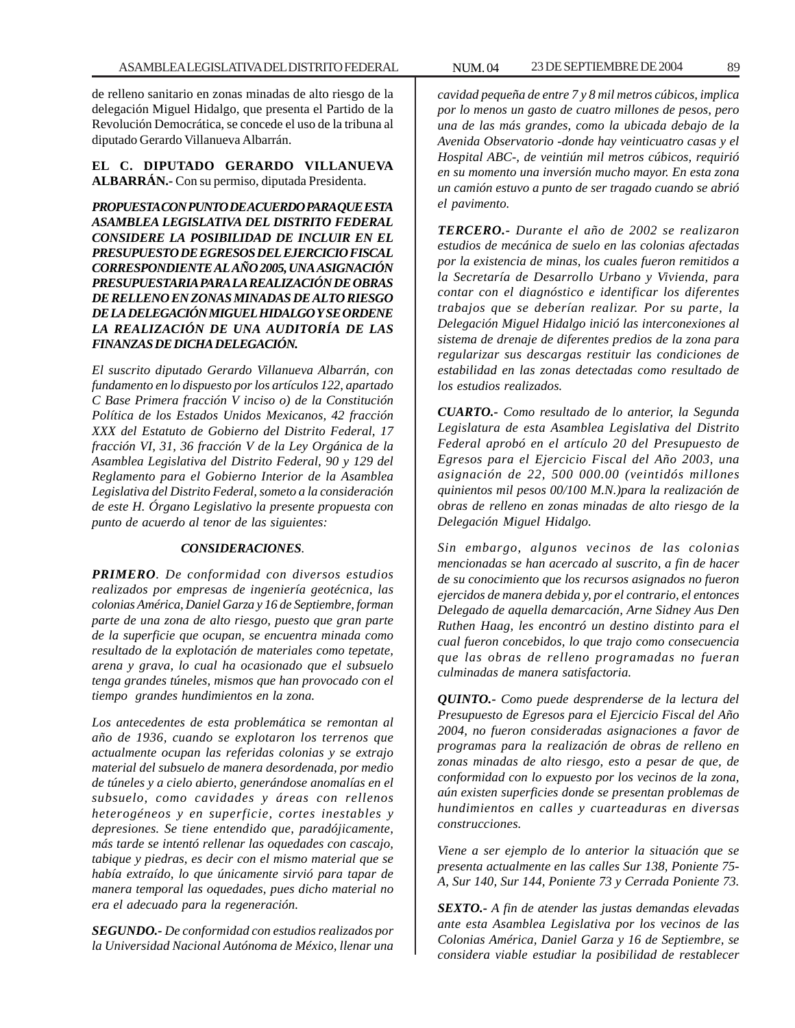de relleno sanitario en zonas minadas de alto riesgo de la delegación Miguel Hidalgo, que presenta el Partido de la Revolución Democrática, se concede el uso de la tribuna al diputado Gerardo Villanueva Albarrán.

**EL C. DIPUTADO GERARDO VILLANUEVA ALBARRÁN.-** Con su permiso, diputada Presidenta.

***PROPUESTA CON PUNTO DE ACUERDO PARA QUE ESTA ASAMBLEA LEGISLATIVA DEL DISTRITO FEDERAL CONSIDERE LA POSIBILIDAD DE INCLUIR EN EL PRESUPUESTO DE EGRESOS DEL EJERCICIO FISCAL CORRESPONDIENTE AL AÑO 2005, UNA ASIGNACIÓN PRESUPUESTARIA PARA LA REALIZACIÓN DE OBRAS DE RELLENO EN ZONAS MINADAS DE ALTO RIESGO DE LA DELEGACIÓN MIGUEL HIDALGO Y SE ORDENE LA REALIZACIÓN DE UNA AUDITORÍA DE LAS FINANZAS DE DICHA DELEGACIÓN.***

*El suscrito diputado Gerardo Villanueva Albarrán, con fundamento en lo dispuesto por los artículos 122, apartado C Base Primera fracción V inciso o) de la Constitución Política de los Estados Unidos Mexicanos, 42 fracción XXX del Estatuto de Gobierno del Distrito Federal, 17 fracción VI, 31, 36 fracción V de la Ley Orgánica de la Asamblea Legislativa del Distrito Federal, 90 y 129 del Reglamento para el Gobierno Interior de la Asamblea Legislativa del Distrito Federal, someto a la consideración de este H. Órgano Legislativo la presente propuesta con punto de acuerdo al tenor de las siguientes:*

***CONSIDERACIONES.***

***PRIMERO**. De conformidad con diversos estudios realizados por empresas de ingeniería geotécnica, las colonias América, Daniel Garza y 16 de Septiembre, forman parte de una zona de alto riesgo, puesto que gran parte de la superficie que ocupan, se encuentra minada como resultado de la explotación de materiales como tepetate, arena y grava, lo cual ha ocasionado que el subsuelo tenga grandes túneles, mismos que han provocado con el tiempo grandes hundimientos en la zona.*

*Los antecedentes de esta problemática se remontan al año de 1936, cuando se explotaron los terrenos que actualmente ocupan las referidas colonias y se extrajo material del subsuelo de manera desordenada, por medio de túneles y a cielo abierto, generándose anomalías en el subsuelo, como cavidades y áreas con rellenos heterogéneos y en superficie, cortes inestables y depresiones. Se tiene entendido que, paradójicamente, más tarde se intentó rellenar las oquedades con cascajo, tabique y piedras, es decir con el mismo material que se había extraído, lo que únicamente sirvió para tapar de manera temporal las oquedades, pues dicho material no era el adecuado para la regeneración.*

***SEGUNDO.-** De conformidad con estudios realizados por la Universidad Nacional Autónoma de México, llenar una cavidad pequeña de entre 7 y 8 mil metros cúbicos, implica por lo menos un gasto de cuatro millones de pesos, pero una de las más grandes, como la ubicada debajo de la Avenida Observatorio -donde hay veinticuatro casas y el Hospital ABC-, de veintiún mil metros cúbicos, requirió en su momento una inversión mucho mayor. En esta zona un camión estuvo a punto de ser tragado cuando se abrió el pavimento.*

***TERCERO.-** Durante el año de 2002 se realizaron estudios de mecánica de suelo en las colonias afectadas por la existencia de minas, los cuales fueron remitidos a la Secretaría de Desarrollo Urbano y Vivienda, para contar con el diagnóstico e identificar los diferentes trabajos que se deberían realizar. Por su parte, la Delegación Miguel Hidalgo inició las interconexiones al sistema de drenaje de diferentes predios de la zona para regularizar sus descargas restituir las condiciones de estabilidad en las zonas detectadas como resultado de los estudios realizados.*

***CUARTO.-** Como resultado de lo anterior, la Segunda Legislatura de esta Asamblea Legislativa del Distrito Federal aprobó en el artículo 20 del Presupuesto de Egresos para el Ejercicio Fiscal del Año 2003, una asignación de 22, 500 000.00 (veintidós millones quinientos mil pesos 00/100 M.N.)para la realización de obras de relleno en zonas minadas de alto riesgo de la Delegación Miguel Hidalgo.*

*Sin embargo, algunos vecinos de las colonias mencionadas se han acercado al suscrito, a fin de hacer de su conocimiento que los recursos asignados no fueron ejercidos de manera debida y, por el contrario, el entonces Delegado de aquella demarcación, Arne Sidney Aus Den Ruthen Haag, les encontró un destino distinto para el cual fueron concebidos, lo que trajo como consecuencia que las obras de relleno programadas no fueran culminadas de manera satisfactoria.*

***QUINTO.-** Como puede desprenderse de la lectura del Presupuesto de Egresos para el Ejercicio Fiscal del Año 2004, no fueron consideradas asignaciones a favor de programas para la realización de obras de relleno en zonas minadas de alto riesgo, esto a pesar de que, de conformidad con lo expuesto por los vecinos de la zona, aún existen superficies donde se presentan problemas de hundimientos en calles y cuarteaduras en diversas construcciones.*

*Viene a ser ejemplo de lo anterior la situación que se presenta actualmente en las calles Sur 138, Poniente 75-A, Sur 140, Sur 144, Poniente 73 y Cerrada Poniente 73.*

***SEXTO.-** A fin de atender las justas demandas elevadas ante esta Asamblea Legislativa por los vecinos de las Colonias América, Daniel Garza y 16 de Septiembre, se considera viable estudiar la posibilidad de restablecer*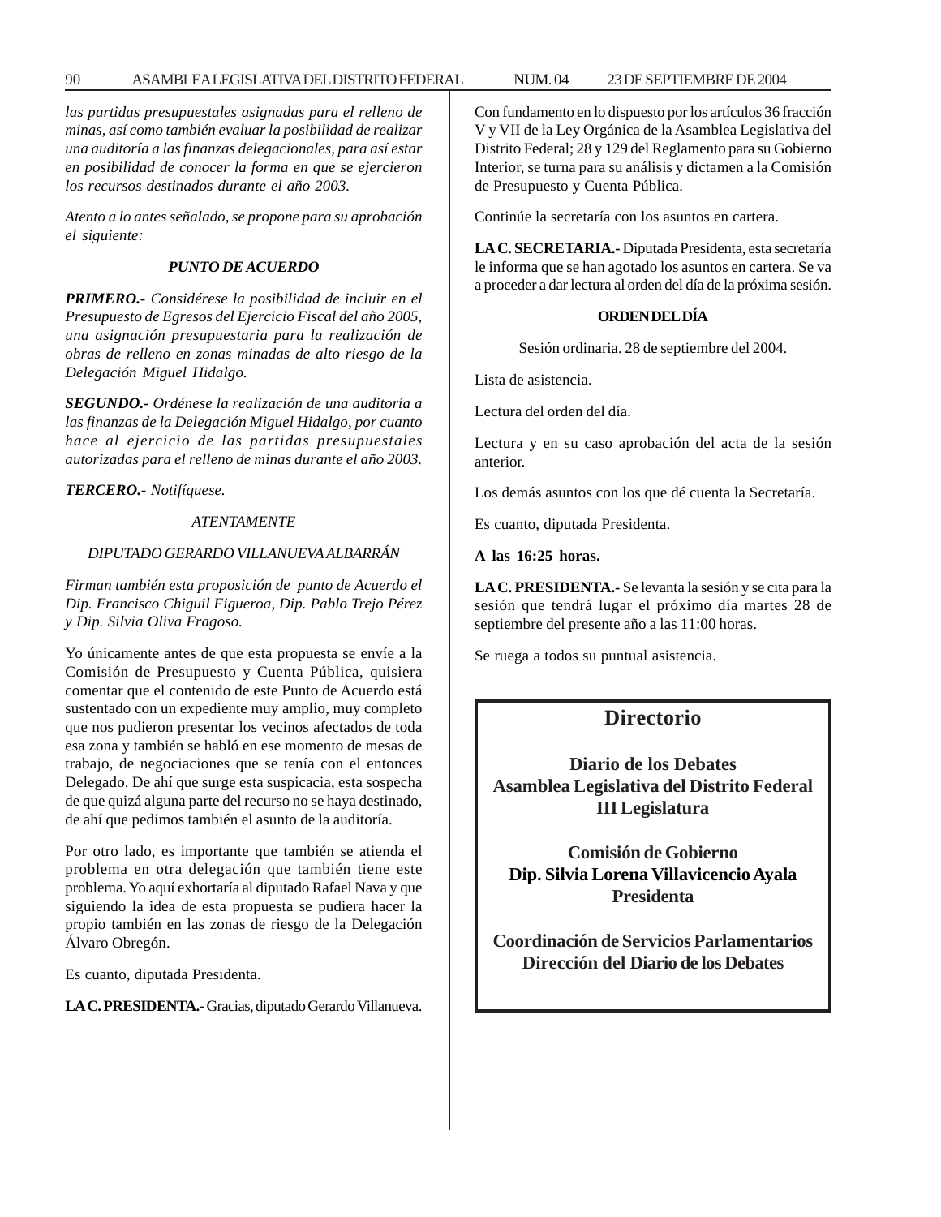*las partidas presupuestales asignadas para el relleno de minas, así como también evaluar la posibilidad de realizar una auditoría a las finanzas delegacionales, para así estar en posibilidad de conocer la forma en que se ejercieron los recursos destinados durante el año 2003.*

*Atento a lo antes señalado, se propone para su aprobación el siguiente:*

***PUNTO DE ACUERDO***

***PRIMERO.-** Considérese la posibilidad de incluir en el Presupuesto de Egresos del Ejercicio Fiscal del año 2005, una asignación presupuestaria para la realización de obras de relleno en zonas minadas de alto riesgo de la Delegación Miguel Hidalgo.*

***SEGUNDO.-** Ordénese la realización de una auditoría a las finanzas de la Delegación Miguel Hidalgo, por cuanto hace al ejercicio de las partidas presupuestales autorizadas para el relleno de minas durante el año 2003.*

***TERCERO.-** Notifíquese.*

*ATENTAMENTE*

*DIPUTADO GERARDO VILLANUEVA ALBARRÁN*

*Firman también esta proposición de punto de Acuerdo el Dip. Francisco Chiguil Figueroa, Dip. Pablo Trejo Pérez y Dip. Silvia Oliva Fragoso.*

Yo únicamente antes de que esta propuesta se envíe a la Comisión de Presupuesto y Cuenta Pública, quisiera comentar que el contenido de este Punto de Acuerdo está sustentado con un expediente muy amplio, muy completo que nos pudieron presentar los vecinos afectados de toda esa zona y también se habló en ese momento de mesas de trabajo, de negociaciones que se tenía con el entonces Delegado. De ahí que surge esta suspicacia, esta sospecha de que quizá alguna parte del recurso no se haya destinado, de ahí que pedimos también el asunto de la auditoría.

Por otro lado, es importante que también se atienda el problema en otra delegación que también tiene este problema. Yo aquí exhortaría al diputado Rafael Nava y que siguiendo la idea de esta propuesta se pudiera hacer la propio también en las zonas de riesgo de la Delegación Álvaro Obregón.

Es cuanto, diputada Presidenta.

**LA C. PRESIDENTA.-** Gracias, diputado Gerardo Villanueva.

Con fundamento en lo dispuesto por los artículos 36 fracción V y VII de la Ley Orgánica de la Asamblea Legislativa del Distrito Federal; 28 y 129 del Reglamento para su Gobierno Interior, se turna para su análisis y dictamen a la Comisión de Presupuesto y Cuenta Pública.

Continúe la secretaría con los asuntos en cartera.

**LA C. SECRETARIA.-** Diputada Presidenta, esta secretaría le informa que se han agotado los asuntos en cartera. Se va a proceder a dar lectura al orden del día de la próxima sesión.

**ORDEN DEL DÍA**

Sesión ordinaria. 28 de septiembre del 2004.

Lista de asistencia.

Lectura del orden del día.

Lectura y en su caso aprobación del acta de la sesión anterior.

Los demás asuntos con los que dé cuenta la Secretaría.

Es cuanto, diputada Presidenta.

**A las 16:25 horas.**

**LA C. PRESIDENTA.-** Se levanta la sesión y se cita para la sesión que tendrá lugar el próximo día martes 28 de septiembre del presente año a las 11:00 horas.

Se ruega a todos su puntual asistencia.

## Directorio

**Diario de los Debates**
**Asamblea Legislativa del Distrito Federal**
**III Legislatura**

**Comisión de Gobierno**
**Dip. Silvia Lorena Villavicencio Ayala**
**Presidenta**

**Coordinación de Servicios Parlamentarios**
**Dirección del Diario de los Debates**